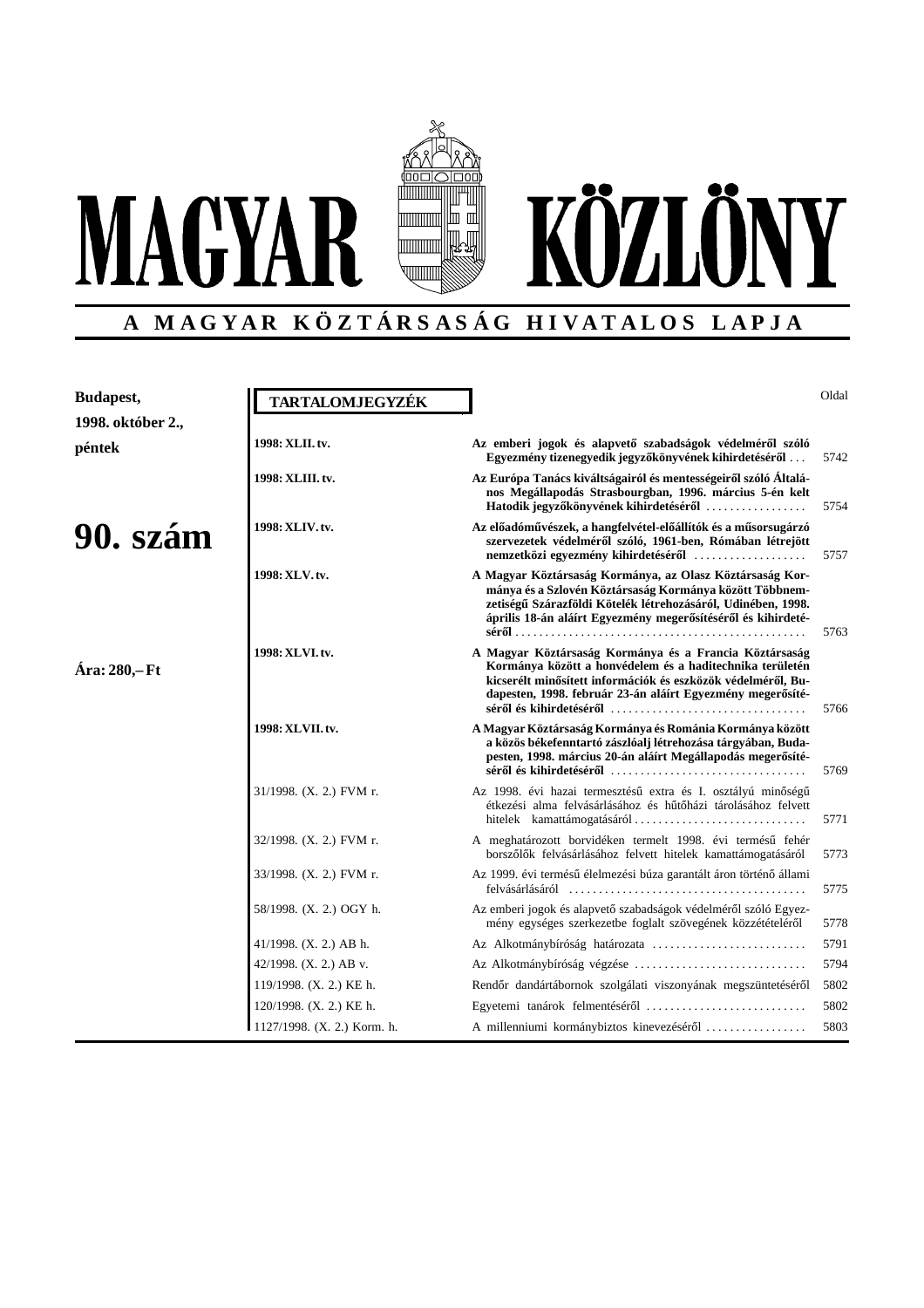# MAGYAR KÖZLÖNY

**A MAGYAR KÖZTÁRSASÁG HIVATALOS LAPJA**

**Budapest, 1998. október 2., péntek**

# 90. szám

**Ára: 280,– Ft**

## TARTALOMJEGYZÉK

| | | Oldal |
|---|---|---|
| **1998: XLII. tv.** | **Az emberi jogok és alapvető szabadságok védelméről szóló Egyezmény tizenegyedik jegyzőkönyvének kihirdetéséről** . . . | 5742 |
| **1998: XLIII. tv.** | **Az Európa Tanács kiváltságairól és mentességeiről szóló Általános Megállapodás Strasbourgban, 1996. március 5-én kelt Hatodik jegyzőkönyvének kihirdetéséről** . . . . . . . . . . . . . . . . | 5754 |
| **1998: XLIV. tv.** | **Az előadóművészek, a hangfelvétel-előállítók és a műsorsugárzó szervezetek védelméről szóló, 1961-ben, Rómában létrejött nemzetközi egyezmény kihirdetéséről** . . . . . . . . . . . . . . . . . . | 5757 |
| **1998: XLV. tv.** | **A Magyar Köztársaság Kormánya, az Olasz Köztársaság Kormánya és a Szlovén Köztársaság Kormánya között Többnemzetiségű Szárazföldi Kötelék létrehozásáról, Udinében, 1998. április 18-án aláírt Egyezmény megerősítéséről és kihirdetéséről** . . . . . . . . . . . . . . . . . . . . . . . . . . . . . . . . . . . . . . . . . . . . . . . . | 5763 |
| **1998: XLVI. tv.** | **A Magyar Köztársaság Kormánya és a Francia Köztársaság Kormánya között a honvédelem és a haditechnika területén kicserélt minősített információk és eszközök védelméről, Budapesten, 1998. február 23-án aláírt Egyezmény megerősítéséről és kihirdetéséről** . . . . . . . . . . . . . . . . . . . . . . . . . . . . . . . . | 5766 |
| **1998: XLVII. tv.** | **A Magyar Köztársaság Kormánya és Románia Kormánya között a közös békefenntartó zászlóalj létrehozása tárgyában, Budapesten, 1998. március 20-án aláírt Megállapodás megerősítéséről és kihirdetéséről** . . . . . . . . . . . . . . . . . . . . . . . . . . . . . . . . | 5769 |
| 31/1998. (X. 2.) FVM r. | Az 1998. évi hazai termesztésű extra és I. osztályú minőségű étkezési alma felvásárlásához és hűtőházi tárolásához felvett hitelek kamattámogatásáról . . . . . . . . . . . . . . . . . . . . . . . . . . . . | 5771 |
| 32/1998. (X. 2.) FVM r. | A meghatározott borvidéken termelt 1998. évi termésű fehér borszőlők felvásárlásához felvett hitelek kamattámogatásáról | 5773 |
| 33/1998. (X. 2.) FVM r. | Az 1999. évi termésű élelmezési búza garantált áron történő állami felvásárlásáról . . . . . . . . . . . . . . . . . . . . . . . . . . . . . . . . . . . . . . . | 5775 |
| 58/1998. (X. 2.) OGY h. | Az emberi jogok és alapvető szabadságok védelméről szóló Egyezmény egységes szerkezetbe foglalt szövegének közzétételéről | 5778 |
| 41/1998. (X. 2.) AB h. | Az Alkotmánybíróság határozata . . . . . . . . . . . . . . . . . . . . . . . . . | 5791 |
| 42/1998. (X. 2.) AB v. | Az Alkotmánybíróság végzése . . . . . . . . . . . . . . . . . . . . . . . . . . . . | 5794 |
| 119/1998. (X. 2.) KE h. | Rendőr dandártábornok szolgálati viszonyának megszüntetéséről | 5802 |
| 120/1998. (X. 2.) KE h. | Egyetemi tanárok felmentéséről . . . . . . . . . . . . . . . . . . . . . . . . . . | 5802 |
| 1127/1998. (X. 2.) Korm. h. | A millenniumi kormánybiztos kinevezéséről . . . . . . . . . . . . . . . . | 5803 |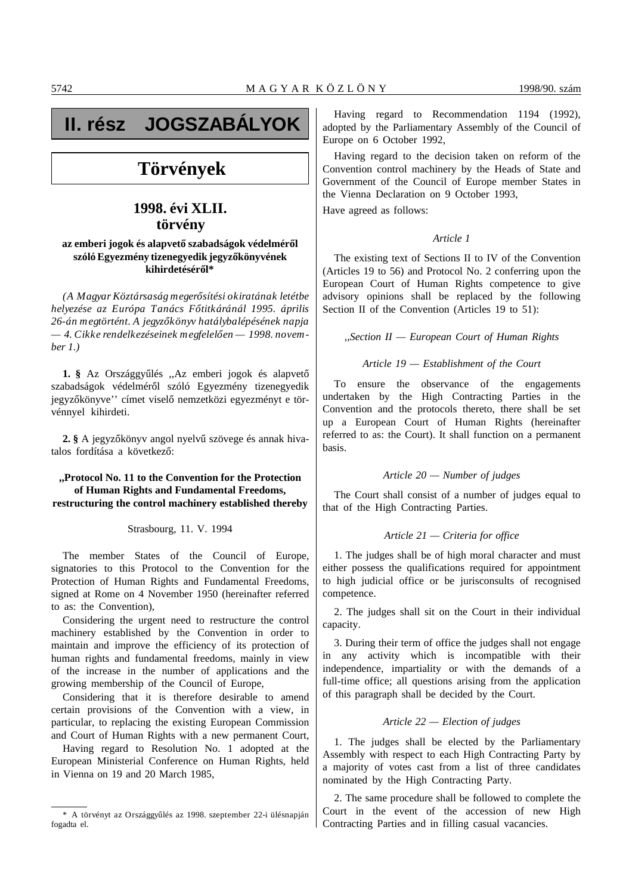# II. rész JOGSZABÁLYOK

## Törvények

### 1998. évi XLII. törvény

**az emberi jogok és alapvető szabadságok védelméről szóló Egyezmény tizenegyedik jegyzőkönyvének kihirdetéséről***

*(A Magyar Köztársaság megerősítési okiratának letétbe helyezése az Európa Tanács Főtitkáránál 1995. április 26-án megtörtént. A jegyzőkönyv hatálybalépésének napja — 4. Cikke rendelkezéseinek megfelelően — 1998. november 1.)*

**1. §** Az Országgyűlés ,,Az emberi jogok és alapvető szabadságok védelméről szóló Egyezmény tizenegyedik jegyzőkönyve'' címet viselő nemzetközi egyezményt e törvénnyel kihirdeti.

**2. §** A jegyzőkönyv angol nyelvű szövege és annak hivatalos fordítása a következő:

**„Protocol No. 11 to the Convention for the Protection of Human Rights and Fundamental Freedoms, restructuring the control machinery established thereby**

Strasbourg, 11. V. 1994

The member States of the Council of Europe, signatories to this Protocol to the Convention for the Protection of Human Rights and Fundamental Freedoms, signed at Rome on 4 November 1950 (hereinafter referred to as: the Convention),

Considering the urgent need to restructure the control machinery established by the Convention in order to maintain and improve the efficiency of its protection of human rights and fundamental freedoms, mainly in view of the increase in the number of applications and the growing membership of the Council of Europe,

Considering that it is therefore desirable to amend certain provisions of the Convention with a view, in particular, to replacing the existing European Commission and Court of Human Rights with a new permanent Court,

Having regard to Resolution No. 1 adopted at the European Ministerial Conference on Human Rights, held in Vienna on 19 and 20 March 1985,

Having regard to Recommendation 1194 (1992), adopted by the Parliamentary Assembly of the Council of Europe on 6 October 1992,

Having regard to the decision taken on reform of the Convention control machinery by the Heads of State and Government of the Council of Europe member States in the Vienna Declaration on 9 October 1993,

Have agreed as follows:

*Article 1*

The existing text of Sections II to IV of the Convention (Articles 19 to 56) and Protocol No. 2 conferring upon the European Court of Human Rights competence to give advisory opinions shall be replaced by the following Section II of the Convention (Articles 19 to 51):

*,,Section II — European Court of Human Rights*

*Article 19 — Establishment of the Court*

To ensure the observance of the engagements undertaken by the High Contracting Parties in the Convention and the protocols thereto, there shall be set up a European Court of Human Rights (hereinafter referred to as: the Court). It shall function on a permanent basis.

*Article 20 — Number of judges*

The Court shall consist of a number of judges equal to that of the High Contracting Parties.

*Article 21 — Criteria for office*

1. The judges shall be of high moral character and must either possess the qualifications required for appointment to high judicial office or be jurisconsults of recognised competence.

2. The judges shall sit on the Court in their individual capacity.

3. During their term of office the judges shall not engage in any activity which is incompatible with their independence, impartiality or with the demands of a full-time office; all questions arising from the application of this paragraph shall be decided by the Court.

*Article 22 — Election of judges*

1. The judges shall be elected by the Parliamentary Assembly with respect to each High Contracting Party by a majority of votes cast from a list of three candidates nominated by the High Contracting Party.

2. The same procedure shall be followed to complete the Court in the event of the accession of new High Contracting Parties and in filling casual vacancies.

\* A törvényt az Országgyűlés az 1998. szeptember 22-i ülésnapján fogadta el.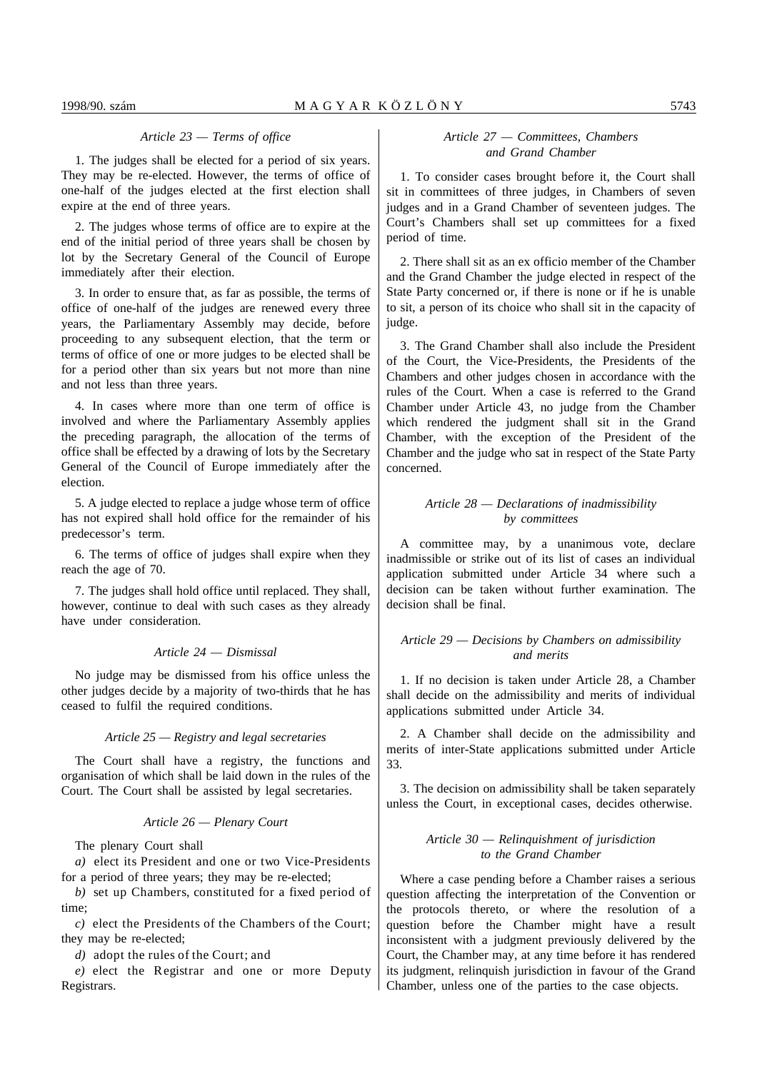*Article 23 — Terms of office*

1. The judges shall be elected for a period of six years. They may be re-elected. However, the terms of office of one-half of the judges elected at the first election shall expire at the end of three years.

2. The judges whose terms of office are to expire at the end of the initial period of three years shall be chosen by lot by the Secretary General of the Council of Europe immediately after their election.

3. In order to ensure that, as far as possible, the terms of office of one-half of the judges are renewed every three years, the Parliamentary Assembly may decide, before proceeding to any subsequent election, that the term or terms of office of one or more judges to be elected shall be for a period other than six years but not more than nine and not less than three years.

4. In cases where more than one term of office is involved and where the Parliamentary Assembly applies the preceding paragraph, the allocation of the terms of office shall be effected by a drawing of lots by the Secretary General of the Council of Europe immediately after the election.

5. A judge elected to replace a judge whose term of office has not expired shall hold office for the remainder of his predecessor's term.

6. The terms of office of judges shall expire when they reach the age of 70.

7. The judges shall hold office until replaced. They shall, however, continue to deal with such cases as they already have under consideration.

*Article 24 — Dismissal*

No judge may be dismissed from his office unless the other judges decide by a majority of two-thirds that he has ceased to fulfil the required conditions.

*Article 25 — Registry and legal secretaries*

The Court shall have a registry, the functions and organisation of which shall be laid down in the rules of the Court. The Court shall be assisted by legal secretaries.

*Article 26 — Plenary Court*

The plenary Court shall

*a)* elect its President and one or two Vice-Presidents for a period of three years; they may be re-elected;

*b)* set up Chambers, constituted for a fixed period of time;

*c)* elect the Presidents of the Chambers of the Court; they may be re-elected;

*d)* adopt the rules of the Court; and

*e)* elect the Registrar and one or more Deputy Registrars.

*Article 27 — Committees, Chambers and Grand Chamber*

1. To consider cases brought before it, the Court shall sit in committees of three judges, in Chambers of seven judges and in a Grand Chamber of seventeen judges. The Court's Chambers shall set up committees for a fixed period of time.

2. There shall sit as an ex officio member of the Chamber and the Grand Chamber the judge elected in respect of the State Party concerned or, if there is none or if he is unable to sit, a person of its choice who shall sit in the capacity of judge.

3. The Grand Chamber shall also include the President of the Court, the Vice-Presidents, the Presidents of the Chambers and other judges chosen in accordance with the rules of the Court. When a case is referred to the Grand Chamber under Article 43, no judge from the Chamber which rendered the judgment shall sit in the Grand Chamber, with the exception of the President of the Chamber and the judge who sat in respect of the State Party concerned.

*Article 28 — Declarations of inadmissibility by committees*

A committee may, by a unanimous vote, declare inadmissible or strike out of its list of cases an individual application submitted under Article 34 where such a decision can be taken without further examination. The decision shall be final.

*Article 29 — Decisions by Chambers on admissibility and merits*

1. If no decision is taken under Article 28, a Chamber shall decide on the admissibility and merits of individual applications submitted under Article 34.

2. A Chamber shall decide on the admissibility and merits of inter-State applications submitted under Article 33.

3. The decision on admissibility shall be taken separately unless the Court, in exceptional cases, decides otherwise.

*Article 30 — Relinquishment of jurisdiction to the Grand Chamber*

Where a case pending before a Chamber raises a serious question affecting the interpretation of the Convention or the protocols thereto, or where the resolution of a question before the Chamber might have a result inconsistent with a judgment previously delivered by the Court, the Chamber may, at any time before it has rendered its judgment, relinquish jurisdiction in favour of the Grand Chamber, unless one of the parties to the case objects.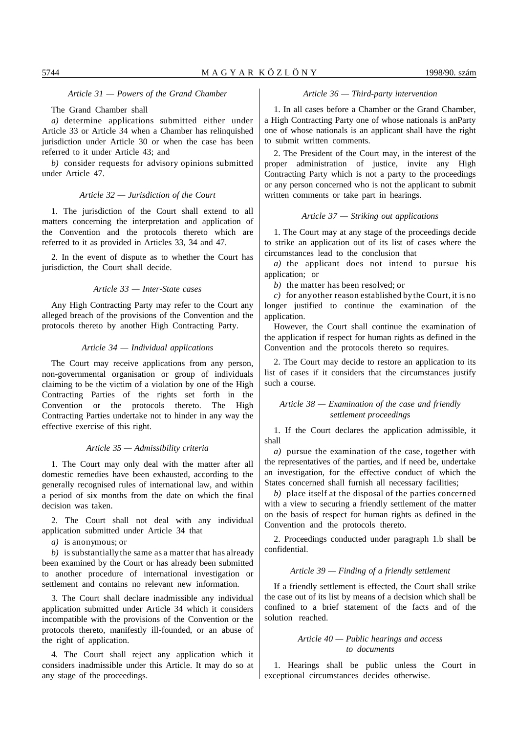*Article 31 — Powers of the Grand Chamber*

The Grand Chamber shall

*a)* determine applications submitted either under Article 33 or Article 34 when a Chamber has relinquished jurisdiction under Article 30 or when the case has been referred to it under Article 43; and

*b)* consider requests for advisory opinions submitted under Article 47.

*Article 32 — Jurisdiction of the Court*

1. The jurisdiction of the Court shall extend to all matters concerning the interpretation and application of the Convention and the protocols thereto which are referred to it as provided in Articles 33, 34 and 47.

2. In the event of dispute as to whether the Court has jurisdiction, the Court shall decide.

*Article 33 — Inter-State cases*

Any High Contracting Party may refer to the Court any alleged breach of the provisions of the Convention and the protocols thereto by another High Contracting Party.

*Article 34 — Individual applications*

The Court may receive applications from any person, non-governmental organisation or group of individuals claiming to be the victim of a violation by one of the High Contracting Parties of the rights set forth in the Convention or the protocols thereto. The High Contracting Parties undertake not to hinder in any way the effective exercise of this right.

*Article 35 — Admissibility criteria*

1. The Court may only deal with the matter after all domestic remedies have been exhausted, according to the generally recognised rules of international law, and within a period of six months from the date on which the final decision was taken.

2. The Court shall not deal with any individual application submitted under Article 34 that

*a)* is anonymous; or

*b)* is substantially the same as a matter that has already been examined by the Court or has already been submitted to another procedure of international investigation or settlement and contains no relevant new information.

3. The Court shall declare inadmissible any individual application submitted under Article 34 which it considers incompatible with the provisions of the Convention or the protocols thereto, manifestly ill-founded, or an abuse of the right of application.

4. The Court shall reject any application which it considers inadmissible under this Article. It may do so at any stage of the proceedings.

*Article 36 — Third-party intervention*

1. In all cases before a Chamber or the Grand Chamber, a High Contracting Party one of whose nationals is anParty one of whose nationals is an applicant shall have the right to submit written comments.

2. The President of the Court may, in the interest of the proper administration of justice, invite any High Contracting Party which is not a party to the proceedings or any person concerned who is not the applicant to submit written comments or take part in hearings.

*Article 37 — Striking out applications*

1. The Court may at any stage of the proceedings decide to strike an application out of its list of cases where the circumstances lead to the conclusion that

*a)* the applicant does not intend to pursue his application; or

*b)* the matter has been resolved; or

*c)* for any other reason established by the Court, it is no longer justified to continue the examination of the application.

However, the Court shall continue the examination of the application if respect for human rights as defined in the Convention and the protocols thereto so requires.

2. The Court may decide to restore an application to its list of cases if it considers that the circumstances justify such a course.

*Article 38 — Examination of the case and friendly settlement proceedings*

1. If the Court declares the application admissible, it shall

*a)* pursue the examination of the case, together with the representatives of the parties, and if need be, undertake an investigation, for the effective conduct of which the States concerned shall furnish all necessary facilities;

*b)* place itself at the disposal of the parties concerned with a view to securing a friendly settlement of the matter on the basis of respect for human rights as defined in the Convention and the protocols thereto.

2. Proceedings conducted under paragraph 1.b shall be confidential.

*Article 39 — Finding of a friendly settlement*

If a friendly settlement is effected, the Court shall strike the case out of its list by means of a decision which shall be confined to a brief statement of the facts and of the solution reached.

*Article 40 — Public hearings and access to documents*

1. Hearings shall be public unless the Court in exceptional circumstances decides otherwise.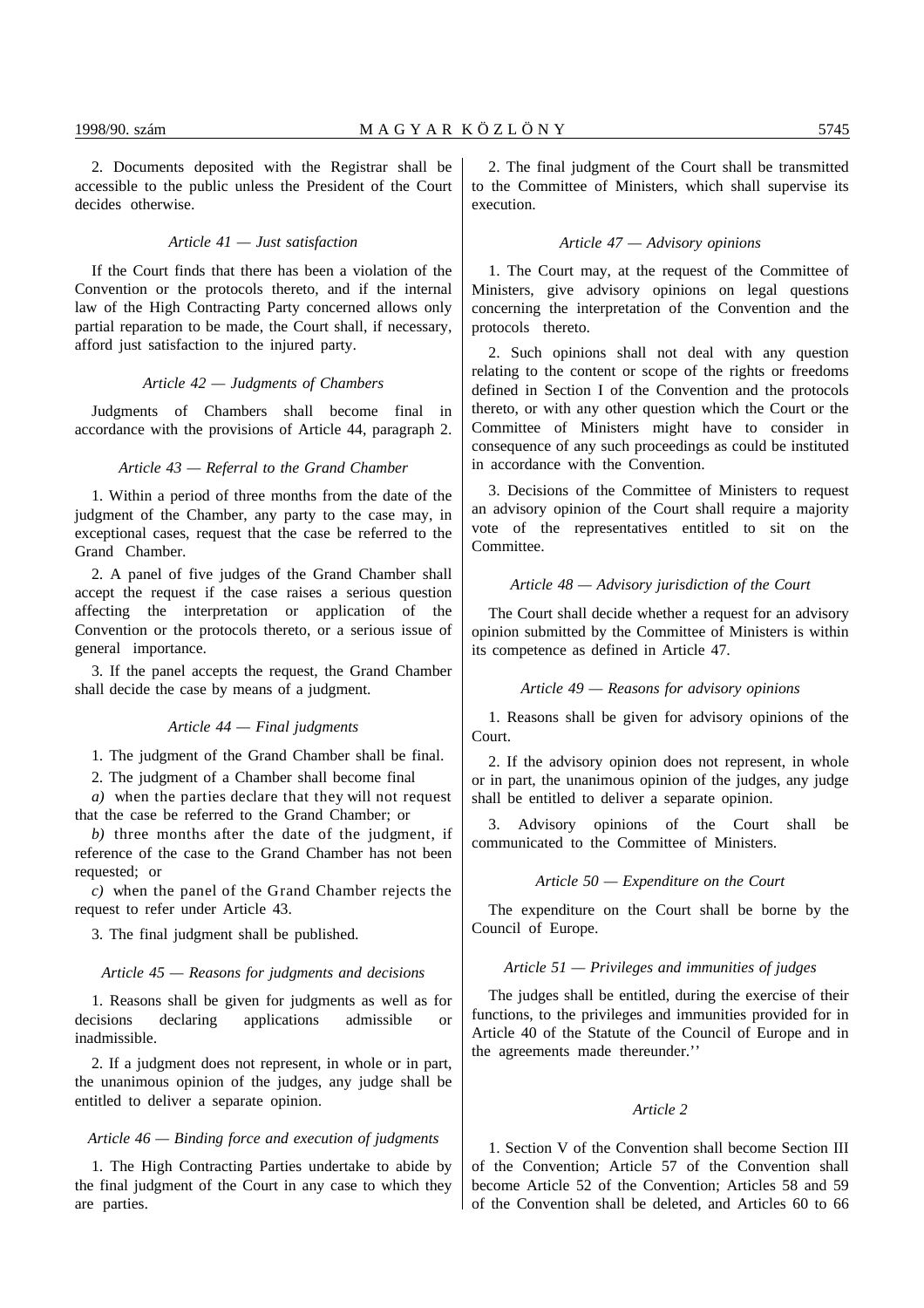2. Documents deposited with the Registrar shall be accessible to the public unless the President of the Court decides otherwise.

*Article 41 — Just satisfaction*

If the Court finds that there has been a violation of the Convention or the protocols thereto, and if the internal law of the High Contracting Party concerned allows only partial reparation to be made, the Court shall, if necessary, afford just satisfaction to the injured party.

*Article 42 — Judgments of Chambers*

Judgments of Chambers shall become final in accordance with the provisions of Article 44, paragraph 2.

*Article 43 — Referral to the Grand Chamber*

1. Within a period of three months from the date of the judgment of the Chamber, any party to the case may, in exceptional cases, request that the case be referred to the Grand Chamber.

2. A panel of five judges of the Grand Chamber shall accept the request if the case raises a serious question affecting the interpretation or application of the Convention or the protocols thereto, or a serious issue of general importance.

3. If the panel accepts the request, the Grand Chamber shall decide the case by means of a judgment.

*Article 44 — Final judgments*

1. The judgment of the Grand Chamber shall be final.

2. The judgment of a Chamber shall become final

*a)* when the parties declare that they will not request that the case be referred to the Grand Chamber; or

*b)* three months after the date of the judgment, if reference of the case to the Grand Chamber has not been requested; or

*c)* when the panel of the Grand Chamber rejects the request to refer under Article 43.

3. The final judgment shall be published.

*Article 45 — Reasons for judgments and decisions*

1. Reasons shall be given for judgments as well as for decisions declaring applications admissible or inadmissible.

2. If a judgment does not represent, in whole or in part, the unanimous opinion of the judges, any judge shall be entitled to deliver a separate opinion.

*Article 46 — Binding force and execution of judgments*

1. The High Contracting Parties undertake to abide by the final judgment of the Court in any case to which they are parties.

2. The final judgment of the Court shall be transmitted to the Committee of Ministers, which shall supervise its execution.

*Article 47 — Advisory opinions*

1. The Court may, at the request of the Committee of Ministers, give advisory opinions on legal questions concerning the interpretation of the Convention and the protocols thereto.

2. Such opinions shall not deal with any question relating to the content or scope of the rights or freedoms defined in Section I of the Convention and the protocols thereto, or with any other question which the Court or the Committee of Ministers might have to consider in consequence of any such proceedings as could be instituted in accordance with the Convention.

3. Decisions of the Committee of Ministers to request an advisory opinion of the Court shall require a majority vote of the representatives entitled to sit on the Committee.

*Article 48 — Advisory jurisdiction of the Court*

The Court shall decide whether a request for an advisory opinion submitted by the Committee of Ministers is within its competence as defined in Article 47.

*Article 49 — Reasons for advisory opinions*

1. Reasons shall be given for advisory opinions of the Court.

2. If the advisory opinion does not represent, in whole or in part, the unanimous opinion of the judges, any judge shall be entitled to deliver a separate opinion.

3. Advisory opinions of the Court shall be communicated to the Committee of Ministers.

*Article 50 — Expenditure on the Court*

The expenditure on the Court shall be borne by the Council of Europe.

*Article 51 — Privileges and immunities of judges*

The judges shall be entitled, during the exercise of their functions, to the privileges and immunities provided for in Article 40 of the Statute of the Council of Europe and in the agreements made thereunder.''

*Article 2*

1. Section V of the Convention shall become Section III of the Convention; Article 57 of the Convention shall become Article 52 of the Convention; Articles 58 and 59 of the Convention shall be deleted, and Articles 60 to 66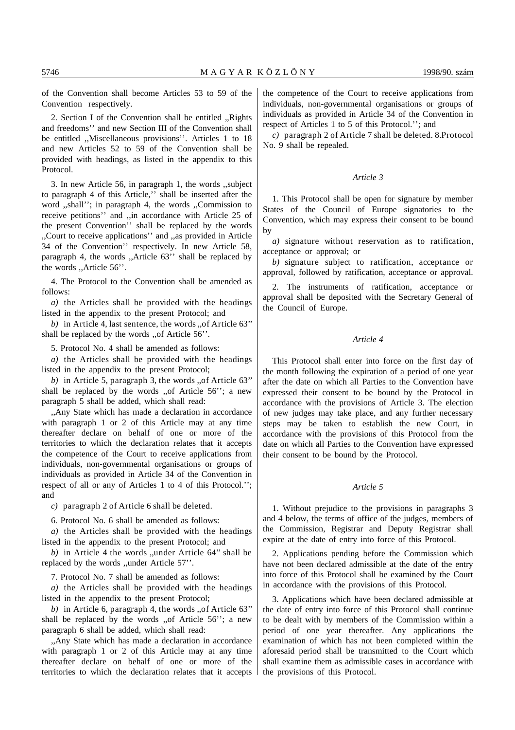of the Convention shall become Articles 53 to 59 of the Convention respectively.

2. Section I of the Convention shall be entitled ,,Rights and freedoms'' and new Section III of the Convention shall be entitled ,,Miscellaneous provisions''. Articles 1 to 18 and new Articles 52 to 59 of the Convention shall be provided with headings, as listed in the appendix to this Protocol.

3. In new Article 56, in paragraph 1, the words ,,subject to paragraph 4 of this Article,'' shall be inserted after the word ,,shall''; in paragraph 4, the words ,,Commission to receive petitions'' and ,,in accordance with Article 25 of the present Convention'' shall be replaced by the words ,,Court to receive applications'' and ,,as provided in Article 34 of the Convention'' respectively. In new Article 58, paragraph 4, the words ,,Article 63'' shall be replaced by the words ,,Article 56''.

4. The Protocol to the Convention shall be amended as follows:

*a)* the Articles shall be provided with the headings listed in the appendix to the present Protocol; and

*b)* in Article 4, last sentence, the words ,,of Article 63'' shall be replaced by the words ,,of Article 56''.

5. Protocol No. 4 shall be amended as follows:

*a)* the Articles shall be provided with the headings listed in the appendix to the present Protocol;

*b)* in Article 5, paragraph 3, the words ,,of Article 63'' shall be replaced by the words ,,of Article 56''; a new paragraph 5 shall be added, which shall read:

,,Any State which has made a declaration in accordance with paragraph 1 or 2 of this Article may at any time thereafter declare on behalf of one or more of the territories to which the declaration relates that it accepts the competence of the Court to receive applications from individuals, non-governmental organisations or groups of individuals as provided in Article 34 of the Convention in respect of all or any of Articles 1 to 4 of this Protocol.''; and

*c)* paragraph 2 of Article 6 shall be deleted.

6. Protocol No. 6 shall be amended as follows:

*a)* the Articles shall be provided with the headings listed in the appendix to the present Protocol; and

*b)* in Article 4 the words ,,under Article 64'' shall be replaced by the words ,,under Article 57''.

7. Protocol No. 7 shall be amended as follows:

*a)* the Articles shall be provided with the headings listed in the appendix to the present Protocol;

*b)* in Article 6, paragraph 4, the words ,,of Article 63'' shall be replaced by the words ,,of Article 56''; a new paragraph 6 shall be added, which shall read:

,,Any State which has made a declaration in accordance with paragraph 1 or 2 of this Article may at any time thereafter declare on behalf of one or more of the territories to which the declaration relates that it accepts the competence of the Court to receive applications from individuals, non-governmental organisations or groups of individuals as provided in Article 34 of the Convention in respect of Articles 1 to 5 of this Protocol.''; and

*c)* paragraph 2 of Article 7 shall be deleted. 8.Protocol No. 9 shall be repealed.

*Article 3*

1. This Protocol shall be open for signature by member States of the Council of Europe signatories to the Convention, which may express their consent to be bound by

*a)* signature without reservation as to ratification, acceptance or approval; or

*b)* signature subject to ratification, acceptance or approval, followed by ratification, acceptance or approval.

2. The instruments of ratification, acceptance or approval shall be deposited with the Secretary General of the Council of Europe.

*Article 4*

This Protocol shall enter into force on the first day of the month following the expiration of a period of one year after the date on which all Parties to the Convention have expressed their consent to be bound by the Protocol in accordance with the provisions of Article 3. The election of new judges may take place, and any further necessary steps may be taken to establish the new Court, in accordance with the provisions of this Protocol from the date on which all Parties to the Convention have expressed their consent to be bound by the Protocol.

*Article 5*

1. Without prejudice to the provisions in paragraphs 3 and 4 below, the terms of office of the judges, members of the Commission, Registrar and Deputy Registrar shall expire at the date of entry into force of this Protocol.

2. Applications pending before the Commission which have not been declared admissible at the date of the entry into force of this Protocol shall be examined by the Court in accordance with the provisions of this Protocol.

3. Applications which have been declared admissible at the date of entry into force of this Protocol shall continue to be dealt with by members of the Commission within a period of one year thereafter. Any applications the examination of which has not been completed within the aforesaid period shall be transmitted to the Court which shall examine them as admissible cases in accordance with the provisions of this Protocol.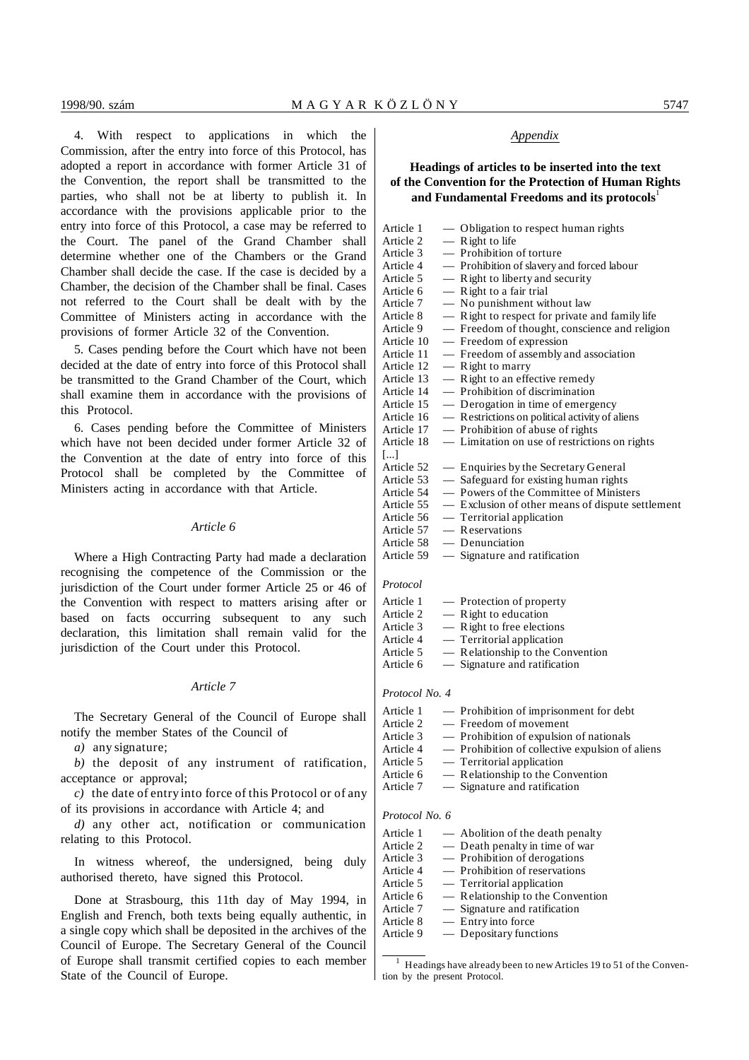4. With respect to applications in which the Commission, after the entry into force of this Protocol, has adopted a report in accordance with former Article 31 of the Convention, the report shall be transmitted to the parties, who shall not be at liberty to publish it. In accordance with the provisions applicable prior to the entry into force of this Protocol, a case may be referred to the Court. The panel of the Grand Chamber shall determine whether one of the Chambers or the Grand Chamber shall decide the case. If the case is decided by a Chamber, the decision of the Chamber shall be final. Cases not referred to the Court shall be dealt with by the Committee of Ministers acting in accordance with the provisions of former Article 32 of the Convention.

5. Cases pending before the Court which have not been decided at the date of entry into force of this Protocol shall be transmitted to the Grand Chamber of the Court, which shall examine them in accordance with the provisions of this Protocol.

6. Cases pending before the Committee of Ministers which have not been decided under former Article 32 of the Convention at the date of entry into force of this Protocol shall be completed by the Committee of Ministers acting in accordance with that Article.

*Article 6*

Where a High Contracting Party had made a declaration recognising the competence of the Commission or the jurisdiction of the Court under former Article 25 or 46 of the Convention with respect to matters arising after or based on facts occurring subsequent to any such declaration, this limitation shall remain valid for the jurisdiction of the Court under this Protocol.

*Article 7*

The Secretary General of the Council of Europe shall notify the member States of the Council of

*a)* any signature;

*b)* the deposit of any instrument of ratification, acceptance or approval;

*c)* the date of entry into force of this Protocol or of any of its provisions in accordance with Article 4; and

*d)* any other act, notification or communication relating to this Protocol.

In witness whereof, the undersigned, being duly authorised thereto, have signed this Protocol.

Done at Strasbourg, this 11th day of May 1994, in English and French, both texts being equally authentic, in a single copy which shall be deposited in the archives of the Council of Europe. The Secretary General of the Council of Europe shall transmit certified copies to each member State of the Council of Europe.

*Appendix*

**Headings of articles to be inserted into the text of the Convention for the Protection of Human Rights and Fundamental Freedoms and its protocols**[1]

Article 1 — Obligation to respect human rights
Article 2 — Right to life
Article 3 — Prohibition of torture
Article 4 — Prohibition of slavery and forced labour
Article 5 — Right to liberty and security
Article 6 — Right to a fair trial
Article 7 — No punishment without law
Article 8 — Right to respect for private and family life
Article 9 — Freedom of thought, conscience and religion
Article 10 — Freedom of expression
Article 11 — Freedom of assembly and association
Article 12 — Right to marry
Article 13 — Right to an effective remedy
Article 14 — Prohibition of discrimination
Article 15 — Derogation in time of emergency
Article 16 — Restrictions on political activity of aliens
Article 17 — Prohibition of abuse of rights
Article 18 — Limitation on use of restrictions on rights
[...]
Article 52 — Enquiries by the Secretary General
Article 53 — Safeguard for existing human rights
Article 54 — Powers of the Committee of Ministers
Article 55 — Exclusion of other means of dispute settlement
Article 56 — Territorial application
Article 57 — Reservations
Article 58 — Denunciation
Article 59 — Signature and ratification

*Protocol*

Article 1 — Protection of property
Article 2 — Right to education
Article 3 — Right to free elections
Article 4 — Territorial application
Article 5 — Relationship to the Convention
Article 6 — Signature and ratification

*Protocol No. 4*

Article 1 — Prohibition of imprisonment for debt
Article 2 — Freedom of movement
Article 3 — Prohibition of expulsion of nationals
Article 4 — Prohibition of collective expulsion of aliens
Article 5 — Territorial application
Article 6 — Relationship to the Convention
Article 7 — Signature and ratification

*Protocol No. 6*

Article 1 — Abolition of the death penalty
Article 2 — Death penalty in time of war
Article 3 — Prohibition of derogations
Article 4 — Prohibition of reservations
Article 5 — Territorial application
Article 6 — Relationship to the Convention
Article 7 — Signature and ratification
Article 8 — Entry into force
Article 9 — Depositary functions

[1] Headings have already been to new Articles 19 to 51 of the Convention by the present Protocol.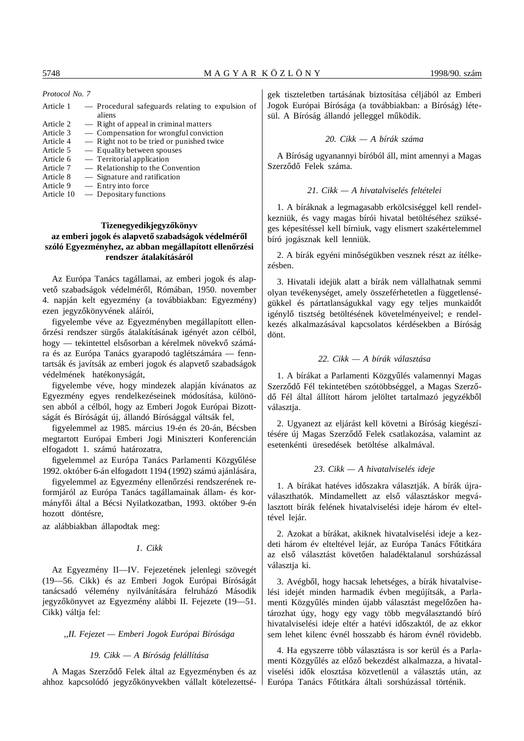*Protocol No. 7*

| | |
|---|---|
| Article 1 | — Procedural safeguards relating to expulsion of aliens |
| Article 2 | — Right of appeal in criminal matters |
| Article 3 | — Compensation for wrongful conviction |
| Article 4 | — Right not to be tried or punished twice |
| Article 5 | — Equality between spouses |
| Article 6 | — Territorial application |
| Article 7 | — Relationship to the Convention |
| Article 8 | — Signature and ratification |
| Article 9 | — Entry into force |
| Article 10 | — Depositary functions |

## Tizenegyedikjegyzőkönyv az emberi jogok és alapvető szabadságok védelméről szóló Egyezményhez, az abban megállapított ellenőrzési rendszer átalakításáról

Az Európa Tanács tagállamai, az emberi jogok és alapvető szabadságok védelméről, Rómában, 1950. november 4. napján kelt egyezmény (a továbbiakban: Egyezmény) ezen jegyzőkönyvének aláírói,

figyelembe véve az Egyezményben megállapított ellenőrzési rendszer sürgős átalakításának igényét azon célból, hogy — tekintettel elsősorban a kérelmek növekvő számára és az Európa Tanács gyarapodó taglétszámára — fenntartsák és javítsák az emberi jogok és alapvető szabadságok védelmének hatékonyságát,

figyelembe véve, hogy mindezek alapján kívánatos az Egyezmény egyes rendelkezéseinek módosítása, különösen abból a célból, hogy az Emberi Jogok Európai Bizottságát és Bíróságát új, állandó Bírósággal váltsák fel,

figyelemmel az 1985. március 19-én és 20-án, Bécsben megtartott Európai Emberi Jogi Miniszteri Konferencián elfogadott 1. számú határozatra,

figyelemmel az Európa Tanács Parlamenti Közgyűlése 1992. október 6-án elfogadott 1194 (1992) számú ajánlására,

figyelemmel az Egyezmény ellenőrzési rendszerének reformjáról az Európa Tanács tagállamainak állam- és kormányfői által a Bécsi Nyilatkozatban, 1993. október 9-én hozott döntésre,

az alábbiakban állapodtak meg:

*1. Cikk*

Az Egyezmény II—IV. Fejezetének jelenlegi szövegét (19—56. Cikk) és az Emberi Jogok Európai Bíróságát tanácsadó vélemény nyilvánítására felruházó Második jegyzőkönyvet az Egyezmény alábbi II. Fejezete (19—51. Cikk) váltja fel:

*„II. Fejezet — Emberi Jogok Európai Bírósága*

*19. Cikk — A Bíróság felállítása*

A Magas Szerződő Felek által az Egyezményben és az ahhoz kapcsolódó jegyzőkönyvekben vállalt kötelezettségek tiszteletben tartásának biztosítása céljából az Emberi Jogok Európai Bírósága (a továbbiakban: a Bíróság) létesül. A Bíróság állandó jelleggel működik.

*20. Cikk — A bírák száma*

A Bíróság ugyanannyi bíróból áll, mint amennyi a Magas Szerződő Felek száma.

*21. Cikk — A hivatalviselés feltételei*

1. A bíráknak a legmagasabb erkölcsiséggel kell rendelkezniük, és vagy magas bírói hivatal betöltéséhez szükséges képesítéssel kell bírniuk, vagy elismert szakértelemmel bíró jogásznak kell lenniük.

2. A bírák egyéni minőségükben vesznek részt az ítélkezésben.

3. Hivatali idejük alatt a bírák nem vállalhatnak semmi olyan tevékenységet, amely összeférhetetlen a függetlenségükkel és pártatlanságukkal vagy egy teljes munkaidőt igénylő tisztség betöltésének követelményeivel; e rendelkezés alkalmazásával kapcsolatos kérdésekben a Bíróság dönt.

*22. Cikk — A bírák választása*

1. A bírákat a Parlamenti Közgyűlés valamennyi Magas Szerződő Fél tekintetében szótöbbséggel, a Magas Szerződő Fél által állított három jelöltet tartalmazó jegyzékből választja.

2. Ugyanezt az eljárást kell követni a Bíróság kiegészítésére új Magas Szerződő Felek csatlakozása, valamint az esetenkénti üresedések betöltése alkalmával.

*23. Cikk — A hivatalviselés ideje*

1. A bírákat hatéves időszakra választják. A bírák újraválaszthatók. Mindamellett az első választáskor megválasztott bírák felének hivatalviselési ideje három év elteltével lejár.

2. Azokat a bírákat, akiknek hivatalviselési ideje a kezdeti három év elteltével lejár, az Európa Tanács Főtitkára az első választást követően haladéktalanul sorshúzással választja ki.

3. Avégből, hogy hacsak lehetséges, a bírák hivatalviselési idejét minden harmadik évben megújítsák, a Parlamenti Közgyűlés minden újabb választást megelőzően határozhat úgy, hogy egy vagy több megválasztandó bíró hivatalviselési ideje eltér a hatévi időszaktól, de az ekkor sem lehet kilenc évnél hosszabb és három évnél rövidebb.

4. Ha egyszerre több választásra is sor kerül és a Parlamenti Közgyűlés az előző bekezdést alkalmazza, a hivatalviselési idők elosztása közvetlenül a választás után, az Európa Tanács Főtitkára általi sorshúzással történik.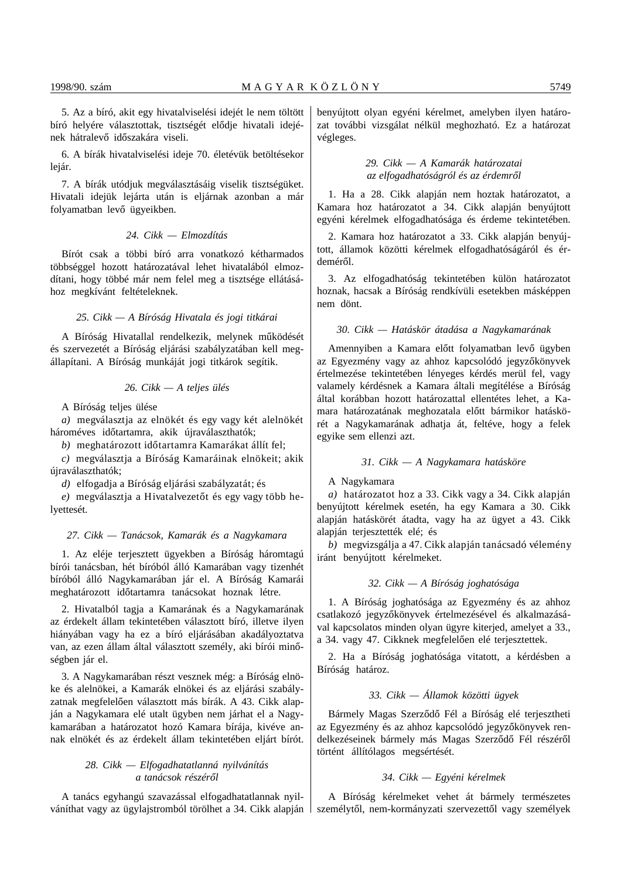5. Az a bíró, akit egy hivatalviselési idejét le nem töltött bíró helyére választottak, tisztségét elődje hivatali idejének hátralevő időszakára viseli.

6. A bírák hivatalviselési ideje 70. életévük betöltésekor lejár.

7. A bírák utódjuk megválasztásáig viselik tisztségüket. Hivatali idejük lejárta után is eljárnak azonban a már folyamatban levő ügyeikben.

### *24. Cikk — Elmozdítás*

Bírót csak a többi bíró arra vonatkozó kétharmados többséggel hozott határozatával lehet hivatalából elmozdítani, hogy többé már nem felel meg a tisztsége ellátásához megkívánt feltételeknek.

### *25. Cikk — A Bíróság Hivatala és jogi titkárai*

A Bíróság Hivatallal rendelkezik, melynek működését és szervezetét a Bíróság eljárási szabályzatában kell megállapítani. A Bíróság munkáját jogi titkárok segítik.

### *26. Cikk — A teljes ülés*

A Bíróság teljes ülése

*a)* megválasztja az elnökét és egy vagy két alelnökét hároméves időtartamra, akik újraválaszthatók;

*b)* meghatározott időtartamra Kamarákat állít fel;

*c)* megválasztja a Bíróság Kamaráinak elnökeit; akik újraválaszthatók;

*d)* elfogadja a Bíróság eljárási szabályzatát; és

*e)* megválasztja a Hivatalvezetőt és egy vagy több helyettesét.

### *27. Cikk — Tanácsok, Kamarák és a Nagykamara*

1. Az eléje terjesztett ügyekben a Bíróság háromtagú bírói tanácsban, hét bíróból álló Kamarában vagy tizenhét bíróból álló Nagykamarában jár el. A Bíróság Kamarái meghatározott időtartamra tanácsokat hoznak létre.

2. Hivatalból tagja a Kamarának és a Nagykamarának az érdekelt állam tekintetében választott bíró, illetve ilyen hiányában vagy ha ez a bíró eljárásában akadályoztatva van, az ezen állam által választott személy, aki bírói minőségben jár el.

3. A Nagykamarában részt vesznek még: a Bíróság elnöke és alelnökei, a Kamarák elnökei és az eljárási szabályzatnak megfelelően választott más bírák. A 43. Cikk alapján a Nagykamara elé utalt ügyben nem járhat el a Nagykamarában a határozatot hozó Kamara bírája, kivéve annak elnökét és az érdekelt állam tekintetében eljárt bírót.

### *28. Cikk — Elfogadhatatlanná nyilvánítás a tanácsok részéről*

A tanács egyhangú szavazással elfogadhatatlannak nyilváníthat vagy az ügylajstromból törölhet a 34. Cikk alapján benyújtott olyan egyéni kérelmet, amelyben ilyen határozat további vizsgálat nélkül meghozható. Ez a határozat végleges.

### *29. Cikk — A Kamarák határozatai az elfogadhatóságról és az érdemről*

1. Ha a 28. Cikk alapján nem hoztak határozatot, a Kamara hoz határozatot a 34. Cikk alapján benyújtott egyéni kérelmek elfogadhatósága és érdeme tekintetében.

2. Kamara hoz határozatot a 33. Cikk alapján benyújtott, államok közötti kérelmek elfogadhatóságáról és érdeméről.

3. Az elfogadhatóság tekintetében külön határozatot hoznak, hacsak a Bíróság rendkívüli esetekben másképpen nem dönt.

### *30. Cikk — Hatáskör átadása a Nagykamarának*

Amennyiben a Kamara előtt folyamatban levő ügyben az Egyezmény vagy az ahhoz kapcsolódó jegyzőkönyvek értelmezése tekintetében lényeges kérdés merül fel, vagy valamely kérdésnek a Kamara általi megítélése a Bíróság által korábban hozott határozattal ellentétes lehet, a Kamara határozatának meghozatala előtt bármikor hatáskörét a Nagykamarának adhatja át, feltéve, hogy a felek egyike sem ellenzi azt.

### *31. Cikk — A Nagykamara hatásköre*

A Nagykamara

*a)* határozatot hoz a 33. Cikk vagy a 34. Cikk alapján benyújtott kérelmek esetén, ha egy Kamara a 30. Cikk alapján hatáskörét átadta, vagy ha az ügyet a 43. Cikk alapján terjesztették elé; és

*b)* megvizsgálja a 47. Cikk alapján tanácsadó vélemény iránt benyújtott kérelmeket.

### *32. Cikk — A Bíróság joghatósága*

1. A Bíróság joghatósága az Egyezmény és az ahhoz csatlakozó jegyzőkönyvek értelmezésével és alkalmazásával kapcsolatos minden olyan ügyre kiterjed, amelyet a 33., a 34. vagy 47. Cikknek megfelelően elé terjesztettek.

2. Ha a Bíróság joghatósága vitatott, a kérdésben a Bíróság határoz.

### *33. Cikk — Államok közötti ügyek*

Bármely Magas Szerződő Fél a Bíróság elé terjesztheti az Egyezmény és az ahhoz kapcsolódó jegyzőkönyvek rendelkezéseinek bármely más Magas Szerződő Fél részéről történt állítólagos megsértését.

### *34. Cikk — Egyéni kérelmek*

A Bíróság kérelmeket vehet át bármely természetes személytől, nem-kormányzati szervezettől vagy személyek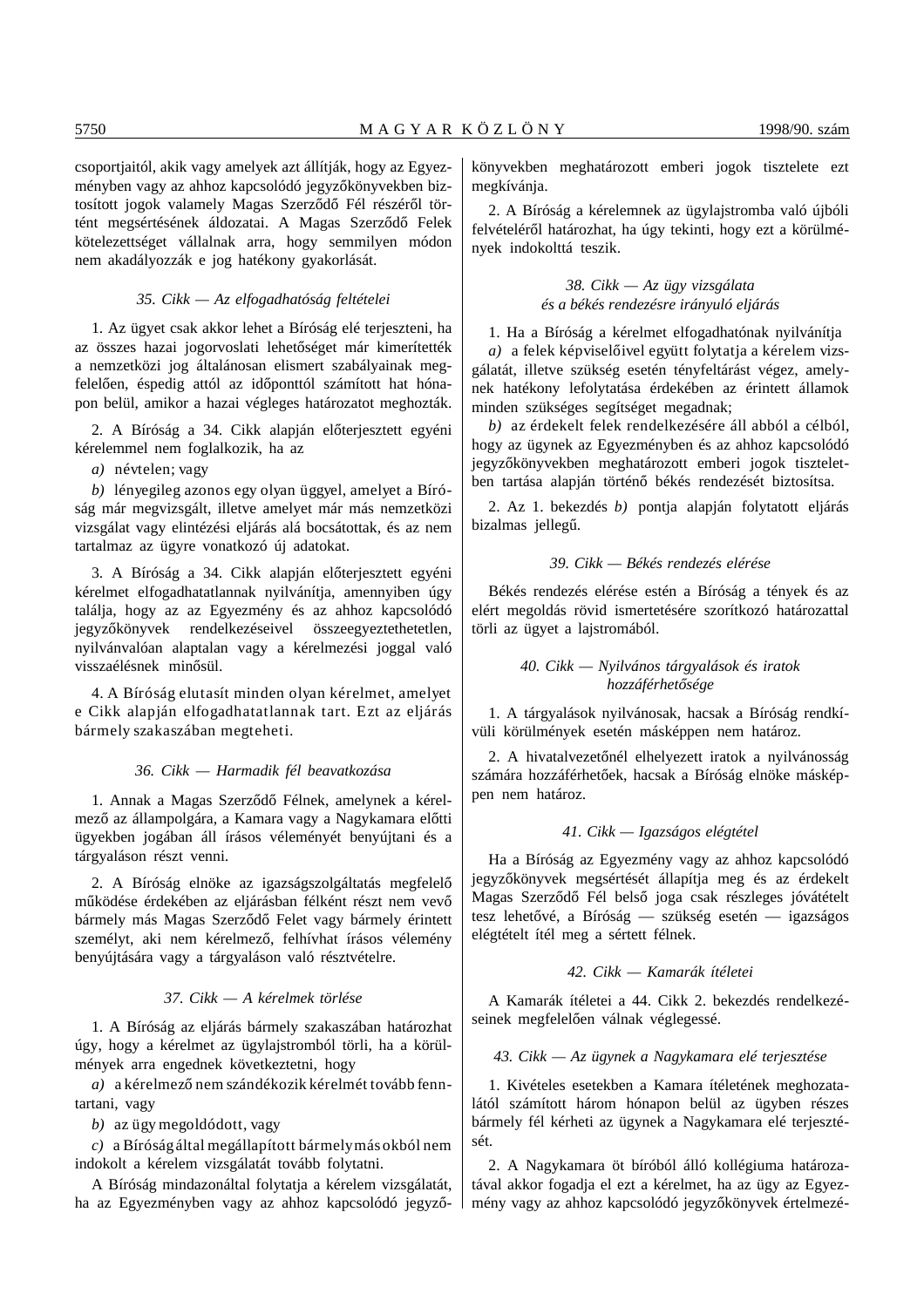csoportjaitól, akik vagy amelyek azt állítják, hogy az Egyezményben vagy az ahhoz kapcsolódó jegyzőkönyvekben biztosított jogok valamely Magas Szerződő Fél részéről történt megsértésének áldozatai. A Magas Szerződő Felek kötelezettséget vállalnak arra, hogy semmilyen módon nem akadályozzák e jog hatékony gyakorlását.

### *35. Cikk — Az elfogadhatóság feltételei*

1. Az ügyet csak akkor lehet a Bíróság elé terjeszteni, ha az összes hazai jogorvoslati lehetőséget már kimerítették a nemzetközi jog általánosan elismert szabályainak megfelelően, éspedig attól az időponttól számított hat hónapon belül, amikor a hazai végleges határozatot meghozták.

2. A Bíróság a 34. Cikk alapján előterjesztett egyéni kérelemmel nem foglalkozik, ha az

*a)* névtelen; vagy

*b)* lényegileg azonos egy olyan üggyel, amelyet a Bíróság már megvizsgált, illetve amelyet már más nemzetközi vizsgálat vagy elintézési eljárás alá bocsátottak, és az nem tartalmaz az ügyre vonatkozó új adatokat.

3. A Bíróság a 34. Cikk alapján előterjesztett egyéni kérelmet elfogadhatatlannak nyilvánítja, amennyiben úgy találja, hogy az az Egyezmény és az ahhoz kapcsolódó jegyzőkönyvek rendelkezéseivel összeegyeztethetetlen, nyilvánvalóan alaptalan vagy a kérelmezési joggal való visszaélésnek minősül.

4. A Bíróság elutasít minden olyan kérelmet, amelyet e Cikk alapján elfogadhatatlannak tart. Ezt az eljárás bármely szakaszában megteheti.

### *36. Cikk — Harmadik fél beavatkozása*

1. Annak a Magas Szerződő Félnek, amelynek a kérelmező az állampolgára, a Kamara vagy a Nagykamara előtti ügyekben jogában áll írásos véleményét benyújtani és a tárgyaláson részt venni.

2. A Bíróság elnöke az igazságszolgáltatás megfelelő működése érdekében az eljárásban félként részt nem vevő bármely más Magas Szerződő Felet vagy bármely érintett személyt, aki nem kérelmező, felhívhat írásos vélemény benyújtására vagy a tárgyaláson való résztvételre.

### *37. Cikk — A kérelmek törlése*

1. A Bíróság az eljárás bármely szakaszában határozhat úgy, hogy a kérelmet az ügylajstromból törli, ha a körülmények arra engednek következtetni, hogy

*a)* a kérelmező nem szándékozik kérelmét tovább fenntartani, vagy

*b)* az ügy megoldódott, vagy

*c)* a Bíróság által megállapított bármely más okból nem indokolt a kérelem vizsgálatát tovább folytatni.

A Bíróság mindazonáltal folytatja a kérelem vizsgálatát, ha az Egyezményben vagy az ahhoz kapcsolódó jegyzőkönyvekben meghatározott emberi jogok tisztelete ezt megkívánja.

2. A Bíróság a kérelemnek az ügylajstromba való újbóli felvételéről határozhat, ha úgy tekinti, hogy ezt a körülmények indokolttá teszik.

### *38. Cikk — Az ügy vizsgálata és a békés rendezésre irányuló eljárás*

1. Ha a Bíróság a kérelmet elfogadhatónak nyilvánítja

*a)* a felek képviselőivel együtt folytatja a kérelem vizsgálatát, illetve szükség esetén tényfeltárást végez, amelynek hatékony lefolytatása érdekében az érintett államok minden szükséges segítséget megadnak;

*b)* az érdekelt felek rendelkezésére áll abból a célból, hogy az ügynek az Egyezményben és az ahhoz kapcsolódó jegyzőkönyvekben meghatározott emberi jogok tiszteletben tartása alapján történő békés rendezését biztosítsa.

2. Az 1. bekezdés *b)* pontja alapján folytatott eljárás bizalmas jellegű.

### *39. Cikk — Békés rendezés elérése*

Békés rendezés elérése estén a Bíróság a tények és az elért megoldás rövid ismertetésére szorítkozó határozattal törli az ügyet a lajstromából.

### *40. Cikk — Nyilvános tárgyalások és iratok hozzáférhetősége*

1. A tárgyalások nyilvánosak, hacsak a Bíróság rendkívüli körülmények esetén másképpen nem határoz.

2. A hivatalvezetőnél elhelyezett iratok a nyilvánosság számára hozzáférhetőek, hacsak a Bíróság elnöke másképpen nem határoz.

### *41. Cikk — Igazságos elégtétel*

Ha a Bíróság az Egyezmény vagy az ahhoz kapcsolódó jegyzőkönyvek megsértését állapítja meg és az érdekelt Magas Szerződő Fél belső joga csak részleges jóvátételt tesz lehetővé, a Bíróság — szükség esetén — igazságos elégtételt ítél meg a sértett félnek.

### *42. Cikk — Kamarák ítéletei*

A Kamarák ítéletei a 44. Cikk 2. bekezdés rendelkezéseinek megfelelően válnak véglegessé.

### *43. Cikk — Az ügynek a Nagykamara elé terjesztése*

1. Kivételes esetekben a Kamara ítéletének meghozatalától számított három hónapon belül az ügyben részes bármely fél kérheti az ügynek a Nagykamara elé terjesztését.

2. A Nagykamara öt bíróból álló kollégiuma határozatával akkor fogadja el ezt a kérelmet, ha az ügy az Egyezmény vagy az ahhoz kapcsolódó jegyzőkönyvek értelmezé-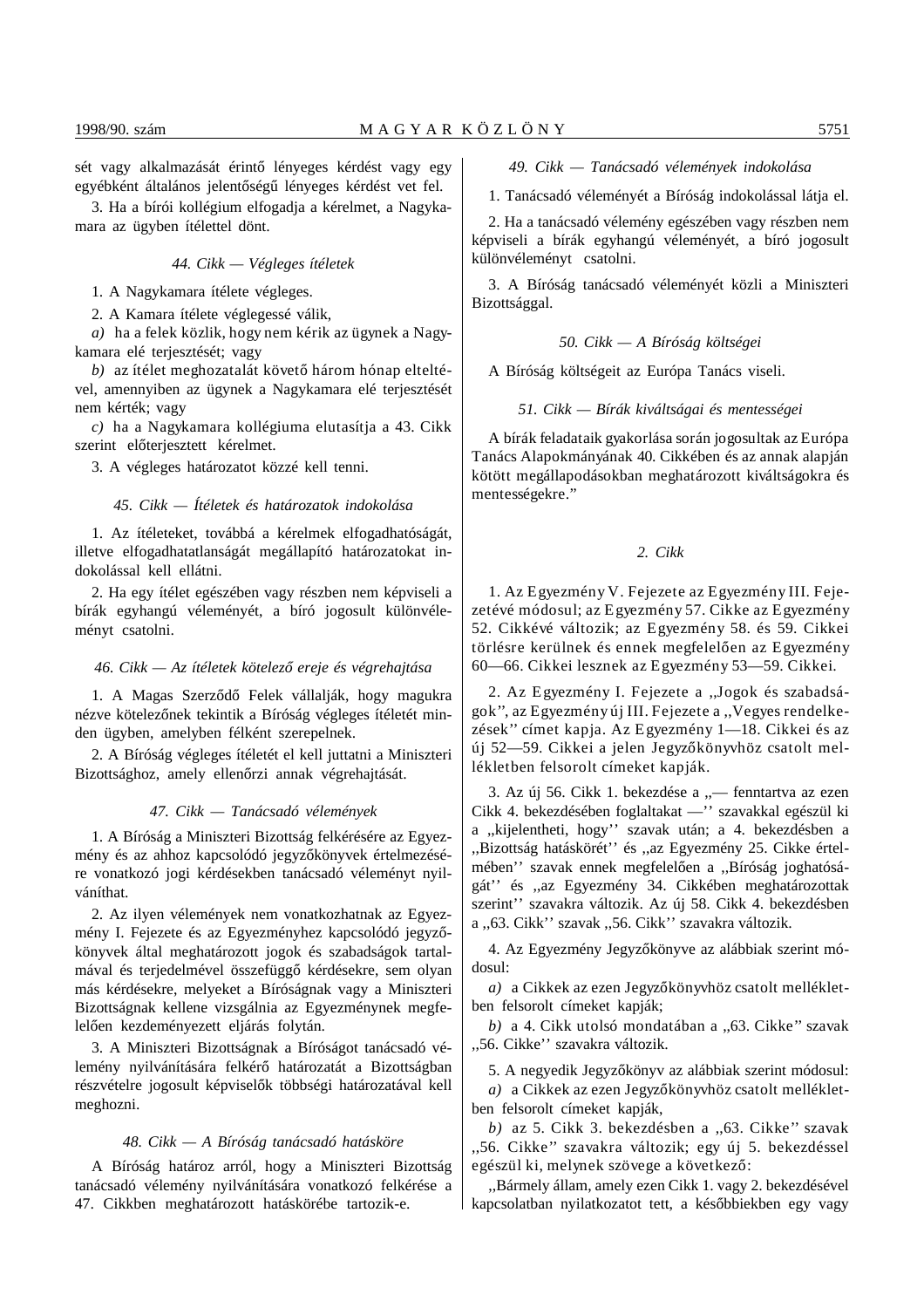sét vagy alkalmazását érintő lényeges kérdést vagy egy egyébként általános jelentőségű lényeges kérdést vet fel.

3. Ha a bírói kollégium elfogadja a kérelmet, a Nagykamara az ügyben ítélettel dönt.

*44. Cikk — Végleges ítéletek*

1. A Nagykamara ítélete végleges.

2. A Kamara ítélete véglegessé válik,

*a)* ha a felek közlik, hogy nem kérik az ügynek a Nagykamara elé terjesztését; vagy

*b)* az ítélet meghozatalát követő három hónap elteltével, amennyiben az ügynek a Nagykamara elé terjesztését nem kérték; vagy

*c)* ha a Nagykamara kollégiuma elutasítja a 43. Cikk szerint előterjesztett kérelmet.

3. A végleges határozatot közzé kell tenni.

*45. Cikk — Ítéletek és határozatok indokolása*

1. Az ítéleteket, továbbá a kérelmek elfogadhatóságát, illetve elfogadhatatlanságát megállapító határozatokat indokolással kell ellátni.

2. Ha egy ítélet egészében vagy részben nem képviseli a bírák egyhangú véleményét, a bíró jogosult különvéleményt csatolni.

*46. Cikk — Az ítéletek kötelező ereje és végrehajtása*

1. A Magas Szerződő Felek vállalják, hogy magukra nézve kötelezőnek tekintik a Bíróság végleges ítéletét minden ügyben, amelyben félként szerepelnek.

2. A Bíróság végleges ítéletét el kell juttatni a Miniszteri Bizottsághoz, amely ellenőrzi annak végrehajtását.

*47. Cikk — Tanácsadó vélemények*

1. A Bíróság a Miniszteri Bizottság felkérésére az Egyezmény és az ahhoz kapcsolódó jegyzőkönyvek értelmezésére vonatkozó jogi kérdésekben tanácsadó véleményt nyilváníthat.

2. Az ilyen vélemények nem vonatkozhatnak az Egyezmény I. Fejezete és az Egyezményhez kapcsolódó jegyzőkönyvek által meghatározott jogok és szabadságok tartalmával és terjedelmével összefüggő kérdésekre, sem olyan más kérdésekre, melyeket a Bíróságnak vagy a Miniszteri Bizottságnak kellene vizsgálnia az Egyezménynek megfelelően kezdeményezett eljárás folytán.

3. A Miniszteri Bizottságnak a Bíróságot tanácsadó vélemény nyilvánítására felkérő határozatát a Bizottságban részvételre jogosult képviselők többségi határozatával kell meghozni.

*48. Cikk — A Bíróság tanácsadó hatásköre*

A Bíróság határoz arról, hogy a Miniszteri Bizottság tanácsadó vélemény nyilvánítására vonatkozó felkérése a 47. Cikkben meghatározott hatáskörébe tartozik-e.

*49. Cikk — Tanácsadó vélemények indokolása*

1. Tanácsadó véleményét a Bíróság indokolással látja el.

2. Ha a tanácsadó vélemény egészében vagy részben nem képviseli a bírák egyhangú véleményét, a bíró jogosult különvéleményt csatolni.

3. A Bíróság tanácsadó véleményét közli a Miniszteri Bizottsággal.

*50. Cikk — A Bíróság költségei*

A Bíróság költségeit az Európa Tanács viseli.

*51. Cikk — Bírák kiváltságai és mentességei*

A bírák feladataik gyakorlása során jogosultak az Európa Tanács Alapokmányának 40. Cikkében és az annak alapján kötött megállapodásokban meghatározott kiváltságokra és mentességekre."

*2. Cikk*

1. Az Egyezmény V. Fejezete az Egyezmény III. Fejezetévé módosul; az Egyezmény 57. Cikke az Egyezmény 52. Cikkévé változik; az Egyezmény 58. és 59. Cikkei törlésre kerülnek és ennek megfelelően az Egyezmény 60—66. Cikkei lesznek az Egyezmény 53—59. Cikkei.

2. Az Egyezmény I. Fejezete a „Jogok és szabadságok", az Egyezmény új III. Fejezete a „Vegyes rendelkezések" címet kapja. Az Egyezmény 1—18. Cikkei és az új 52—59. Cikkei a jelen Jegyzőkönyvhöz csatolt mellékletben felsorolt címeket kapják.

3. Az új 56. Cikk 1. bekezdése a „— fenntartva az ezen Cikk 4. bekezdésében foglaltakat —" szavakkal egészül ki a „kijelentheti, hogy" szavak után; a 4. bekezdésben a „Bizottság hatáskörét" és „az Egyezmény 25. Cikke értelmében" szavak ennek megfelelően a „Bíróság joghatóságát" és „az Egyezmény 34. Cikkében meghatározottak szerint" szavakra változik. Az új 58. Cikk 4. bekezdésben a „63. Cikk" szavak „56. Cikk" szavakra változik.

4. Az Egyezmény Jegyzőkönyve az alábbiak szerint módosul:

*a)* a Cikkek az ezen Jegyzőkönyvhöz csatolt mellékletben felsorolt címeket kapják;

*b)* a 4. Cikk utolsó mondatában a „63. Cikke" szavak „56. Cikke" szavakra változik.

5. A negyedik Jegyzőkönyv az alábbiak szerint módosul:

*a)* a Cikkek az ezen Jegyzőkönyvhöz csatolt mellékletben felsorolt címeket kapják,

*b)* az 5. Cikk 3. bekezdésben a „63. Cikke" szavak „56. Cikke" szavakra változik; egy új 5. bekezdéssel egészül ki, melynek szövege a következő:

„Bármely állam, amely ezen Cikk 1. vagy 2. bekezdésével kapcsolatban nyilatkozatot tett, a későbbiekben egy vagy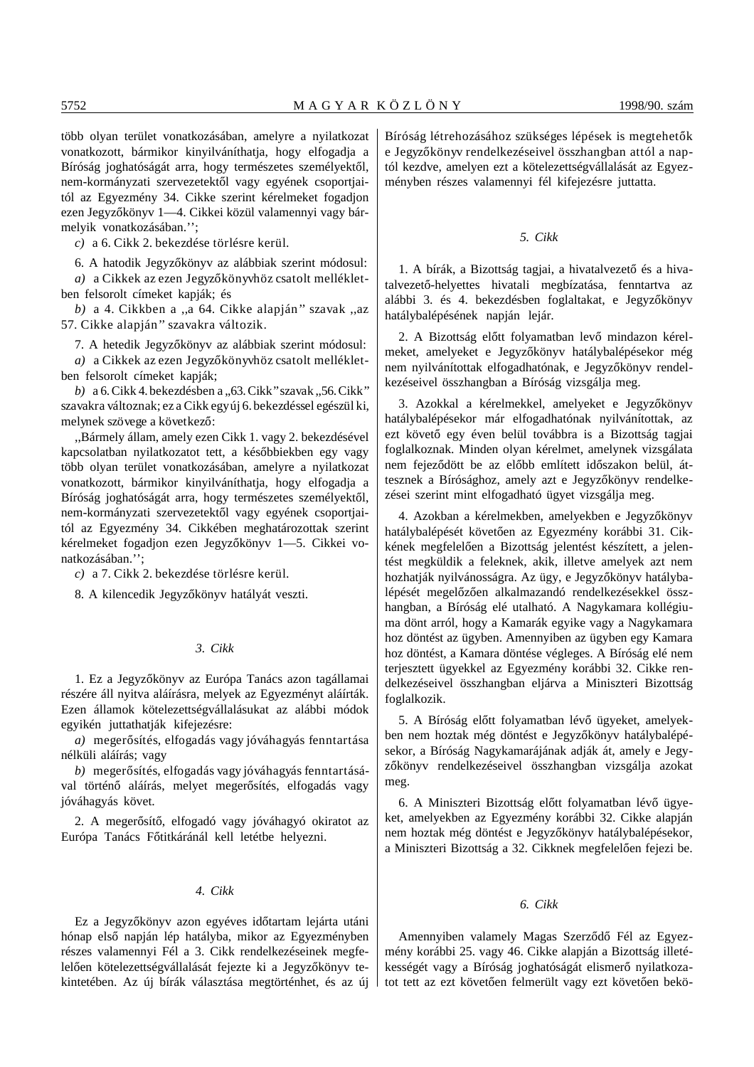több olyan terület vonatkozásában, amelyre a nyilatkozat vonatkozott, bármikor kinyilváníthatja, hogy elfogadja a Bíróság joghatóságát arra, hogy természetes személyektől, nem-kormányzati szervezetektől vagy egyének csoportjaitól az Egyezmény 34. Cikke szerint kérelmeket fogadjon ezen Jegyzőkönyv 1—4. Cikkei közül valamennyi vagy bármelyik vonatkozásában.'';

*c)* a 6. Cikk 2. bekezdése törlésre kerül.

6. A hatodik Jegyzőkönyv az alábbiak szerint módosul:

*a)* a Cikkek az ezen Jegyzőkönyvhöz csatolt mellékletben felsorolt címeket kapják; és

*b)* a 4. Cikkben a ,,a 64. Cikke alapján'' szavak ,,az 57. Cikke alapján'' szavakra változik.

7. A hetedik Jegyzőkönyv az alábbiak szerint módosul:

*a)* a Cikkek az ezen Jegyzőkönyvhöz csatolt mellékletben felsorolt címeket kapják;

*b)* a 6. Cikk 4. bekezdésben a „63. Cikk'' szavak „56. Cikk'' szavakra változnak; ez a Cikk egy új 6. bekezdéssel egészül ki, melynek szövege a következő:

,,Bármely állam, amely ezen Cikk 1. vagy 2. bekezdésével kapcsolatban nyilatkozatot tett, a későbbiekben egy vagy több olyan terület vonatkozásában, amelyre a nyilatkozat vonatkozott, bármikor kinyilváníthatja, hogy elfogadja a Bíróság joghatóságát arra, hogy természetes személyektől, nem-kormányzati szervezetektől vagy egyének csoportjaitól az Egyezmény 34. Cikkében meghatározottak szerint kérelmeket fogadjon ezen Jegyzőkönyv 1—5. Cikkei vonatkozásában.'';

*c)* a 7. Cikk 2. bekezdése törlésre kerül.

8. A kilencedik Jegyzőkönyv hatályát veszti.

### *3. Cikk*

1. Ez a Jegyzőkönyv az Európa Tanács azon tagállamai részére áll nyitva aláírásra, melyek az Egyezményt aláírták. Ezen államok kötelezettségvállalásukat az alábbi módok egyikén juttathatják kifejezésre:

*a)* megerősítés, elfogadás vagy jóváhagyás fenntartása nélküli aláírás; vagy

*b)* megerősítés, elfogadás vagy jóváhagyás fenntartásával történő aláírás, melyet megerősítés, elfogadás vagy jóváhagyás követ.

2. A megerősítő, elfogadó vagy jóváhagyó okiratot az Európa Tanács Főtitkáránál kell letétbe helyezni.

### *4. Cikk*

Ez a Jegyzőkönyv azon egyéves időtartam lejárta utáni hónap első napján lép hatályba, mikor az Egyezményben részes valamennyi Fél a 3. Cikk rendelkezéseinek megfelelően kötelezettségvállalását fejezte ki a Jegyzőkönyv tekintetében. Az új bírák választása megtörténhet, és az új Bíróság létrehozásához szükséges lépések is megtehetők e Jegyzőkönyv rendelkezéseivel összhangban attól a naptól kezdve, amelyen ezt a kötelezettségvállalását az Egyezményben részes valamennyi fél kifejezésre juttatta.

### *5. Cikk*

1. A bírák, a Bizottság tagjai, a hivatalvezető és a hivatalvezető-helyettes hivatali megbízatása, fenntartva az alábbi 3. és 4. bekezdésben foglaltakat, e Jegyzőkönyv hatálybalépésének napján lejár.

2. A Bizottság előtt folyamatban levő mindazon kérelmeket, amelyeket e Jegyzőkönyv hatálybalépésekor még nem nyilvánítottak elfogadhatónak, e Jegyzőkönyv rendelkezéseivel összhangban a Bíróság vizsgálja meg.

3. Azokkal a kérelmekkel, amelyeket e Jegyzőkönyv hatálybalépésekor már elfogadhatónak nyilvánítottak, az ezt követő egy éven belül továbbra is a Bizottság tagjai foglalkoznak. Minden olyan kérelmet, amelynek vizsgálata nem fejeződött be az előbb említett időszakon belül, áttesznek a Bírósághoz, amely azt e Jegyzőkönyv rendelkezései szerint mint elfogadható ügyet vizsgálja meg.

4. Azokban a kérelmekben, amelyekben e Jegyzőkönyv hatálybalépését követően az Egyezmény korábbi 31. Cikkének megfelelően a Bizottság jelentést készített, a jelentést megküldik a feleknek, akik, illetve amelyek azt nem hozhatják nyilvánosságra. Az ügy, e Jegyzőkönyv hatálybalépését megelőzően alkalmazandó rendelkezésekkel összhangban, a Bíróság elé utalható. A Nagykamara kollégiuma dönt arról, hogy a Kamarák egyike vagy a Nagykamara hoz döntést az ügyben. Amennyiben az ügyben egy Kamara hoz döntést, a Kamara döntése végleges. A Bíróság elé nem terjesztett ügyekkel az Egyezmény korábbi 32. Cikke rendelkezéseivel összhangban eljárva a Miniszteri Bizottság foglalkozik.

5. A Bíróság előtt folyamatban lévő ügyeket, amelyekben nem hoztak még döntést e Jegyzőkönyv hatálybalépésekor, a Bíróság Nagykamarájának adják át, amely e Jegyzőkönyv rendelkezéseivel összhangban vizsgálja azokat meg.

6. A Miniszteri Bizottság előtt folyamatban lévő ügyeket, amelyekben az Egyezmény korábbi 32. Cikke alapján nem hoztak még döntést e Jegyzőkönyv hatálybalépésekor, a Miniszteri Bizottság a 32. Cikknek megfelelően fejezi be.

### *6. Cikk*

Amennyiben valamely Magas Szerződő Fél az Egyezmény korábbi 25. vagy 46. Cikke alapján a Bizottság illetékességét vagy a Bíróság joghatóságát elismerő nyilatkozatot tett az ezt követően felmerült vagy ezt követően bekö-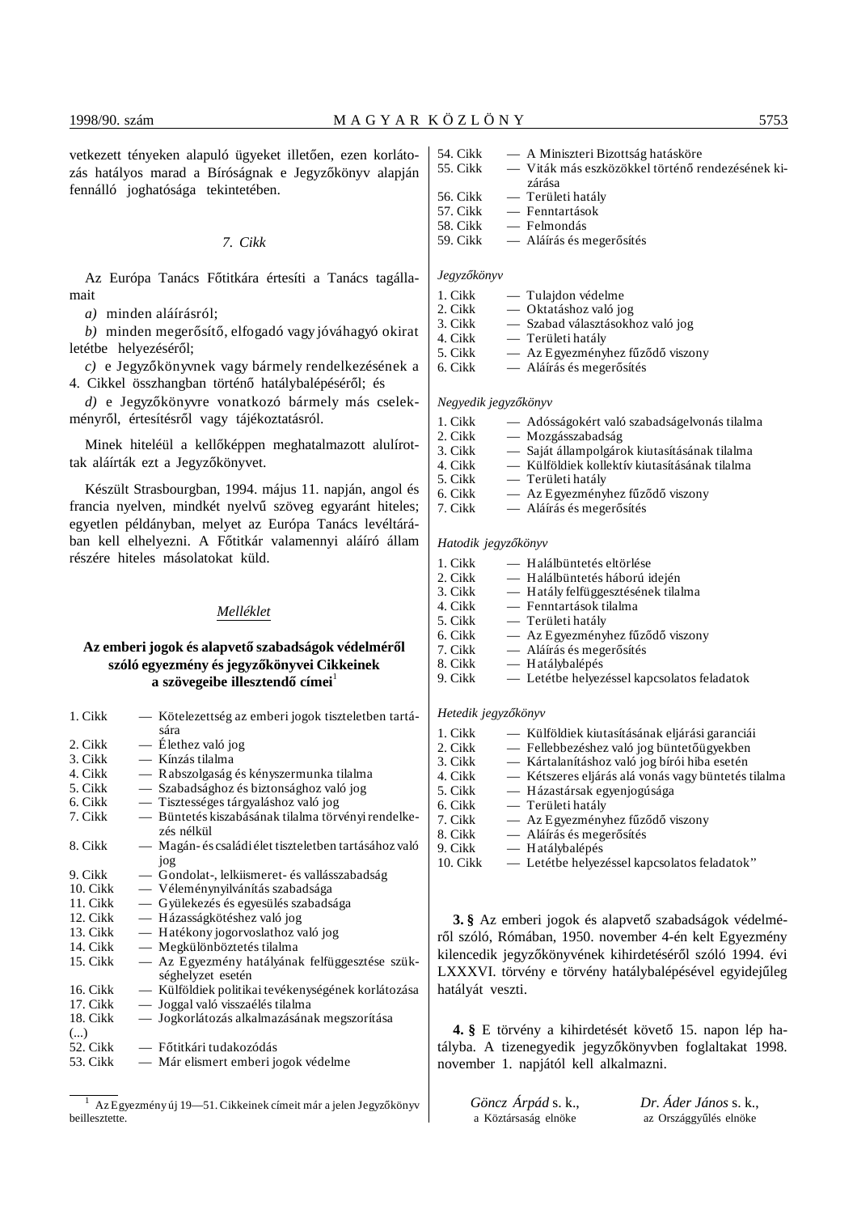vetkezett tényeken alapuló ügyeket illetően, ezen korlátozás hatályos marad a Bíróságnak e Jegyzőkönyv alapján fennálló joghatósága tekintetében.

### *7. Cikk*

Az Európa Tanács Főtitkára értesíti a Tanács tagállamait

*a)* minden aláírásról;

*b)* minden megerősítő, elfogadó vagy jóváhagyó okirat letétbe helyezéséről;

*c)* e Jegyzőkönyvnek vagy bármely rendelkezésének a 4. Cikkel összhangban történő hatálybalépéséről; és

*d)* e Jegyzőkönyvre vonatkozó bármely más cselekményről, értesítésről vagy tájékoztatásról.

Minek hiteléül a kellőképpen meghatalmazott alulírottak aláírták ezt a Jegyzőkönyvet.

Készült Strasbourgban, 1994. május 11. napján, angol és francia nyelven, mindkét nyelvű szöveg egyaránt hiteles; egyetlen példányban, melyet az Európa Tanács levéltárában kell elhelyezni. A Főtitkár valamennyi aláíró állam részére hiteles másolatokat küld.

## *Melléklet*

## **Az emberi jogok és alapvető szabadságok védelméről szóló egyezmény és jegyzőkönyvei Cikkeinek a szövegeibe illesztendő címei**[1]

1. Cikk — Kötelezettség az emberi jogok tiszteletben tartására
2. Cikk — Élethez való jog
3. Cikk — Kínzás tilalma
4. Cikk — Rabszolgaság és kényszermunka tilalma
5. Cikk — Szabadsághoz és biztonsághoz való jog
6. Cikk — Tisztességes tárgyaláshoz való jog
7. Cikk — Büntetés kiszabásának tilalma törvényi rendelkezés nélkül
8. Cikk — Magán- és családi élet tiszteletben tartásához való jog
9. Cikk — Gondolat-, lelkiismeret- és vallásszabadság
10. Cikk — Véleménynyilvánítás szabadsága
11. Cikk — Gyülekezés és egyesülés szabadsága
12. Cikk — Házasságkötéshez való jog
13. Cikk — Hatékony jogorvoslathoz való jog
14. Cikk — Megkülönböztetés tilalma
15. Cikk — Az Egyezmény hatályának felfüggesztése szükséghelyzet esetén
16. Cikk — Külföldiek politikai tevékenységének korlátozása
17. Cikk — Joggal való visszaélés tilalma
18. Cikk — Jogkorlátozás alkalmazásának megszorítása

(...)

52. Cikk — Főtitkári tudakozódás
53. Cikk — Már elismert emberi jogok védelme
54. Cikk — A Miniszteri Bizottság hatásköre
55. Cikk — Viták más eszközökkel történő rendezésének kizárása
56. Cikk — Területi hatály
57. Cikk — Fenntartások
58. Cikk — Felmondás
59. Cikk — Aláírás és megerősítés

*Jegyzőkönyv*

1. Cikk — Tulajdon védelme
2. Cikk — Oktatáshoz való jog
3. Cikk — Szabad választásokhoz való jog
4. Cikk — Területi hatály
5. Cikk — Az Egyezményhez fűződő viszony
6. Cikk — Aláírás és megerősítés

*Negyedik jegyzőkönyv*

1. Cikk — Adósságokért való szabadságelvonás tilalma
2. Cikk — Mozgásszabadság
3. Cikk — Saját állampolgárok kiutasításának tilalma
4. Cikk — Külföldiek kollektív kiutasításának tilalma
5. Cikk — Területi hatály
6. Cikk — Az Egyezményhez fűződő viszony
7. Cikk — Aláírás és megerősítés

*Hatodik jegyzőkönyv*

1. Cikk — Halálbüntetés eltörlése
2. Cikk — Halálbüntetés háború idején
3. Cikk — Hatály felfüggesztésének tilalma
4. Cikk — Fenntartások tilalma
5. Cikk — Területi hatály
6. Cikk — Az Egyezményhez fűződő viszony
7. Cikk — Aláírás és megerősítés
8. Cikk — Hatálybalépés
9. Cikk — Letétbe helyezéssel kapcsolatos feladatok

*Hetedik jegyzőkönyv*

1. Cikk — Külföldiek kiutasításának eljárási garanciái
2. Cikk — Fellebbezéshez való jog büntetőügyekben
3. Cikk — Kártalanításhoz való jog bírói hiba esetén
4. Cikk — Kétszeres eljárás alá vonás vagy büntetés tilalma
5. Cikk — Házastársak egyenjogúsága
6. Cikk — Területi hatály
7. Cikk — Az Egyezményhez fűződő viszony
8. Cikk — Aláírás és megerősítés
9. Cikk — Hatálybalépés
10. Cikk — Letétbe helyezéssel kapcsolatos feladatok"

**3. §** Az emberi jogok és alapvető szabadságok védelméről szóló, Rómában, 1950. november 4-én kelt Egyezmény kilencedik jegyzőkönyvének kihirdetéséről szóló 1994. évi LXXXVI. törvény e törvény hatálybalépésével egyidejűleg hatályát veszti.

**4. §** E törvény a kihirdetését követő 15. napon lép hatályba. A tizenegyedik jegyzőkönyvben foglaltakat 1998. november 1. napjától kell alkalmazni.

*Göncz Árpád* s. k.,
a Köztársaság elnöke

*Dr. Áder János* s. k.,
az Országgyűlés elnöke

---

[1] Az Egyezmény új 19—51. Cikkeinek címeit már a jelen Jegyzőkönyv beillesztette.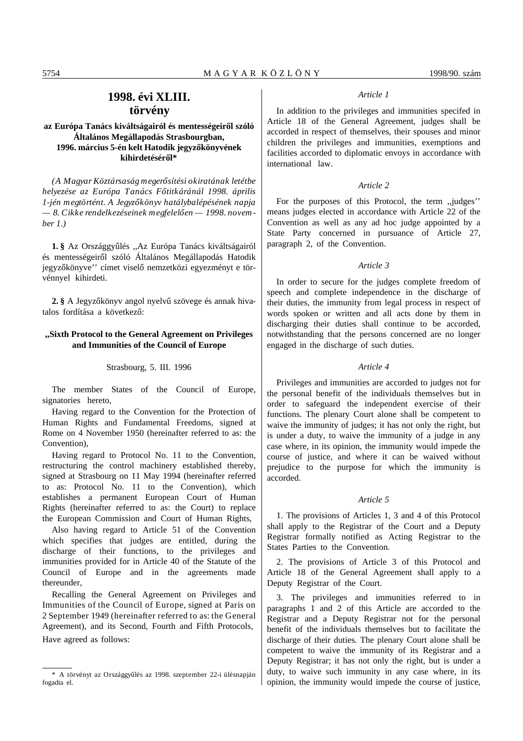# 1998. évi XLIII. törvény

### az Európa Tanács kiváltságairól és mentességeiről szóló Általános Megállapodás Strasbourgban, 1996. március 5-én kelt Hatodik jegyzőkönyvének kihirdetéséről*

*(A Magyar Köztársaság megerősítési okiratának letétbe helyezése az Európa Tanács Főtitkáránál 1998. április 1-jén megtörtént. A Jegyzőkönyv hatálybalépésének napja — 8. Cikke rendelkezéseinek megfelelően — 1998. november 1.)*

**1. §** Az Országgyűlés ,,Az Európa Tanács kiváltságairól és mentességeiről szóló Általános Megállapodás Hatodik jegyzőkönyve'' címet viselő nemzetközi egyezményt e törvénnyel kihirdeti.

**2. §** A Jegyzőkönyv angol nyelvű szövege és annak hivatalos fordítása a következő:

**,,Sixth Protocol to the General Agreement on Privileges and Immunities of the Council of Europe**

Strasbourg, 5. III. 1996

The member States of the Council of Europe, signatories hereto,

Having regard to the Convention for the Protection of Human Rights and Fundamental Freedoms, signed at Rome on 4 November 1950 (hereinafter referred to as: the Convention),

Having regard to Protocol No. 11 to the Convention, restructuring the control machinery established thereby, signed at Strasbourg on 11 May 1994 (hereinafter referred to as: Protocol No. 11 to the Convention), which establishes a permanent European Court of Human Rights (hereinafter referred to as: the Court) to replace the European Commission and Court of Human Rights,

Also having regard to Article 51 of the Convention which specifies that judges are entitled, during the discharge of their functions, to the privileges and immunities provided for in Article 40 of the Statute of the Council of Europe and in the agreements made thereunder,

Recalling the General Agreement on Privileges and Immunities of the Council of Europe, signed at Paris on 2 September 1949 (hereinafter referred to as: the General Agreement), and its Second, Fourth and Fifth Protocols,

Have agreed as follows:

*Article 1*

In addition to the privileges and immunities specifed in Article 18 of the General Agreement, judges shall be accorded in respect of themselves, their spouses and minor children the privileges and immunities, exemptions and facilities accorded to diplomatic envoys in accordance with international law.

*Article 2*

For the purposes of this Protocol, the term ,,judges'' means judges elected in accordance with Article 22 of the Convention as well as any ad hoc judge appointed by a State Party concerned in pursuance of Article 27, paragraph 2, of the Convention.

*Article 3*

In order to secure for the judges complete freedom of speech and complete independence in the discharge of their duties, the immunity from legal process in respect of words spoken or written and all acts done by them in discharging their duties shall continue to be accorded, notwithstanding that the persons concerned are no longer engaged in the discharge of such duties.

*Article 4*

Privileges and immunities are accorded to judges not for the personal benefit of the individuals themselves but in order to safeguard the independent exercise of their functions. The plenary Court alone shall be competent to waive the immunity of judges; it has not only the right, but is under a duty, to waive the immunity of a judge in any case where, in its opinion, the immunity would impede the course of justice, and where it can be waived without prejudice to the purpose for which the immunity is accorded.

*Article 5*

1. The provisions of Articles 1, 3 and 4 of this Protocol shall apply to the Registrar of the Court and a Deputy Registrar formally notified as Acting Registrar to the States Parties to the Convention.

2. The provisions of Article 3 of this Protocol and Article 18 of the General Agreement shall apply to a Deputy Registrar of the Court.

3. The privileges and immunities referred to in paragraphs 1 and 2 of this Article are accorded to the Registrar and a Deputy Registrar not for the personal benefit of the individuals themselves but to facilitate the discharge of their duties. The plenary Court alone shall be competent to waive the immunity of its Registrar and a Deputy Registrar; it has not only the right, but is under a duty, to waive such immunity in any case where, in its opinion, the immunity would impede the course of justice,

\* A törvényt az Országgyűlés az 1998. szeptember 22-i ülésnapján fogadta el.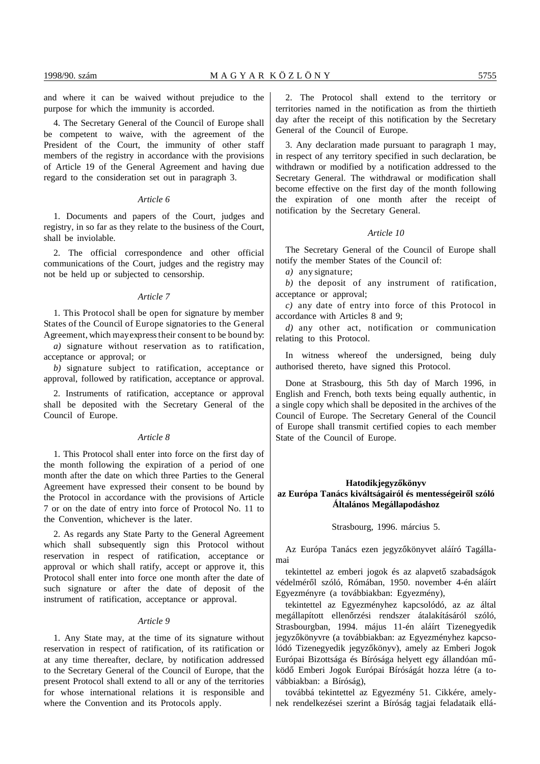and where it can be waived without prejudice to the purpose for which the immunity is accorded.

4. The Secretary General of the Council of Europe shall be competent to waive, with the agreement of the President of the Court, the immunity of other staff members of the registry in accordance with the provisions of Article 19 of the General Agreement and having due regard to the consideration set out in paragraph 3.

*Article 6*

1. Documents and papers of the Court, judges and registry, in so far as they relate to the business of the Court, shall be inviolable.

2. The official correspondence and other official communications of the Court, judges and the registry may not be held up or subjected to censorship.

*Article 7*

1. This Protocol shall be open for signature by member States of the Council of Europe signatories to the General Agreement, which may express their consent to be bound by:

*a)* signature without reservation as to ratification, acceptance or approval; or

*b)* signature subject to ratification, acceptance or approval, followed by ratification, acceptance or approval.

2. Instruments of ratification, acceptance or approval shall be deposited with the Secretary General of the Council of Europe.

*Article 8*

1. This Protocol shall enter into force on the first day of the month following the expiration of a period of one month after the date on which three Parties to the General Agreement have expressed their consent to be bound by the Protocol in accordance with the provisions of Article 7 or on the date of entry into force of Protocol No. 11 to the Convention, whichever is the later.

2. As regards any State Party to the General Agreement which shall subsequently sign this Protocol without reservation in respect of ratification, acceptance or approval or which shall ratify, accept or approve it, this Protocol shall enter into force one month after the date of such signature or after the date of deposit of the instrument of ratification, acceptance or approval.

*Article 9*

1. Any State may, at the time of its signature without reservation in respect of ratification, of its ratification or at any time thereafter, declare, by notification addressed to the Secretary General of the Council of Europe, that the present Protocol shall extend to all or any of the territories for whose international relations it is responsible and where the Convention and its Protocols apply.

2. The Protocol shall extend to the territory or territories named in the notification as from the thirtieth day after the receipt of this notification by the Secretary General of the Council of Europe.

3. Any declaration made pursuant to paragraph 1 may, in respect of any territory specified in such declaration, be withdrawn or modified by a notification addressed to the Secretary General. The withdrawal or modification shall become effective on the first day of the month following the expiration of one month after the receipt of notification by the Secretary General.

*Article 10*

The Secretary General of the Council of Europe shall notify the member States of the Council of:

*a)* any signature;

*b)* the deposit of any instrument of ratification, acceptance or approval;

*c)* any date of entry into force of this Protocol in accordance with Articles 8 and 9;

*d)* any other act, notification or communication relating to this Protocol.

In witness whereof the undersigned, being duly authorised thereto, have signed this Protocol.

Done at Strasbourg, this 5th day of March 1996, in English and French, both texts being equally authentic, in a single copy which shall be deposited in the archives of the Council of Europe. The Secretary General of the Council of Europe shall transmit certified copies to each member State of the Council of Europe.

**Hatodikjegyzőkönyv az Európa Tanács kiváltságairól és mentességeiről szóló Általános Megállapodáshoz**

Strasbourg, 1996. március 5.

Az Európa Tanács ezen jegyzőkönyvet aláíró Tagállamai

tekintettel az emberi jogok és az alapvető szabadságok védelméről szóló, Rómában, 1950. november 4-én aláírt Egyezményére (a továbbiakban: Egyezmény),

tekintettel az Egyezményhez kapcsolódó, az az által megállapított ellenőrzési rendszer átalakításáról szóló, Strasbourgban, 1994. május 11-én aláírt Tizenegyedik jegyzőkönyvre (a továbbiakban: az Egyezményhez kapcsolódó Tizenegyedik jegyzőkönyv), amely az Emberi Jogok Európai Bizottsága és Bírósága helyett egy állandóan működő Emberi Jogok Európai Bíróságát hozza létre (a továbbiakban: a Bíróság),

továbbá tekintettel az Egyezmény 51. Cikkére, amelynek rendelkezései szerint a Bíróság tagjai feladataik ellá-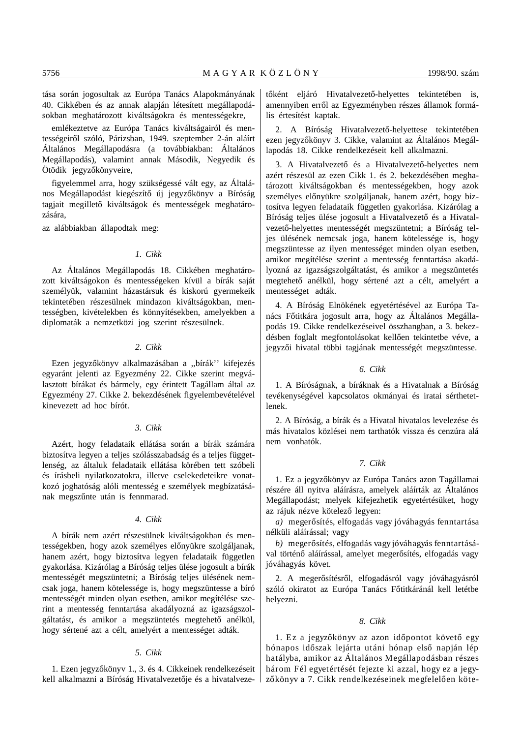tása során jogosultak az Európa Tanács Alapokmányának 40. Cikkében és az annak alapján létesített megállapodásokban meghatározott kiváltságokra és mentességekre,

emlékeztetve az Európa Tanács kiváltságairól és mentességeiről szóló, Párizsban, 1949. szeptember 2-án aláírt Általános Megállapodásra (a továbbiakban: Általános Megállapodás), valamint annak Második, Negyedik és Ötödik jegyzőkönyveire,

figyelemmel arra, hogy szükségessé vált egy, az Általános Megállapodást kiegészítő új jegyzőkönyv a Bíróság tagjait megillető kiváltságok és mentességek meghatározására,

az alábbiakban állapodtak meg:

*1. Cikk*

Az Általános Megállapodás 18. Cikkében meghatározott kiváltságokon és mentességeken kívül a bírák saját személyük, valamint házastársuk és kiskorú gyermekeik tekintetében részesülnek mindazon kiváltságokban, mentességben, kivételekben és könnyítésekben, amelyekben a diplomaták a nemzetközi jog szerint részesülnek.

*2. Cikk*

Ezen jegyzőkönyv alkalmazásában a ,,bírák'' kifejezés egyaránt jelenti az Egyezmény 22. Cikke szerint megválasztott bírákat és bármely, egy érintett Tagállam által az Egyezmény 27. Cikke 2. bekezdésének figyelembevételével kinevezett ad hoc bírót.

*3. Cikk*

Azért, hogy feladataik ellátása során a bírák számára biztosítva legyen a teljes szólásszabadság és a teljes függetlenség, az általuk feladataik ellátása körében tett szóbeli és írásbeli nyilatkozatokra, illetve cselekedeteikre vonatkozó joghatóság alóli mentesség e személyek megbízatásának megszűnte után is fennmarad.

*4. Cikk*

A bírák nem azért részesülnek kiváltságokban és mentességekben, hogy azok személyes előnyükre szolgáljanak, hanem azért, hogy biztosítva legyen feladataik független gyakorlása. Kizárólag a Bíróság teljes ülése jogosult a bírák mentességét megszüntetni; a Bíróság teljes ülésének nemcsak joga, hanem kötelessége is, hogy megszüntesse a bíró mentességét minden olyan esetben, amikor megítélése szerint a mentesség fenntartása akadályozná az igazságszolgáltatást, és amikor a megszüntetés megtehető anélkül, hogy sértené azt a célt, amelyért a mentességet adták.

*5. Cikk*

1. Ezen jegyzőkönyv 1., 3. és 4. Cikkeinek rendelkezéseit kell alkalmazni a Bíróság Hivatalvezetője és a hivatalvezetőként eljáró Hivatalvezető-helyettes tekintetében is, amennyiben erről az Egyezményben részes államok formális értesítést kaptak.

2. A Bíróság Hivatalvezető-helyettese tekintetében ezen jegyzőkönyv 3. Cikke, valamint az Általános Megállapodás 18. Cikke rendelkezéseit kell alkalmazni.

3. A Hivatalvezető és a Hivatalvezető-helyettes nem azért részesül az ezen Cikk 1. és 2. bekezdésében meghatározott kiváltságokban és mentességekben, hogy azok személyes előnyükre szolgáljanak, hanem azért, hogy biztosítva legyen feladataik független gyakorlása. Kizárólag a Bíróság teljes ülése jogosult a Hivatalvezető és a Hivatalvezető-helyettes mentességét megszüntetni; a Bíróság teljes ülésének nemcsak joga, hanem kötelessége is, hogy megszüntesse az ilyen mentességet minden olyan esetben, amikor megítélése szerint a mentesség fenntartása akadályozná az igazságszolgáltatást, és amikor a megszüntetés megtehető anélkül, hogy sértené azt a célt, amelyért a mentességet adták.

4. A Bíróság Elnökének egyetértésével az Európa Tanács Főtitkára jogosult arra, hogy az Általános Megállapodás 19. Cikke rendelkezéseivel összhangban, a 3. bekezdésben foglalt megfontolásokat kellően tekintetbe véve, a jegyzői hivatal többi tagjának mentességét megszüntesse.

*6. Cikk*

1. A Bíróságnak, a bíráknak és a Hivatalnak a Bíróság tevékenységével kapcsolatos okmányai és iratai sérthetetlenek.

2. A Bíróság, a bírák és a Hivatal hivatalos levelezése és más hivatalos közlései nem tarthatók vissza és cenzúra alá nem vonhatók.

*7. Cikk*

1. Ez a jegyzőkönyv az Európa Tanács azon Tagállamai részére áll nyitva aláírásra, amelyek aláírták az Általános Megállapodást; melyek kifejezhetik egyetértésüket, hogy az rájuk nézve kötelező legyen:

*a)* megerősítés, elfogadás vagy jóváhagyás fenntartása nélküli aláírással; vagy

*b)* megerősítés, elfogadás vagy jóváhagyás fenntartásával történő aláírással, amelyet megerősítés, elfogadás vagy jóváhagyás követ.

2. A megerősítésről, elfogadásról vagy jóváhagyásról szóló okiratot az Európa Tanács Főtitkáránál kell letétbe helyezni.

*8. Cikk*

1. Ez a jegyzőkönyv az azon időpontot követő egy hónapos időszak lejárta utáni hónap első napján lép hatályba, amikor az Általános Megállapodásban részes három Fél egyetértését fejezte ki azzal, hogy ez a jegyzőkönyv a 7. Cikk rendelkezéseinek megfelelően köte-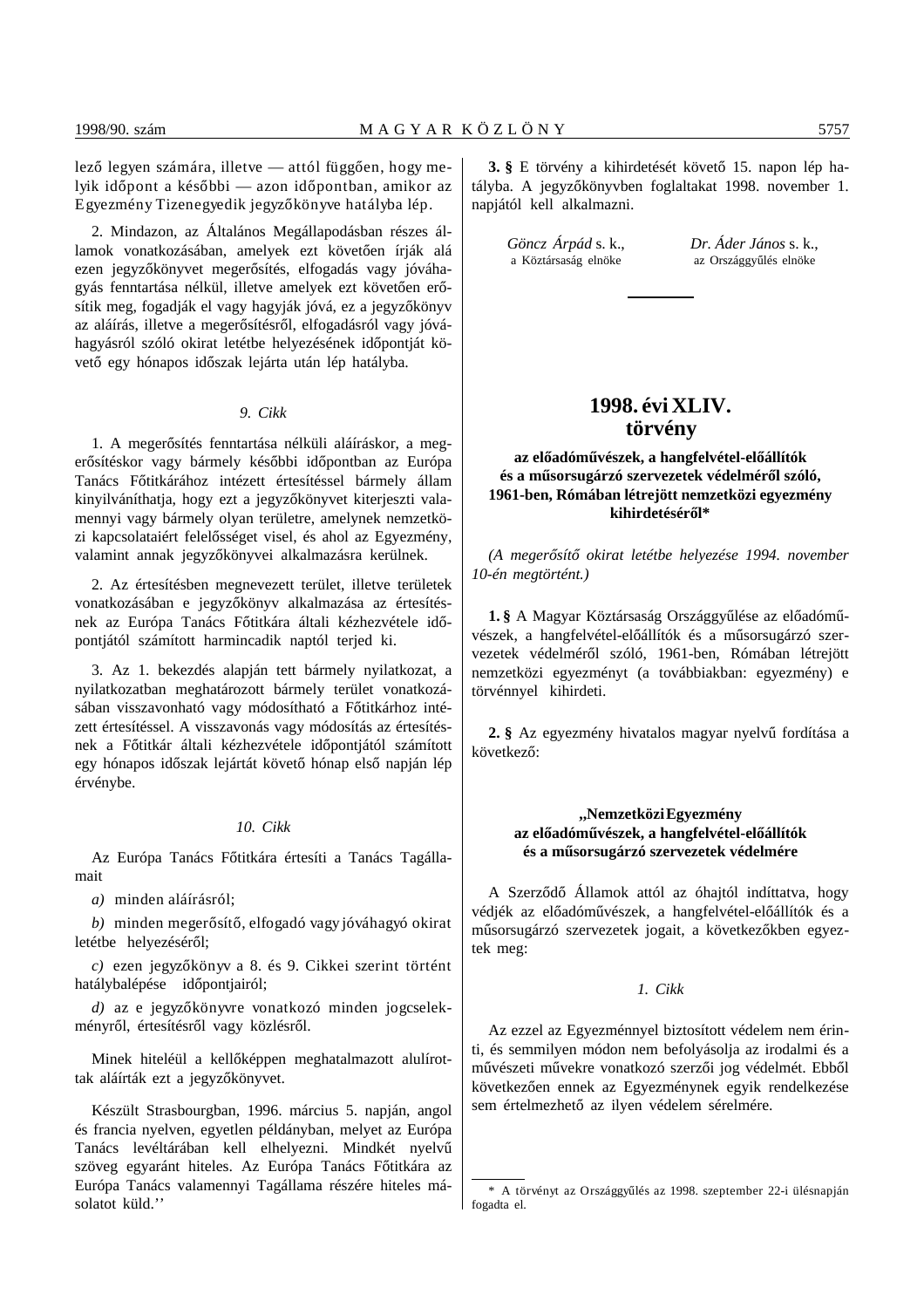lező legyen számára, illetve — attól függően, hogy melyik időpont a későbbi — azon időpontban, amikor az Egyezmény Tizenegyedik jegyzőkönyve hatályba lép.

2. Mindazon, az Általános Megállapodásban részes államok vonatkozásában, amelyek ezt követően írják alá ezen jegyzőkönyvet megerősítés, elfogadás vagy jóváhagyás fenntartása nélkül, illetve amelyek ezt követően erősítik meg, fogadják el vagy hagyják jóvá, ez a jegyzőkönyv az aláírás, illetve a megerősítésről, elfogadásról vagy jóváhagyásról szóló okirat letétbe helyezésének időpontját követő egy hónapos időszak lejárta után lép hatályba.

*9. Cikk*

1. A megerősítés fenntartása nélküli aláíráskor, a megerősítéskor vagy bármely későbbi időpontban az Európa Tanács Főtitkárához intézett értesítéssel bármely állam kinyilváníthatja, hogy ezt a jegyzőkönyvet kiterjeszti valamennyi vagy bármely olyan területre, amelynek nemzetközi kapcsolataiért felelősséget visel, és ahol az Egyezmény, valamint annak jegyzőkönyvei alkalmazásra kerülnek.

2. Az értesítésben megnevezett terület, illetve területek vonatkozásában e jegyzőkönyv alkalmazása az értesítésnek az Európa Tanács Főtitkára általi kézhezvétele időpontjától számított harmincadik naptól terjed ki.

3. Az 1. bekezdés alapján tett bármely nyilatkozat, a nyilatkozatban meghatározott bármely terület vonatkozásában visszavonható vagy módosítható a Főtitkárhoz intézett értesítéssel. A visszavonás vagy módosítás az értesítésnek a Főtitkár általi kézhezvétele időpontjától számított egy hónapos időszak lejártát követő hónap első napján lép érvénybe.

*10. Cikk*

Az Európa Tanács Főtitkára értesíti a Tanács Tagállamait

*a)* minden aláírásról;

*b)* minden megerősítő, elfogadó vagy jóváhagyó okirat letétbe helyezéséről;

*c)* ezen jegyzőkönyv a 8. és 9. Cikkei szerint történt hatálybalépése időpontjairól;

*d)* az e jegyzőkönyvre vonatkozó minden jogcselekményről, értesítésről vagy közlésről.

Minek hiteléül a kellőképpen meghatalmazott alulírottak aláírták ezt a jegyzőkönyvet.

Készült Strasbourgban, 1996. március 5. napján, angol és francia nyelven, egyetlen példányban, melyet az Európa Tanács levéltárában kell elhelyezni. Mindkét nyelvű szöveg egyaránt hiteles. Az Európa Tanács Főtitkára az Európa Tanács valamennyi Tagállama részére hiteles másolatot küld.''

**3. §** E törvény a kihirdetését követő 15. napon lép hatályba. A jegyzőkönyvben foglaltakat 1998. november 1. napjától kell alkalmazni.

*Göncz Árpád* s. k.,
a Köztársaság elnöke

*Dr. Áder János* s. k.,
az Országgyűlés elnöke

## 1998. évi XLIV. törvény

### az előadóművészek, a hangfelvétel-előállítók és a műsorsugárzó szervezetek védelméről szóló, 1961-ben, Rómában létrejött nemzetközi egyezmény kihirdetéséről*

*(A megerősítő okirat letétbe helyezése 1994. november 10-én megtörtént.)*

**1. §** A Magyar Köztársaság Országgyűlése az előadóművészek, a hangfelvétel-előállítók és a műsorsugárzó szervezetek védelméről szóló, 1961-ben, Rómában létrejött nemzetközi egyezményt (a továbbiakban: egyezmény) e törvénnyel kihirdeti.

**2. §** Az egyezmény hivatalos magyar nyelvű fordítása a következő:

### „Nemzetközi Egyezmény az előadóművészek, a hangfelvétel-előállítók és a műsorsugárzó szervezetek védelmére

A Szerződő Államok attól az óhajtól indíttatva, hogy védjék az előadóművészek, a hangfelvétel-előállítók és a műsorsugárzó szervezetek jogait, a következőkben egyeztek meg:

*1. Cikk*

Az ezzel az Egyezménnyel biztosított védelem nem érinti, és semmilyen módon nem befolyásolja az irodalmi és a művészeti művekre vonatkozó szerzői jog védelmét. Ebből következően ennek az Egyezménynek egyik rendelkezése sem értelmezhető az ilyen védelem sérelmére.

\* A törvényt az Országgyűlés az 1998. szeptember 22-i ülésnapján fogadta el.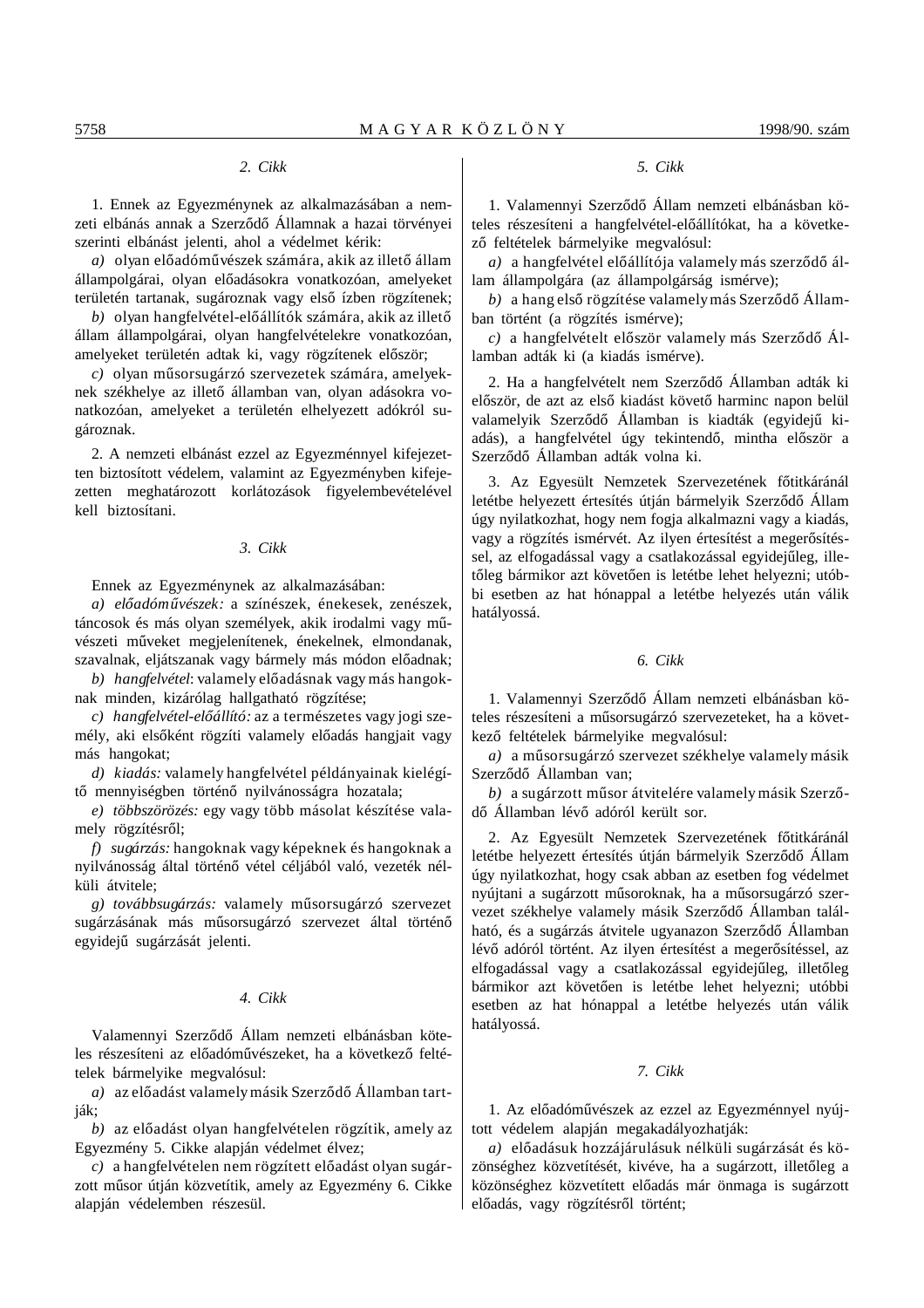### 2. Cikk

1. Ennek az Egyezménynek az alkalmazásában a nemzeti elbánás annak a Szerződő Államnak a hazai törvényei szerinti elbánást jelenti, ahol a védelmet kérik:

*a)* olyan előadóművészek számára, akik az illető állam állampolgárai, olyan előadásokra vonatkozóan, amelyeket területén tartanak, sugároznak vagy első ízben rögzítenek;

*b)* olyan hangfelvétel-előállítók számára, akik az illető állam állampolgárai, olyan hangfelvételekre vonatkozóan, amelyeket területén adtak ki, vagy rögzítenek először;

*c)* olyan műsorsugárzó szervezetek számára, amelyeknek székhelye az illető államban van, olyan adásokra vonatkozóan, amelyeket a területén elhelyezett adókról sugároznak.

2. A nemzeti elbánást ezzel az Egyezménnyel kifejezetten biztosított védelem, valamint az Egyezményben kifejezetten meghatározott korlátozások figyelembevételével kell biztosítani.

### 3. Cikk

Ennek az Egyezménynek az alkalmazásában:

*a) előadóművészek:* a színészek, énekesek, zenészek, táncosok és más olyan személyek, akik irodalmi vagy művészeti műveket megjelenítenek, énekelnek, elmondanak, szavalnak, eljátszanak vagy bármely más módon előadnak;

*b) hangfelvétel*: valamely előadásnak vagy más hangoknak minden, kizárólag hallgatható rögzítése;

*c) hangfelvétel-előállító:* az a természetes vagy jogi személy, aki elsőként rögzíti valamely előadás hangjait vagy más hangokat;

*d) kiadás:* valamely hangfelvétel példányainak kielégítő mennyiségben történő nyilvánosságra hozatala;

*e) többszörözés:* egy vagy több másolat készítése valamely rögzítésről;

*f) sugárzás:* hangoknak vagy képeknek és hangoknak a nyilvánosság által történő vétel céljából való, vezeték nélküli átvitele;

*g) továbbsugárzás:* valamely műsorsugárzó szervezet sugárzásának más műsorsugárzó szervezet által történő egyidejű sugárzását jelenti.

### 4. Cikk

Valamennyi Szerződő Állam nemzeti elbánásban köteles részesíteni az előadóművészeket, ha a következő feltételek bármelyike megvalósul:

*a)* az előadást valamely másik Szerződő Államban tartják;

*b)* az előadást olyan hangfelvételen rögzítik, amely az Egyezmény 5. Cikke alapján védelmet élvez;

*c)* a hangfelvételen nem rögzített előadást olyan sugárzott műsor útján közvetítik, amely az Egyezmény 6. Cikke alapján védelemben részesül.

### 5. Cikk

1. Valamennyi Szerződő Állam nemzeti elbánásban köteles részesíteni a hangfelvétel-előállítókat, ha a következő feltételek bármelyike megvalósul:

*a)* a hangfelvétel előállítója valamely más szerződő állam állampolgára (az állampolgárság ismérve);

*b)* a hang első rögzítése valamely más Szerződő Államban történt (a rögzítés ismérve);

*c)* a hangfelvételt először valamely más Szerződő Államban adták ki (a kiadás ismérve).

2. Ha a hangfelvételt nem Szerződő Államban adták ki először, de azt az első kiadást követő harminc napon belül valamelyik Szerződő Államban is kiadták (egyidejű kiadás), a hangfelvétel úgy tekintendő, mintha először a Szerződő Államban adták volna ki.

3. Az Egyesült Nemzetek Szervezetének főtitkáránál letétbe helyezett értesítés útján bármelyik Szerződő Állam úgy nyilatkozhat, hogy nem fogja alkalmazni vagy a kiadás, vagy a rögzítés ismérvét. Az ilyen értesítést a megerősítéssel, az elfogadással vagy a csatlakozással egyidejűleg, illetőleg bármikor azt követően is letétbe lehet helyezni; utóbbi esetben az hat hónappal a letétbe helyezés után válik hatályossá.

### 6. Cikk

1. Valamennyi Szerződő Állam nemzeti elbánásban köteles részesíteni a műsorsugárzó szervezeteket, ha a következő feltételek bármelyike megvalósul:

*a)* a műsorsugárzó szervezet székhelye valamely másik Szerződő Államban van;

*b)* a sugárzott műsor átvitelére valamely másik Szerződő Államban lévő adóról került sor.

2. Az Egyesült Nemzetek Szervezetének főtitkáránál letétbe helyezett értesítés útján bármelyik Szerződő Állam úgy nyilatkozhat, hogy csak abban az esetben fog védelmet nyújtani a sugárzott műsoroknak, ha a műsorsugárzó szervezet székhelye valamely másik Szerződő Államban található, és a sugárzás átvitele ugyanazon Szerződő Államban lévő adóról történt. Az ilyen értesítést a megerősítéssel, az elfogadással vagy a csatlakozással egyidejűleg, illetőleg bármikor azt követően is letétbe lehet helyezni; utóbbi esetben az hat hónappal a letétbe helyezés után válik hatályossá.

### 7. Cikk

1. Az előadóművészek az ezzel az Egyezménnyel nyújtott védelem alapján megakadályozhatják:

*a)* előadásuk hozzájárulásuk nélküli sugárzását és közönséghez közvetítését, kivéve, ha a sugárzott, illetőleg a közönséghez közvetített előadás már önmaga is sugárzott előadás, vagy rögzítésről történt;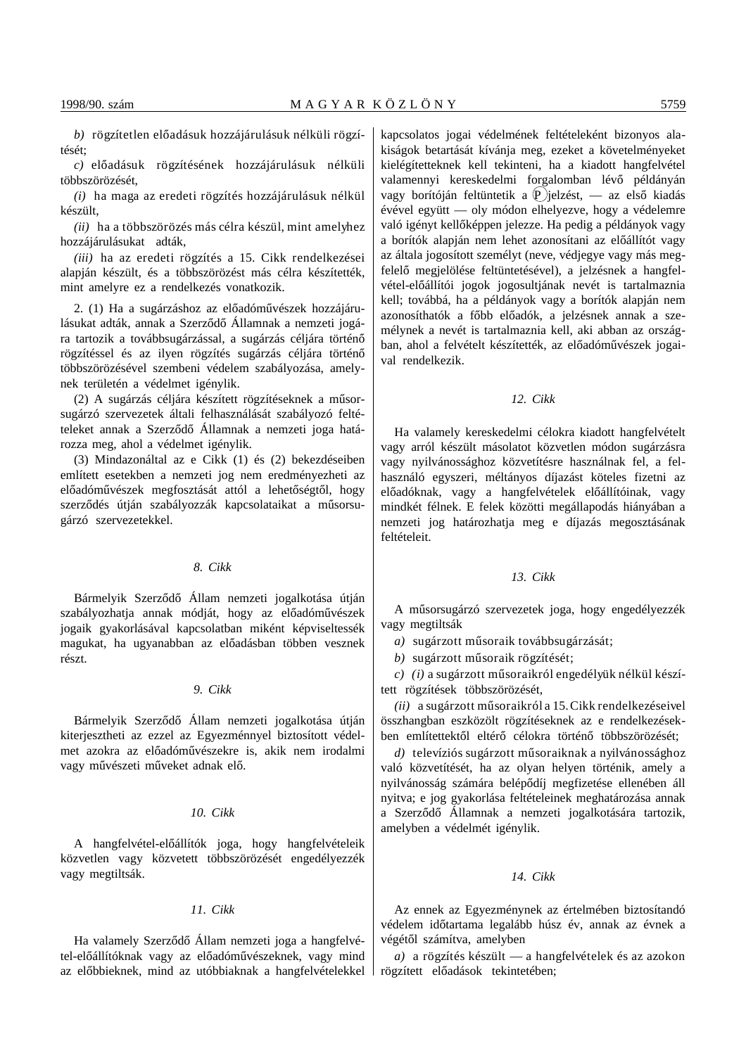*b)* rögzítetlen előadásuk hozzájárulásuk nélküli rögzítését;

*c)* előadásuk rögzítésének hozzájárulásuk nélküli többszörözését,

*(i)* ha maga az eredeti rögzítés hozzájárulásuk nélkül készült,

*(ii)* ha a többszörözés más célra készül, mint amelyhez hozzájárulásukat adták,

*(iii)* ha az eredeti rögzítés a 15. Cikk rendelkezései alapján készült, és a többszörözést más célra készítették, mint amelyre ez a rendelkezés vonatkozik.

2. (1) Ha a sugárzáshoz az előadóművészek hozzájárulásukat adták, annak a Szerződő Államnak a nemzeti jogára tartozik a továbbsugárzással, a sugárzás céljára történő rögzítéssel és az ilyen rögzítés sugárzás céljára történő többszörözésével szembeni védelem szabályozása, amelynek területén a védelmet igénylik.

(2) A sugárzás céljára készített rögzítéseknek a műsorsugárzó szervezetek általi felhasználását szabályozó feltételeket annak a Szerződő Államnak a nemzeti joga határozza meg, ahol a védelmet igénylik.

(3) Mindazonáltal az e Cikk (1) és (2) bekezdéseiben említett esetekben a nemzeti jog nem eredményezheti az előadóművészek megfosztását attól a lehetőségtől, hogy szerződés útján szabályozzák kapcsolataikat a műsorsugárzó szervezetekkel.

*8. Cikk*

Bármelyik Szerződő Állam nemzeti jogalkotása útján szabályozhatja annak módját, hogy az előadóművészek jogaik gyakorlásával kapcsolatban miként képviseltessék magukat, ha ugyanabban az előadásban többen vesznek részt.

*9. Cikk*

Bármelyik Szerződő Állam nemzeti jogalkotása útján kiterjesztheti az ezzel az Egyezménnyel biztosított védelmet azokra az előadóművészekre is, akik nem irodalmi vagy művészeti műveket adnak elő.

*10. Cikk*

A hangfelvétel-előállítók joga, hogy hangfelvételeik közvetlen vagy közvetett többszörözését engedélyezzék vagy megtiltsák.

*11. Cikk*

Ha valamely Szerződő Állam nemzeti joga a hangfelvétel-előállítóknak vagy az előadóművészeknek, vagy mind az előbbieknek, mind az utóbbiaknak a hangfelvételekkel kapcsolatos jogai védelmének feltételeként bizonyos alakiságok betartását kívánja meg, ezeket a követelményeket kielégítetteknek kell tekinteni, ha a kiadott hangfelvétel valamennyi kereskedelmi forgalomban lévő példányán vagy borítóján feltüntetik a Ⓟ jelzést, — az első kiadás évével együtt — oly módon elhelyezve, hogy a védelemre való igényt kellőképpen jelezze. Ha pedig a példányok vagy a borítók alapján nem lehet azonosítani az előállítót vagy az általa jogosított személyt (neve, védjegye vagy más megfelelő megjelölése feltüntetésével), a jelzésnek a hangfelvétel-előállítói jogok jogosultjának nevét is tartalmaznia kell; továbbá, ha a példányok vagy a borítók alapján nem azonosíthatók a főbb előadók, a jelzésnek annak a személynek a nevét is tartalmaznia kell, aki abban az országban, ahol a felvételt készítették, az előadóművészek jogaival rendelkezik.

*12. Cikk*

Ha valamely kereskedelmi célokra kiadott hangfelvételt vagy arról készült másolatot közvetlen módon sugárzásra vagy nyilvánossághoz közvetítésre használnak fel, a felhasználó egyszeri, méltányos díjazást köteles fizetni az előadóknak, vagy a hangfelvételek előállítóinak, vagy mindkét félnek. E felek közötti megállapodás hiányában a nemzeti jog határozhatja meg e díjazás megosztásának feltételeit.

*13. Cikk*

A műsorsugárzó szervezetek joga, hogy engedélyezzék vagy megtiltsák

*a)* sugárzott műsoraik továbbsugárzását;

*b)* sugárzott műsoraik rögzítését;

*c) (i)* a sugárzott műsoraikról engedélyük nélkül készített rögzítések többszörözését,

*(ii)* a sugárzott műsoraikról a 15. Cikk rendelkezéseivel összhangban eszközölt rögzítéseknek az e rendelkezésekben említettektől eltérő célokra történő többszörözését;

*d)* televíziós sugárzott műsoraiknak a nyilvánossághoz való közvetítését, ha az olyan helyen történik, amely a nyilvánosság számára belépődíj megfizetése ellenében áll nyitva; e jog gyakorlása feltételeinek meghatározása annak a Szerződő Államnak a nemzeti jogalkotására tartozik, amelyben a védelmét igénylik.

*14. Cikk*

Az ennek az Egyezménynek az értelmében biztosítandó védelem időtartama legalább húsz év, annak az évnek a végétől számítva, amelyben

*a)* a rögzítés készült — a hangfelvételek és az azokon rögzített előadások tekintetében;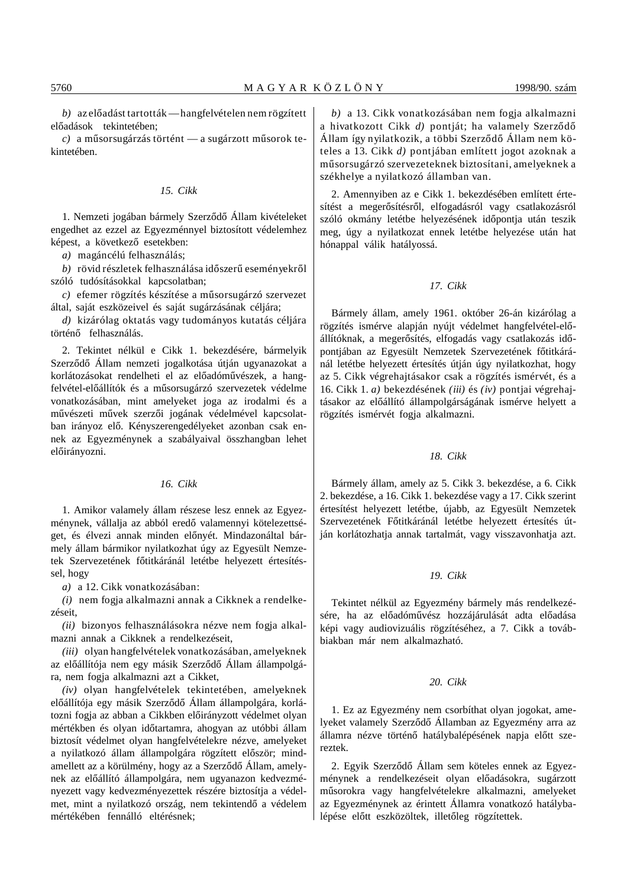*b)* az előadást tartották — hangfelvételen nem rögzített előadások tekintetében;

*c)* a műsorsugárzás történt — a sugárzott műsorok tekintetében.

*15. Cikk*

1. Nemzeti jogában bármely Szerződő Állam kivételeket engedhet az ezzel az Egyezménnyel biztosított védelemhez képest, a következő esetekben:

*a)* magáncélú felhasználás;

*b)* rövid részletek felhasználása időszerű eseményekről szóló tudósításokkal kapcsolatban;

*c)* efemer rögzítés készítése a műsorsugárzó szervezet által, saját eszközeivel és saját sugárzásának céljára;

*d)* kizárólag oktatás vagy tudományos kutatás céljára történő felhasználás.

2. Tekintet nélkül e Cikk 1. bekezdésére, bármelyik Szerződő Állam nemzeti jogalkotása útján ugyanazokat a korlátozásokat rendelheti el az előadóművészek, a hangfelvétel-előállítók és a műsorsugárzó szervezetek védelme vonatkozásában, mint amelyeket joga az irodalmi és a művészeti művek szerzői jogának védelmével kapcsolatban irányoz elő. Kényszerengedélyeket azonban csak ennek az Egyezménynek a szabályaival összhangban lehet előirányozni.

*16. Cikk*

1. Amikor valamely állam részese lesz ennek az Egyezménynek, vállalja az abból eredő valamennyi kötelezettséget, és élvezi annak minden előnyét. Mindazonáltal bármely állam bármikor nyilatkozhat úgy az Egyesült Nemzetek Szervezetének főtitkáránál letétbe helyezett értesítéssel, hogy

*a)* a 12. Cikk vonatkozásában:

*(i)* nem fogja alkalmazni annak a Cikknek a rendelkezéseit,

*(ii)* bizonyos felhasználásokra nézve nem fogja alkalmazni annak a Cikknek a rendelkezéseit,

*(iii)* olyan hangfelvételek vonatkozásában, amelyeknek az előállítója nem egy másik Szerződő Állam állampolgára, nem fogja alkalmazni azt a Cikket,

*(iv)* olyan hangfelvételek tekintetében, amelyeknek előállítója egy másik Szerződő Állam állampolgára, korlátozni fogja az abban a Cikkben előirányzott védelmet olyan mértékben és olyan időtartamra, ahogyan az utóbbi állam biztosít védelmet olyan hangfelvételekre nézve, amelyeket a nyilatkozó állam állampolgára rögzített először; mindamellett az a körülmény, hogy az a Szerződő Állam, amelynek az előállító állampolgára, nem ugyanazon kedvezményezett vagy kedvezményezettek részére biztosítja a védelmet, mint a nyilatkozó ország, nem tekintendő a védelem mértékében fennálló eltérésnek;

*b)* a 13. Cikk vonatkozásában nem fogja alkalmazni a hivatkozott Cikk *d)* pontját; ha valamely Szerződő Állam így nyilatkozik, a többi Szerződő Állam nem köteles a 13. Cikk *d)* pontjában említett jogot azoknak a műsorsugárzó szervezeteknek biztosítani, amelyeknek a székhelye a nyilatkozó államban van.

2. Amennyiben az e Cikk 1. bekezdésében említett értesítést a megerősítésről, elfogadásról vagy csatlakozásról szóló okmány letétbe helyezésének időpontja után teszik meg, úgy a nyilatkozat ennek letétbe helyezése után hat hónappal válik hatályossá.

*17. Cikk*

Bármely állam, amely 1961. október 26-án kizárólag a rögzítés ismérve alapján nyújt védelmet hangfelvétel-előállítóknak, a megerősítés, elfogadás vagy csatlakozás időpontjában az Egyesült Nemzetek Szervezetének főtitkáránál letétbe helyezett értesítés útján úgy nyilatkozhat, hogy az 5. Cikk végrehajtásakor csak a rögzítés ismérvét, és a 16. Cikk 1. *a)* bekezdésének *(iii)* és *(iv)* pontjai végrehajtásakor az előállító állampolgárságának ismérve helyett a rögzítés ismérvét fogja alkalmazni.

*18. Cikk*

Bármely állam, amely az 5. Cikk 3. bekezdése, a 6. Cikk 2. bekezdése, a 16. Cikk 1. bekezdése vagy a 17. Cikk szerint értesítést helyezett letétbe, újabb, az Egyesült Nemzetek Szervezetének Főtitkáránál letétbe helyezett értesítés útján korlátozhatja annak tartalmát, vagy visszavonhatja azt.

*19. Cikk*

Tekintet nélkül az Egyezmény bármely más rendelkezésére, ha az előadóművész hozzájárulását adta előadása képi vagy audiovizuális rögzítéséhez, a 7. Cikk a továbbiakban már nem alkalmazható.

*20. Cikk*

1. Ez az Egyezmény nem csorbíthat olyan jogokat, amelyeket valamely Szerződő Államban az Egyezmény arra az államra nézve történő hatálybalépésének napja előtt szereztek.

2. Egyik Szerződő Állam sem köteles ennek az Egyezménynek a rendelkezéseit olyan előadásokra, sugárzott műsorokra vagy hangfelvételekre alkalmazni, amelyeket az Egyezménynek az érintett Államra vonatkozó hatálybalépése előtt eszközöltek, illetőleg rögzítettek.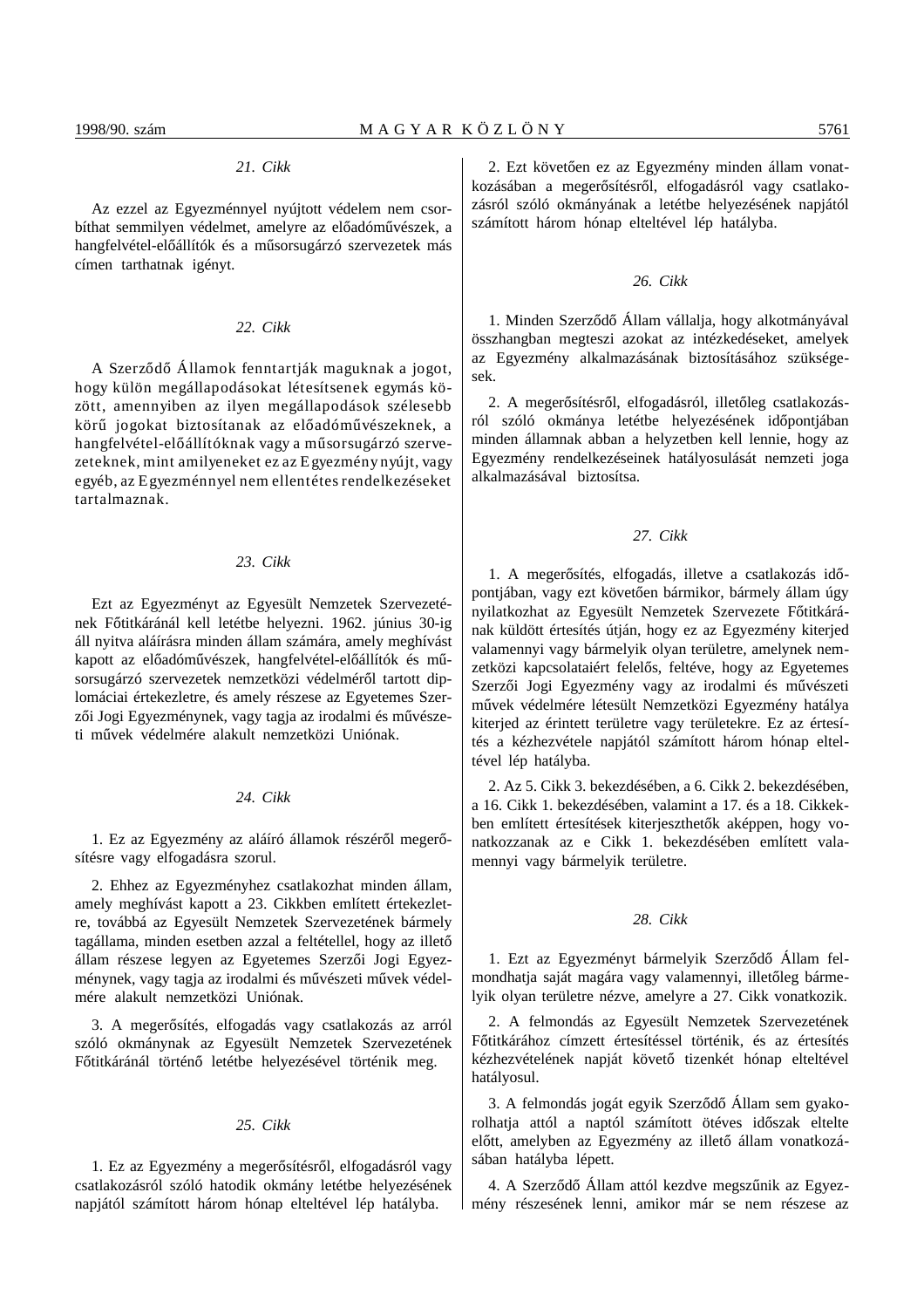### 21. Cikk

Az ezzel az Egyezménnyel nyújtott védelem nem csorbíthat semmilyen védelmet, amelyre az előadóművészek, a hangfelvétel-előállítók és a műsorsugárzó szervezetek más címen tarthatnak igényt.

### 22. Cikk

A Szerződő Államok fenntartják maguknak a jogot, hogy külön megállapodásokat létesítsenek egymás között, amennyiben az ilyen megállapodások szélesebb körű jogokat biztosítanak az előadóművészeknek, a hangfelvétel-előállítóknak vagy a műsorsugárzó szervezeteknek, mint amilyeneket ez az Egyezmény nyújt, vagy egyéb, az Egyezménnyel nem ellentétes rendelkezéseket tartalmaznak.

### 23. Cikk

Ezt az Egyezményt az Egyesült Nemzetek Szervezetének Főtitkáránál kell letétbe helyezni. 1962. június 30-ig áll nyitva aláírásra minden állam számára, amely meghívást kapott az előadóművészek, hangfelvétel-előállítók és műsorsugárzó szervezetek nemzetközi védelméről tartott diplomáciai értekezletre, és amely részese az Egyetemes Szerzői Jogi Egyezménynek, vagy tagja az irodalmi és művészeti művek védelmére alakult nemzetközi Uniónak.

### 24. Cikk

1. Ez az Egyezmény az aláíró államok részéről megerősítésre vagy elfogadásra szorul.

2. Ehhez az Egyezményhez csatlakozhat minden állam, amely meghívást kapott a 23. Cikkben említett értekezletre, továbbá az Egyesült Nemzetek Szervezetének bármely tagállama, minden esetben azzal a feltétellel, hogy az illető állam részese legyen az Egyetemes Szerzői Jogi Egyezménynek, vagy tagja az irodalmi és művészeti művek védelméré alakult nemzetközi Uniónak.

3. A megerősítés, elfogadás vagy csatlakozás az arról szóló okmánynak az Egyesült Nemzetek Szervezetének Főtitkáránál történő letétbe helyezésével történik meg.

### 25. Cikk

1. Ez az Egyezmény a megerősítésről, elfogadásról vagy csatlakozásról szóló hatodik okmány letétbe helyezésének napjától számított három hónap elteltével lép hatályba.

2. Ezt követően ez az Egyezmény minden állam vonatkozásában a megerősítésről, elfogadásról vagy csatlakozásról szóló okmányának a letétbe helyezésének napjától számított három hónap elteltével lép hatályba.

### 26. Cikk

1. Minden Szerződő Állam vállalja, hogy alkotmányával összhangban megteszi azokat az intézkedéseket, amelyek az Egyezmény alkalmazásának biztosításához szükségesek.

2. A megerősítésről, elfogadásról, illetőleg csatlakozásról szóló okmánya letétbe helyezésének időpontjában minden államnak abban a helyzetben kell lennie, hogy az Egyezmény rendelkezéseinek hatályosulását nemzeti joga alkalmazásával biztosítsa.

### 27. Cikk

1. A megerősítés, elfogadás, illetve a csatlakozás időpontjában, vagy ezt követően bármikor, bármely állam úgy nyilatkozhat az Egyesült Nemzetek Szervezete Főtitkárának küldött értesítés útján, hogy ez az Egyezmény kiterjed valamennyi vagy bármelyik olyan területére, amelynek nemzetközi kapcsolataiért felelős, feltéve, hogy az Egyetemes Szerzői Jogi Egyezmény vagy az irodalmi és művészeti művek védelmére létesült Nemzetközi Egyezmény hatálya kiterjed az érintett területre vagy területekre. Ez az értesítés a kézhezvétele napjától számított három hónap elteltével lép hatályba.

2. Az 5. Cikk 3. bekezdésében, a 6. Cikk 2. bekezdésében, a 16. Cikk 1. bekezdésében, valamint a 17. és a 18. Cikkekben említett értesítések kiterjeszthetők aképpen, hogy vonatkozzanak az e Cikk 1. bekezdésében említett valamennyi vagy bármelyik területre.

### 28. Cikk

1. Ezt az Egyezményt bármelyik Szerződő Állam felmondhatja saját magára vagy valamennyi, illetőleg bármelyik olyan területére nézve, amelyre a 27. Cikk vonatkozik.

2. A felmondás az Egyesült Nemzetek Szervezetének Főtitkárához címzett értesítéssel történik, és az értesítés kézhezvételének napját követő tizenkét hónap elteltével hatályosul.

3. A felmondás jogát egyik Szerződő Állam sem gyakorolhatja attól a naptól számított ötéves időszak eltelte előtt, amelyben az Egyezmény az illető állam vonatkozásában hatályba lépett.

4. A Szerződő Állam attól kezdve megszűnik az Egyezmény részesének lenni, amikor már se nem részese az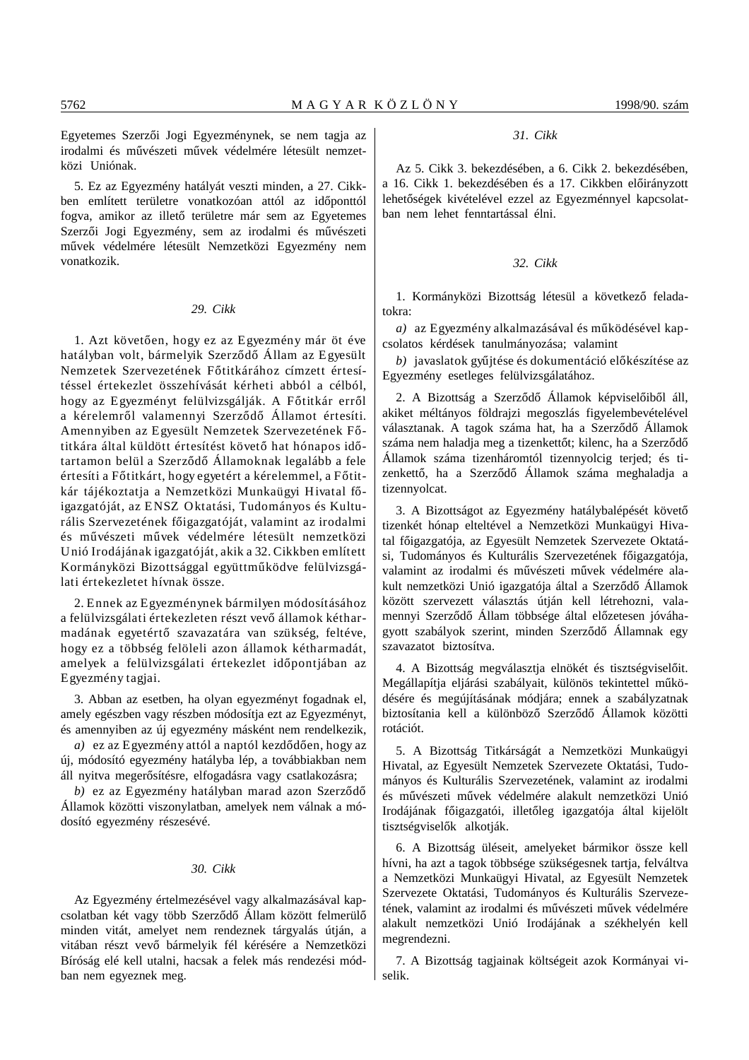Egyetemes Szerzői Jogi Egyezménynek, se nem tagja az irodalmi és művészeti művek védelmére létesült nemzetközi Uniónak.

5. Ez az Egyezmény hatályát veszti minden, a 27. Cikkben említett területre vonatkozóan attól az időponttól fogva, amikor az illető területre már sem az Egyetemes Szerzői Jogi Egyezmény, sem az irodalmi és művészeti művek védelmére létesült Nemzetközi Egyezmény nem vonatkozik.

### *29. Cikk*

1. Azt követően, hogy ez az Egyezmény már öt éve hatályban volt, bármelyik Szerződő Állam az Egyesült Nemzetek Szervezetének Főtitkárához címzett értesítéssel értekezlet összehívását kérheti abból a célból, hogy az Egyezményt felülvizsgálják. A Főtitkár erről a kérelemről valamennyi Szerződő Államot értesíti. Amennyiben az Egyesült Nemzetek Szervezetének Főtitkára által küldött értesítést követő hat hónapos időtartamon belül a Szerződő Államoknak legalább a fele értesíti a Főtitkárt, hogy egyetért a kérelemmel, a Főtitkár tájékoztatja a Nemzetközi Munkaügyi Hivatal főigazgatóját, az ENSZ Oktatási, Tudományos és Kulturális Szervezetének főigazgatóját, valamint az irodalmi és művészeti művek védelmére létesült nemzetközi Unió Irodájának igazgatóját, akik a 32. Cikkben említett Kormányközi Bizottsággal együttműködve felülvizsgálati értekezletet hívnak össze.

2. Ennek az Egyezménynek bármilyen módosításához a felülvizsgálati értekezleten részt vevő államok kétharmadának egyetértő szavazatára van szükség, feltéve, hogy ez a többség felöleli azon államok kétharmadát, amelyek a felülvizsgálati értekezlet időpontjában az Egyezmény tagjai.

3. Abban az esetben, ha olyan egyezményt fogadnak el, amely egészben vagy részben módosítja ezt az Egyezményt, és amennyiben az új egyezmény másként nem rendelkezik,

*a)* ez az Egyezmény attól a naptól kezdődően, hogy az új, módosító egyezmény hatályba lép, a továbbiakban nem áll nyitva megerősítésre, elfogadásra vagy csatlakozásra;

*b)* ez az Egyezmény hatályban marad azon Szerződő Államok közötti viszonylatban, amelyek nem válnak a módosító egyezmény részesévé.

### *30. Cikk*

Az Egyezmény értelmezésével vagy alkalmazásával kapcsolatban két vagy több Szerződő Állam között felmerülő minden vitát, amelyet nem rendeznek tárgyalás útján, a vitában részt vevő bármelyik fél kérésére a Nemzetközi Bíróság elé kell utalni, hacsak a felek más rendezési módban nem egyeznek meg.

### *31. Cikk*

Az 5. Cikk 3. bekezdésében, a 6. Cikk 2. bekezdésében, a 16. Cikk 1. bekezdésében és a 17. Cikkben előirányzott lehetőségek kivételével ezzel az Egyezménnyel kapcsolatban nem lehet fenntartással élni.

### *32. Cikk*

1. Kormányközi Bizottság létesül a következő feladatokra:

*a)* az Egyezmény alkalmazásával és működésével kapcsolatos kérdések tanulmányozása; valamint

*b)* javaslatok gyűjtése és dokumentáció előkészítése az Egyezmény esetleges felülvizsgálatához.

2. A Bizottság a Szerződő Államok képviselőiből áll, akiket méltányos földrajzi megoszlás figyelembevételével választanak. A tagok száma hat, ha a Szerződő Államok száma nem haladja meg a tizenkettőt; kilenc, ha a Szerződő Államok száma tizenháromtól tizennyolcig terjed; és tizenkettő, ha a Szerződő Államok száma meghaladja a tizennyolcat.

3. A Bizottságot az Egyezmény hatálybalépését követő tizenkét hónap elteltével a Nemzetközi Munkaügyi Hivatal főigazgatója, az Egyesült Nemzetek Szervezete Oktatási, Tudományos és Kulturális Szervezetének főigazgatója, valamint az irodalmi és művészeti művek védelmére alakult nemzetközi Unió igazgatója által a Szerződő Államok között szervezett választás útján kell létrehozni, valamennyi Szerződő Állam többsége által előzetesen jóváhagyott szabályok szerint, minden Szerződő Államnak egy szavazatot biztosítva.

4. A Bizottság megválasztja elnökét és tisztségviselőit. Megállapítja eljárási szabályait, különös tekintettel működésére és megújításának módjára; ennek a szabályzatnak biztosítania kell a különböző Szerződő Államok közötti rotációt.

5. A Bizottság Titkárságát a Nemzetközi Munkaügyi Hivatal, az Egyesült Nemzetek Szervezete Oktatási, Tudományos és Kulturális Szervezetének, valamint az irodalmi és művészeti művek védelmére alakult nemzetközi Unió Irodájának főigazgatói, illetőleg igazgatója által kijelölt tisztségviselők alkotják.

6. A Bizottság üléseit, amelyeket bármikor össze kell hívni, ha azt a tagok többsége szükségesnek tartja, felváltva a Nemzetközi Munkaügyi Hivatal, az Egyesült Nemzetek Szervezete Oktatási, Tudományos és Kulturális Szervezetének, valamint az irodalmi és művészeti művek védelmére alakult nemzetközi Unió Irodájának a székhelyén kell megrendezni.

7. A Bizottság tagjainak költségeit azok Kormányai viselik.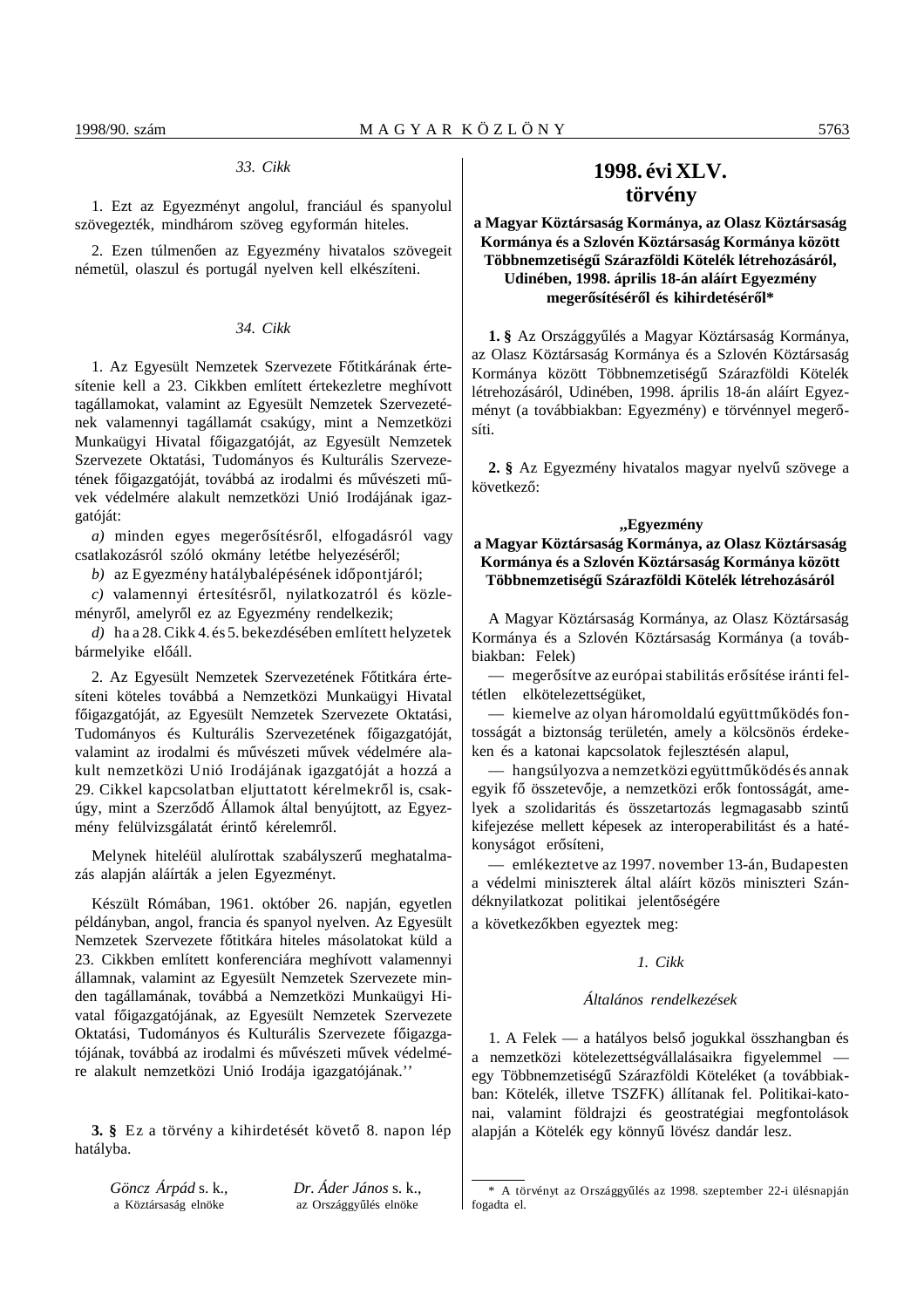*33. Cikk*

1. Ezt az Egyezményt angolul, franciául és spanyolul szövegezték, mindhárom szöveg egyformán hiteles.

2. Ezen túlmenően az Egyezmény hivatalos szövegeit németül, olaszul és portugál nyelven kell elkészíteni.

*34. Cikk*

1. Az Egyesült Nemzetek Szervezete Főtitkárának értesítenie kell a 23. Cikkben említett értekezletre meghívott tagállamokat, valamint az Egyesült Nemzetek Szervezetének valamennyi tagállamát csakúgy, mint a Nemzetközi Munkaügyi Hivatal főigazgatóját, az Egyesült Nemzetek Szervezete Oktatási, Tudományos és Kulturális Szervezetének főigazgatóját, továbbá az irodalmi és művészeti művek védelmére alakult nemzetközi Unió Irodájának igazgatóját:

*a)* minden egyes megerősítésről, elfogadásról vagy csatlakozásról szóló okmány letétbe helyezéséről;

*b)* az Egyezmény hatálybalépésének időpontjáról;

*c)* valamennyi értesítésről, nyilatkozatról és közleményről, amelyről ez az Egyezmény rendelkezik;

*d)* ha a 28. Cikk 4. és 5. bekezdésében említett helyzetek bármelyike előáll.

2. Az Egyesült Nemzetek Szervezetének Főtitkára értesíteni köteles továbbá a Nemzetközi Munkaügyi Hivatal főigazgatóját, az Egyesült Nemzetek Szervezete Oktatási, Tudományos és Kulturális Szervezetének főigazgatóját, valamint az irodalmi és művészeti művek védelmére alakult nemzetközi Unió Irodájának igazgatóját a hozzá a 29. Cikkel kapcsolatban eljuttatott kérelmekről is, csakúgy, mint a Szerződő Államok által benyújtott, az Egyezmény felülvizsgálatát érintő kérelemről.

Melynek hiteléül alulírottak szabályszerű meghatalmazás alapján aláírták a jelen Egyezményt.

Készült Rómában, 1961. október 26. napján, egyetlen példányban, angol, francia és spanyol nyelven. Az Egyesült Nemzetek Szervezete főtitkára hiteles másolatokat küld a 23. Cikkben említett konferenciára meghívott valamennyi államnak, valamint az Egyesült Nemzetek Szervezete minden tagállamának, továbbá a Nemzetközi Munkaügyi Hivatal főigazgatójának, az Egyesült Nemzetek Szervezete Oktatási, Tudományos és Kulturális Szervezete főigazgatójának, továbbá az irodalmi és művészeti művek védelmére alakult nemzetközi Unió Irodája igazgatójának.''

**3. §** Ez a törvény a kihirdetését követő 8. napon lép hatályba.

*Göncz Árpád* s. k., a Köztársaság elnöke

*Dr. Áder János* s. k., az Országgyűlés elnöke

# 1998. évi XLV. törvény

**a Magyar Köztársaság Kormánya, az Olasz Köztársaság Kormánya és a Szlovén Köztársaság Kormánya között Többnemzetiségű Szárazföldi Kötelék létrehozásáról, Udinében, 1998. április 18-án aláírt Egyezmény megerősítéséről és kihirdetéséről***

**1. §** Az Országgyűlés a Magyar Köztársaság Kormánya, az Olasz Köztársaság Kormánya és a Szlovén Köztársaság Kormánya között Többnemzetiségű Szárazföldi Kötelék létrehozásáról, Udinében, 1998. április 18-án aláírt Egyezményt (a továbbiakban: Egyezmény) e törvénnyel megerősíti.

**2. §** Az Egyezmény hivatalos magyar nyelvű szövege a következő:

**„Egyezmény a Magyar Köztársaság Kormánya, az Olasz Köztársaság Kormánya és a Szlovén Köztársaság Kormánya között Többnemzetiségű Szárazföldi Kötelék létrehozásáról**

A Magyar Köztársaság Kormánya, az Olasz Köztársaság Kormánya és a Szlovén Köztársaság Kormánya (a továbbiakban: Felek)

— megerősítve az európai stabilitás erősítése iránti feltétlen elkötelezettségüket,

— kiemelve az olyan háromoldalú együttműködés fontosságát a biztonság területén, amely a kölcsönös érdekeken és a katonai kapcsolatok fejlesztésén alapul,

— hangsúlyozva a nemzetközi együttműködés és annak egyik fő összetevője, a nemzetközi erők fontosságát, amelyek a szolidaritás és összetartozás legmagasabb szintű kifejezése mellett képesek az interoperabilitást és a hatékonyságot erősíteni,

— emlékeztetve az 1997. november 13-án, Budapesten a védelmi miniszterek által aláírt közös miniszteri Szándéknyilatkozat politikai jelentőségére

a következőkben egyeztek meg:

*1. Cikk*

*Általános rendelkezések*

1. A Felek — a hatályos belső jogukkal összhangban és a nemzetközi kötelezettségvállalásaikra figyelemmel — egy Többnemzetiségű Szárazföldi Köteléket (a továbbiakban: Kötelék, illetve TSZFK) állítanak fel. Politikai-katonai, valamint földrajzi és geostratégiai megfontolások alapján a Kötelék egy könnyű lövész dandár lesz.

\* A törvényt az Országgyűlés az 1998. szeptember 22-i ülésnapján fogadta el.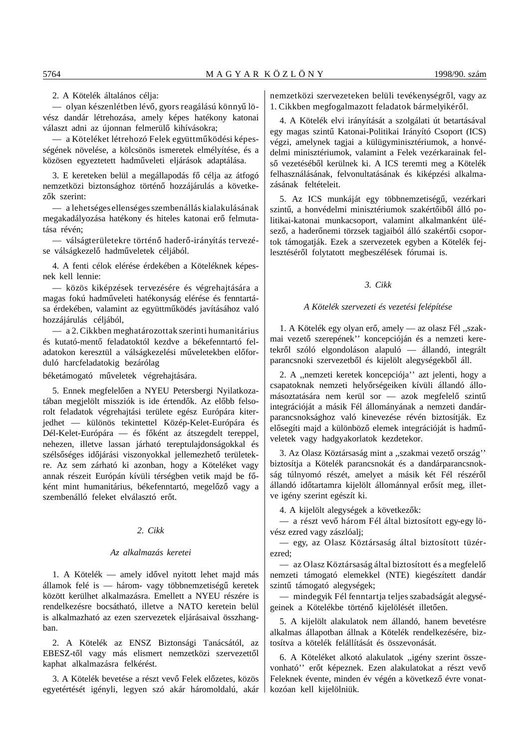2. A Kötelék általános célja:

— olyan készenlétben lévő, gyors reagálású könnyű lövész dandár létrehozása, amely képes hatékony katonai választ adni az újonnan felmerülő kihívásokra;

— a Köteléket létrehozó Felek együttműködési képességének növelése, a kölcsönös ismeretek elmélyítése, és a közösen egyeztetett hadműveleti eljárások adaptálása.

3. E kereteken belül a megállapodás fő célja az átfogó nemzetközi biztonsághoz történő hozzájárulás a következők szerint:

— a lehetséges ellenséges szembenállás kialakulásának megakadályozása hatékony és hiteles katonai erő felmutatása révén;

— válságterületekre történő haderő-irányítás tervezése válságkezelő hadműveletek céljából.

4. A fenti célok elérése érdekében a Köteléknek képesnek kell lennie:

— közös kiképzések tervezésére és végrehajtására a magas fokú hadműveleti hatékonyság elérése és fenntartása érdekében, valamint az együttműködés javításához való hozzájárulás céljából,

— a 2. Cikkben meghatározottak szerinti humanitárius és kutató-mentő feladatoktól kezdve a békefenntartó feladatokon keresztül a válságkezelési műveletekben előforduló harcfeladatokig bezárólag

béketámogató műveletek végrehajtására.

5. Ennek megfelelően a NYEU Petersbergi Nyilatkozatában megjelölt missziók is ide értendők. Az előbb felsorolt feladatok végrehajtási területe egész Európára kiterjedhet — különös tekintettel Közép-Kelet-Európára és Dél-Kelet-Európára — és főként az átszegdelt tereppel, nehezen, illetve lassan járható tereptulajdonságokkal és szélsőséges időjárási viszonyokkal jellemezhető területekre. Az sem zárható ki azonban, hogy a Köteléket vagy annak részeit Európán kívüli térségben vetik majd be főként mint humanitárius, békefenntartó, megelőző vagy a szembenálló feleket elválasztó erőt.

### *2. Cikk*

### *Az alkalmazás keretei*

1. A Kötelék — amely idővel nyitott lehet majd más államok felé is — három- vagy többnemzetiségű keretek között kerülhet alkalmazásra. Emellett a NYEU részére is rendelkezésre bocsátható, illetve a NATO keretein belül is alkalmazható az ezen szervezetek eljárásaival összhangban.

2. A Kötelék az ENSZ Biztonsági Tanácsától, az EBESZ-től vagy más elismert nemzetközi szervezettől kaphat alkalmazásra felkérést.

3. A Kötelék bevetése a részt vevő Felek előzetes, közös egyetértését igényli, legyen szó akár háromoldalú, akár nemzetközi szervezeteken belüli tevékenységről, vagy az 1. Cikkben megfogalmazott feladatok bármelyikéről.

4. A Kötelék elvi irányítását a szolgálati út betartásával egy magas szintű Katonai-Politikai Irányító Csoport (ICS) végzi, amelynek tagjai a külügyminisztériumok, a honvédelmi minisztériumok, valamint a Felek vezérkarainak felső vezetéséből kerülnek ki. A ICS teremti meg a Kötelék felhasználásának, felvonultatásának és kiképzési alkalmazásának feltételeit.

5. Az ICS munkáját egy többnemzetiségű, vezérkari szintű, a honvédelmi minisztériumok szakértőiből álló politikai-katonai munkacsoport, valamint alkalmanként ülésező, a haderőnemi törzsek tagjaiból álló szakértői csoportok támogatják. Ezek a szervezetek egyben a Kötelék fejlesztéséről folytatott megbeszélések fórumai is.

### *3. Cikk*

### *A Kötelék szervezeti és vezetési felépítése*

1. A Kötelék egy olyan erő, amely — az olasz Fél „szakmai vezető szerepének'' koncepcióján és a nemzeti keretekről szóló elgondoláson alapuló — állandó, integrált parancsnoki szervezetből és kijelölt alegységekből áll.

2. A „nemzeti keretek koncepciója'' azt jelenti, hogy a csapatoknak nemzeti helyőrségeiken kívüli állandó állomásoztatására nem kerül sor — azok megfelelő szintű integrációját a másik Fél állományának a nemzeti dandárparancsnoksághoz való kinevezése révén biztosítják. Ez elősegíti majd a különböző elemek integrációját is hadműveletek vagy hadgyakorlatok kezdetekor.

3. Az Olasz Köztársaság mint a „szakmai vezető ország'' biztosítja a Kötelék parancsnokát és a dandárparancsnokság túlnyomó részét, amelyet a másik két Fél részéről állandó időtartamra kijelölt állománnyal erősít meg, illetve igény szerint egészít ki.

4. A kijelölt alegységek a következők:

— a részt vevő három Fél által biztosított egy-egy lövész ezred vagy zászlóalj;

— egy, az Olasz Köztársaság által biztosított tüzérezred;

— az Olasz Köztársaság által biztosított és a megfelelő nemzeti támogató elemekkel (NTE) kiegészített dandár szintű támogató alegységek;

— mindegyik Fél fenntartja teljes szabadságát alegységeinek a Kötelékbe történő kijelölését illetően.

5. A kijelölt alakulatok nem állandó, hanem bevetésre alkalmas állapotban állnak a Kötelék rendelkezésére, biztosítva a kötelék felállítását és összevonását.

6. A Köteléket alkotó alakulatok „igény szerint összevonható'' erőt képeznek. Ezen alakulatokat a részt vevő Feleknek évente, minden év végén a következő évre vonatkozóan kell kijelölniük.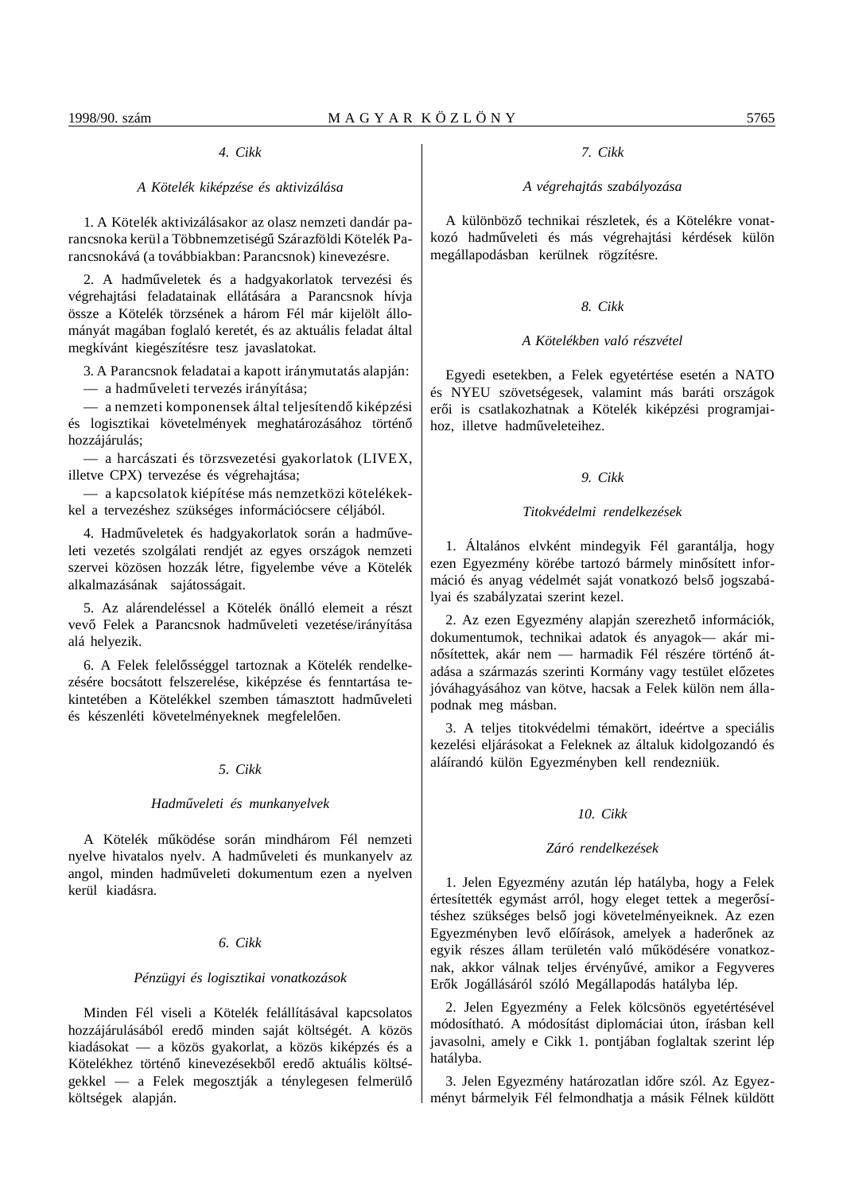### 4. Cikk

*A Kötelék kiképzése és aktivizálása*

1. A Kötelék aktivizálásakor az olasz nemzeti dandár parancsnoka kerül a Többnemzetiségű Szárazföldi Kötelék Parancsnokává (a továbbiakban: Parancsnok) kinevezésre.

2. A hadműveletek és a hadgyakorlatok tervezési és végrehajtási feladatainak ellátására a Parancsnok hívja össze a Kötelék törzsének a három Fél már kijelölt állományát magában foglaló keretét, és az aktuális feladat által megkívánt kiegészítésre tesz javaslatokat.

3. A Parancsnok feladatai a kapott iránymutatás alapján:
— a hadműveleti tervezés irányítása;
— a nemzeti komponensek által teljesítendő kiképzési és logisztikai követelmények meghatározásához történő hozzájárulás;
— a harcászati és törzsvezetési gyakorlatok (LIVEX, illetve CPX) tervezése és végrehajtása;
— a kapcsolatok kiépítése más nemzetközi kötelékekkel a tervezéshez szükséges információcsere céljából.

4. Hadműveletek és hadgyakorlatok során a hadműveleti vezetés szolgálati rendjét az egyes országok nemzeti szervei közösen hozzák létre, figyelembe véve a Kötelék alkalmazásának sajátosságait.

5. Az alárendeléssel a Kötelék önálló elemeit a részt vevő Felek a Parancsnok hadműveleti vezetése/irányítása alá helyezik.

6. A Felek felelősséggel tartoznak a Kötelék rendelkezésére bocsátott felszerelése, kiképzése és fenntartása tekintetében a Kötelékkel szemben támasztott hadműveleti és készenléti követelményeknek megfelelően.

### 5. Cikk

*Hadműveleti és munkanyelvek*

A Kötelék működése során mindhárom Fél nemzeti nyelve hivatalos nyelv. A hadműveleti és munkanyelv az angol, minden hadműveleti dokumentum ezen a nyelven kerül kiadásra.

### 6. Cikk

*Pénzügyi és logisztikai vonatkozások*

Minden Fél viseli a Kötelék felállításával kapcsolatos hozzájárulásából eredő minden saját költségét. A közös kiadásokat — a közös gyakorlat, a közös kiképzés és a Kötelékhez történő kinevezésekből eredő aktuális költségekkel — a Felek megosztják a ténylegesen felmerülő költségek alapján.

### 7. Cikk

*A végrehajtás szabályozása*

A különböző technikai részletek, és a Kötelékre vonatkozó hadműveleti és más végrehajtási kérdések külön megállapodásban kerülnek rögzítésre.

### 8. Cikk

*A Kötelékben való részvétel*

Egyedi esetekben, a Felek egyetértése esetén a NATO és NYEU szövetségesek, valamint más baráti országok erői is csatlakozhatnak a Kötelék kiképzési programjaihoz, illetve hadműveleteihez.

### 9. Cikk

*Titokvédelmi rendelkezések*

1. Általános elvként mindegyik Fél garantálja, hogy ezen Egyezmény körébe tartozó bármely minősített információ és anyag védelmét saját vonatkozó belső jogszabályai és szabályzatai szerint kezel.

2. Az ezen Egyezmény alapján szerezhető információk, dokumentumok, technikai adatok és anyagok— akár minősítettek, akár nem — harmadik Fél részére történő átadása a származás szerinti Kormány vagy testület előzetes jóváhagyásához van kötve, hacsak a Felek külön nem állapodnak meg másban.

3. A teljes titokvédelmi témakört, ideértve a speciális kezelési eljárásokat a Feleknek az általuk kidolgozandó és aláírandó külön Egyezményben kell rendezniük.

### 10. Cikk

*Záró rendelkezések*

1. Jelen Egyezmény azután lép hatályba, hogy a Felek értesítették egymást arról, hogy eleget tettek a megerősítéshez szükséges belső jogi követelményeiknek. Az ezen Egyezményben levő előírások, amelyek a haderőnek az egyik részes állam területén való működésére vonatkoznak, akkor válnak teljes érvényűvé, amikor a Fegyveres Erők Jogállásáról szóló Megállapodás hatályba lép.

2. Jelen Egyezmény a Felek kölcsönös egyetértésével módosítható. A módosítást diplomáciai úton, írásban kell javasolni, amely e Cikk 1. pontjában foglaltak szerint lép hatályba.

3. Jelen Egyezmény határozatlan időre szól. Az Egyezményt bármelyik Fél felmondhatja a másik Félnek küldött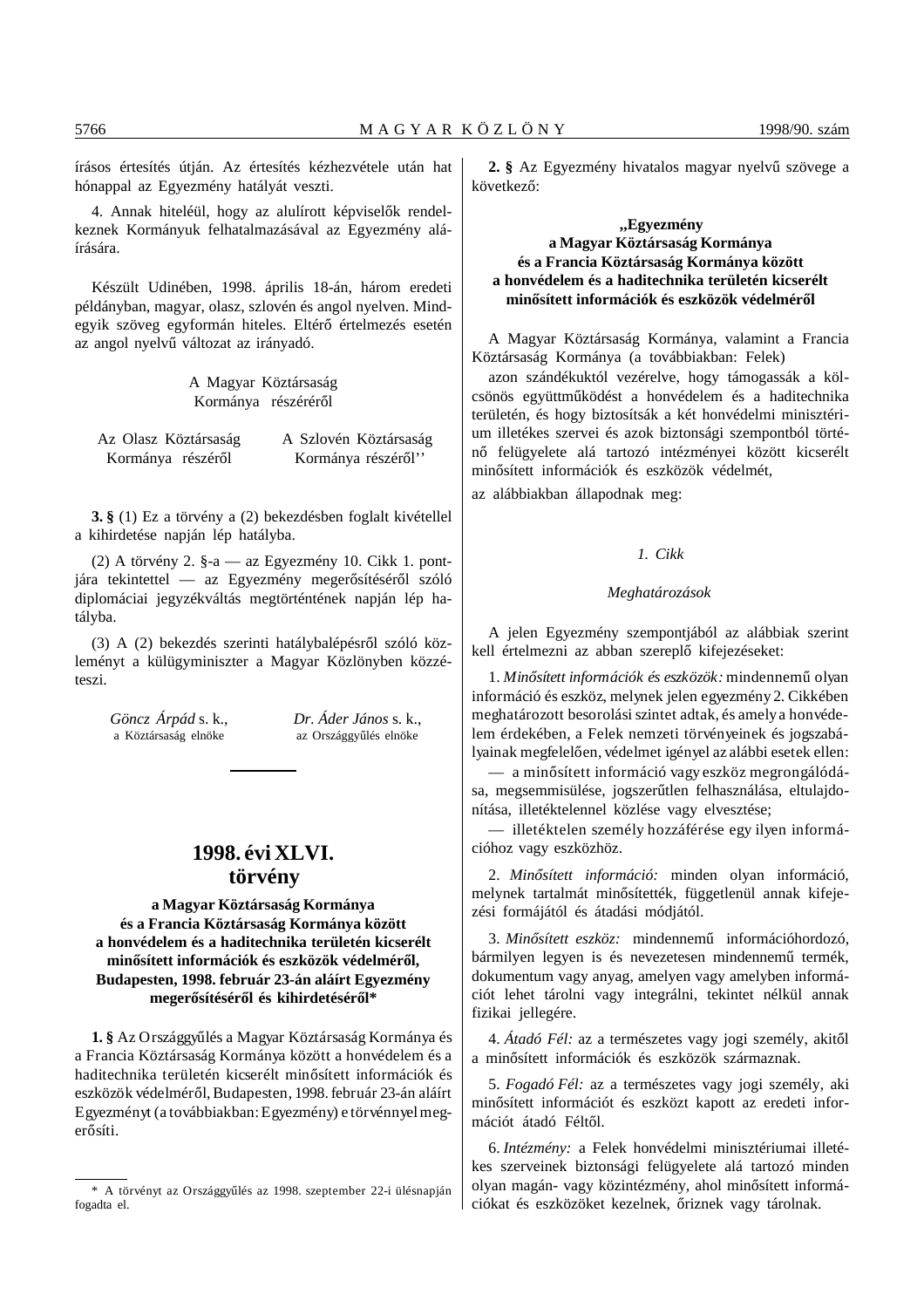írásos értesítés útján. Az értesítés kézhezvétele után hat hónappal az Egyezmény hatályát veszti.

4. Annak hiteléül, hogy az alulírott képviselők rendelkeznek Kormányuk felhatalmazásával az Egyezmény aláírására.

Készült Udinében, 1998. április 18-án, három eredeti példányban, magyar, olasz, szlovén és angol nyelven. Mindegyik szöveg egyformán hiteles. Eltérő értelmezés esetén az angol nyelvű változat az irányadó.

A Magyar Köztársaság
Kormánya részéről

Az Olasz Köztársaság
Kormánya részéről

A Szlovén Köztársaság
Kormánya részéről''

**3. §** (1) Ez a törvény a (2) bekezdésben foglalt kivétellel a kihirdetése napján lép hatályba.

(2) A törvény 2. §-a — az Egyezmény 10. Cikk 1. pontjára tekintettel — az Egyezmény megerősítéséről szóló diplomáciai jegyzékváltás megtörténtének napján lép hatályba.

(3) A (2) bekezdés szerinti hatálybalépésről szóló közleményt a külügyminiszter a Magyar Közlönyben közzéteszi.

*Göncz Árpád* s. k.,
a Köztársaság elnöke

*Dr. Áder János* s. k.,
az Országgyűlés elnöke

---

# 1998. évi XLVI. törvény

## a Magyar Köztársaság Kormánya és a Francia Köztársaság Kormánya között a honvédelem és a haditechnika területén kicserélt minősített információk és eszközök védelméről, Budapesten, 1998. február 23-án aláírt Egyezmény megerősítéséről és kihirdetéséről*

**1. §** Az Országgyűlés a Magyar Köztársaság Kormánya és a Francia Köztársaság Kormánya között a honvédelem és a haditechnika területén kicserélt minősített információk és eszközök védelméről, Budapesten, 1998. február 23-án aláírt Egyezményt (a továbbiakban: Egyezmény) e törvénnyel megerősíti.

\* A törvényt az Országgyűlés az 1998. szeptember 22-i ülésnapján fogadta el.

**2. §** Az Egyezmény hivatalos magyar nyelvű szövege a következő:

### „Egyezmény a Magyar Köztársaság Kormánya és a Francia Köztársaság Kormánya között a honvédelem és a haditechnika területén kicserélt minősített információk és eszközök védelméről

A Magyar Köztársaság Kormánya, valamint a Francia Köztársaság Kormánya (a továbbiakban: Felek)

azon szándékuktól vezérelve, hogy támogassák a kölcsönös együttműködést a honvédelem és a haditechnika területén, és hogy biztosítsák a két honvédelmi minisztérium illetékes szervei és azok biztonsági szempontból történő felügyelete alá tartozó intézményei között kicserélt minősített információk és eszközök védelmét,

az alábbiakban állapodnak meg:

*1. Cikk*

*Meghatározások*

A jelen Egyezmény szempontjából az alábbiak szerint kell értelmezni az abban szereplő kifejezéseket:

1. *Minősített információk és eszközök:* mindennemű olyan információ és eszköz, melynek jelen egyezmény 2. Cikkében meghatározott besorolási szintet adtak, és amely a honvédelem érdekében, a Felek nemzeti törvényeinek és jogszabályainak megfelelően, védelmet igényel az alábbi esetek ellen:

— a minősített információ vagy eszköz megrongálódása, megsemmisülése, jogszerűtlen felhasználása, eltulajdonítása, illetéktelennel közlése vagy elvesztése;

— illetéktelen személy hozzáférése egy ilyen információhoz vagy eszközhöz.

2. *Minősített információ:* minden olyan információ, melynek tartalmát minősítették, függetlenül annak kifejezési formájától és átadási módjától.

3. *Minősített eszköz:* mindennemű információhordozó, bármilyen legyen is és nevezetesen mindennemű termék, dokumentum vagy anyag, amelyen vagy amelyben információt lehet tárolni vagy integrálni, tekintet nélkül annak fizikai jellegére.

4. *Átadó Fél:* az a természetes vagy jogi személy, akitől a minősített információk és eszközök származnak.

5. *Fogadó Fél:* az a természetes vagy jogi személy, aki minősített információt és eszközt kapott az eredeti információt átadó Féltől.

6. *Intézmény:* a Felek honvédelmi minisztériumai illetékes szerveinek biztonsági felügyelete alá tartozó minden olyan magán- vagy közintézmény, ahol minősített információkat és eszközöket kezelnek, őriznek vagy tárolnak.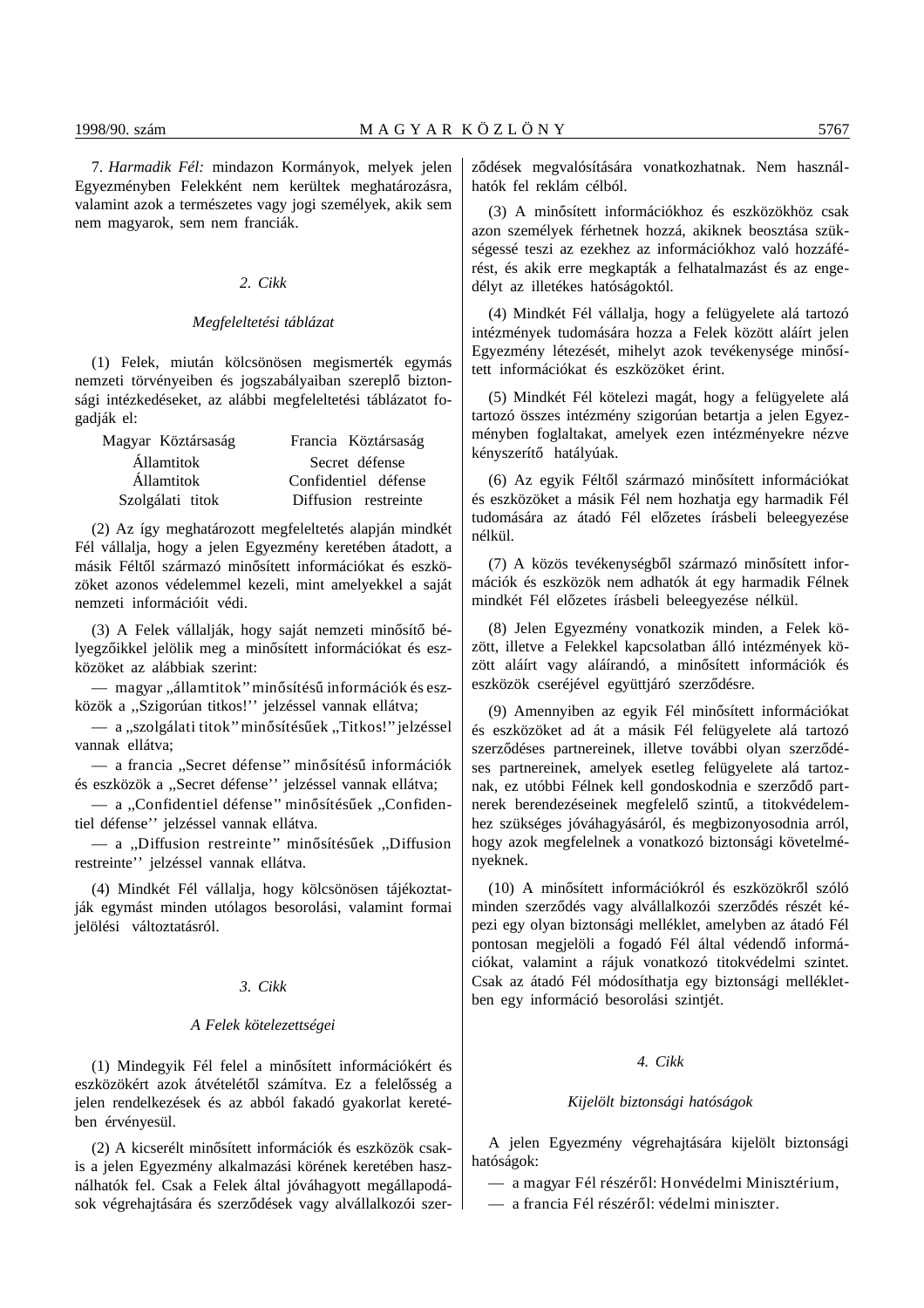7. *Harmadik Fél:* mindazon Kormányok, melyek jelen Egyezményben Felekként nem kerültek meghatározásra, valamint azok a természetes vagy jogi személyek, akik sem nem magyarok, sem nem franciák.

## 2. Cikk

### *Megfeleltetési táblázat*

(1) Felek, miután kölcsönösen megismerték egymás nemzeti törvényeiben és jogszabályaiban szereplő biztonsági intézkedéseket, az alábbi megfeleltetési táblázatot fogadják el:

| Magyar Köztársaság | Francia Köztársaság |
| --- | --- |
| Államtitok | Secret défense |
| Államtitok | Confidentiel défense |
| Szolgálati titok | Diffusion restreinte |

(2) Az így meghatározott megfeleltetés alapján mindkét Fél vállalja, hogy a jelen Egyezmény keretében átadott, a másik Féltől származó minősített információkat és eszközöket azonos védelemmel kezeli, mint amelyekkel a saját nemzeti információit védi.

(3) A Felek vállalják, hogy saját nemzeti minősítő bélyegzőikkel jelölik meg a minősített információkat és eszközöket az alábbiak szerint:

— magyar „államtitok” minősítésű információk és eszközök a „Szigorúan titkos!” jelzéssel vannak ellátva;

— a „szolgálati titok” minősítésűek „Titkos!” jelzéssel vannak ellátva;

— a francia „Secret défense” minősítésű információk és eszközök a „Secret défense” jelzéssel vannak ellátva;

— a „Confidentiel défense” minősítésűek „Confidentiel défense” jelzéssel vannak ellátva.

— a „Diffusion restreinte” minősítésűek „Diffusion restreinte” jelzéssel vannak ellátva.

(4) Mindkét Fél vállalja, hogy kölcsönösen tájékoztatják egymást minden utólagos besorolási, valamint formai jelölési változtatásról.

## 3. Cikk

### *A Felek kötelezettségei*

(1) Mindegyik Fél felel a minősített információkért és eszközökért azok átvételétől számítva. Ez a felelősség a jelen rendelkezések és az abból fakadó gyakorlat keretében érvényesül.

(2) A kicserélt minősített információk és eszközök csakis a jelen Egyezmény alkalmazási körének keretében használhatók fel. Csak a Felek által jóváhagyott megállapodások végrehajtására és szerződések vagy alvállalkozói szerződések megvalósítására vonatkozhatnak. Nem használhatók fel reklám célból.

(3) A minősített információkhoz és eszközökhöz csak azon személyek férhetnek hozzá, akiknek beosztása szükségessé teszi az ezekhez az információkhoz való hozzáférést, és akik erre megkapták a felhatalmazást és az engedélyt az illetékes hatóságoktól.

(4) Mindkét Fél vállalja, hogy a felügyelete alá tartozó intézmények tudomására hozza a Felek között aláírt jelen Egyezmény létezését, mihelyt azok tevékenysége minősített információkat és eszközöket érint.

(5) Mindkét Fél kötelezi magát, hogy a felügyelete alá tartozó összes intézmény szigorúan betartja a jelen Egyezményben foglaltakat, amelyek ezen intézményekre nézve kényszerítő hatályúak.

(6) Az egyik Féltől származó minősített információkat és eszközöket a másik Fél nem hozhatja egy harmadik Fél tudomására az átadó Fél előzetes írásbeli beleegyezése nélkül.

(7) A közös tevékenységből származó minősített információk és eszközök nem adhatók át egy harmadik Félnek mindkét Fél előzetes írásbeli beleegyezése nélkül.

(8) Jelen Egyezmény vonatkozik minden, a Felek között, illetve a Felekkel kapcsolatban álló intézmények között aláírt vagy aláírandó, a minősített információk és eszközök cseréjével együttjáró szerződésre.

(9) Amennyiben az egyik Fél minősített információkat és eszközöket ad át a másik Fél felügyelete alá tartozó szerződéses partnereinek, illetve további olyan szerződéses partnereinek, amelyek esetleg felügyelete alá tartoznak, ez utóbbi Félnek kell gondoskodnia e szerződő partnerek berendezéseinek megfelelő szintű, a titokvédelemhez szükséges jóváhagyásáról, és megbizonyosodnia arról, hogy azok megfelelnek a vonatkozó biztonsági követelményeknek.

(10) A minősített információkról és eszközökről szóló minden szerződés vagy alvállalkozói szerződés részét képezi egy olyan biztonsági melléklet, amelyben az átadó Fél pontosan megjelöli a fogadó Fél által védendő információkat, valamint a rájuk vonatkozó titokvédelmi szintet. Csak az átadó Fél módosíthatja egy biztonsági mellékletben egy információ besorolási szintjét.

## 4. Cikk

### *Kijelölt biztonsági hatóságok*

A jelen Egyezmény végrehajtására kijelölt biztonsági hatóságok:

— a magyar Fél részéről: Honvédelmi Minisztérium,

— a francia Fél részéről: védelmi miniszter.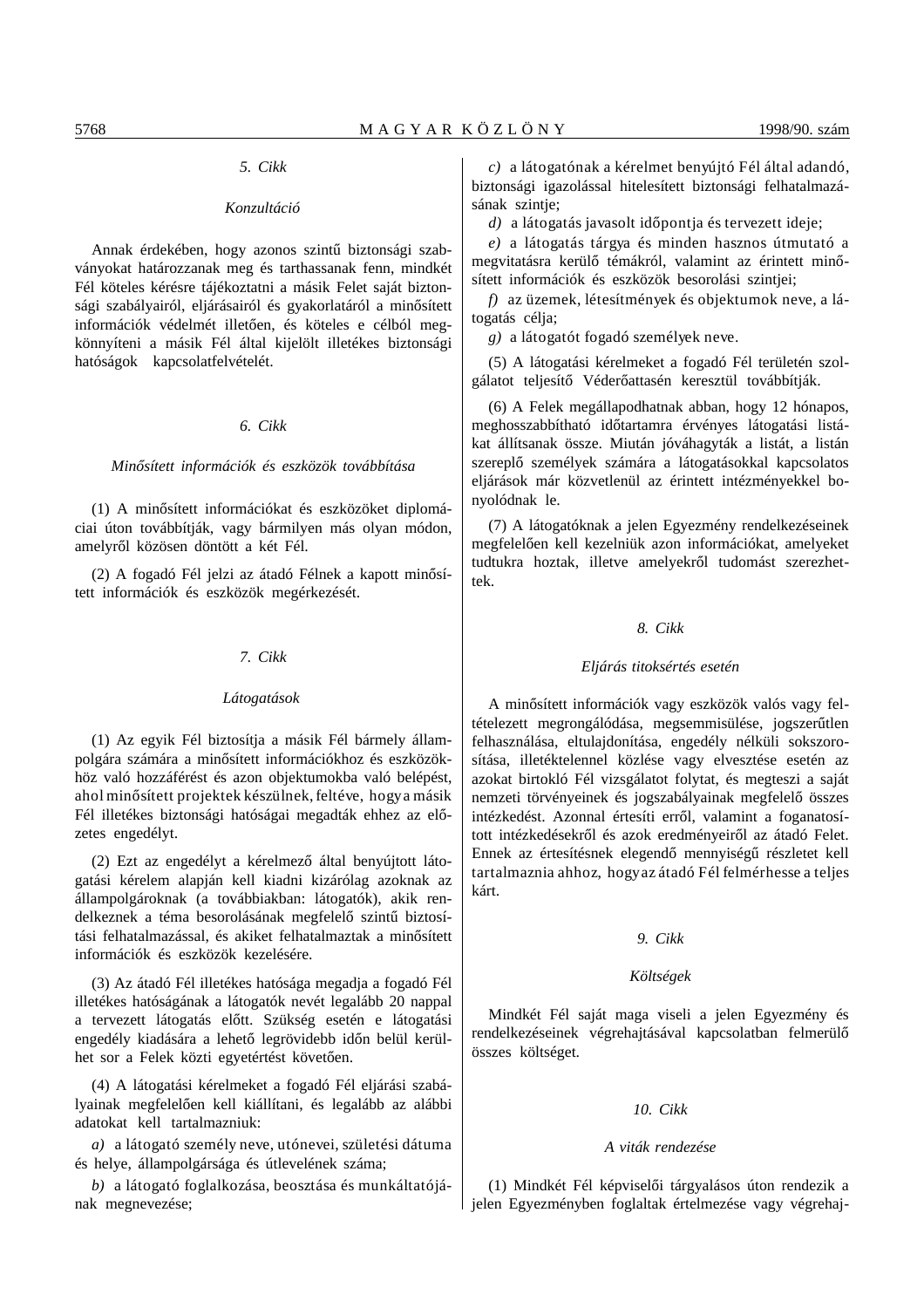*5. Cikk*

*Konzultáció*

Annak érdekében, hogy azonos szintű biztonsági szabványokat határozzanak meg és tarthassanak fenn, mindkét Fél köteles kérésre tájékoztatni a másik Felet saját biztonsági szabályairól, eljárásairól és gyakorlatáról a minősített információk védelmét illetően, és köteles e célból megkönnyíteni a másik Fél által kijelölt illetékes biztonsági hatóságok kapcsolatfelvételét.

*6. Cikk*

*Minősített információk és eszközök továbbítása*

(1) A minősített információkat és eszközöket diplomáciai úton továbbítják, vagy bármilyen más olyan módon, amelyről közösen döntött a két Fél.

(2) A fogadó Fél jelzi az átadó Félnek a kapott minősített információk és eszközök megérkezését.

*7. Cikk*

*Látogatások*

(1) Az egyik Fél biztosítja a másik Fél bármely állampolgára számára a minősített információkhoz és eszközökhöz való hozzáférést és azon objektumokba való belépést, ahol minősített projektek készülnek, feltéve, hogy a másik Fél illetékes biztonsági hatóságai megadták ehhez az előzetes engedélyt.

(2) Ezt az engedélyt a kérelmező által benyújtott látogatási kérelem alapján kell kiadni kizárólag azoknak az állampolgároknak (a továbbiakban: látogatók), akik rendelkeznek a téma besorolásának megfelelő szintű biztosítási felhatalmazással, és akiket felhatalmaztak a minősített információk és eszközök kezelésére.

(3) Az átadó Fél illetékes hatósága megadja a fogadó Fél illetékes hatóságának a látogatók nevét legalább 20 nappal a tervezett látogatás előtt. Szükség esetén e látogatási engedély kiadására a lehető legrövidebb időn belül kerülhet sor a Felek közti egyetértést követően.

(4) A látogatási kérelmeket a fogadó Fél eljárási szabályainak megfelelően kell kiállítani, és legalább az alábbi adatokat kell tartalmazniuk:

*a)* a látogató személy neve, utónevei, születési dátuma és helye, állampolgársága és útlevelének száma;

*b)* a látogató foglalkozása, beosztása és munkáltatójának megnevezése;

*c)* a látogatónak a kérelmet benyújtó Fél által adandó, biztonsági igazolással hitelesített biztonsági felhatalmazásának szintje;

*d)* a látogatás javasolt időpontja és tervezett ideje;

*e)* a látogatás tárgya és minden hasznos útmutató a megvitatásra kerülő témákról, valamint az érintett minősített információk és eszközök besorolási szintjei;

*f)* az üzemek, létesítmények és objektumok neve, a látogatás célja;

*g)* a látogatót fogadó személyek neve.

(5) A látogatási kérelmeket a fogadó Fél területén szolgálatot teljesítő Véderőattasén keresztül továbbítják.

(6) A Felek megállapodhatnak abban, hogy 12 hónapos, meghosszabbítható időtartamra érvényes látogatási listákat állítsanak össze. Miután jóváhagyták a listát, a listán szereplő személyek számára a látogatásokkal kapcsolatos eljárások már közvetlenül az érintett intézményekkel bonyolódnak le.

(7) A látogatóknak a jelen Egyezmény rendelkezéseinek megfelelően kell kezelniük azon információkat, amelyeket tudtukra hoztak, illetve amelyekről tudomást szerezhettek.

*8. Cikk*

*Eljárás titoksértés esetén*

A minősített információk vagy eszközök valós vagy feltételezett megrongálódása, megsemmisülése, jogszerűtlen felhasználása, eltulajdonítása, engedély nélküli sokszorosítása, illetéktelennel közlése vagy elvesztése esetén az azokat birtokló Fél vizsgálatot folytat, és megteszi a saját nemzeti törvényeinek és jogszabályainak megfelelő összes intézkedést. Azonnal értesíti erről, valamint a foganatosított intézkedésekről és azok eredményeiről az átadó Felet. Ennek az értesítésnek elegendő mennyiségű részletet kell tartalmaznia ahhoz, hogy az átadó Fél felmérhesse a teljes kárt.

*9. Cikk*

*Költségek*

Mindkét Fél saját maga viseli a jelen Egyezmény és rendelkezéseinek végrehajtásával kapcsolatban felmerülő összes költséget.

*10. Cikk*

*A viták rendezése*

(1) Mindkét Fél képviselői tárgyalásos úton rendezik a jelen Egyezményben foglaltak értelmezése vagy végrehaj-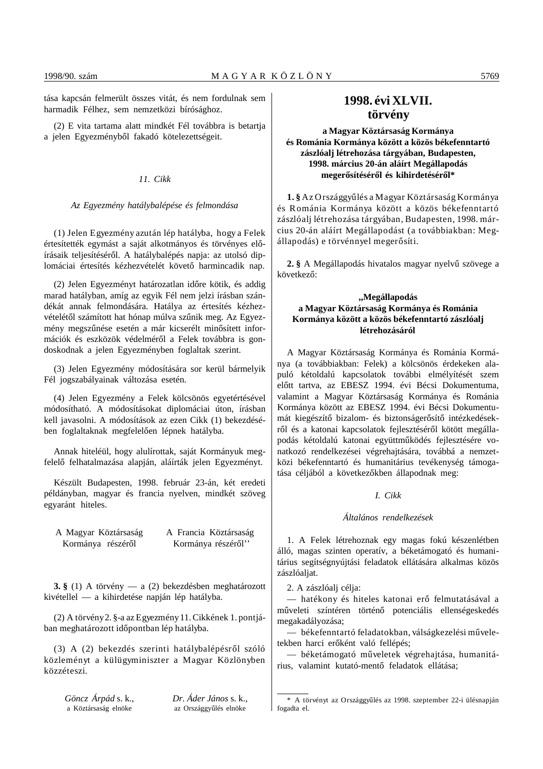tása kapcsán felmerült összes vitát, és nem fordulnak sem harmadik Félhez, sem nemzetközi bírósághoz.

(2) E vita tartama alatt mindkét Fél továbbra is betartja a jelen Egyezményből fakadó kötelezettségeit.

*11. Cikk*

*Az Egyezmény hatálybalépése és felmondása*

(1) Jelen Egyezmény azután lép hatályba, hogy a Felek értesítették egymást a saját alkotmányos és törvényes előírásaik teljesítéséről. A hatálybalépés napja: az utolsó diplomáciai értesítés kézhezvételét követő harmincadik nap.

(2) Jelen Egyezményt határozatlan időre kötik, és addig marad hatályban, amíg az egyik Fél nem jelzi írásban szándékát annak felmondására. Hatálya az értesítés kézhezvételétől számított hat hónap múlva szűnik meg. Az Egyezmény megszűnése esetén a már kicserélt minősített információk és eszközök védelméről a Felek továbbra is gondoskodnak a jelen Egyezményben foglaltak szerint.

(3) Jelen Egyezmény módosítására sor kerül bármelyik Fél jogszabályainak változása esetén.

(4) Jelen Egyezmény a Felek kölcsönös egyetértésével módosítható. A módosításokat diplomáciai úton, írásban kell javasolni. A módosítások az ezen Cikk (1) bekezdésében foglaltaknak megfelelően lépnek hatályba.

Annak hiteléül, hogy alulírottak, saját Kormányuk megfelelő felhatalmazása alapján, aláírták jelen Egyezményt.

Készült Budapesten, 1998. február 23-án, két eredeti példányban, magyar és francia nyelven, mindkét szöveg egyaránt hiteles.

A Magyar Köztársaság Kormánya részéről — A Francia Köztársaság Kormánya részéről''

**3. §** (1) A törvény — a (2) bekezdésben meghatározott kivétellel — a kihirdetése napján lép hatályba.

(2) A törvény 2. §-a az Egyezmény 11. Cikkének 1. pontjában meghatározott időpontban lép hatályba.

(3) A (2) bekezdés szerinti hatálybalépésről szóló közleményt a külügyminiszter a Magyar Közlönyben közzéteszi.

*Göncz Árpád* s. k., a Köztársaság elnöke — *Dr. Áder János* s. k., az Országgyűlés elnöke

# 1998. évi XLVII. törvény

## a Magyar Köztársaság Kormánya és Románia Kormánya között a közös békefenntartó zászlóalj létrehozása tárgyában, Budapesten, 1998. március 20-án aláírt Megállapodás megerősítéséről és kihirdetéséről*

**1. §** Az Országgyűlés a Magyar Köztársaság Kormánya és Románia Kormánya között a közös békefenntartó zászlóalj létrehozása tárgyában, Budapesten, 1998. március 20-án aláírt Megállapodást (a továbbiakban: Megállapodás) e törvénnyel megerősíti.

**2. §** A Megállapodás hivatalos magyar nyelvű szövege a következő:

**„Megállapodás a Magyar Köztársaság Kormánya és Románia Kormánya között a közös békefenntartó zászlóalj létrehozásáról**

A Magyar Köztársaság Kormánya és Románia Kormánya (a továbbiakban: Felek) a kölcsönös érdekeken alapuló kétoldalú kapcsolatok további elmélyítését szem előtt tartva, az EBESZ 1994. évi Bécsi Dokumentuma, valamint a Magyar Köztársaság Kormánya és Románia Kormánya között az EBESZ 1994. évi Bécsi Dokumentumát kiegészítő bizalom- és biztonságerősítő intézkedésekről és a katonai kapcsolatok fejlesztéséről kötött megállapodás kétoldalú katonai együttműködés fejlesztésére vonatkozó rendelkezései végrehajtására, továbbá a nemzetközi békefenntartó és humanitárius tevékenység támogatása céljából a következőkben állapodnak meg:

*I. Cikk*

*Általános rendelkezések*

1. A Felek létrehoznak egy magas fokú készenlétben álló, magas szinten operatív, a béketámogató és humanitárius segítségnyújtási feladatok ellátására alkalmas közös zászlóaljat.

2. A zászlóalj célja:

— hatékony és hiteles katonai erő felmutatásával a műveleti színtéren történő potenciális ellenségeskedés megakadályozása;

— békefenntartó feladatokban, válságkezelési műveletekben harci erőként való fellépés;

— béketámogató műveletek végrehajtása, humanitárius, valamint kutató-mentő feladatok ellátása;

\* A törvényt az Országgyűlés az 1998. szeptember 22-i ülésnapján fogadta el.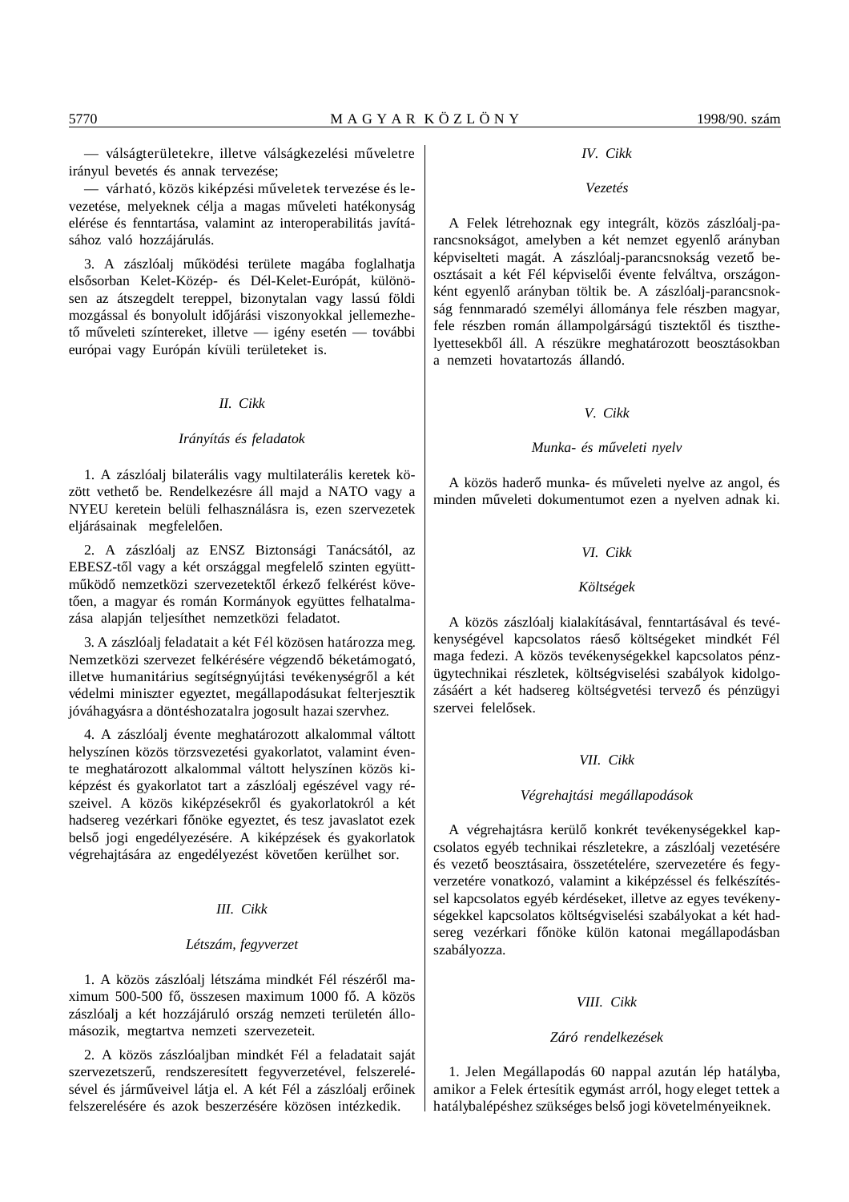— válságterületekre, illetve válságkezelési műveletre irányul bevetés és annak tervezése;

— várható, közös kiképzési műveletek tervezése és levezetése, melyeknek célja a magas műveleti hatékonyság elérése és fenntartása, valamint az interoperabilitás javításához való hozzájárulás.

3. A zászlóalj működési területe magába foglalhatja elsősorban Kelet-Közép- és Dél-Kelet-Európát, különösen az átszegdelt tereppel, bizonytalan vagy lassú földi mozgással és bonyolult időjárási viszonyokkal jellemezhető műveleti színtereket, illetve — igény esetén — további európai vagy Európán kívüli területeket is.

### *II. Cikk*

### *Irányítás és feladatok*

1. A zászlóalj bilaterális vagy multilaterális keretek között vethető be. Rendelkezésre áll majd a NATO vagy a NYEU keretein belüli felhasználásra is, ezen szervezetek eljárásainak megfelelően.

2. A zászlóalj az ENSZ Biztonsági Tanácsától, az EBESZ-től vagy a két országgal megfelelő szinten együttműködő nemzetközi szervezetektől érkező felkérést követően, a magyar és román Kormányok együttes felhatalmazása alapján teljesíthet nemzetközi feladatot.

3. A zászlóalj feladatait a két Fél közösen határozza meg. Nemzetközi szervezet felkérésére végzendő béketámogató, illetve humanitárius segítségnyújtási tevékenységről a két védelmi miniszter egyeztet, megállapodásukat felterjesztik jóváhagyásra a döntéshozatalra jogosult hazai szervhez.

4. A zászlóalj évente meghatározott alkalommal váltott helyszínen közös törzsvezetési gyakorlatot, valamint évente meghatározott alkalommal váltott helyszínen közös kiképzést és gyakorlatot tart a zászlóalj egészével vagy részeivel. A közös kiképzésekről és gyakorlatokról a két hadsereg vezérkari főnöke egyeztet, és tesz javaslatot ezek belső jogi engedélyezésére. A kiképzések és gyakorlatok végrehajtására az engedélyezést követően kerülhet sor.

### *III. Cikk*

### *Létszám, fegyverzet*

1. A közös zászlóalj létszáma mindkét Fél részéről maximum 500-500 fő, összesen maximum 1000 fő. A közös zászlóalj a két hozzájáruló ország nemzeti területén állomásozik, megtartva nemzeti szervezeteit.

2. A közös zászlóaljban mindkét Fél a feladatait saját szervezetszerű, rendszeresített fegyverzetével, felszerelésével és járműveivel látja el. A két Fél a zászlóalj erőinek felszerelésére és azok beszerzésére közösen intézkedik.

### *IV. Cikk*

### *Vezetés*

A Felek létrehoznak egy integrált, közös zászlóalj-parancsnokságot, amelyben a két nemzet egyenlő arányban képviselteti magát. A zászlóalj-parancsnokság vezető beosztásait a két Fél képviselői évente felváltva, országonként egyenlő arányban töltik be. A zászlóalj-parancsnokság fennmaradó személyi állománya fele részben magyar, fele részben román állampolgárságú tisztektől és tiszthelyettesekből áll. A részükre meghatározott beosztásokban a nemzeti hovatartozás állandó.

### *V. Cikk*

### *Munka- és műveleti nyelv*

A közös haderő munka- és műveleti nyelve az angol, és minden műveleti dokumentumot ezen a nyelven adnak ki.

### *VI. Cikk*

### *Költségek*

A közös zászlóalj kialakításával, fenntartásával és tevékenységével kapcsolatos ráeső költségeket mindkét Fél maga fedezi. A közös tevékenységekkel kapcsolatos pénzügytechnikai részletek, költségviselési szabályok kidolgozásáért a két hadsereg költségvetési tervező és pénzügyi szervei felelősek.

### *VII. Cikk*

### *Végrehajtási megállapodások*

A végrehajtásra kerülő konkrét tevékenységekkel kapcsolatos egyéb technikai részletekre, a zászlóalj vezetésére és vezető beosztásaira, összetételére, szervezetére és fegyverzetére vonatkozó, valamint a kiképzéssel és felkészítéssel kapcsolatos egyéb kérdéseket, illetve az egyes tevékenységekkel kapcsolatos költségviselési szabályokat a két hadsereg vezérkari főnöke külön katonai megállapodásban szabályozza.

### *VIII. Cikk*

### *Záró rendelkezések*

1. Jelen Megállapodás 60 nappal azután lép hatályba, amikor a Felek értesítik egymást arról, hogy eleget tettek a hatálybalépéshez szükséges belső jogi követelményeiknek.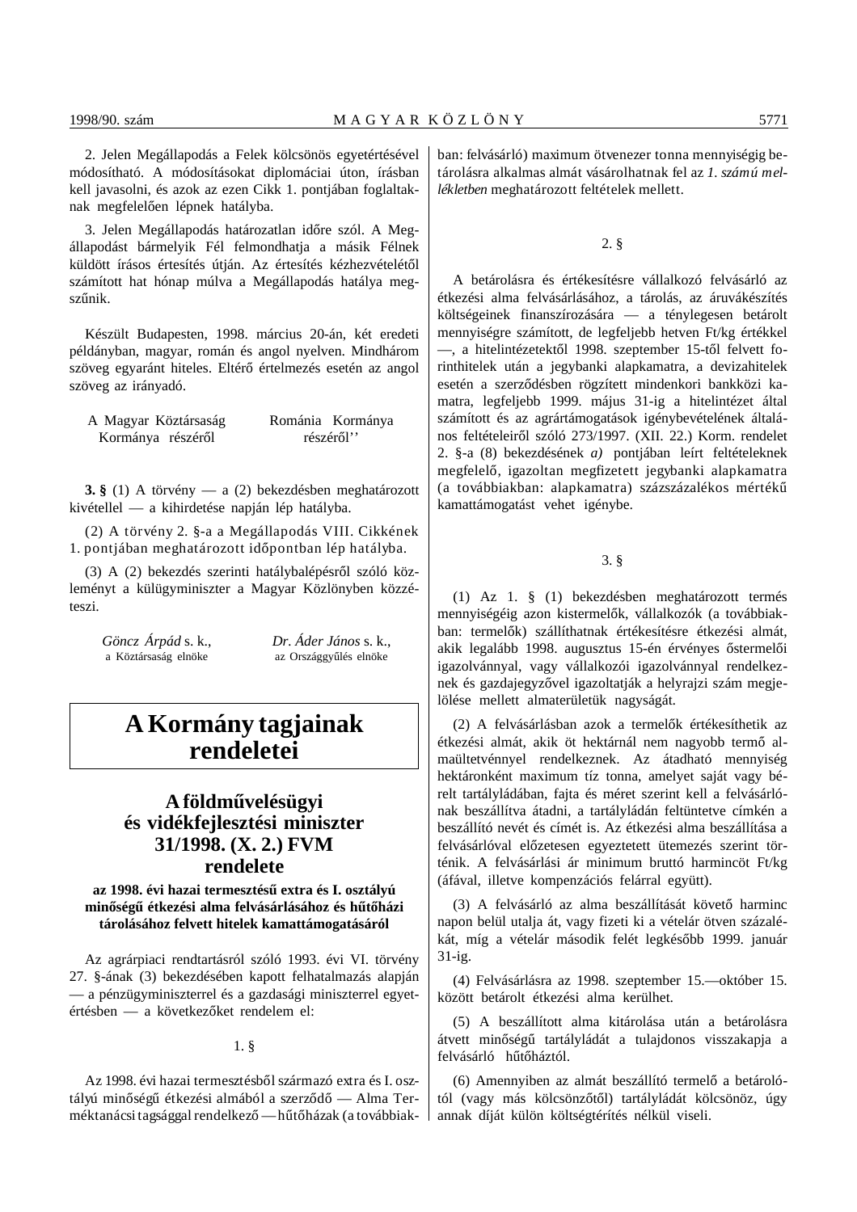2. Jelen Megállapodás a Felek kölcsönös egyetértésével módosítható. A módosításokat diplomáciai úton, írásban kell javasolni, és azok az ezen Cikk 1. pontjában foglaltaknak megfelelően lépnek hatályba.

3. Jelen Megállapodás határozatlan időre szól. A Megállapodást bármelyik Fél felmondhatja a másik Félnek küldött írásos értesítés útján. Az értesítés kézhezvételétől számított hat hónap múlva a Megállapodás hatálya megszűnik.

Készült Budapesten, 1998. március 20-án, két eredeti példányban, magyar, román és angol nyelven. Mindhárom szöveg egyaránt hiteles. Eltérő értelmezés esetén az angol szöveg az irányadó.

| A Magyar Köztársaság Kormánya részéről | Románia Kormánya részéről'' |
|---|---|

**3. §** (1) A törvény — a (2) bekezdésben meghatározott kivétellel — a kihirdetése napján lép hatályba.

(2) A törvény 2. §-a a Megállapodás VIII. Cikkének 1. pontjában meghatározott időpontban lép hatályba.

(3) A (2) bekezdés szerinti hatálybalépésről szóló közleményt a külügyminiszter a Magyar Közlönyben közzéteszi.

| *Göncz Árpád* s. k., a Köztársaság elnöke | *Dr. Áder János* s. k., az Országgyűlés elnöke |
|---|---|

# A Kormány tagjainak rendeletei

## A földművelésügyi és vidékfejlesztési miniszter 31/1998. (X. 2.) FVM rendelete

**az 1998. évi hazai termesztésű extra és I. osztályú minőségű étkezési alma felvásárlásához és hűtőházi tárolásához felvett hitelek kamattámogatásáról**

Az agrárpiaci rendtartásról szóló 1993. évi VI. törvény 27. §-ának (3) bekezdésében kapott felhatalmazás alapján — a pénzügyminiszterrel és a gazdasági miniszterrel egyetértésben — a következőket rendelem el:

1. §

Az 1998. évi hazai termesztésből származó extra és I. osztályú minőségű étkezési almából a szerződő — Alma Terméktanácsi tagsággal rendelkező — hűtőházak (a továbbiakban: felvásárló) maximum ötvenezer tonna mennyiségig betárolásra alkalmas almát vásárolhatnak fel az *1. számú mellékletben* meghatározott feltételek mellett.

2. §

A betárolásra és értékesítésre vállalkozó felvásárló az étkezési alma felvásárlásához, a tárolás, az áruvákészítés költségeinek finanszírozására — a ténylegesen betárolt mennyiségre számított, de legfeljebb hetven Ft/kg értékkel —, a hitelintézetektől 1998. szeptember 15-től felvett forinthitelek után a jegybanki alapkamatra, a devizahitelek esetén a szerződésben rögzített mindenkori bankközi kamatra, legfeljebb 1999. május 31-ig a hitelintézet által számított és az agrártámogatások igénybevételének általános feltételeiről szóló 273/1997. (XII. 22.) Korm. rendelet 2. §-a (8) bekezdésének *a)* pontjában leírt feltételeknek megfelelő, igazoltan megfizetett jegybanki alapkamatra (a továbbiakban: alapkamatra) százszázalékos mértékű kamattámogatást vehet igénybe.

3. §

(1) Az 1. § (1) bekezdésben meghatározott termés mennyiségéig azon kistermelők, vállalkozók (a továbbiakban: termelők) szállíthatnak értékesítésre étkezési almát, akik legalább 1998. augusztus 15-én érvényes őstermelői igazolvánnyal, vagy vállalkozói igazolvánnyal rendelkeznek és gazdajegyzővel igazoltatják a helyrajzi szám megjelölése mellett almaterületük nagyságát.

(2) A felvásárlásban azok a termelők értékesíthetik az étkezési almát, akik öt hektárnál nem nagyobb termő almaültetvénnyel rendelkeznek. Az átadható mennyiség hektáronként maximum tíz tonna, amelyet saját vagy bérelt tartályládában, fajta és méret szerint kell a felvásárlónak beszállítva átadni, a tartályládán feltüntetve címkén a beszállító nevét és címét is. Az étkezési alma beszállítása a felvásárlóval előzetesen egyeztetett ütemezés szerint történik. A felvásárlási ár minimum bruttó harmincöt Ft/kg (áfával, illetve kompenzációs felárral együtt).

(3) A felvásárló az alma beszállítását követő harminc napon belül utalja át, vagy fizeti ki a vételár ötven százalékát, míg a vételár második felét legkésőbb 1999. január 31-ig.

(4) Felvásárlásra az 1998. szeptember 15.—október 15. között betárolt étkezési alma kerülhet.

(5) A beszállított alma kitárolása után a betárolásra átvett minőségű tartályládát a tulajdonos visszakapja a felvásárló hűtőháztól.

(6) Amennyiben az almát beszállító termelő a betárolótól (vagy más kölcsönzőtől) tartályládát kölcsönöz, úgy annak díját külön költségtérítés nélkül viseli.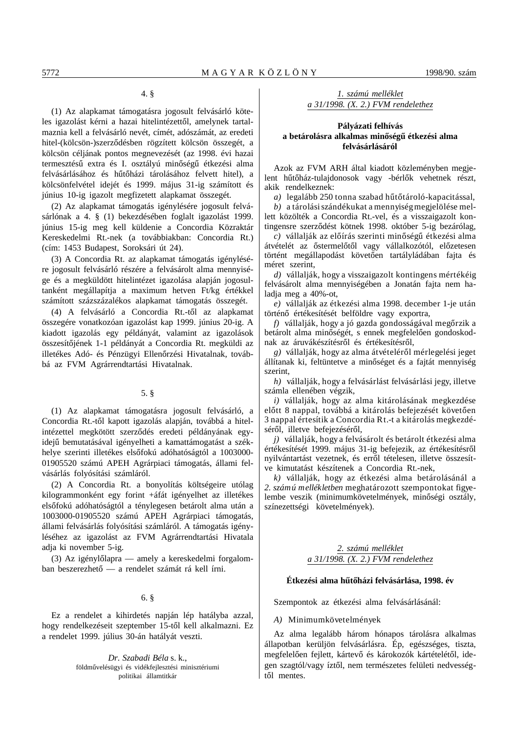### 4. §

(1) Az alapkamat támogatásra jogosult felvásárló köteles igazolást kérni a hazai hitelintézettől, amelynek tartalmaznia kell a felvásárló nevét, címét, adószámát, az eredeti hitel-(kölcsön-)szerződésben rögzített kölcsön összegét, a kölcsön céljának pontos megnevezését (az 1998. évi hazai termesztésű extra és I. osztályú minőségű étkezési alma felvásárlásához és hűtőházi tárolásához felvett hitel), a kölcsönfelvétel idejét és 1999. május 31-ig számított és június 10-ig igazolt megfizetett alapkamat összegét.

(2) Az alapkamat támogatás igénylésére jogosult felvásárlónak a 4. § (1) bekezdésében foglalt igazolást 1999. június 15-ig meg kell küldenie a Concordia Közraktár Kereskedelmi Rt.-nek (a továbbiakban: Concordia Rt.) (cím: 1453 Budapest, Soroksári út 24).

(3) A Concordia Rt. az alapkamat támogatás igénylésére jogosult felvásárló részére a felvásárolt alma mennyisége és a megküldött hitelintézet igazolása alapján jogosultanként megállapítja a maximum hetven Ft/kg értékkel számított százszázalékos alapkamat támogatás összegét.

(4) A felvásárló a Concordia Rt.-től az alapkamat összegére vonatkozóan igazolást kap 1999. június 20-ig. A kiadott igazolás egy példányát, valamint az igazolások összesítőjének 1-1 példányát a Concordia Rt. megküldi az illetékes Adó- és Pénzügyi Ellenőrzési Hivatalnak, továbbá az FVM Agrárrendtartási Hivatalnak.

### 5. §

(1) Az alapkamat támogatásra jogosult felvásárló, a Concordia Rt.-től kapott igazolás alapján, továbbá a hitelintézettel megkötött szerződés eredeti példányának egyidejű bemutatásával igényelheti a kamattámogatást a székhelye szerinti illetékes elsőfokú adóhatóságtól a 1003000-01905520 számú APEH Agrárpiaci támogatás, állami felvásárlás folyósítási számlájáról.

(2) A Concordia Rt. a bonyolítás költségeire utólag kilogrammonként egy forint +áfát igényelhet az illetékes elsőfokú adóhatóságtól a ténylegesen betárolt alma után a 1003000-01905520 számú APEH Agrárpiaci támogatás, állami felvásárlás folyósítási számláról. A támogatás igényléséhez az igazolást az FVM Agrárrendtartási Hivatala adja ki november 5-ig.

(3) Az igénylőlapra — amely a kereskedelmi forgalomban beszerezhető — a rendelet számát rá kell írni.

### 6. §

Ez a rendelet a kihirdetés napján lép hatályba azzal, hogy rendelkezéseit szeptember 15-től kell alkalmazni. Ez a rendelet 1999. július 30-án hatályát veszti.

*Dr. Szabadi Béla* s. k.,
földművelésügyi és vidékfejlesztési minisztériumi politikai államtitkár

*1. számú melléklet*
*a 31/1998. (X. 2.) FVM rendelethez*

**Pályázati felhívás**
**a betárolásra alkalmas minőségű étkezési alma felvásárlásáról**

Azok az FVM ARH által kiadott közleményben megjelent hűtőház-tulajdonosok vagy -bérlők vehetnek részt, akik rendelkeznek:

*a)* legalább 250 tonna szabad hűtőtároló-kapacitással,

*b)* a tárolási szándékukat a mennyiség megjelölése mellett közölték a Concordia Rt.-vel, és a visszaigazolt kontingensre szerződést kötnek 1998. október 5-ig bezárólag,

*c)* vállalják az előírás szerinti minőségű étkezési alma átvételét az őstermelőtől vagy vállalkozótól, előzetesen történt megállapodást követően tartályládában fajta és méret szerint,

*d)* vállalják, hogy a visszaigazolt kontingens mértékéig felvásárolt alma mennyiségében a Jonatán fajta nem haladja meg a 40%-ot,

*e)* vállalják az étkezési alma 1998. december 1-je után történő értékesítését belföldre vagy exportra,

*f)* vállalják, hogy a jó gazda gondosságával megőrzik a betárolt alma minőségét, s ennek megfelelően gondoskodnak az áruvákészítésről és értékesítésről,

*g)* vállalják, hogy az alma átvételéről mérlegelési jeget állítanak ki, feltüntetve a minőséget és a fajtát mennyiség szerint,

*h)* vállalják, hogy a felvásárlást felvásárlási jegy, illetve számla ellenében végzik,

*i)* vállalják, hogy az alma kitárolásának megkezdése előtt 8 nappal, továbbá a kitárolás befejezését követően 3 nappal értesítik a Concordia Rt.-t a kitárolás megkezdéséről, illetve befejezéséről,

*j)* vállalják, hogy a felvásárolt és betárolt étkezési alma értékesítését 1999. május 31-ig befejezik, az értékesítésről nyilvántartást vezetnek, és erről tételesen, illetve összesítve kimutatást készítenek a Concordia Rt.-nek,

*k)* vállalják, hogy az étkezési alma betárolásánál a *2. számú mellékletben* meghatározott szempontokat figyelembe veszik (minimumkövetelmények, minőségi osztály, színezettségi követelmények).

*2. számú melléklet*
*a 31/1998. (X. 2.) FVM rendelethez*

**Étkezési alma hűtőházi felvásárlása, 1998. év**

Szempontok az étkezési alma felvásárlásánál:

*A)* Minimumkövetelmények

Az alma legalább három hónapos tárolásra alkalmas állapotban kerüljön felvásárlásra. Ép, egészséges, tiszta, megfelelően fejlett, kártevő és károkozók kártételétől, idegen szagtól/vagy íztől, nem természetes felületi nedvességtől mentes.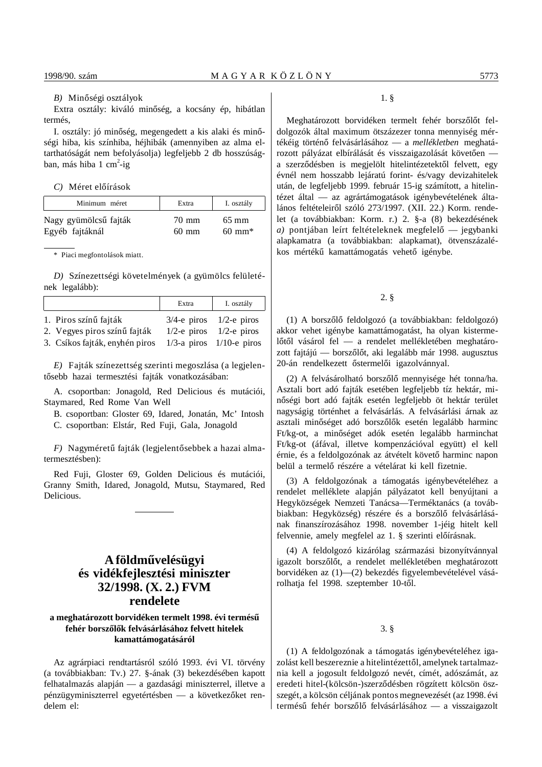*B)* Minőségi osztályok

Extra osztály: kiváló minőség, a kocsány ép, hibátlan termés,

I. osztály: jó minőség, megengedett a kis alaki és minőségi hiba, kis színhiba, héjhibák (amennyiben az alma eltarthatóságát nem befolyásolja) legfeljebb 2 db hosszúságban, más hiba 1 $cm^2$-ig

*C)* Méret előírások

| Minimum méret | Extra | I. osztály |
|---|---|---|
| Nagy gyümölcsű fajták | 70 mm | 65 mm |
| Egyéb fajtáknál | 60 mm | 60 mm* |

\* Piaci megfontolások miatt.

*D)* Színezettségi követelmények (a gyümölcs felületének legalább):

| | Extra | I. osztály |
|---|---|---|
| 1. Piros színű fajták | 3/4-e piros | 1/2-e piros |
| 2. Vegyes piros színű fajták | 1/2-e piros | 1/2-e piros |
| 3. Csíkos fajták, enyhén piros | 1/3-a piros | 1/10-e piros |

*E)* Fajták színezettség szerinti megoszlása (a legjelentősebb hazai termesztési fajták vonatkozásában:

A. csoportban: Jonagold, Red Delicious és mutációi, Staymared, Red Rome Van Well

B. csoportban: Gloster 69, Idared, Jonatán, Mc' Intosh

C. csoportban: Elstár, Red Fuji, Gala, Jonagold

*F)* Nagyméretű fajták (legjelentősebbek a hazai almatermesztésben):

Red Fuji, Gloster 69, Golden Delicious és mutációi, Granny Smith, Idared, Jonagold, Mutsu, Staymared, Red Delicious.

---

# A földművelésügyi és vidékfejlesztési miniszter 32/1998. (X. 2.) FVM rendelete

**a meghatározott borvidéken termelt 1998. évi termésű fehér borszőlők felvásárlásához felvett hitelek kamattámogatásáról**

Az agrárpiaci rendtartásról szóló 1993. évi VI. törvény (a továbbiakban: Tv.) 27. §-ának (3) bekezdésében kapott felhatalmazás alapján — a gazdasági miniszterrel, illetve a pénzügyminiszterrel egyetértésben — a következőket rendelem el:

1. §

Meghatározott borvidéken termelt fehér borszőlőt feldolgozók által maximum ötszázezer tonna mennyiség mértékéig történő felvásárlásához — a *mellékletben* meghatározott pályázat elbírálását és visszaigazolását követően — a szerződésben is megjelölt hitelintézetektől felvett, egy évnél nem hosszabb lejáratú forint- és/vagy devizahitelek után, de legfeljebb 1999. február 15-ig számított, a hitelintézet által — az agrártámogatások igénybevételének általános feltételeiről szóló 273/1997. (XII. 22.) Korm. rendelet (a továbbiakban: Korm. r.) 2. §-a (8) bekezdésének *a)* pontjában leírt feltételeknek megfelelő — jegybanki alapkamatra (a továbbiakban: alapkamat), ötvenszázalékos mértékű kamattámogatás vehető igénybe.

2. §

(1) A borszőlő feldolgozó (a továbbiakban: feldolgozó) akkor vehet igénybe kamattámogatást, ha olyan kistermelőtől vásárol fel — a rendelet mellékletében meghatározott fajtájú — borszőlőt, aki legalább már 1998. augusztus 20-án rendelkezett őstermelői igazolvánnyal.

(2) A felvásárolható borszőlő mennyisége hét tonna/ha. Asztali bort adó fajták esetében legfeljebb tíz hektár, minőségi bort adó fajták esetén legfeljebb öt hektár terület nagyságig történhet a felvásárlás. A felvásárlási árnak az asztali minőséget adó borszőlők esetén legalább harminc Ft/kg-ot, a minőséget adók esetén legalább harminchat Ft/kg-ot (áfával, illetve kompenzációval együtt) el kell érnie, és a feldolgozónak az átvételt követő harminc napon belül a termelő részére a vételárat ki kell fizetnie.

(3) A feldolgozónak a támogatás igénybevételéhez a rendelet melléklete alapján pályázatot kell benyújtani a Hegyközségek Nemzeti Tanácsa—Terméktanács (a továbbiakban: Hegyközség) részére és a borszőlő felvásárlásának finanszírozásához 1998. november 1-jéig hitelt kell felvennie, amely megfelel az 1. § szerinti előírásnak.

(4) A feldolgozó kizárólag származási bizonyítvánnyal igazolt borszőlőt, a rendelet mellékletében meghatározott borvidéken az (1)—(2) bekezdés figyelembevételével vásárolhatja fel 1998. szeptember 10-től.

3. §

(1) A feldolgozónak a támogatás igénybevételéhez igazolást kell beszereznie a hitelintézettől, amelynek tartalmaznia kell a jogosult feldolgozó nevét, címét, adószámát, az eredeti hitel-(kölcsön-)szerződésben rögzített kölcsön összegét, a kölcsön céljának pontos megnevezését (az 1998. évi termésű fehér borszőlő felvásárlásához — a visszaigazolt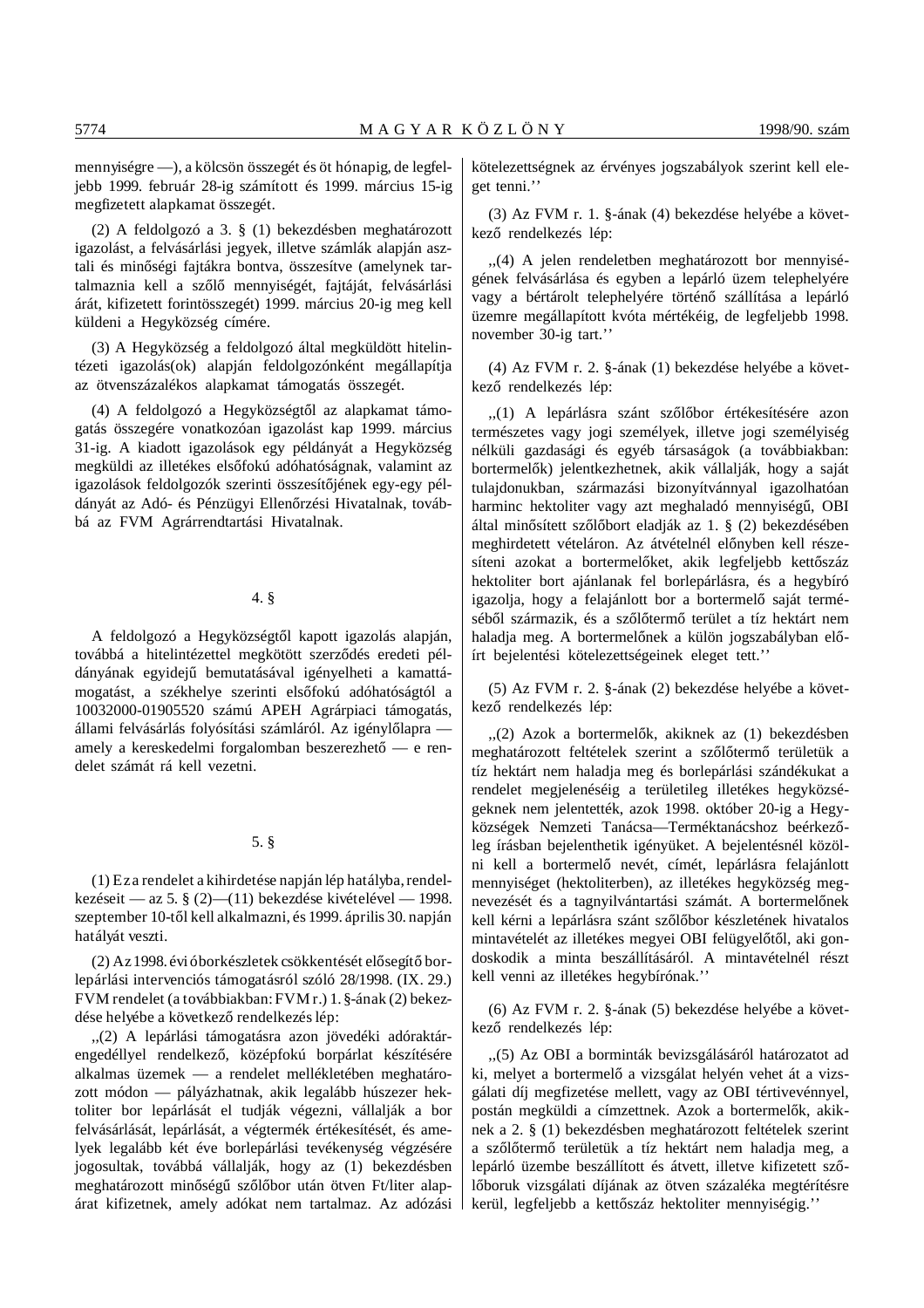mennyiségre —), a kölcsön összegét és öt hónapig, de legfeljebb 1999. február 28-ig számított és 1999. március 15-ig megfizetett alapkamat összegét.

(2) A feldolgozó a 3. § (1) bekezdésben meghatározott igazolást, a felvásárlási jegyek, illetve számlák alapján asztali és minőségi fajtákra bontva, összesítve (amelynek tartalmaznia kell a szőlő mennyiségét, fajtáját, felvásárlási árát, kifizetett forintösszegét) 1999. március 20-ig meg kell küldeni a Hegyközség címére.

(3) A Hegyközség a feldolgozó által megküldött hitelintézeti igazolás(ok) alapján feldolgozónként megállapítja az ötvenszázalékos alapkamat támogatás összegét.

(4) A feldolgozó a Hegyközségtől az alapkamat támogatás összegére vonatkozóan igazolást kap 1999. március 31-ig. A kiadott igazolások egy példányát a Hegyközség megküldi az illetékes elsőfokú adóhatóságnak, valamint az igazolások feldolgozók szerinti összesítőjének egy-egy példányát az Adó- és Pénzügyi Ellenőrzési Hivatalnak, továbbá az FVM Agrárrendtartási Hivatalnak.

### 4. §

A feldolgozó a Hegyközségtől kapott igazolás alapján, továbbá a hitelintézettel megkötött szerződés eredeti példányának egyidejű bemutatásával igényelheti a kamattámogatást, a székhelye szerinti elsőfokú adóhatóságtól a 10032000-01905520 számú APEH Agrárpiaci támogatás, állami felvásárlás folyósítási számláról. Az igénylőlapra — amely a kereskedelmi forgalomban beszerezhető — e rendelet számát rá kell vezetni.

### 5. §

(1) Ez a rendelet a kihirdetése napján lép hatályba, rendelkezéseit — az 5. § (2)—(11) bekezdése kivételével — 1998. szeptember 10-től kell alkalmazni, és 1999. április 30. napján hatályát veszti.

(2) Az 1998. évi óborkészletek csökkentését elősegítő borlepárlási intervenciós támogatásról szóló 28/1998. (IX. 29.) FVM rendelet (a továbbiakban: FVM r.) 1. §-ának (2) bekezdése helyébe a következő rendelkezés lép:

„(2) A lepárlási támogatásra azon jövedéki adóraktárengedéllyel rendelkező, középfokú borpárlat készítésére alkalmas üzemek — a rendelet mellékletében meghatározott módon — pályázhatnak, akik legalább húszezer hektoliter bor lepárlását el tudják végezni, vállalják a bor felvásárlását, lepárlását, a végtermék értékesítését, és amelyek legalább két éve borlepárlási tevékenység végzésére jogosultak, továbbá vállalják, hogy az (1) bekezdésben meghatározott minőségű szőlőbor után ötven Ft/liter alapárat kifizetnek, amely adókat nem tartalmaz. Az adózási kötelezettségnek az érvényes jogszabályok szerint kell eleget tenni.''

(3) Az FVM r. 1. §-ának (4) bekezdése helyébe a következő rendelkezés lép:

„(4) A jelen rendeletben meghatározott bor mennyiségének felvásárlása és egyben a lepárló üzem telephelyére vagy a bértárolt telephelyére történő szállítása a lepárló üzemre megállapított kvóta mértékéig, de legfeljebb 1998. november 30-ig tart.''

(4) Az FVM r. 2. §-ának (1) bekezdése helyébe a következő rendelkezés lép:

„(1) A lepárlásra szánt szőlőbor értékesítésére azon természetes vagy jogi személyek, illetve jogi személyiség nélküli gazdasági és egyéb társaságok (a továbbiakban: bortermelők) jelentkezhetnek, akik vállalják, hogy a saját tulajdonukban, származási bizonyítvánnyal igazolhatóan harminc hektoliter vagy azt meghaladó mennyiségű, OBI által minősített szőlőbort eladják az 1. § (2) bekezdésében meghirdetett vételáron. Az átvételnél előnyben kell részesíteni azokat a bortermelőket, akik legfeljebb kettőszáz hektoliter bort ajánlanak fel borlepárlásra, és a hegybíró igazolja, hogy a felajánlott bor a bortermelő saját terméséből származik, és a szőlőtermő terület a tíz hektárt nem haladja meg. A bortermelőnek a külön jogszabályban előírt bejelentési kötelezettségeinek eleget tett.''

(5) Az FVM r. 2. §-ának (2) bekezdése helyébe a következő rendelkezés lép:

„(2) Azok a bortermelők, akiknek az (1) bekezdésben meghatározott feltételek szerint a szőlőtermő területük a tíz hektárt nem haladja meg és borlepárlási szándékukat a rendelet megjelenéséig a területileg illetékes hegyközségeknek nem jelentették, azok 1998. október 20-ig a Hegyközségek Nemzeti Tanácsa—Terméktanácshoz beérkezőleg írásban bejelenthetik igényüket. A bejelentésnél közölni kell a bortermelő nevét, címét, lepárlásra felajánlott mennyiséget (hektoliterben), az illetékes hegyközség megnevezését és a tagnyilvántartási számát. A bortermelőnek kell kérni a lepárlásra szánt szőlőbor készletének hivatalos mintavételét az illetékes megyei OBI felügyelőtől, aki gondoskodik a minta beszállításáról. A mintavételnél részt kell venni az illetékes hegybírónak.''

(6) Az FVM r. 2. §-ának (5) bekezdése helyébe a következő rendelkezés lép:

„(5) Az OBI a borminták bevizsgálásáról határozatot ad ki, melyet a bortermelő a vizsgálat helyén vehet át a vizsgálati díj megfizetése mellett, vagy az OBI tértivevénnyel, postán megküldi a címzettnek. Azok a bortermelők, akiknek a 2. § (1) bekezdésében meghatározott feltételek szerint a szőlőtermő területük a tíz hektárt nem haladja meg, a lepárló üzembe beszállított és átvett, illetve kifizetett szőlőboruk vizsgálati díjának az ötven százaléka megtérítésre kerül, legfeljebb a kettőszáz hektoliter mennyiségig.''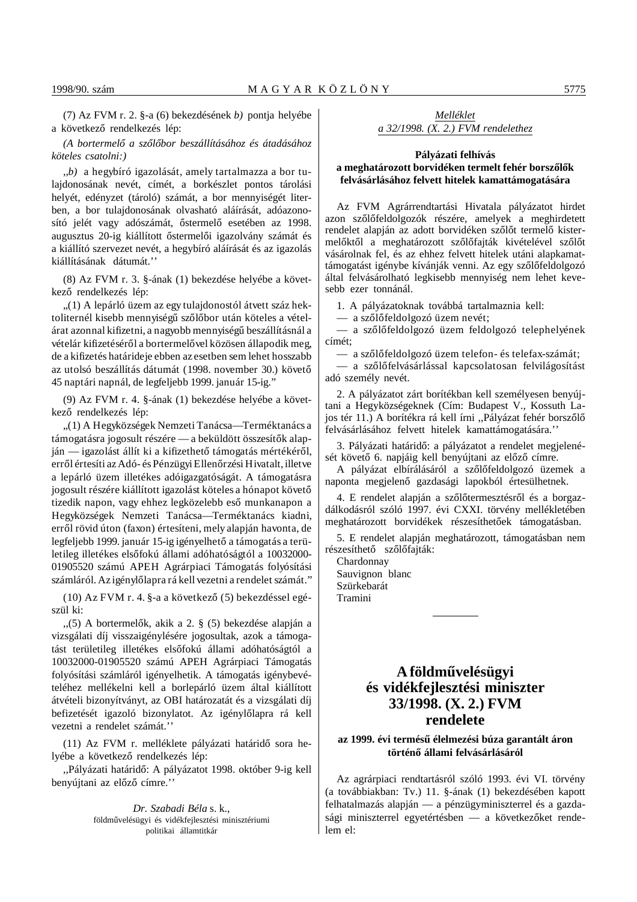(7) Az FVM r. 2. §-a (6) bekezdésének *b)* pontja helyébe a következő rendelkezés lép:

*(A bortermelő a szőlőbor beszállításához és átadásához köteles csatolni:)*

„*b)* a hegybíró igazolását, amely tartalmazza a bor tulajdonosának nevét, címét, a borkészlet pontos tárolási helyét, edényzet (tároló) számát, a bor mennyiségét literben, a bor tulajdonosának olvasható aláírását, adóazonosító jelét vagy adószámát, őstermelő esetében az 1998. augusztus 20-ig kiállított őstermelői igazolvány számát és a kiállító szervezet nevét, a hegybíró aláírását és az igazolás kiállításának dátumát.''

(8) Az FVM r. 3. §-ának (1) bekezdése helyébe a következő rendelkezés lép:

„(1) A lepárló üzem az egy tulajdonostól átvett száz hektoliternél kisebb mennyiségű szőlőbor után köteles a vételárat azonnal kifizetni, a nagyobb mennyiségű beszállításnál a vételár kifizetéséről a bortermelővel közösen állapodik meg, de a kifizetés határideje ebben az esetben sem lehet hosszabb az utolsó beszállítás dátumát (1998. november 30.) követő 45 naptári napnál, de legfeljebb 1999. január 15-ig.''

(9) Az FVM r. 4. §-ának (1) bekezdése helyébe a következő rendelkezés lép:

„(1) A Hegyközségek Nemzeti Tanácsa—Terméktanács a támogatásra jogosult részére — a beküldött összesítők alapján — igazolást állít ki a kifizethető támogatás mértékéről, erről értesíti az Adó- és Pénzügyi Ellenőrzési Hivatalt, illetve a lepárló üzem illetékes adóigazgatóságát. A támogatásra jogosult részére kiállított igazolást köteles a hónapot követő tizedik napon, vagy ehhez legközelebb eső munkanapon a Hegyközségek Nemzeti Tanácsa—Terméktanács kiadni, erről rövid úton (faxon) értesíteni, mely alapján havonta, de legfeljebb 1999. január 15-ig igényelhető a támogatás a területileg illetékes elsőfokú állami adóhatóságtól a 10032000-01905520 számú APEH Agrárpiaci Támogatás folyósítási számláról. Az igénylőlapra rá kell vezetni a rendelet számát.''

(10) Az FVM r. 4. §-a a következő (5) bekezdéssel egészül ki:

„(5) A bortermelők, akik a 2. § (5) bekezdése alapján a vizsgálati díj visszaigénylésére jogosultak, azok a támogatást területileg illetékes elsőfokú állami adóhatóságtól a 10032000-01905520 számú APEH Agrárpiaci Támogatás folyósítási számláról igényelhetik. A támogatás igénybevételéhez mellékelni kell a borlepárló üzem által kiállított átvételi bizonyítványt, az OBI határozatát és a vizsgálati díj befizetését igazoló bizonylatot. Az igénylőlapra rá kell vezetni a rendelet számát.''

(11) Az FVM r. melléklete pályázati határidő sora helyébe a következő rendelkezés lép:

„Pályázati határidő: A pályázatot 1998. október 9-ig kell benyújtani az előző címre.''

*Dr. Szabadi Béla* s. k.,
földművelésügyi és vidékfejlesztési minisztériumi politikai államtitkár

*Melléklet*
*a 32/1998. (X. 2.) FVM rendelethez*

**Pályázati felhívás**
**a meghatározott borvidéken termelt fehér borszőlők felvásárlásához felvett hitelek kamattámogatására**

Az FVM Agrárrendtartási Hivatala pályázatot hirdet azon szőlőfeldolgozók részére, amelyek a meghirdetett rendelet alapján az adott borvidéken szőlőt termelő kistermelőktől a meghatározott szőlőfajták kivételével szőlőt vásárolnak fel, és az ehhez felvett hitelek utáni alapkamattámogatást igénybe kívánják venni. Az egy szőlőfeldolgozó által felvásárolható legkisebb mennyiség nem lehet kevesebb ezer tonnánál.

1. A pályázatoknak továbbá tartalmaznia kell:
— a szőlőfeldolgozó üzem nevét;
— a szőlőfeldolgozó üzem feldolgozó telephelyének címét;
— a szőlőfeldolgozó üzem telefon- és telefax-számát;
— a szőlőfelvásárlással kapcsolatosan felvilágosítást adó személy nevét.

2. A pályázatot zárt borítékban kell személyesen benyújtani a Hegyközségeknek (Cím: Budapest V., Kossuth Lajos tér 11.) A borítékra rá kell írni „Pályázat fehér borszőlő felvásárlásához felvett hitelek kamattámogatására.''

3. Pályázati határidő: a pályázatot a rendelet megjelenését követő 6. napjáig kell benyújtani az előző címre.

A pályázat elbírálásáról a szőlőfeldolgozó üzemek a naponta megjelenő gazdasági lapokból értesülhetnek.

4. E rendelet alapján a szőlőtermesztésről és a borgazdálkodásról szóló 1997. évi CXXI. törvény mellékletében meghatározott borvidékek részesíthetőek támogatásban.

5. E rendelet alapján meghatározott, támogatásban nem részesíthető szőlőfajták:
Chardonnay
Sauvignon blanc
Szürkebarát
Tramini

# A földművelésügyi és vidékfejlesztési miniszter 33/1998. (X. 2.) FVM rendelete

**az 1999. évi termésű élelmezési búza garantált áron történő állami felvásárlásáról**

Az agrárpiaci rendtartásról szóló 1993. évi VI. törvény (a továbbiakban: Tv.) 11. §-ának (1) bekezdésében kapott felhatalmazás alapján — a pénzügyminiszterrel és a gazdasági miniszterrel egyetértésben — a következőket rendelem el: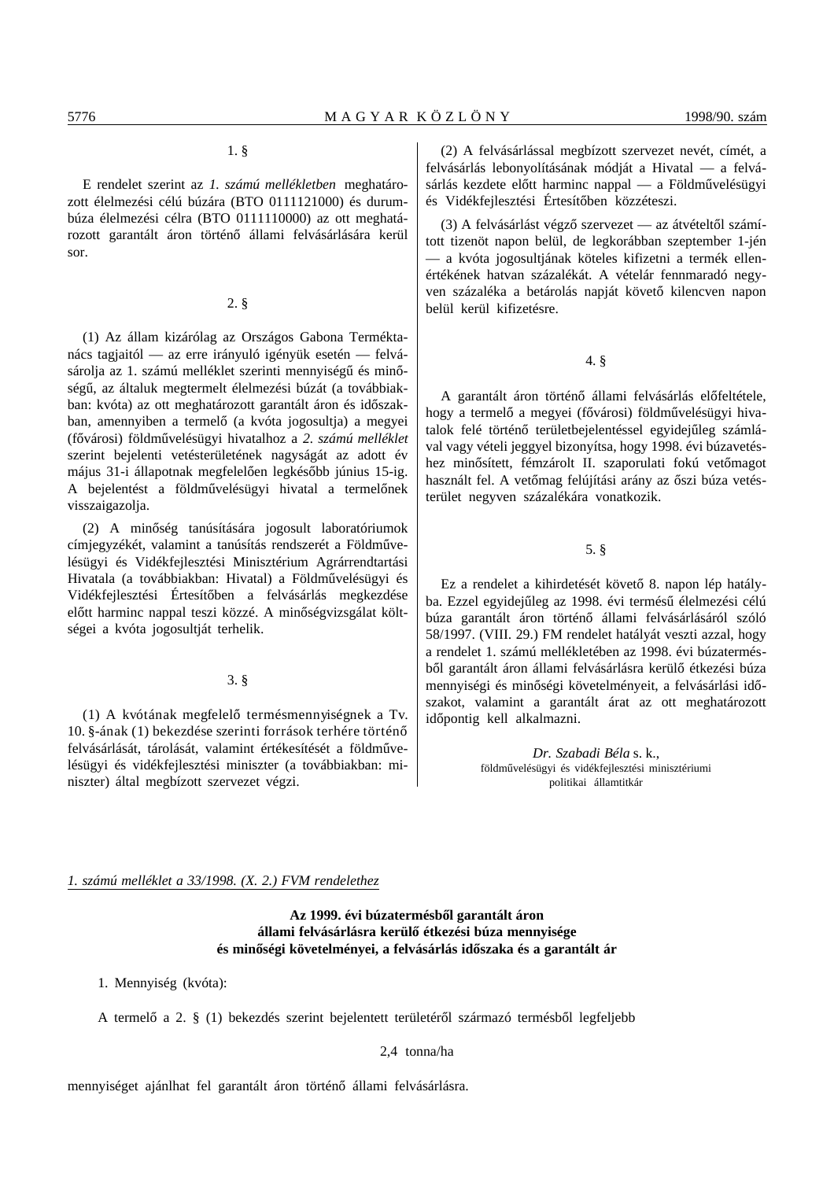1. §

E rendelet szerint az *1. számú mellékletben* meghatározott élelmezési célú búzára (BTO 0111121000) és durumbúza élelmezési célra (BTO 0111110000) az ott meghatározott garantált áron történő állami felvásárlására kerül sor.

2. §

(1) Az állam kizárólag az Országos Gabona Terméktanács tagjaitól — az erre irányuló igényük esetén — felvásárolja az 1. számú melléklet szerinti mennyiségű és minőségű, az általuk megtermelt élelmezési búzát (a továbbiakban: kvóta) az ott meghatározott garantált áron és időszakban, amennyiben a termelő (a kvóta jogosultja) a megyei (fővárosi) földművelésügyi hivatalhoz a *2. számú melléklet* szerint bejelenti vetésterületének nagyságát az adott év május 31-i állapotnak megfelelően legkésőbb június 15-ig. A bejelentést a földművelésügyi hivatal a termelőnek visszaigazolja.

(2) A minőség tanúsítására jogosult laboratóriumok címjegyzékét, valamint a tanúsítás rendszerét a Földművelésügyi és Vidékfejlesztési Minisztérium Agrárrendtartási Hivatala (a továbbiakban: Hivatal) a Földművelésügyi és Vidékfejlesztési Értesítőben a felvásárlás megkezdése előtt harminc nappal teszi közzé. A minőségvizsgálat költségei a kvóta jogosultját terhelik.

3. §

(1) A kvótának megfelelő termésmennyiségnek a Tv. 10. §-ának (1) bekezdése szerinti források terhére történő felvásárlását, tárolását, valamint értékesítését a földművelésügyi és vidékfejlesztési miniszter (a továbbiakban: miniszter) által megbízott szervezet végzi.

(2) A felvásárlással megbízott szervezet nevét, címét, a felvásárlás lebonyolításának módját a Hivatal — a felvásárlás kezdete előtt harminc nappal — a Földművelésügyi és Vidékfejlesztési Értesítőben közzéteszi.

(3) A felvásárlást végző szervezet — az átvételtől számított tizenöt napon belül, de legkorábban szeptember 1-jén — a kvóta jogosultjának köteles kifizetni a termék ellenértékének hatvan százalékát. A vételár fennmaradó negyven százaléka a betárolás napját követő kilencven napon belül kerül kifizetésre.

4. §

A garantált áron történő állami felvásárlás előfeltétele, hogy a termelő a megyei (fővárosi) földművelésügyi hivatalok felé történő területbejelentéssel egyidejűleg számlával vagy vételi jeggyel bizonyítsa, hogy 1998. évi búzavetéshez minősített, fémzárolt II. szaporulati fokú vetőmagot használt fel. A vetőmag felújítási arány az őszi búza vetésterület negyven százalékára vonatkozik.

5. §

Ez a rendelet a kihirdetését követő 8. napon lép hatályba. Ezzel egyidejűleg az 1998. évi termésű élelmezési célú búza garantált áron történő állami felvásárlásáról szóló 58/1997. (VIII. 29.) FM rendelet hatályát veszti azzal, hogy a rendelet 1. számú mellékletében az 1998. évi búzatermésből garantált áron állami felvásárlásra kerülő étkezési búza mennyiségi és minőségi követelményeit, a felvásárlási időszakot, valamint a garantált árat az ott meghatározott időpontig kell alkalmazni.

*Dr. Szabadi Béla* s. k.,
földművelésügyi és vidékfejlesztési minisztériumi politikai államtitkár

*1. számú melléklet a 33/1998. (X. 2.) FVM rendelethez*

**Az 1999. évi búzatermésből garantált áron állami felvásárlásra kerülő étkezési búza mennyisége és minőségi követelményei, a felvásárlás időszaka és a garantált ár**

1. Mennyiség (kvóta):

A termelő a 2. § (1) bekezdés szerint bejelentett területéről származó termésből legfeljebb

2,4 tonna/ha

mennyiséget ajánlhat fel garantált áron történő állami felvásárlásra.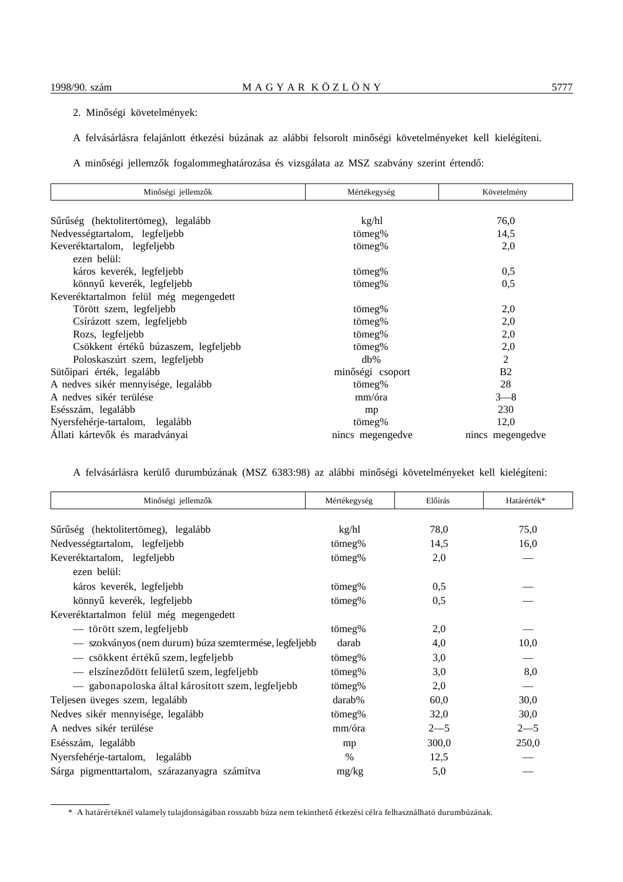2. Minőségi követelmények:

A felvásárlásra felajánlott étkezési búzának az alábbi felsorolt minőségi követelményeket kell kielégíteni.

A minőségi jellemzők fogalommeghatározása és vizsgálata az MSZ szabvány szerint értendő:

| Minőségi jellemzők | Mértékegység | Követelmény |
|---|---|---|
| Sűrűség (hektolitertömeg), legalább | kg/hl | 76,0 |
| Nedvességtartalom, legfeljebb | tömeg% | 14,5 |
| Keveréktartalom, legfeljebb | tömeg% | 2,0 |
| ezen belül: | | |
| káros keverék, legfeljebb | tömeg% | 0,5 |
| könnyű keverék, legfeljebb | tömeg% | 0,5 |
| Keveréktartalmon felül még megengedett | | |
| Törött szem, legfeljebb | tömeg% | 2,0 |
| Csírázott szem, legfeljebb | tömeg% | 2,0 |
| Rozs, legfeljebb | tömeg% | 2,0 |
| Csökkent értékű búzaszem, legfeljebb | tömeg% | 2,0 |
| Poloskaszúrt szem, legfeljebb | db% | 2 |
| Sütőipari érték, legalább | minőségi csoport | B2 |
| A nedves sikér mennyisége, legalább | tömeg% | 28 |
| A nedves sikér terülése | mm/óra | 3—8 |
| Esésszám, legalább | mp | 230 |
| Nyersfehérje-tartalom, legalább | tömeg% | 12,0 |
| Állati kártevők és maradványai | nincs megengedve | nincs megengedve |

A felvásárlásra kerülő durumbúzának (MSZ 6383:98) az alábbi minőségi követelményeket kell kielégíteni:

| Minőségi jellemzők | Mértékegység | Előírás | Határérték* |
|---|---|---|---|
| Sűrűség (hektolitertömeg), legalább | kg/hl | 78,0 | 75,0 |
| Nedvességtartalom, legfeljebb | tömeg% | 14,5 | 16,0 |
| Keveréktartalom, legfeljebb | tömeg% | 2,0 | — |
| ezen belül: | | | |
| káros keverék, legfeljebb | tömeg% | 0,5 | — |
| könnyű keverék, legfeljebb | tömeg% | 0,5 | — |
| Keveréktartalmon felül még megengedett | | | |
| — törött szem, legfeljebb | tömeg% | 2,0 | — |
| — szokványos (nem durum) búza szemtermése, legfeljebb | darab | 4,0 | 10,0 |
| — csökkent értékű szem, legfeljebb | tömeg% | 3,0 | — |
| — elszíneződött felületű szem, legfeljebb | tömeg% | 3,0 | 8,0 |
| — gabonapoloska által károsított szem, legfeljebb | tömeg% | 2,0 | — |
| Teljesen üveges szem, legalább | darab% | 60,0 | 30,0 |
| Nedves sikér mennyisége, legalább | tömeg% | 32,0 | 30,0 |
| A nedves sikér terülése | mm/óra | 2—5 | 2—5 |
| Esésszám, legalább | mp | 300,0 | 250,0 |
| Nyersfehérje-tartalom, legalább | % | 12,5 | — |
| Sárga pigmenttartalom, szárazanyagra számítva | mg/kg | 5,0 | — |

* A határértéknél valamely tulajdonságában rosszabb búza nem tekinthető étkezési célra felhasználható durumbúzának.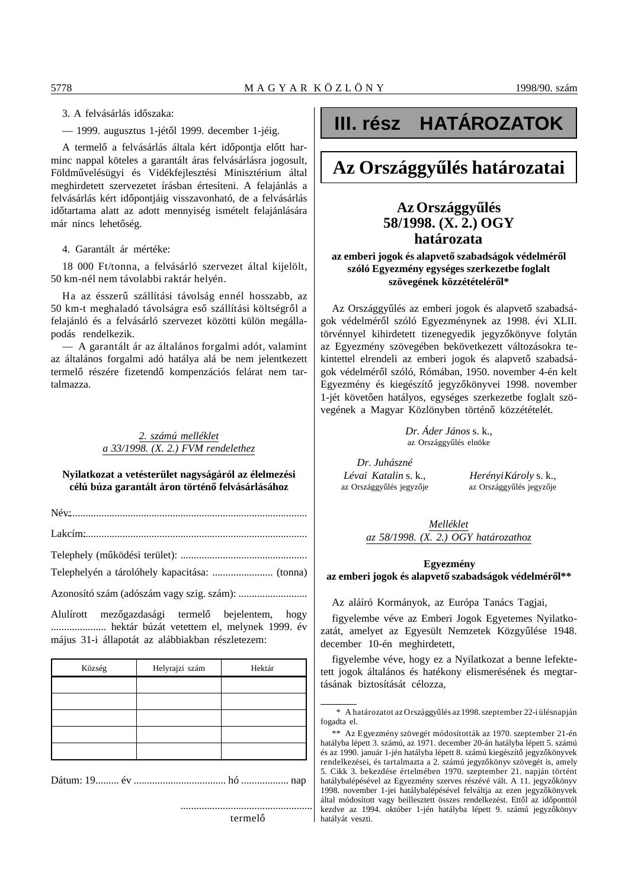3. A felvásárlás időszaka:

— 1999. augusztus 1-jétől 1999. december 1-jéig.

A termelő a felvásárlás általa kért időpontja előtt harminc nappal köteles a garantált áras felvásárlásra jogosult, Földművelésügyi és Vidékfejlesztési Minisztérium által meghirdetett szervezetet írásban értesíteni. A felajánlás a felvásárlás kért időpontjáig visszavonható, de a felvásárlás időtartama alatt az adott mennyiség ismételt felajánlására már nincs lehetőség.

4. Garantált ár mértéke:

18 000 Ft/tonna, a felvásárló szervezet által kijelölt, 50 km-nél nem távolabbi raktár helyén.

Ha az ésszerű szállítási távolság ennél hosszabb, az 50 km-t meghaladó távolságra eső szállítási költségről a felajánló és a felvásárló szervezet közötti külön megállapodás rendelkezik.

— A garantált ár az általános forgalmi adót, valamint az általános forgalmi adó hatálya alá be nem jelentkezett termelő részére fizetendő kompenzációs felárat nem tartalmazza.

*2. számú melléklet*
*a 33/1998. (X. 2.) FVM rendelethez*

**Nyilatkozat a vetésterület nagyságáról az élelmezési célú búza garantált áron történő felvásárlásához**

Név:........................................................................................

Lakcím:...................................................................................

Telephely (működési terület): ...............................................

Telephelyén a tárolóhely kapacitása: ....................... (tonna)

Azonosító szám (adószám vagy szig. szám): ..........................

Alulírott mezőgazdasági termelő bejelentem, hogy ..................... hektár búzát vetettem el, melynek 1999. év május 31-i állapotát az alábbiakban részletezem:

| Község | Helyrajzi szám | Hektár |
|---|---|---|
| | | |
| | | |
| | | |
| | | |
| | | |

Dátum: 19......... év ................................... hó .................. nap

.................................................
termelő

# III. rész HATÁROZATOK

## Az Országgyűlés határozatai

### Az Országgyűlés 58/1998. (X. 2.) OGY határozata

**az emberi jogok és alapvető szabadságok védelméről szóló Egyezmény egységes szerkezetbe foglalt szövegének közzétételéről***

Az Országgyűlés az emberi jogok és alapvető szabadságok védelméről szóló Egyezménynek az 1998. évi XLII. törvénnyel kihirdetett tizenegyedik jegyzőkönyve folytán az Egyezmény szövegében bekövetkezett változásokra tekintettel elrendeli az emberi jogok és alapvető szabadságok védelméről szóló, Rómában, 1950. november 4-én kelt Egyezmény és kiegészítő jegyzőkönyvei 1998. november 1-jét követően hatályos, egységes szerkezetbe foglalt szövegének a Magyar Közlönyben történő közzétételét.

*Dr. Áder János* s. k.,
az Országgyűlés elnöke

*Dr. Juhászné Lévai Katalin* s. k.,
az Országgyűlés jegyzője

*Herényi Károly* s. k.,
az Országgyűlés jegyzője

*Melléklet*
*az 58/1998. (X. 2.) OGY határozathoz*

**Egyezmény az emberi jogok és alapvető szabadságok védelméről****

Az aláíró Kormányok, az Európa Tanács Tagjai,

figyelembe véve az Emberi Jogok Egyetemes Nyilatkozatát, amelyet az Egyesült Nemzetek Közgyűlése 1948. december 10-én meghirdetett,

figyelembe véve, hogy ez a Nyilatkozat a benne lefektetett jogok általános és hatékony elismerésének és megtartásának biztosítását célozza,

---

\* A határozatot az Országgyűlés az 1998. szeptember 22-i ülésnapján fogadta el.

\*\* Az Egyezmény szövegét módosították az 1970. szeptember 21-én hatályba lépett 3. számú, az 1971. december 20-án hatályba lépett 5. számú és az 1990. január 1-jén hatályba lépett 8. számú kiegészítő jegyzőkönyvek rendelkezései, és tartalmazta a 2. számú jegyzőkönyv szövegét is, amely 5. Cikk 3. bekezdése értelmében 1970. szeptember 21. napján történt hatálybalépésével az Egyezmény szerves részévé vált. A 11. jegyzőkönyv 1998. november 1-jei hatálybalépésével felváltja az ezen jegyzőkönyvek által módosított vagy beillesztett összes rendelkezést. Ettől az időponttól kezdve az 1994. október 1-jén hatályba lépett 9. számú jegyzőkönyv hatályát veszti.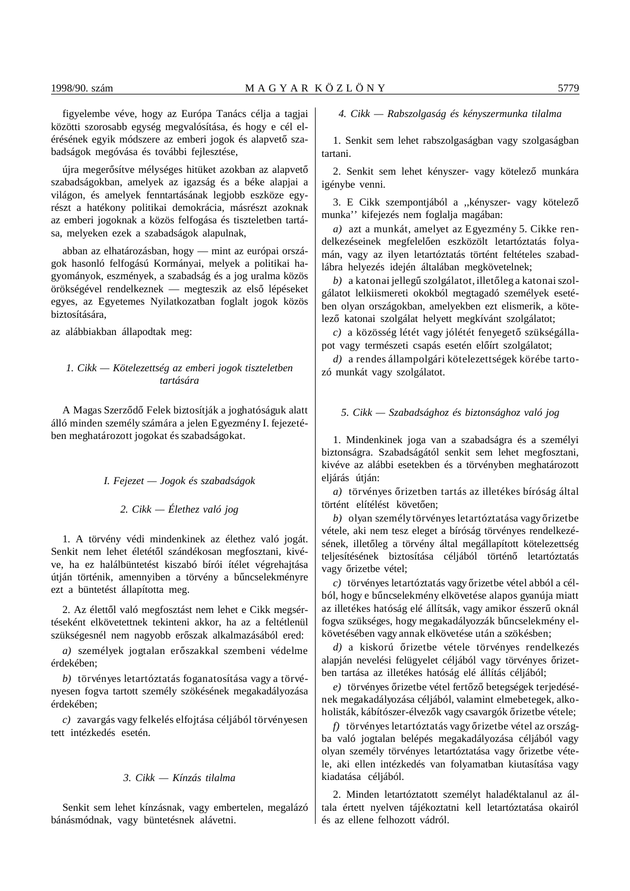figyelembe véve, hogy az Európa Tanács célja a tagjai közötti szorosabb egység megvalósítása, és hogy e cél elérésének egyik módszere az emberi jogok és alapvető szabadságok megóvása és további fejlesztése,

újra megerősítve mélységes hitüket azokban az alapvető szabadságokban, amelyek az igazság és a béke alapjai a világon, és amelyek fenntartásának legjobb eszköze egyrészt a hatékony politikai demokrácia, másrészt azoknak az emberi jogoknak a közös felfogása és tiszteletben tartása, melyeken ezek a szabadságok alapulnak,

abban az elhatározásban, hogy — mint az európai országok hasonló felfogású Kormányai, melyek a politikai hagyományok, eszmények, a szabadság és a jog uralma közös örökségével rendelkeznek — megteszik az első lépéseket egyes, az Egyetemes Nyilatkozatban foglalt jogok közös biztosítására,

az alábbiakban állapodtak meg:

*1. Cikk — Kötelezettség az emberi jogok tiszteletben tartására*

A Magas Szerződő Felek biztosítják a joghatóságuk alatt álló minden személy számára a jelen Egyezmény I. fejezetében meghatározott jogokat és szabadságokat.

*I. Fejezet — Jogok és szabadságok*

*2. Cikk — Élethez való jog*

1. A törvény védi mindenkinek az élethez való jogát. Senkit nem lehet életétől szándékosan megfosztani, kivéve, ha ez halálbüntetést kiszabó bírói ítélet végrehajtása útján történik, amennyiben a törvény a bűncselekményre ezt a büntetést állapította meg.

2. Az élettől való megfosztást nem lehet e Cikk megsértéseként elkövetettnek tekinteni akkor, ha az a feltétlenül szükségesnél nem nagyobb erőszak alkalmazásából ered:

*a)* személyek jogtalan erőszakkal szembeni védelme érdekében;

*b)* törvényes letartóztatás foganatosítása vagy a törvényesen fogva tartott személy szökésének megakadályozása érdekében;

*c)* zavargás vagy felkelés elfojtása céljából törvényesen tett intézkedés esetén.

*3. Cikk — Kínzás tilalma*

Senkit sem lehet kínzásnak, vagy embertelen, megalázó bánásmódnak, vagy büntetésnek alávetni.

*4. Cikk — Rabszolgaság és kényszermunka tilalma*

1. Senkit sem lehet rabszolgaságban vagy szolgaságban tartani.

2. Senkit sem lehet kényszer- vagy kötelező munkára igénybe venni.

3. E Cikk szempontjából a „kényszer- vagy kötelező munka'' kifejezés nem foglalja magában:

*a)* azt a munkát, amelyet az Egyezmény 5. Cikke rendelkezéseinek megfelelően eszközölt letartóztatás folyamán, vagy az ilyen letartóztatás történt feltételes szabadlábra helyezés idején általában megkövetelnek;

*b)* a katonai jellegű szolgálatot, illetőleg a katonai szolgálatot lelkiismereti okokból megtagadó személyek esetében olyan országokban, amelyekben ezt elismerik, a kötelező katonai szolgálat helyett megkívánt szolgálatot;

*c)* a közösség létét vagy jólétét fenyegető szükségállapot vagy természeti csapás esetén előírt szolgálatot;

*d)* a rendes állampolgári kötelezettségek körébe tartozó munkát vagy szolgálatot.

*5. Cikk — Szabadsághoz és biztonsághoz való jog*

1. Mindenkinek joga van a szabadságra és a személyi biztonságra. Szabadságától senkit sem lehet megfosztani, kivéve az alábbi esetekben és a törvényben meghatározott eljárás útján:

*a)* törvényes őrizetben tartás az illetékes bíróság által történt elítélést követően;

*b)* olyan személy törvényes letartóztatása vagy őrizetbe vétele, aki nem tesz eleget a bíróság törvényes rendelkezésének, illetőleg a törvény által megállapított kötelezettség teljesítésének biztosítása céljából történő letartóztatás vagy őrizetbe vétel;

*c)* törvényes letartóztatás vagy őrizetbe vétel abból a célból, hogy e bűncselekmény elkövetése alapos gyanúja miatt az illetékes hatóság elé állítsák, vagy amikor ésszerű oknál fogva szükséges, hogy megakadályozzák bűncselekmény elkövetésében vagy annak elkövetése után a szökésben;

*d)* a kiskorú őrizetbe vétele törvényes rendelkezés alapján nevelési felügyelet céljából vagy törvényes őrizetben tartása az illetékes hatóság elé állítás céljából;

*e)* törvényes őrizetbe vétel fertőző betegségek terjedésének megakadályozása céljából, valamint elmebetegek, alkoholisták, kábítószer-élvezők vagy csavargók őrizetbe vétele;

*f)* törvényes letartóztatás vagy őrizetbe vétel az országba való jogtalan belépés megakadályozása céljából vagy olyan személy törvényes letartóztatása vagy őrizetbe vétele, aki ellen intézkedés van folyamatban kiutasítása vagy kiadatása céljából.

2. Minden letartóztatott személyt haladéktalanul az általa értett nyelven tájékoztatni kell letartóztatása okairól és az ellene felhozott vádról.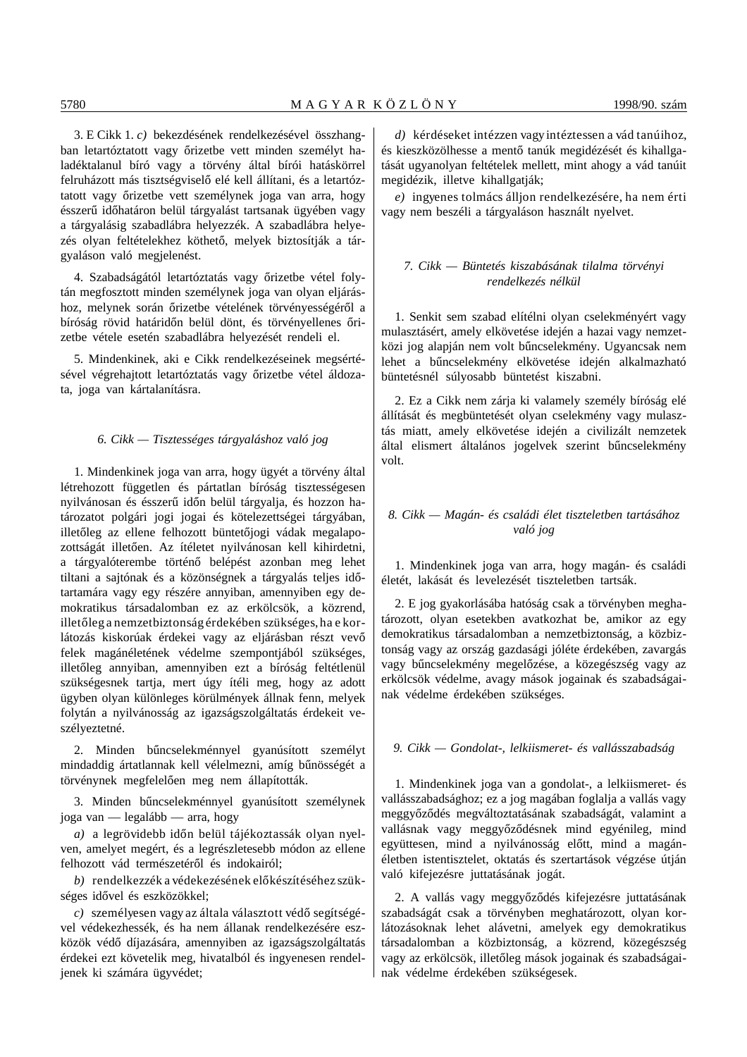3. E Cikk 1. *c)* bekezdésének rendelkezésével összhangban letartóztatott vagy őrizetbe vett minden személyt haladéktalanul bíró vagy a törvény által bírói hatáskörrel felruházott más tisztségviselő elé kell állítani, és a letartóztatott vagy őrizetbe vett személynek joga van arra, hogy ésszerű időhatáron belül tárgyalást tartsanak ügyében vagy a tárgyalásig szabadlábra helyezzék. A szabadlábra helyezés olyan feltételekhez köthető, melyek biztosítják a tárgyaláson való megjelenést.

4. Szabadságától letartóztatás vagy őrizetbe vétel folytán megfosztott minden személynek joga van olyan eljáráshoz, melynek során őrizetbe vételének törvényességéről a bíróság rövid határidőn belül dönt, és törvényellenes őrizetbe vétele esetén szabadlábra helyezését rendeli el.

5. Mindenkinek, aki e Cikk rendelkezéseinek megsértésével végrehajtott letartóztatás vagy őrizetbe vétel áldozata, joga van kártalanításra.

### *6. Cikk — Tisztességes tárgyaláshoz való jog*

1. Mindenkinek joga van arra, hogy ügyét a törvény által létrehozott független és pártatlan bíróság tisztességesen nyilvánosan és ésszerű időn belül tárgyalja, és hozzon határozatot polgári jogi jogai és kötelezettségei tárgyában, illetőleg az ellene felhozott büntetőjogi vádak megalapozottságát illetően. Az ítéletet nyilvánosan kell kihirdetni, a tárgyalóterembe történő belépést azonban meg lehet tiltani a sajtónak és a közönségnek a tárgyalás teljes időtartamára vagy egy részére annyiban, amennyiben egy demokratikus társadalomban ez az erkölcsök, a közrend, illetőleg a nemzetbiztonság érdekében szükséges, ha e korlátozás kiskorúak érdekei vagy az eljárásban részt vevő felek magánéletének védelme szempontjából szükséges, illetőleg annyiban, amennyiben ezt a bíróság feltétlenül szükségesnek tartja, mert úgy ítéli meg, hogy az adott ügyben olyan különleges körülmények állnak fenn, melyek folytán a nyilvánosság az igazságszolgáltatás érdekeit veszélyeztetné.

2. Minden bűncselekménnyel gyanúsított személyt mindaddig ártatlannak kell vélelmezni, amíg bűnösségét a törvénynek megfelelően meg nem állapították.

3. Minden bűncselekménnyel gyanúsított személynek joga van — legalább — arra, hogy

*a)* a legrövidebb időn belül tájékoztassák olyan nyelven, amelyet megért, és a legrészletesebb módon az ellene felhozott vád természetéről és indokairól;

*b)* rendelkezzék a védekezésének előkészítéséhez szükséges idővel és eszközökkel;

*c)* személyesen vagy az általa választott védő segítségével védekezhessék, és ha nem állanak rendelkezésére eszközök védő díjazására, amennyiben az igazságszolgáltatás érdekei ezt követelik meg, hivatalból és ingyenesen rendeljenek ki számára ügyvédet;

*d)* kérdéseket intézzen vagy intéztessen a vád tanúihoz, és kieszközölhesse a mentő tanúk megidézését és kihallgatását ugyanolyan feltételek mellett, mint ahogy a vád tanúit megidézik, illetve kihallgatják;

*e)* ingyenes tolmács álljon rendelkezésére, ha nem érti vagy nem beszéli a tárgyaláson használt nyelvet.

### *7. Cikk — Büntetés kiszabásának tilalma törvényi rendelkezés nélkül*

1. Senkit sem szabad elítélni olyan cselekményért vagy mulasztásért, amely elkövetése idején a hazai vagy nemzetközi jog alapján nem volt bűncselekmény. Ugyancsak nem lehet a bűncselekmény elkövetése idején alkalmazható büntetésnél súlyosabb büntetést kiszabni.

2. Ez a Cikk nem zárja ki valamely személy bíróság elé állítását és megbüntetését olyan cselekmény vagy mulasztás miatt, amely elkövetése idején a civilizált nemzetek által elismert általános jogelvek szerint bűncselekmény volt.

### *8. Cikk — Magán- és családi élet tiszteletben tartásához való jog*

1. Mindenkinek joga van arra, hogy magán- és családi életét, lakását és levelezését tiszteletben tartsák.

2. E jog gyakorlásába hatóság csak a törvényben meghatározott, olyan esetekben avatkozhat be, amikor az egy demokratikus társadalomban a nemzetbiztonság, a közbiztonság vagy az ország gazdasági jóléte érdekében, zavargás vagy bűncselekmény megelőzése, a közegészség vagy az erkölcsök védelme, avagy mások jogainak és szabadságainak védelme érdekében szükséges.

### *9. Cikk — Gondolat-, lelkiismeret- és vallásszabadság*

1. Mindenkinek joga van a gondolat-, a lelkiismeret- és vallásszabadsághoz; ez a jog magában foglalja a vallás vagy meggyőződés megváltoztatásának szabadságát, valamint a vallásnak vagy meggyőződésnek mind egyénileg, mind együttesen, mind a nyilvánosság előtt, mind a magánéletben istentisztelet, oktatás és szertartások végzése útján való kifejezésre juttatásának jogát.

2. A vallás vagy meggyőződés kifejezésre juttatásának szabadságát csak a törvényben meghatározott, olyan korlátozásoknak lehet alávetni, amelyek egy demokratikus társadalomban a közbiztonság, a közrend, közegészség vagy az erkölcsök, illetőleg mások jogainak és szabadságainak védelme érdekében szükségesek.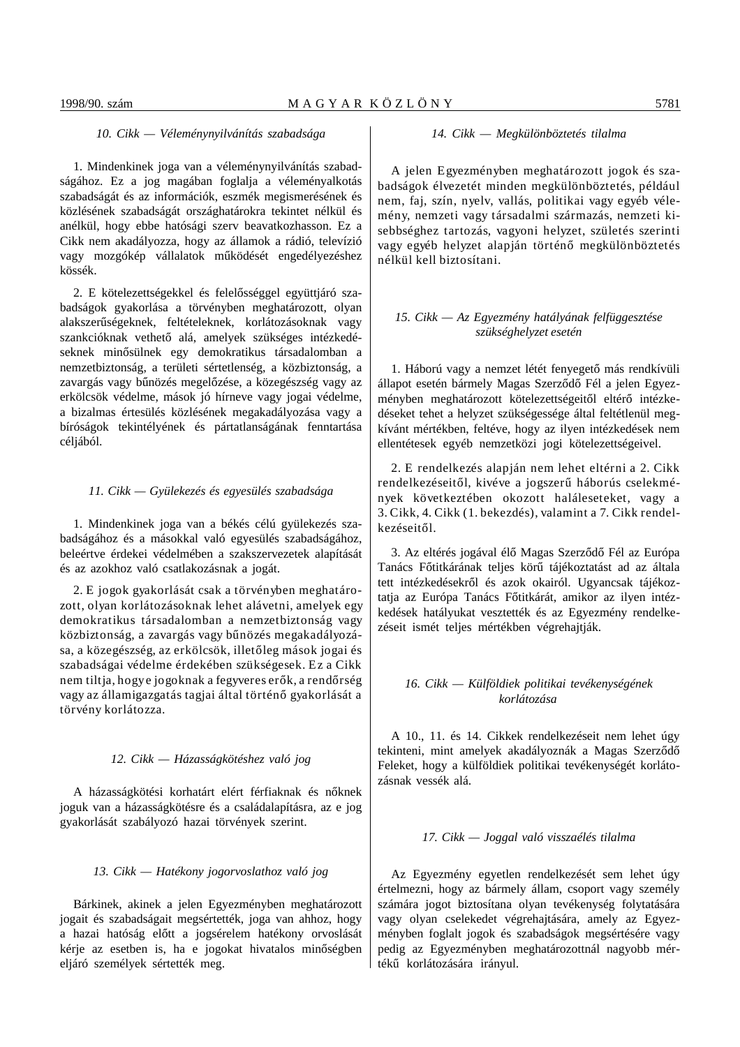*10. Cikk — Véleménynyilvánítás szabadsága*

1. Mindenkinek joga van a véleménynyilvánítás szabadságához. Ez a jog magában foglalja a véleményalkotás szabadságát és az információk, eszmék megismerésének és közlésének szabadságát országhatárokra tekintet nélkül és anélkül, hogy ebbe hatósági szerv beavatkozhasson. Ez a Cikk nem akadályozza, hogy az államok a rádió, televízió vagy mozgókép vállalatok működését engedélyezéshez kössék.

2. E kötelezettségekkel és felelősséggel együttjáró szabadságok gyakorlása a törvényben meghatározott, olyan alakszerűségeknek, feltételeknek, korlátozásoknak vagy szankcióknak vethető alá, amelyek szükséges intézkedéseknek minősülnek egy demokratikus társadalomban a nemzetbiztonság, a területi sértetlenség, a közbiztonság, a zavargás vagy bűnözés megelőzése, a közegészség vagy az erkölcsök védelme, mások jó hírneve vagy jogai védelme, a bizalmas értesülés közlésének megakadályozása vagy a bíróságok tekintélyének és pártatlanságának fenntartása céljából.

*11. Cikk — Gyülekezés és egyesülés szabadsága*

1. Mindenkinek joga van a békés célú gyülekezés szabadságához és a másokkal való egyesülés szabadságához, beleértve érdekei védelmében a szakszervezetek alapítását és az azokhoz való csatlakozásnak a jogát.

2. E jogok gyakorlását csak a törvényben meghatározott, olyan korlátozásoknak lehet alávetni, amelyek egy demokratikus társadalomban a nemzetbiztonság vagy közbiztonság, a zavargás vagy bűnözés megakadályozása, a közegészség, az erkölcsök, illetőleg mások jogai és szabadságai védelme érdekében szükségesek. Ez a Cikk nem tiltja, hogy e jogoknak a fegyveres erők, a rendőrség vagy az államigazgatás tagjai által történő gyakorlását a törvény korlátozza.

*12. Cikk — Házasságkötéshez való jog*

A házasságkötési korhatárt elért férfiaknak és nőknek joguk van a házasságkötésre és a családalapításra, az e jog gyakorlását szabályozó hazai törvények szerint.

*13. Cikk — Hatékony jogorvoslathoz való jog*

Bárkinek, akinek a jelen Egyezményben meghatározott jogait és szabadságait megsértették, joga van ahhoz, hogy a hazai hatóság előtt a jogsérelem hatékony orvoslását kérje az esetben is, ha e jogokat hivatalos minőségben eljáró személyek sértették meg.

*14. Cikk — Megkülönböztetés tilalma*

A jelen Egyezményben meghatározott jogok és szabadságok élvezetét minden megkülönböztetés, például nem, faj, szín, nyelv, vallás, politikai vagy egyéb vélemény, nemzeti vagy társadalmi származás, nemzeti kisebbséghez tartozás, vagyoni helyzet, születés szerinti vagy egyéb helyzet alapján történő megkülönböztetés nélkül kell biztosítani.

*15. Cikk — Az Egyezmény hatályának felfüggesztése szükséghelyzet esetén*

1. Háború vagy a nemzet létét fenyegető más rendkívüli állapot esetén bármely Magas Szerződő Fél a jelen Egyezményben meghatározott kötelezettségeitől eltérő intézkedéseket tehet a helyzet szükségessége által feltétlenül megkívánt mértékben, feltéve, hogy az ilyen intézkedések nem ellentétesek egyéb nemzetközi jogi kötelezettségeivel.

2. E rendelkezés alapján nem lehet eltérni a 2. Cikk rendelkezéseitől, kivéve a jogszerű háborús cselekmények következtében okozott haláleseteket, vagy a 3. Cikk, 4. Cikk (1. bekezdés), valamint a 7. Cikk rendelkezéseitől.

3. Az eltérés jogával élő Magas Szerződő Fél az Európa Tanács Főtitkárának teljes körű tájékoztatást ad az általa tett intézkedésekről és azok okairól. Ugyancsak tájékoztatja az Európa Tanács Főtitkárát, amikor az ilyen intézkedések hatályukat vesztették és az Egyezmény rendelkezéseit ismét teljes mértékben végrehajtják.

*16. Cikk — Külföldiek politikai tevékenységének korlátozása*

A 10., 11. és 14. Cikkek rendelkezéseit nem lehet úgy tekinteni, mint amelyek akadályoznák a Magas Szerződő Feleket, hogy a külföldiek politikai tevékenységét korlátozásnak vessék alá.

*17. Cikk — Joggal való visszaélés tilalma*

Az Egyezmény egyetlen rendelkezését sem lehet úgy értelmezni, hogy az bármely állam, csoport vagy személy számára jogot biztosítana olyan tevékenység folytatására vagy olyan cselekedet végrehajtására, amely az Egyezményben foglalt jogok és szabadságok megsértésére vagy pedig az Egyezményben meghatározottnál nagyobb mértékű korlátozására irányul.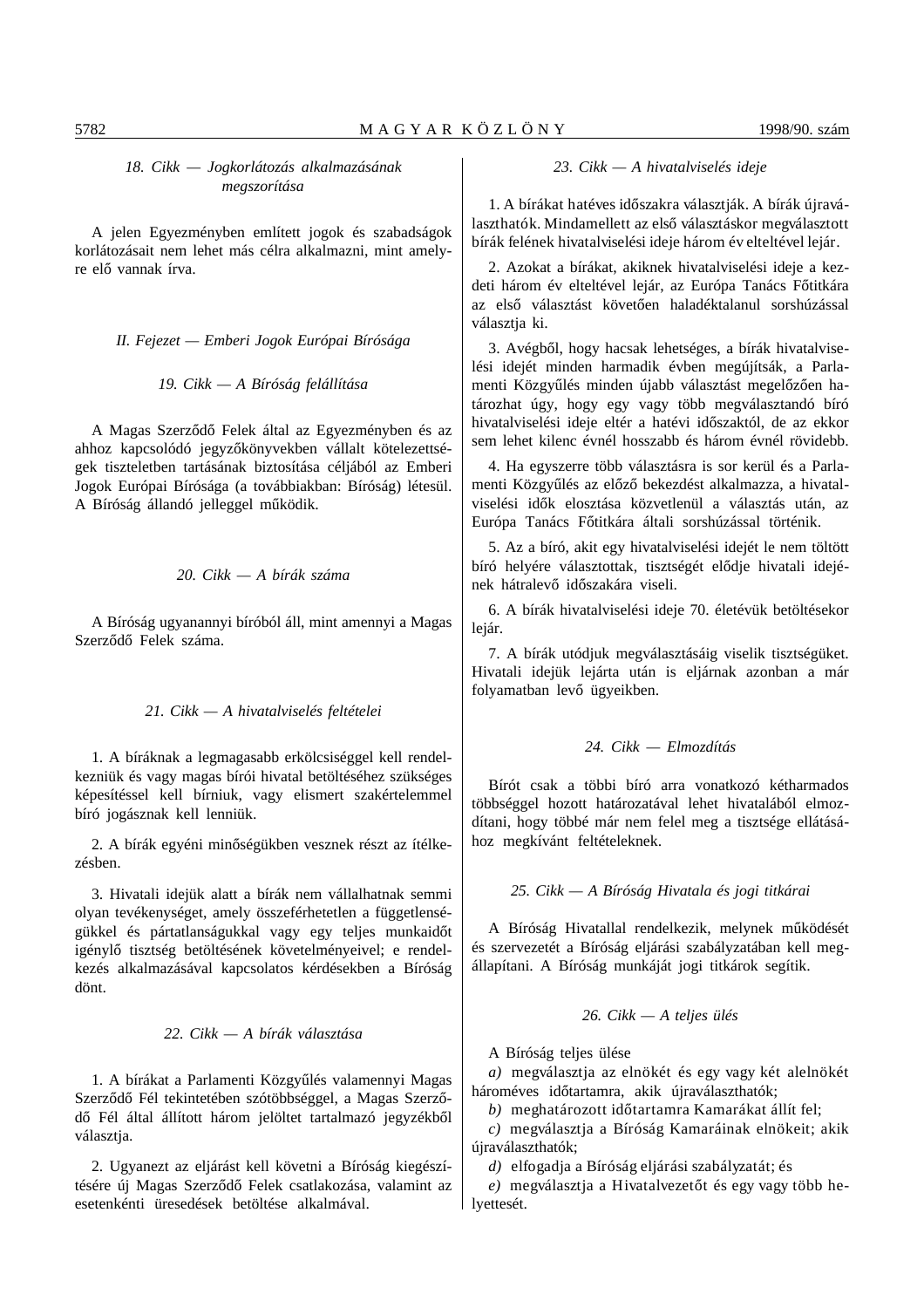*18. Cikk — Jogkorlátozás alkalmazásának megszorítása*

A jelen Egyezményben említett jogok és szabadságok korlátozásait nem lehet más célra alkalmazni, mint amelyre elő vannak írva.

## *II. Fejezet — Emberi Jogok Európai Bírósága*

*19. Cikk — A Bíróság felállítása*

A Magas Szerződő Felek által az Egyezményben és az ahhoz kapcsolódó jegyzőkönyvekben vállalt kötelezettségek tiszteletben tartásának biztosítása céljából az Emberi Jogok Európai Bírósága (a továbbiakban: Bíróság) létesül. A Bíróság állandó jelleggel működik.

*20. Cikk — A bírák száma*

A Bíróság ugyanannyi bíróból áll, mint amennyi a Magas Szerződő Felek száma.

*21. Cikk — A hivatalviselés feltételei*

1. A bíráknak a legmagasabb erkölcsiséggel kell rendelkezniük és vagy magas bírói hivatal betöltéséhez szükséges képesítéssel kell bírniuk, vagy elismert szakértelemmel bíró jogásznak kell lenniük.

2. A bírák egyéni minőségükben vesznek részt az ítélkezésben.

3. Hivatali idejük alatt a bírák nem vállalhatnak semmi olyan tevékenységet, amely összeférhetetlen a függetlenségükkel és pártatlanságukkal vagy egy teljes munkaidőt igénylő tisztség betöltésének követelményeivel; e rendelkezés alkalmazásával kapcsolatos kérdésekben a Bíróság dönt.

*22. Cikk — A bírák választása*

1. A bírákat a Parlamenti Közgyűlés valamennyi Magas Szerződő Fél tekintetében szótöbbséggel, a Magas Szerződő Fél által állított három jelöltet tartalmazó jegyzékből választja.

2. Ugyanezt az eljárást kell követni a Bíróság kiegészítésére új Magas Szerződő Felek csatlakozása, valamint az esetenkénti üresedések betöltése alkalmával.

*23. Cikk — A hivatalviselés ideje*

1. A bírákat hatéves időszakra választják. A bírák újraválaszthatók. Mindamellett az első választáskor megválasztott bírák felének hivatalviselési ideje három év elteltével lejár.

2. Azokat a bírákat, akiknek hivatalviselési ideje a kezdeti három év elteltével lejár, az Európa Tanács Főtitkára az első választást követően haladéktalanul sorshúzással választja ki.

3. Avégből, hogy hacsak lehetséges, a bírák hivatalviselési idejét minden harmadik évben megújítsák, a Parlamenti Közgyűlés minden újabb választást megelőzően határozhat úgy, hogy egy vagy több megválasztandó bíró hivatalviselési ideje eltér a hatévi időszaktól, de az ekkor sem lehet kilenc évnél hosszabb és három évnél rövidebb.

4. Ha egyszerre több választásra is sor kerül és a Parlamenti Közgyűlés az előző bekezdést alkalmazza, a hivatalviselési idők elosztása közvetlenül a választás után, az Európa Tanács Főtitkára általi sorshúzással történik.

5. Az a bíró, akit egy hivatalviselési idejét le nem töltött bíró helyére választottak, tisztségét elődje hivatali idejének hátralevő időszakára viseli.

6. A bírák hivatalviselési ideje 70. életévük betöltésekor lejár.

7. A bírák utódjuk megválasztásáig viselik tisztségüket. Hivatali idejük lejárta után is eljárnak azonban a már folyamatban levő ügyeikben.

*24. Cikk — Elmozdítás*

Bírót csak a többi bíró arra vonatkozó kétharmados többséggel hozott határozatával lehet hivatalából elmozdítani, hogy többé már nem felel meg a tisztsége ellátásához megkívánt feltételeknek.

*25. Cikk — A Bíróság Hivatala és jogi titkárai*

A Bíróság Hivatallal rendelkezik, melynek működését és szervezetét a Bíróság eljárási szabályzatában kell megállapítani. A Bíróság munkáját jogi titkárok segítik.

*26. Cikk — A teljes ülés*

A Bíróság teljes ülése

*a)* megválasztja az elnökét és egy vagy két alelnökét hároméves időtartamra, akik újraválaszthatók;

*b)* meghatározott időtartamra Kamarákat állít fel;

*c)* megválasztja a Bíróság Kamaráinak elnökeit; akik újraválaszthatók;

*d)* elfogadja a Bíróság eljárási szabályzatát; és

*e)* megválasztja a Hivatalvezetőt és egy vagy több helyettesét.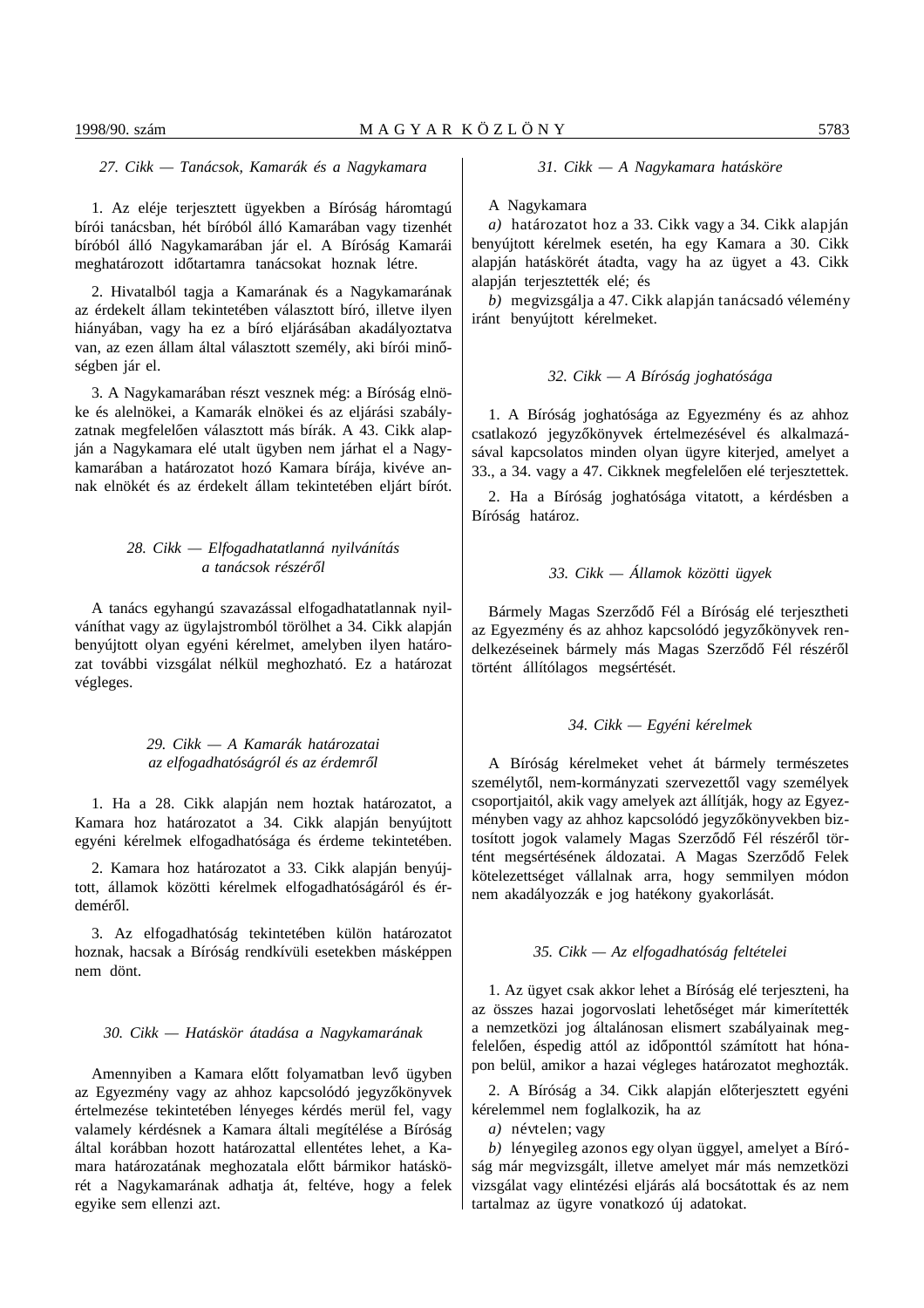### *27. Cikk — Tanácsok, Kamarák és a Nagykamara*

1. Az eléje terjesztett ügyekben a Bíróság háromtagú bírói tanácsban, hét bíróból álló Kamarában vagy tizenhét bíróból álló Nagykamarában jár el. A Bíróság Kamarái meghatározott időtartamra tanácsokat hoznak létre.

2. Hivatalból tagja a Kamarának és a Nagykamarának az érdekelt állam tekintetében választott bíró, illetve ilyen hiányában, vagy ha ez a bíró eljárásában akadályoztatva van, az ezen állam által választott személy, aki bírói minőségben jár el.

3. A Nagykamarában részt vesznek még: a Bíróság elnöke és alelnökei, a Kamarák elnökei és az eljárási szabályzatnak megfelelően választott más bírák. A 43. Cikk alapján a Nagykamara elé utalt ügyben nem járhat el a Nagykamarában a határozatot hozó Kamara bírája, kivéve annak elnökét és az érdekelt állam tekintetében eljárt bírót.

### *28. Cikk — Elfogadhatatlanná nyilvánítás a tanácsok részéről*

A tanács egyhangú szavazással elfogadhatatlannak nyilváníthat vagy az ügylajstromból törölhet a 34. Cikk alapján benyújtott olyan egyéni kérelmet, amelyben ilyen határozat további vizsgálat nélkül meghozható. Ez a határozat végleges.

### *29. Cikk — A Kamarák határozatai az elfogadhatóságról és az érdemről*

1. Ha a 28. Cikk alapján nem hoztak határozatot, a Kamara hoz határozatot a 34. Cikk alapján benyújtott egyéni kérelmek elfogadhatósága és érdeme tekintetében.

2. Kamara hoz határozatot a 33. Cikk alapján benyújtott, államok közötti kérelmek elfogadhatóságáról és érdeméről.

3. Az elfogadhatóság tekintetében külön határozatot hoznak, hacsak a Bíróság rendkívüli esetekben másképpen nem dönt.

### *30. Cikk — Hatáskör átadása a Nagykamarának*

Amennyiben a Kamara előtt folyamatban levő ügyben az Egyezmény vagy az ahhoz kapcsolódó jegyzőkönyvek értelmezése tekintetében lényeges kérdés merül fel, vagy valamely kérdésnek a Kamara általi megítélése a Bíróság által korábban hozott határozattal ellentétes lehet, a Kamara határozatának meghozatala előtt bármikor hatáskörét a Nagykamarának adhatja át, feltéve, hogy a felek egyike sem ellenzi azt.

### *31. Cikk — A Nagykamara hatásköre*

A Nagykamara

*a)* határozatot hoz a 33. Cikk vagy a 34. Cikk alapján benyújtott kérelmek esetén, ha egy Kamara a 30. Cikk alapján hatáskörét átadta, vagy ha az ügyet a 43. Cikk alapján terjesztették elé; és

*b)* megvizsgálja a 47. Cikk alapján tanácsadó vélemény iránt benyújtott kérelmeket.

### *32. Cikk — A Bíróság joghatósága*

1. A Bíróság joghatósága az Egyezmény és az ahhoz csatlakozó jegyzőkönyvek értelmezésével és alkalmazásával kapcsolatos minden olyan ügyre kiterjed, amelyet a 33., a 34. vagy a 47. Cikknek megfelelően elé terjesztettek.

2. Ha a Bíróság joghatósága vitatott, a kérdésben a Bíróság határoz.

### *33. Cikk — Államok közötti ügyek*

Bármely Magas Szerződő Fél a Bíróság elé terjesztheti az Egyezmény és az ahhoz kapcsolódó jegyzőkönyvek rendelkezéseinek bármely más Magas Szerződő Fél részéről történt állítólagos megsértését.

### *34. Cikk — Egyéni kérelmek*

A Bíróság kérelmeket vehet át bármely természetes személytől, nem-kormányzati szervezettől vagy személyek csoportjaitól, akik vagy amelyek azt állítják, hogy az Egyezményben vagy az ahhoz kapcsolódó jegyzőkönyvekben biztosított jogok valamely Magas Szerződő Fél részéről történt megsértésének áldozatai. A Magas Szerződő Felek kötelezettséget vállalnak arra, hogy semmilyen módon nem akadályozzák e jog hatékony gyakorlását.

### *35. Cikk — Az elfogadhatóság feltételei*

1. Az ügyet csak akkor lehet a Bíróság elé terjeszteni, ha az összes hazai jogorvoslati lehetőséget már kimerítették a nemzetközi jog általánosan elismert szabályainak megfelelően, éspedig attól az időponttól számított hat hónapon belül, amikor a hazai végleges határozatot meghozták.

2. A Bíróság a 34. Cikk alapján előterjesztett egyéni kérelemmel nem foglalkozik, ha az

*a)* névtelen; vagy

*b)* lényegileg azonos egy olyan üggyel, amelyet a Bíróság már megvizsgált, illetve amelyet már más nemzetközi vizsgálat vagy elintézési eljárás alá bocsátottak és az nem tartalmaz az ügyre vonatkozó új adatokat.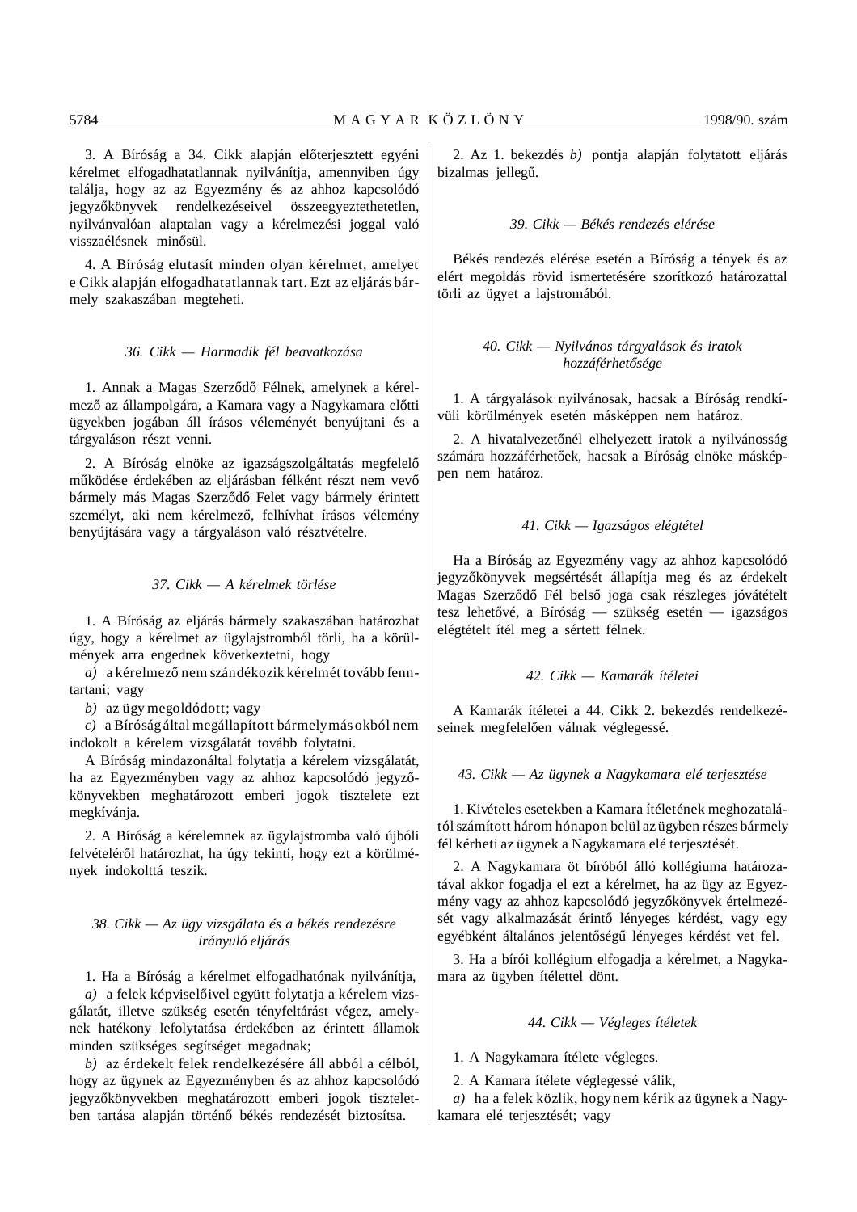3. A Bírósága a 34. Cikk alapján előterjesztett egyéni kérelmet elfogadhatatlannak nyilvánítja, amennyiben úgy találja, hogy az az Egyezmény és az ahhoz kapcsolódó jegyzőkönyvek rendelkezéseivel összeegyeztethetetlen, nyilvánvalóan alaptalan vagy a kérelmezési joggal való visszaélésnek minősül.

4. A Bíróság elutasít minden olyan kérelmet, amelyet e Cikk alapján elfogadhatatlannak tart. Ezt az eljárás bármely szakaszában megteheti.

### *36. Cikk — Harmadik fél beavatkozása*

1. Annak a Magas Szerződő Félnek, amelynek a kérelmező az állampolgára, a Kamara vagy a Nagykamara előtti ügyekben jogában áll írásos véleményét benyújtani és a tárgyaláson részt venni.

2. A Bíróság elnöke az igazságszolgáltatás megfelelő működése érdekében az eljárásban félként részt nem vevő bármely más Magas Szerződő Felet vagy bármely érintett személyt, aki nem kérelmező, felhívhat írásos vélemény benyújtására vagy a tárgyaláson való résztvételre.

### *37. Cikk — A kérelmek törlése*

1. A Bíróság az eljárás bármely szakaszában határozhat úgy, hogy a kérelmet az ügylajstromból törli, ha a körülmények arra engednek következtetni, hogy

*a)* a kérelmező nem szándékozik kérelmét tovább fenntartani; vagy

*b)* az ügy megoldódott; vagy

*c)* a Bíróság által megállapított bármely más okból nem indokolt a kérelem vizsgálatát tovább folytatni.

A Bíróság mindazonáltal folytatja a kérelem vizsgálatát, ha az Egyezményben vagy az ahhoz kapcsolódó jegyzőkönyvekben meghatározott emberi jogok tisztelete ezt megkívánja.

2. A Bíróság a kérelemnek az ügylajstromba való újbóli felvételéről határozhat, ha úgy tekinti, hogy ezt a körülmények indokolttá teszik.

### *38. Cikk — Az ügy vizsgálata és a békés rendezésre irányuló eljárás*

1. Ha a Bíróság a kérelmet elfogadhatónak nyilvánítja,

*a)* a felek képviselőivel együtt folytatja a kérelem vizsgálatát, illetve szükség esetén tényfeltárást végez, amelynek hatékony lefolytatása érdekében az érintett államok minden szükséges segítséget megadnak;

*b)* az érdekelt felek rendelkezésére áll abból a célból, hogy az ügynek az Egyezményben és az ahhoz kapcsolódó jegyzőkönyvekben meghatározott emberi jogok tiszteletben tartása alapján történő békés rendezését biztosítsa.

2. Az 1. bekezdés *b)* pontja alapján folytatott eljárás bizalmas jellegű.

### *39. Cikk — Békés rendezés elérése*

Békés rendezés elérése esetén a Bíróság a tények és az elért megoldás rövid ismertetésére szorítkozó határozattal törli az ügyet a lajstromából.

### *40. Cikk — Nyilvános tárgyalások és iratok hozzáférhetősége*

1. A tárgyalások nyilvánosak, hacsak a Bíróság rendkívüli körülmények esetén másképpen nem határoz.

2. A hivatalvezetőnél elhelyezett iratok a nyilvánosság számára hozzáférhetőek, hacsak a Bíróság elnöke másképpen nem határoz.

### *41. Cikk — Igazságos elégtétel*

Ha a Bíróság az Egyezmény vagy az ahhoz kapcsolódó jegyzőkönyvek megsértését állapítja meg és az érdekelt Magas Szerződő Fél belső joga csak részleges jóvátételt tesz lehetővé, a Bíróság — szükség esetén — igazságos elégtételt ítél meg a sértett félnek.

### *42. Cikk — Kamarák ítéletei*

A Kamarák ítéletei a 44. Cikk 2. bekezdés rendelkezéseinek megfelelően válnak véglegessé.

### *43. Cikk — Az ügynek a Nagykamara elé terjesztése*

1. Kivételes esetekben a Kamara ítéletének meghozatalától számított három hónapon belül az ügyben részes bármely fél kérheti az ügynek a Nagykamara elé terjesztését.

2. A Nagykamara öt bíróból álló kollégiuma határozatával akkor fogadja el ezt a kérelmet, ha az ügy az Egyezmény vagy az ahhoz kapcsolódó jegyzőkönyvek értelmezését vagy alkalmazását érintő lényeges kérdést, vagy egy egyébként általános jelentőségű lényeges kérdést vet fel.

3. Ha a bírói kollégium elfogadja a kérelmet, a Nagykamara az ügyben ítélettel dönt.

### *44. Cikk — Végleges ítéletek*

1. A Nagykamara ítélete végleges.

2. A Kamara ítélete véglegessé válik,

*a)* ha a felek közlik, hogy nem kérik az ügynek a Nagykamara elé terjesztését; vagy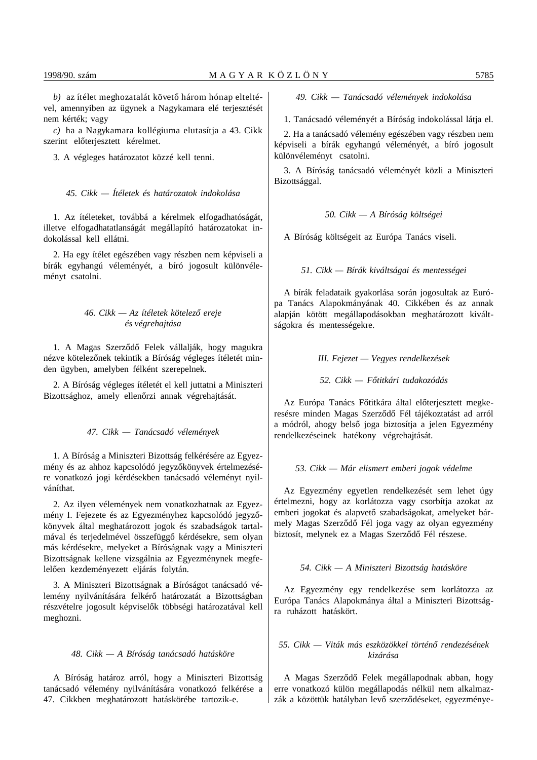*b)* az ítélet meghozatalát követő három hónap elteltével, amennyiben az ügynek a Nagykamara elé terjesztését nem kérték; vagy

*c)* ha a Nagykamara kollégiuma elutasítja a 43. Cikk szerint előterjesztett kérelmet.

3. A végleges határozatot közzé kell tenni.

### *45. Cikk — Ítéletek és határozatok indokolása*

1. Az ítéleteket, továbbá a kérelmek elfogadhatóságát, illetve elfogadhatatlanságát megállapító határozatokat indokolással kell ellátni.

2. Ha egy ítélet egészében vagy részben nem képviseli a bírák egyhangú véleményét, a bíró jogosult különvéleményt csatolni.

### *46. Cikk — Az ítéletek kötelező ereje és végrehajtása*

1. A Magas Szerződő Felek vállalják, hogy magukra nézve kötelezőnek tekintik a Bíróság végleges ítéletét minden ügyben, amelyben félként szerepelnek.

2. A Bíróság végleges ítéletét el kell juttatni a Miniszteri Bizottsághoz, amely ellenőrzi annak végrehajtását.

### *47. Cikk — Tanácsadó vélemények*

1. A Bíróság a Miniszteri Bizottság felkérésére az Egyezmény és az ahhoz kapcsolódó jegyzőkönyvek értelmezésére vonatkozó jogi kérdésekben tanácsadó véleményt nyilváníthat.

2. Az ilyen vélemények nem vonatkozhatnak az Egyezmény I. Fejezete és az Egyezményhez kapcsolódó jegyzőkönyvek által meghatározott jogok és szabadságok tartalmával és terjedelmével összefüggő kérdésekre, sem olyan más kérdésekre, melyeket a Bíróságnak vagy a Miniszteri Bizottságnak kellene vizsgálnia az Egyezménynek megfelelően kezdeményezett eljárás folytán.

3. A Miniszteri Bizottságnak a Bíróságot tanácsadó vélemény nyilvánítására felkérő határozatát a Bizottságban részvételre jogosult képviselők többségi határozatával kell meghozni.

### *48. Cikk — A Bíróság tanácsadó hatásköre*

A Bíróság határoz arról, hogy a Miniszteri Bizottság tanácsadó vélemény nyilvánítására vonatkozó felkérése a 47. Cikkben meghatározott hatáskörébe tartozik-e.

### *49. Cikk — Tanácsadó vélemények indokolása*

1. Tanácsadó véleményét a Bíróság indokolással látja el.

2. Ha a tanácsadó vélemény egészében vagy részben nem képviseli a bírák egyhangú véleményét, a bíró jogosult különvéleményt csatolni.

3. A Bíróság tanácsadó véleményét közli a Miniszteri Bizottsággal.

### *50. Cikk — A Bíróság költségei*

A Bíróság költségeit az Európa Tanács viseli.

### *51. Cikk — Bírák kiváltságai és mentességei*

A bírák feladataik gyakorlása során jogosultak az Európa Tanács Alapokmányának 40. Cikkében és az annak alapján kötött megállapodásokban meghatározott kiváltságokra és mentességekre.

## *III. Fejezet — Vegyes rendelkezések*

### *52. Cikk — Főtitkári tudakozódás*

Az Európa Tanács Főtitkára által előterjesztett megkeresésre minden Magas Szerződő Fél tájékoztatást ad arról a módról, ahogy belső joga biztosítja a jelen Egyezmény rendelkezéseinek hatékony végrehajtását.

### *53. Cikk — Már elismert emberi jogok védelme*

Az Egyezmény egyetlen rendelkezését sem lehet úgy értelmezni, hogy az korlátozza vagy csorbítja azokat az emberi jogokat és alapvető szabadságokat, amelyeket bármely Magas Szerződő Fél joga vagy az olyan egyezmény biztosít, melynek ez a Magas Szerződő Fél részese.

### *54. Cikk — A Miniszteri Bizottság hatásköre*

Az Egyezmény egy rendelkezése sem korlátozza az Európa Tanács Alapokmánya által a Miniszteri Bizottságra ruházott hatáskört.

### *55. Cikk — Viták más eszközökkel történő rendezésének kizárása*

A Magas Szerződő Felek megállapodnak abban, hogy erre vonatkozó külön megállapodás nélkül nem alkalmazzák a közöttük hatályban levő szerződéseket, egyezménye-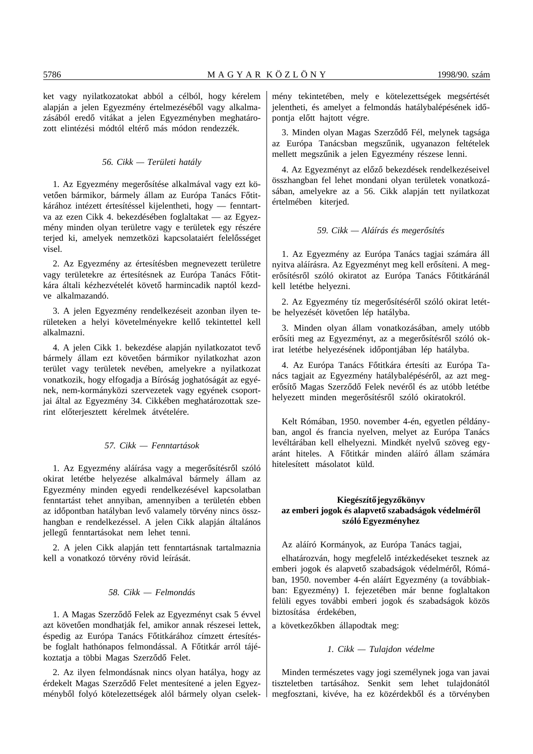ket vagy nyilatkozatokat abból a célból, hogy kérelem alapján a jelen Egyezmény értelmezéséből vagy alkalmazásából eredő vitákat a jelen Egyezményben meghatározott elintézési módtól eltérő más módon rendezzék.

*56. Cikk — Területi hatály*

1. Az Egyezmény megerősítése alkalmával vagy ezt követően bármikor, bármely állam az Európa Tanács Főtitkárához intézett értesítéssel kijelentheti, hogy — fenntartva az ezen Cikk 4. bekezdésében foglaltakat — az Egyezmény minden olyan területre vagy területek egy részére terjed ki, amelyek nemzetközi kapcsolataiért felelősséget visel.

2. Az Egyezmény az értesítésben megnevezett területre vagy területekre az értesítésnek az Európa Tanács Főtitkára általi kézhezvételét követő harmincadik naptól kezdve alkalmazandó.

3. A jelen Egyezmény rendelkezéseit azonban ilyen területeken a helyi követelményekre kellő tekintettel kell alkalmazni.

4. A jelen Cikk 1. bekezdése alapján nyilatkozatot tevő bármely állam ezt követően bármikor nyilatkozhat azon terület vagy területek nevében, amelyekre a nyilatkozat vonatkozik, hogy elfogadja a Bíróság joghatóságát az egyének, nem-kormányközi szervezetek vagy egyének csoportjai által az Egyezmény 34. Cikkében meghatározottak szerint előterjesztett kérelmek átvételére.

*57. Cikk — Fenntartások*

1. Az Egyezmény aláírása vagy a megerősítésről szóló okirat letétbe helyezése alkalmával bármely állam az Egyezmény minden egyedi rendelkezésével kapcsolatban fenntartást tehet annyiban, amennyiben a területén ebben az időpontban hatályban levő valamely törvény nincs összhangban e rendelkezéssel. A jelen Cikk alapján általános jellegű fenntartásokat nem lehet tenni.

2. A jelen Cikk alapján tett fenntartásnak tartalmaznia kell a vonatkozó törvény rövid leírását.

*58. Cikk — Felmondás*

1. A Magas Szerződő Felek az Egyezményt csak 5 évvel azt követően mondhatják fel, amikor annak részesei lettek, éspedig az Európa Tanács Főtitkárához címzett értesítésbe foglalt hathónapos felmondással. A Főtitkár arról tájékoztatja a többi Magas Szerződő Felet.

2. Az ilyen felmondásnak nincs olyan hatálya, hogy az érdekelt Magas Szerződő Felet mentesítené a jelen Egyezményből folyó kötelezettségek alól bármely olyan cselekmény tekintetében, mely e kötelezettségek megsértését jelentheti, és amelyet a felmondás hatálybalépésének időpontja előtt hajtott végre.

3. Minden olyan Magas Szerződő Fél, melynek tagsága az Európa Tanácsban megszűnik, ugyanazon feltételek mellett megszűnik a jelen Egyezmény részese lenni.

4. Az Egyezményt az előző bekezdések rendelkezéseivel összhangban fel lehet mondani olyan területek vonatkozásában, amelyekre az a 56. Cikk alapján tett nyilatkozat értelmében kiterjed.

*59. Cikk — Aláírás és megerősítés*

1. Az Egyezmény az Európa Tanács tagjai számára áll nyitva aláírásra. Az Egyezményt meg kell erősíteni. A megerősítésről szóló okiratot az Európa Tanács Főtitkáránál kell letétbe helyezni.

2. Az Egyezmény tíz megerősítéséről szóló okirat letétbe helyezését követően lép hatályba.

3. Minden olyan állam vonatkozásában, amely utóbb erősíti meg az Egyezményt, az a megerősítésről szóló okirat letétbe helyezésének időpontjában lép hatályba.

4. Az Európa Tanács Főtitkára értesíti az Európa Tanács tagjait az Egyezmény hatálybalépéséről, az azt megerősítő Magas Szerződő Felek nevéről és az utóbb letétbe helyezett minden megerősítésről szóló okiratokról.

Kelt Rómában, 1950. november 4-én, egyetlen példányban, angol és francia nyelven, melyet az Európa Tanács levéltárában kell elhelyezni. Mindkét nyelvű szöveg egyaránt hiteles. A Főtitkár minden aláíró állam számára hitelesített másolatot küld.

## Kiegészítő jegyzőkönyv az emberi jogok és alapvető szabadságok védelméről szóló Egyezményhez

Az aláíró Kormányok, az Európa Tanács tagjai,

elhatározván, hogy megfelelő intézkedéseket tesznek az emberi jogok és alapvető szabadságok védelméről, Rómában, 1950. november 4-én aláírt Egyezmény (a továbbiakban: Egyezmény) I. fejezetében már benne foglaltakon felüli egyes további emberi jogok és szabadságok közös biztosítása érdekében,

a következőkben állapodtak meg:

*1. Cikk — Tulajdon védelme*

Minden természetes vagy jogi személynek joga van javai tiszteletben tartásához. Senkit sem lehet tulajdonától megfosztani, kivéve, ha ez közérdekből és a törvényben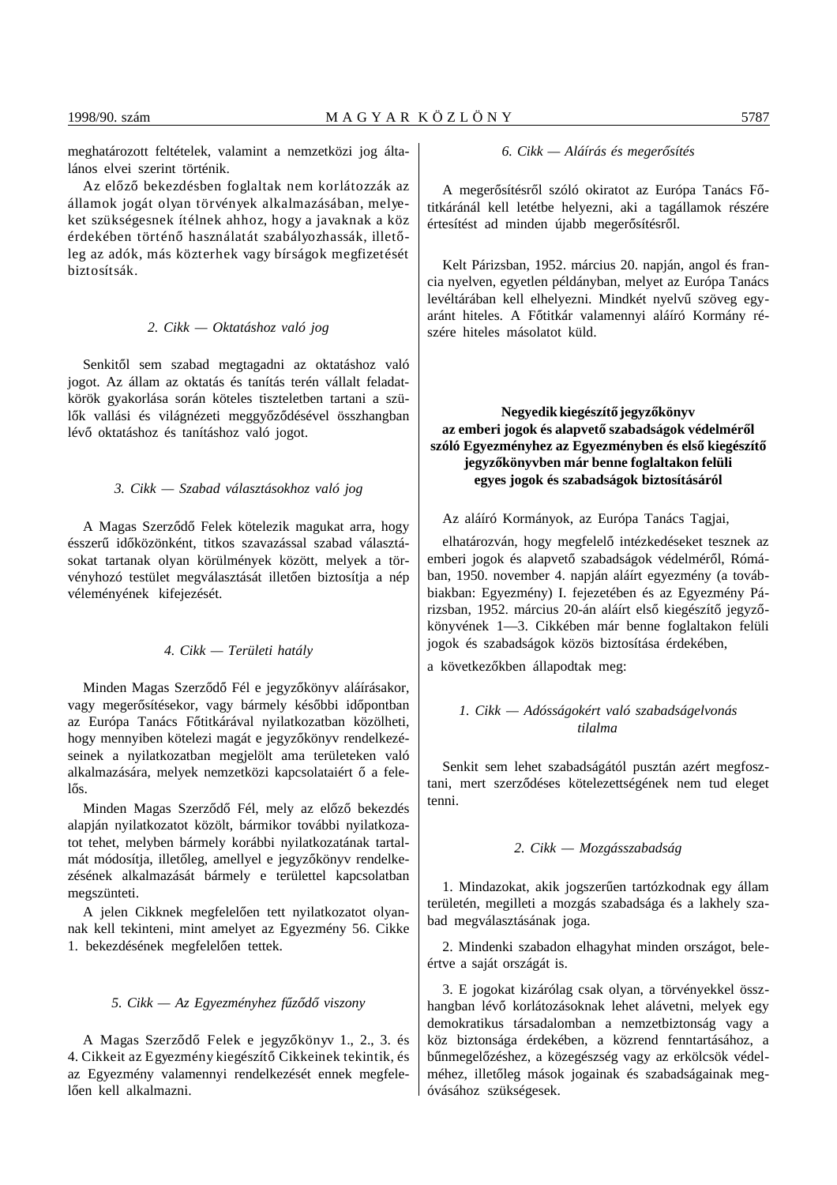meghatározott feltételek, valamint a nemzetközi jog általános elvei szerint történik.

Az előző bekezdésben foglaltak nem korlátozzák az államok jogát olyan törvények alkalmazásában, melyeket szükségesnek ítélnek ahhoz, hogy a javaknak a köz érdekében történő használatát szabályozhassák, illetőleg az adók, más közterhek vagy bírságok megfizetését biztosítsák.

*2. Cikk — Oktatáshoz való jog*

Senkitől sem szabad megtagadni az oktatáshoz való jogot. Az állam az oktatás és tanítás terén vállalt feladatkörök gyakorlása során köteles tiszteletben tartani a szülők vallási és világnézeti meggyőződésével összhangban lévő oktatáshoz és tanításhoz való jogot.

*3. Cikk — Szabad választásokhoz való jog*

A Magas Szerződő Felek kötelezik magukat arra, hogy ésszerű időközönként, titkos szavazással szabad választásokat tartanak olyan körülmények között, melyek a törvényhozó testület megválasztását illetően biztosítják a nép véleményének kifejezését.

*4. Cikk — Területi hatály*

Minden Magas Szerződő Fél e jegyzőkönyv aláírásakor, vagy megerősítésekor, vagy bármely későbbi időpontban az Európa Tanács Főtitkárával nyilatkozatban közölheti, hogy mennyiben kötelezi magát e jegyzőkönyv rendelkezéseinek a nyilatkozatban megjelölt ama területeken való alkalmazására, melyek nemzetközi kapcsolataiért ő a felelős.

Minden Magas Szerződő Fél, mely az előző bekezdés alapján nyilatkozatot közölt, bármikor további nyilatkozatot tehet, melyben bármely korábbi nyilatkozatának tartalmát módosítja, illetőleg, amellyel e jegyzőkönyv rendelkezésének alkalmazását bármely e területtel kapcsolatban megszünteti.

A jelen Cikknek megfelelően tett nyilatkozatot olyannak kell tekinteni, mint amelyet az Egyezmény 56. Cikke 1. bekezdésének megfelelően tettek.

*5. Cikk — Az Egyezményhez fűződő viszony*

A Magas Szerződő Felek e jegyzőkönyv 1., 2., 3. és 4. Cikkeit az Egyezmény kiegészítő Cikkeinek tekintik, és az Egyezmény valamennyi rendelkezését ennek megfelelően kell alkalmazni.

*6. Cikk — Aláírás és megerősítés*

A megerősítésről szóló okiratot az Európa Tanács Főtitkáránál kell letétbe helyezni, aki a tagállamok részére értesítést ad minden újabb megerősítésről.

Kelt Párizsban, 1952. március 20. napján, angol és francia nyelven, egyetlen példányban, melyet az Európa Tanács levéltárában kell elhelyezni. Mindkét nyelvű szöveg egyaránt hiteles. A Főtitkár valamennyi aláíró Kormány részére hiteles másolatot küld.

**Negyedik kiegészítő jegyzőkönyv az emberi jogok és alapvető szabadságok védelméről szóló Egyezményhez az Egyezményben és első kiegészítő jegyzőkönyvben már benne foglaltakon felüli egyes jogok és szabadságok biztosításáról**

Az aláíró Kormányok, az Európa Tanács Tagjai,

elhatározván, hogy megfelelő intézkedéseket tesznek az emberi jogok és alapvető szabadságok védelméről, Rómában, 1950. november 4. napján aláírt egyezmény (a továbbiakban: Egyezmény) I. fejezetében és az Egyezmény Párizsban, 1952. március 20-án aláírt első kiegészítő jegyzőkönyvének 1—3. Cikkében már benne foglaltakon felüli jogok és szabadságok közös biztosítása érdekében,

a következőkben állapodtak meg:

*1. Cikk — Adósságokért való szabadságelvonás tilalma*

Senkit sem lehet szabadságától pusztán azért megfosztani, mert szerződéses kötelezettségének nem tud eleget tenni.

*2. Cikk — Mozgásszabadság*

1. Mindazokat, akik jogszerűen tartózkodnak egy állam területén, megilleti a mozgás szabadsága és a lakhely szabad megválasztásának joga.

2. Mindenki szabadon elhagyhat minden országot, beleértve a saját országát is.

3. E jogokat kizárólag csak olyan, a törvényekkel összhangban lévő korlátozásoknak lehet alávetni, melyek egy demokratikus társadalomban a nemzetbiztonság vagy a köz biztonsága érdekében, a közrend fenntartásához, a bűnmegelőzéshez, a közegészség vagy az erkölcsök védelméhez, illetőleg mások jogainak és szabadságainak megóvásához szükségesek.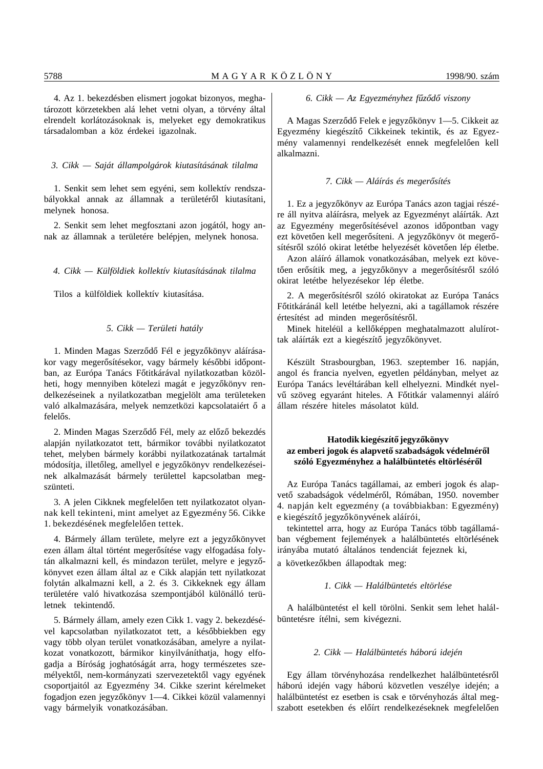4. Az 1. bekezdésben elismert jogokat bizonyos, meghatározott körzetekben alá lehet vetni olyan, a törvény által elrendelt korlátozásoknak is, melyeket egy demokratikus társadalomban a köz érdekei igazolnak.

*3. Cikk — Saját állampolgárok kiutasításának tilalma*

1. Senkit sem lehet sem egyéni, sem kollektív rendszabályokkal annak az államnak a területéről kiutasítani, melynek honosa.

2. Senkit sem lehet megfosztani azon jogától, hogy annak az államnak a területére belépjen, melynek honosa.

*4. Cikk — Külföldiek kollektív kiutasításának tilalma*

Tilos a külföldiek kollektív kiutasítása.

*5. Cikk — Területi hatály*

1. Minden Magas Szerződő Fél e jegyzőkönyv aláírásakor vagy megerősítésekor, vagy bármely későbbi időpontban, az Európa Tanács Főtitkárával nyilatkozatban közölheti, hogy mennyiben kötelezi magát e jegyzőkönyv rendelkezéseinek a nyilatkozatban megjelölt ama területeken való alkalmazására, melyek nemzetközi kapcsolataiért ő a felelős.

2. Minden Magas Szerződő Fél, mely az előző bekezdés alapján nyilatkozatot tett, bármikor további nyilatkozatot tehet, melyben bármely korábbi nyilatkozatának tartalmát módosítja, illetőleg, amellyel e jegyzőkönyv rendelkezéseinek alkalmazását bármely területtel kapcsolatban megszünteti.

3. A jelen Cikknek megfelelően tett nyilatkozatot olyannak kell tekinteni, mint amelyet az Egyezmény 56. Cikke 1. bekezdésének megfelelően tettek.

4. Bármely állam területe, melyre ezt a jegyzőkönyvet ezen állam által történt megerősítése vagy elfogadása folytán alkalmazni kell, és mindazon terület, melyre e jegyzőkönyvet ezen állam által az e Cikk alapján tett nyilatkozat folytán alkalmazni kell, a 2. és 3. Cikkeknek egy állam területére való hivatkozása szempontjából különálló területnek tekintendő.

5. Bármely állam, amely ezen Cikk 1. vagy 2. bekezdésével kapcsolatban nyilatkozatot tett, a későbbiekben egy vagy több olyan terület vonatkozásában, amelyre a nyilatkozat vonatkozott, bármikor kinyilváníthatja, hogy elfogadja a Bíróság joghatóságát arra, hogy természetes személyektől, nem-kormányzati szervezetektől vagy egyének csoportjaitól az Egyezmény 34. Cikke szerint kérelmeket fogadjon ezen jegyzőkönyv 1—4. Cikkei közül valamennyi vagy bármelyik vonatkozásában.

*6. Cikk — Az Egyezményhez fűződő viszony*

A Magas Szerződő Felek e jegyzőkönyv 1—5. Cikkeit az Egyezmény kiegészítő Cikkeinek tekintik, és az Egyezmény valamennyi rendelkezését ennek megfelelően kell alkalmazni.

*7. Cikk — Aláírás és megerősítés*

1. Ez a jegyzőkönyv az Európa Tanács azon tagjai részére áll nyitva aláírásra, melyek az Egyezményt aláírták. Azt az Egyezmény megerősítésével azonos időpontban vagy ezt követően kell megerősíteni. A jegyzőkönyv öt megerősítésről szóló okirat letétbe helyezését követően lép életbe.
Azon aláíró államok vonatkozásában, melyek ezt követően erősítik meg, a jegyzőkönyv a megerősítésről szóló okirat letétbe helyezésekor lép életbe.

2. A megerősítésről szóló okiratokat az Európa Tanács Főtitkáránál kell letétbe helyezni, aki a tagállamok részére értesítést ad minden megerősítésről.
Minek hiteléül a kellőképpen meghatalmazott alulírottak aláírták ezt a kiegészítő jegyzőkönyvet.

Készült Strasbourgban, 1963. szeptember 16. napján, angol és francia nyelven, egyetlen példányban, melyet az Európa Tanács levéltárában kell elhelyezni. Mindkét nyelvű szöveg egyaránt hiteles. A Főtitkár valamennyi aláíró állam részére hiteles másolatot küld.

**Hatodik kiegészítő jegyzőkönyv az emberi jogok és alapvető szabadságok védelméről szóló Egyezményhez a halálbüntetés eltörléséről**

Az Európa Tanács tagállamai, az emberi jogok és alapvető szabadságok védelméről, Rómában, 1950. november 4. napján kelt egyezmény (a továbbiakban: Egyezmény) e kiegészítő jegyzőkönyvének aláírói,
tekintettel arra, hogy az Európa Tanács több tagállamában végbement fejlemények a halálbüntetés eltörlésének irányába mutató általános tendenciát fejeznek ki,
a következőkben állapodtak meg:

*1. Cikk — Halálbüntetés eltörlése*

A halálbüntetést el kell törölni. Senkit sem lehet halálbüntetésre ítélni, sem kivégezni.

*2. Cikk — Halálbüntetés háború idején*

Egy állam törvényhozása rendelkezhet halálbüntetésről háború idején vagy háború közvetlen veszélye idején; a halálbüntetést ez esetben is csak e törvényhozás által megszabott esetekben és előírt rendelkezéseknek megfelelően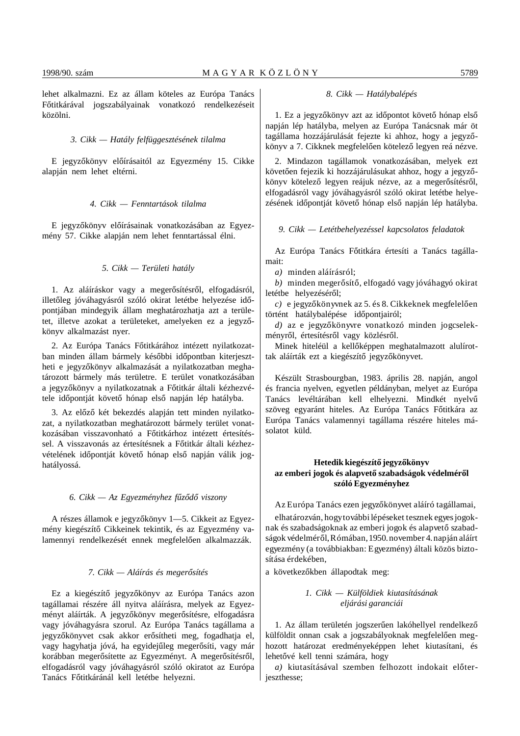lehet alkalmazni. Ez az állam köteles az Európa Tanács Főtitkárával jogszabályainak vonatkozó rendelkezéseit közölni.

*3. Cikk — Hatály felfüggesztésének tilalma*

E jegyzőkönyv előírásaitól az Egyezmény 15. Cikke alapján nem lehet eltérni.

*4. Cikk — Fenntartások tilalma*

E jegyzőkönyv előírásainak vonatkozásában az Egyezmény 57. Cikke alapján nem lehet fenntartással élni.

*5. Cikk — Területi hatály*

1. Az aláíráskor vagy a megerősítésről, elfogadásról, illetőleg jóváhagyásról szóló okirat letétbe helyezése időpontjában mindegyik állam meghatározhatja azt a területet, illetve azokat a területeket, amelyeken ez a jegyzőkönyv alkalmazást nyer.

2. Az Európa Tanács Főtitkárához intézett nyilatkozatban minden állam bármely későbbi időpontban kiterjesztheti e jegyzőkönyv alkalmazását a nyilatkozatban meghatározott bármely más területre. E terület vonatkozásában a jegyzőkönyv a nyilatkozatnak a Főtitkár általi kézhezvétele időpontját követő hónap első napján lép hatályba.

3. Az előző két bekezdés alapján tett minden nyilatkozat, a nyilatkozatban meghatározott bármely terület vonatkozásában visszavonható a Főtitkárhoz intézett értesítéssel. A visszavonás az értesítésnek a Főtitkár általi kézhezvételének időpontját követő hónap első napján válik joghatályossá.

*6. Cikk — Az Egyezményhez fűződő viszony*

A részes államok e jegyzőkönyv 1—5. Cikkeit az Egyezmény kiegészítő Cikkeinek tekintik, és az Egyezmény valamennyi rendelkezését ennek megfelelően alkalmazzák.

*7. Cikk — Aláírás és megerősítés*

Ez a kiegészítő jegyzőkönyv az Európa Tanács azon tagállamai részére áll nyitva aláírásra, melyek az Egyezményt aláírták. A jegyzőkönyv megerősítésre, elfogadásra vagy jóváhagyásra szorul. Az Európa Tanács tagállama a jegyzőkönyvet csak akkor erősítheti meg, fogadhatja el, vagy hagyhatja jóvá, ha egyidejűleg megerősíti, vagy már korábban megerősítette az Egyezményt. A megerősítésről, elfogadásról vagy jóváhagyásról szóló okiratot az Európa Tanács Főtitkáránál kell letétbe helyezni.

*8. Cikk — Hatálybalépés*

1. Ez a jegyzőkönyv azt az időpontot követő hónap első napján lép hatályba, melyen az Európa Tanácsnak már öt tagállama hozzájárulását fejezte ki ahhoz, hogy a jegyzőkönyv a 7. Cikknek megfelelően kötelező legyen reá nézve.

2. Mindazon tagállamok vonatkozásában, melyek ezt követően fejezik ki hozzájárulásukat ahhoz, hogy a jegyzőkönyv kötelező legyen reájuk nézve, az a megerősítésről, elfogadásról vagy jóváhagyásról szóló okirat letétbe helyezésének időpontját követő hónap első napján lép hatályba.

*9. Cikk — Letétbehelyezéssel kapcsolatos feladatok*

Az Európa Tanács Főtitkára értesíti a Tanács tagállamait:

*a)* minden aláírásról;

*b)* minden megerősítő, elfogadó vagy jóváhagyó okirat letétbe helyezéséről;

*c)* e jegyzőkönyvnek az 5. és 8. Cikkeknek megfelelően történt hatálybalépése időpontjairól;

*d)* az e jegyzőkönyvre vonatkozó minden jogcselekményről, értesítésről vagy közlésről.

Minek hiteléül a kellőképpen meghatalmazott alulírottak aláírták ezt a kiegészítő jegyzőkönyvet.

Készült Strasbourgban, 1983. április 28. napján, angol és francia nyelven, egyetlen példányban, melyet az Európa Tanács levéltárában kell elhelyezni. Mindkét nyelvű szöveg egyaránt hiteles. Az Európa Tanács Főtitkára az Európa Tanács valamennyi tagállama részére hiteles másolatot küld.

**Hetedik kiegészítő jegyzőkönyv az emberi jogok és alapvető szabadságok védelméről szóló Egyezményhez**

Az Európa Tanács ezen jegyzőkönyvet aláíró tagállamai,

elhatározván, hogy további lépéseket tesznek egyes jogoknak és szabadságoknak az emberi jogok és alapvető szabadságok védelméről, Rómában, 1950. november 4. napján aláírt egyezmény (a továbbiakban: Egyezmény) általi közös biztosítása érdekében,

a következőkben állapodtak meg:

*1. Cikk — Külföldiek kiutasításának eljárási garanciái*

1. Az állam területén jogszerűen lakóhellyel rendelkező külföldit onnan csak a jogszabályoknak megfelelően meghozott határozat eredményeképpen lehet kiutasítani, és lehetővé kell tenni számára, hogy

*a)* kiutasításával szemben felhozott indokait előterjeszthesse;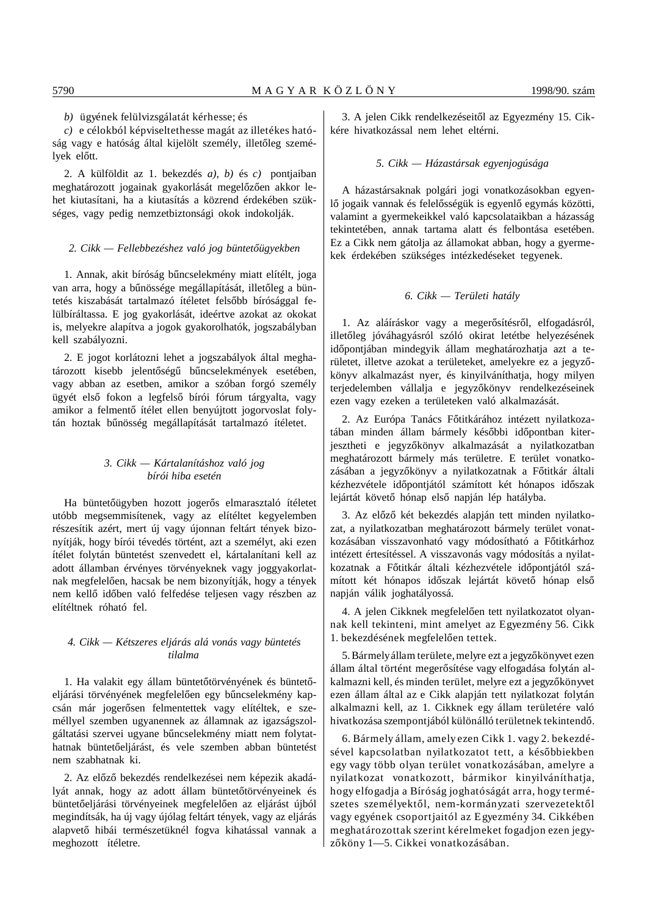*b)* ügyének felülvizsgálatát kérhesse; és

*c)* e célokból képviseltethesse magát az illetékes hatóság vagy e hatóság által kijelölt személy, illetőleg személyek előtt.

2. A külföldit az 1. bekezdés *a), b)* és *c)* pontjaiban meghatározott jogainak gyakorlását megelőzően akkor lehet kiutasítani, ha a kiutasítás a közrend érdekében szükséges, vagy pedig nemzetbiztonsági okok indokolják.

### *2. Cikk — Fellebbezéshez való jog büntetőügyekben*

1. Annak, akit bíróság bűncselekmény miatt elítélt, joga van arra, hogy a bűnössége megállapítását, illetőleg a büntetés kiszabását tartalmazó ítéletet felsőbb bírósággal felülbíráltassa. E jog gyakorlását, ideértve azokat az okokat is, melyekre alapítva a jogok gyakorolhatók, jogszabályban kell szabályozni.

2. E jogot korlátozni lehet a jogszabályok által meghatározott kisebb jelentőségű bűncselekmények esetében, vagy abban az esetben, amikor a szóban forgó személy ügyét első fokon a legfelső bírói fórum tárgyalta, vagy amikor a felmentő ítélet ellen benyújtott jogorvoslat folytán hozták bűnösség megállapítását tartalmazó ítéletet.

### *3. Cikk — Kártalanításhoz való jog bírói hiba esetén*

Ha büntetőügyben hozott jogerős elmarasztaló ítéletet utóbb megsemmisítenek, vagy az elítéltet kegyelemben részesítik azért, mert új vagy újonnan feltárt tények bizonyítják, hogy bírói tévedés történt, azt a személyt, aki ezen ítélet folytán büntetést szenvedett el, kártalanítani kell az adott államban érvényes törvényeknek vagy joggyakorlatnak megfelelően, hacsak be nem bizonyítják, hogy a tények nem kellő időben való felfedése teljesen vagy részben az elítéltnek róható fel.

### *4. Cikk — Kétszeres eljárás alá vonás vagy büntetés tilalma*

1. Ha valakit egy állam büntetőtörvényének és büntetőeljárási törvényének megfelelően egy bűncselekmény kapcsán már jogerősen felmentettek vagy elítéltek, e személlyel szemben ugyanennek az államnak az igazságszolgáltatási szervei ugyane bűncselekmény miatt nem folytathatnak büntetőeljárást, és vele szemben abban büntetést nem szabhatnak ki.

2. Az előző bekezdés rendelkezései nem képezik akadályát annak, hogy az adott állam büntetőtörvényeinek és büntetőeljárási törvényeinek megfelelően az eljárást újból megindítsák, ha új vagy újólag feltárt tények, vagy az eljárás alapvető hibái természetüknél fogva kihatással vannak a meghozott ítéletre.

3. A jelen Cikk rendelkezéseitől az Egyezmény 15. Cikkére hivatkozással nem lehet eltérni.

### *5. Cikk — Házastársak egyenjogúsága*

A házastársaknak polgári jogi vonatkozásokban egyenlő jogaik vannak és felelősségük is egyenlő egymás közötti, valamint a gyermekeikkel való kapcsolataikban a házasság tekintetében, annak tartama alatt és felbontása esetében. Ez a Cikk nem gátolja az államokat abban, hogy a gyermekek érdekében szükséges intézkedéseket tegyenek.

### *6. Cikk — Területi hatály*

1. Az aláíráskor vagy a megerősítésről, elfogadásról, illetőleg jóváhagyásról szóló okirat letétbe helyezésének időpontjában mindegyik állam meghatározhatja azt a területet, illetve azokat a területeket, amelyekre ez a jegyzőkönyv alkalmazást nyer, és kinyilváníthatja, hogy milyen terjedelemben vállalja e jegyzőkönyv rendelkezéseinek ezen vagy ezeken a területeken való alkalmazását.

2. Az Európa Tanács Főtitkárához intézett nyilatkozatában minden állam bármely későbbi időpontban kiterjesztheti e jegyzőkönyv alkalmazását a nyilatkozatban meghatározott bármely más területre. E terület vonatkozásában a jegyzőkönyv a nyilatkozatnak a Főtitkár általi kézhezvétele időpontjától számított két hónapos időszak lejártát követő hónap első napján lép hatályba.

3. Az előző két bekezdés alapján tett minden nyilatkozat, a nyilatkozatban meghatározott bármely terület vonatkozásában visszavonható vagy módosítható a Főtitkárhoz intézett értesítéssel. A visszavonás vagy módosítás a nyilatkozatnak a Főtitkár általi kézhezvétele időpontjától számított két hónapos időszak lejártát követő hónap első napján válik joghatályossá.

4. A jelen Cikknek megfelelően tett nyilatkozatot olyannak kell tekinteni, mint amelyet az Egyezmény 56. Cikk 1. bekezdésének megfelelően tettek.

5. Bármely állam területe, melyre ezt a jegyzőkönyvet ezen állam által történt megerősítése vagy elfogadása folytán alkalmazni kell, és minden terület, melyre ezt a jegyzőkönyvet ezen állam által az e Cikk alapján tett nyilatkozat folytán alkalmazni kell, az 1. Cikknek egy állam területére való hivatkozása szempontjából különálló területnek tekintendő.

6. Bármely állam, amely ezen Cikk 1. vagy 2. bekezdésével kapcsolatban nyilatkozatot tett, a későbbiekben egy vagy több olyan terület vonatkozásában, amelyre a nyilatkozat vonatkozott, bármikor kinyilváníthatja, hogy elfogadja a Bíróság joghatóságát arra, hogy természetes személyektől, nem-kormányzati szervezetektől vagy egyének csoportjaitól az Egyezmény 34. Cikkében meghatározottak szerint kérelmeket fogadjon ezen jegyzőköny 1—5. Cikkei vonatkozásában.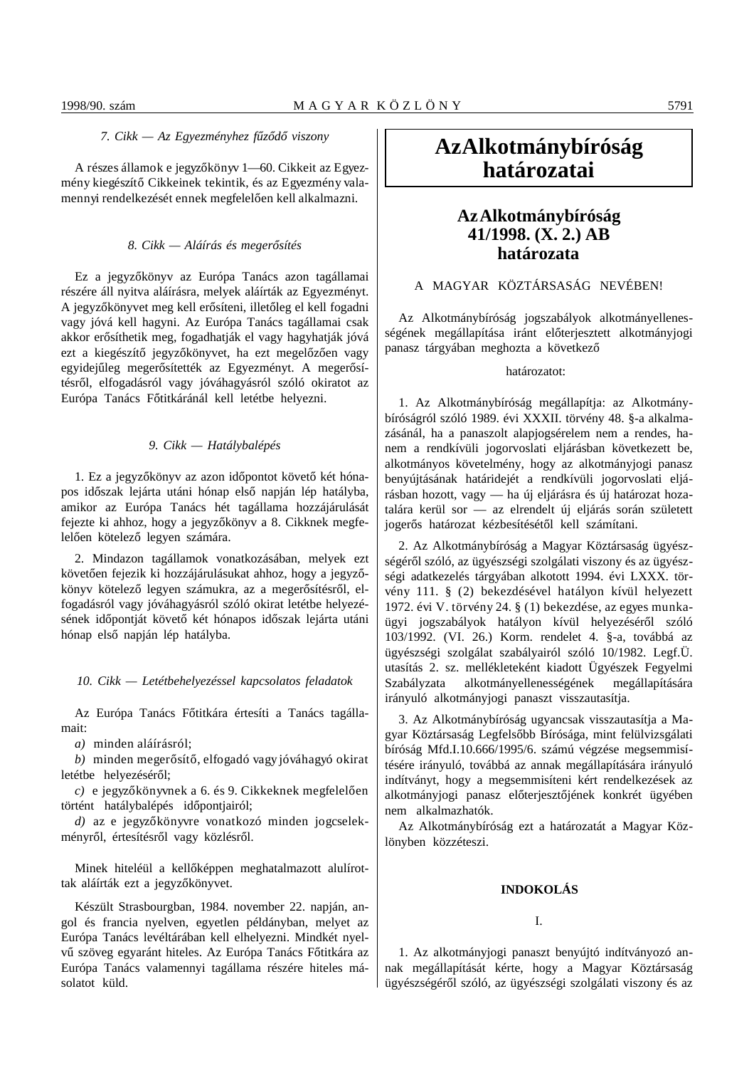*7. Cikk — Az Egyezményhez fűződő viszony*

A részes államok e jegyzőkönyv 1—60. Cikkeit az Egyezmény kiegészítő Cikkeinek tekintik, és az Egyezmény valamennyi rendelkezését ennek megfelelően kell alkalmazni.

*8. Cikk — Aláírás és megerősítés*

Ez a jegyzőkönyv az Európa Tanács azon tagállamai részére áll nyitva aláírásra, melyek aláírták az Egyezményt. A jegyzőkönyvet meg kell erősíteni, illetőleg el kell fogadni vagy jóvá kell hagyni. Az Európa Tanács tagállamai csak akkor erősíthetik meg, fogadhatják el vagy hagyhatják jóvá ezt a kiegészítő jegyzőkönyvet, ha ezt megelőzően vagy egyidejűleg megerősítették az Egyezményt. A megerősítésről, elfogadásról vagy jóváhagyásról szóló okiratot az Európa Tanács Főtitkáránál kell letétbe helyezni.

*9. Cikk — Hatálybalépés*

1. Ez a jegyzőkönyv az azon időpontot követő két hónapos időszak lejárta utáni hónap első napján lép hatályba, amikor az Európa Tanács hét tagállama hozzájárulását fejezte ki ahhoz, hogy a jegyzőkönyv a 8. Cikknek megfelelően kötelező legyen számára.

2. Mindazon tagállamok vonatkozásában, melyek ezt követően fejezik ki hozzájárulásukat ahhoz, hogy a jegyzőkönyv kötelező legyen számukra, az a megerősítésről, elfogadásról vagy jóváhagyásról szóló okirat letétbe helyezésének időpontját követő két hónapos időszak lejárta utáni hónap első napján lép hatályba.

*10. Cikk — Letétbehelyezéssel kapcsolatos feladatok*

Az Európa Tanács Főtitkára értesíti a Tanács tagállamait:

*a)* minden aláírásról;

*b)* minden megerősítő, elfogadó vagy jóváhagyó okirat letétbe helyezéséről;

*c)* e jegyzőkönyvnek a 6. és 9. Cikkeknek megfelelően történt hatálybalépés időpontjairól;

*d)* az e jegyzőkönyvre vonatkozó minden jogcselekményről, értesítésről vagy közlésről.

Minek hiteléül a kellőképpen meghatalmazott alulírottak aláírták ezt a jegyzőkönyvet.

Készült Strasbourgban, 1984. november 22. napján, angol és francia nyelven, egyetlen példányban, melyet az Európa Tanács levéltárában kell elhelyezni. Mindkét nyelvű szöveg egyaránt hiteles. Az Európa Tanács Főtitkára az Európa Tanács valamennyi tagállama részére hiteles másolatot küld.

# Az Alkotmánybíróság határozatai

## Az Alkotmánybíróság 41/1998. (X. 2.) AB határozata

A MAGYAR KÖZTÁRSASÁG NEVÉBEN!

Az Alkotmánybíróság jogszabályok alkotmányellenességének megállapítása iránt előterjesztett alkotmányjogi panasz tárgyában meghozta a következő

határozatot:

1. Az Alkotmánybíróság megállapítja: az Alkotmánybíróságról szóló 1989. évi XXXII. törvény 48. §-a alkalmazásánál, ha a panaszolt alapjogsérelem nem a rendes, hanem a rendkívüli jogorvoslati eljárásban következett be, alkotmányos követelmény, hogy az alkotmányjogi panasz benyújtásának határidejét a rendkívüli jogorvoslati eljárásban hozott, vagy — ha új eljárásra és új határozat hozatalára kerül sor — az elrendelt új eljárás során született jogerős határozat kézbesítésétől kell számítani.

2. Az Alkotmánybíróság a Magyar Köztársaság ügyészségéről szóló, az ügyészségi szolgálati viszony és az ügyészségi adatkezelés tárgyában alkotott 1994. évi LXXX. törvény 111. § (2) bekezdésével hatályon kívül helyezett 1972. évi V. törvény 24. § (1) bekezdése, az egyes munkaügyi jogszabályok hatályon kívül helyezéséről szóló 103/1992. (VI. 26.) Korm. rendelet 4. §-a, továbbá az ügyészségi szolgálat szabályairól szóló 10/1982. Legf.Ü. utasítás 2. sz. mellékleteként kiadott Ügyészek Fegyelmi Szabályzata alkotmányellenességének megállapítására irányuló alkotmányjogi panaszt visszautasítja.

3. Az Alkotmánybíróság ugyancsak visszautasítja a Magyar Köztársaság Legfelsőbb Bírósága, mint felülvizsgálati bíróság Mfd.I.10.666/1995/6. számú végzése megsemmisítésére irányuló, továbbá az annak megállapítására irányuló indítványt, hogy a megsemmisíteni kért rendelkezések az alkotmányjogi panasz előterjesztőjének konkrét ügyében nem alkalmazhatók.

Az Alkotmánybíróság ezt a határozatát a Magyar Közlönyben közzéteszi.

**INDOKOLÁS**

I.

1. Az alkotmányjogi panaszt benyújtó indítványozó annak megállapítását kérte, hogy a Magyar Köztársaság ügyészségéről szóló, az ügyészségi szolgálati viszony és az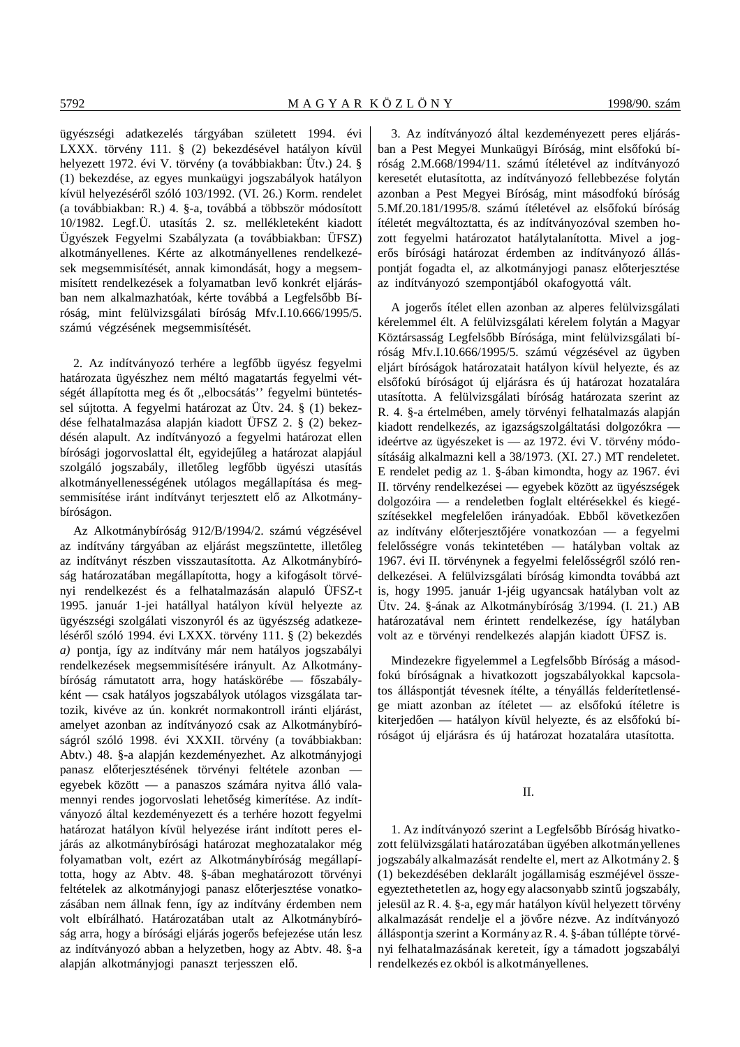ügyészségi adatkezelés tárgyában született 1994. évi LXXX. törvény 111. § (2) bekezdésével hatályon kívül helyezett 1972. évi V. törvény (a továbbiakban: Ütv.) 24. § (1) bekezdése, az egyes munkaügyi jogszabályok hatályon kívül helyezéséről szóló 103/1992. (VI. 26.) Korm. rendelet (a továbbiakban: R.) 4. §-a, továbbá a többször módosított 10/1982. Legf.Ü. utasítás 2. sz. mellékleteként kiadott Ügyészek Fegyelmi Szabályzata (a továbbiakban: ÜFSZ) alkotmányellenes. Kérte az alkotmányellenes rendelkezések megsemmisítését, annak kimondását, hogy a megsemmisített rendelkezések a folyamatban levő konkrét eljárásban nem alkalmazhatóak, kérte továbbá a Legfelsőbb Bíróság, mint felülvizsgálati bíróság Mfv.I.10.666/1995/5. számú végzésének megsemmisítését.

2. Az indítványozó terhére a legfőbb ügyész fegyelmi határozata ügyészhez nem méltó magatartás fegyelmi vétségét állapította meg és őt ,,elbocsátás'' fegyelmi büntetéssel sújtotta. A fegyelmi határozat az Ütv. 24. § (1) bekezdése felhatalmazása alapján kiadott ÜFSZ 2. § (2) bekezdésén alapult. Az indítványozó a fegyelmi határozat ellen bírósági jogorvoslattal élt, egyidejűleg a határozat alapjául szolgáló jogszabály, illetőleg legfőbb ügyészi utasítás alkotmányellenességének utólagos megállapítása és megsemmisítése iránt indítványt terjesztett elő az Alkotmánybíróságon.

Az Alkotmánybíróság 912/B/1994/2. számú végzésével az indítvány tárgyában az eljárást megszüntette, illetőleg az indítványt részben visszautasította. Az Alkotmánybíróság határozatában megállapította, hogy a kifogásolt törvényi rendelkezést és a felhatalmazásán alapuló ÜFSZ-t 1995. január 1-jei hatállyal hatályon kívül helyezte az ügyészségi szolgálati viszonyról és az ügyészség adatkezeléséről szóló 1994. évi LXXX. törvény 111. § (2) bekezdés *a)* pontja, így az indítvány már nem hatályos jogszabályi rendelkezések megsemmisítésére irányult. Az Alkotmánybíróság rámutatott arra, hogy hatáskörébe — főszabályként — csak hatályos jogszabályok utólagos vizsgálata tartozik, kivéve az ún. konkrét normakontroll iránti eljárást, amelyet azonban az indítványozó csak az Alkotmánybíróságról szóló 1998. évi XXXII. törvény (a továbbiakban: Abtv.) 48. §-a alapján kezdeményezhet. Az alkotmányjogi panasz előterjesztésének törvényi feltétele azonban — egyebek között — a panaszos számára nyitva álló valamennyi rendes jogorvoslati lehetőség kimerítése. Az indítványozó által kezdeményezett és a terhére hozott fegyelmi határozat hatályon kívül helyezése iránt indított peres eljárás az alkotmánybírósági határozat meghozatalakor még folyamatban volt, ezért az Alkotmánybíróság megállapította, hogy az Abtv. 48. §-ában meghatározott törvényi feltételek az alkotmányjogi panasz előterjesztése vonatkozásában nem állnak fenn, így az indítvány érdemben nem volt elbírálható. Határozatában utalt az Alkotmánybíróság arra, hogy a bírósági eljárás jogerős befejezése után lesz az indítványozó abban a helyzetben, hogy az Abtv. 48. §-a alapján alkotmányjogi panaszt terjesszen elő.

3. Az indítványozó által kezdeményezett peres eljárásban a Pest Megyei Munkaügyi Bíróság, mint elsőfokú bíróság 2.M.668/1994/11. számú ítéletével az indítványozó keresetét elutasította, az indítványozó fellebbezése folytán azonban a Pest Megyei Bíróság, mint másodfokú bíróság 5.Mf.20.181/1995/8. számú ítéletével az elsőfokú bíróság ítéletét megváltoztatta, és az indítványozóval szemben hozott fegyelmi határozatot hatálytalanította. Mivel a jogerős bírósági határozat érdemben az indítványozó álláspontját fogadta el, az alkotmányjogi panasz előterjesztése az indítványozó szempontjából okafogyottá vált.

A jogerős ítélet ellen azonban az alperes felülvizsgálati kérelemmel élt. A felülvizsgálati kérelem folytán a Magyar Köztársasság Legfelsőbb Bírósága, mint felülvizsgálati bíróság Mfv.I.10.665/1995/5. számú végzésével az ügyben eljárt bíróságok határozatait hatályon kívül helyezte, és az elsőfokú bíróságot új eljárásra és új határozat hozatalára utasította. A felülvizsgálati bíróság határozata szerint az R. 4. §-a értelmében, amely törvényi felhatalmazás alapján kiadott rendelkezés, az igazságszolgáltatási dolgozókra — ideértve az ügyészeket is — az 1972. évi V. törvény módosításáig alkalmazni kell a 38/1973. (XI. 27.) MT rendeletet. E rendelet pedig az 1. §-ában kimondta, hogy az 1967. évi II. törvény rendelkezései — egyebek között az ügyészségek dolgozóira — a rendeletben foglalt eltérésekkel és kiegészítésekkel megfelelően irányadóak. Ebből következően az indítvány előterjesztőjére vonatkozóan — a fegyelmi felelősségre vonás tekintetében — hatályban voltak az 1967. évi II. törvénynek a fegyelmi felelősségről szóló rendelkezései. A felülvizsgálati bíróság kimondta továbbá azt is, hogy 1995. január 1-jéig ugyancsak hatályban volt az Ütv. 24. §-ának az Alkotmánybíróság 3/1994. (I. 21.) AB határozatával nem érintett rendelkezése, így hatályban volt az e törvényi rendelkezés alapján kiadott ÜFSZ is.

Mindezekre figyelemmel a Legfelsőbb Bíróság a másodfokú bíróságnak a hivatkozott jogszabályokkal kapcsolatos álláspontját tévesnek ítélte, a tényállás felderítetlensége miatt azonban az ítéletet — az elsőfokú ítéletre is kiterjedően — hatályon kívül helyezte, és az elsőfokú bíróságot új eljárásra és új határozat hozatalára utasította.

## II.

1. Az indítványozó szerint a Legfelsőbb Bíróság hivatkozott felülvizsgálati határozatában ügyében alkotmányellenes jogszabály alkalmazását rendelte el, mert az Alkotmány 2. § (1) bekezdésében deklarált jogállamiság eszméjével összeegyeztethetetlen az, hogy egy alacsonyabb szintű jogszabály, jelesül az R. 4. §-a, egy már hatályon kívül helyezett törvény alkalmazását rendelje el a jövőre nézve. Az indítványozó álláspontja szerint a Kormány az R. 4. §-ában túllépte törvényi felhatalmazásának kereteit, így a támadott jogszabályi rendelkezés ez okból is alkotmányellenes.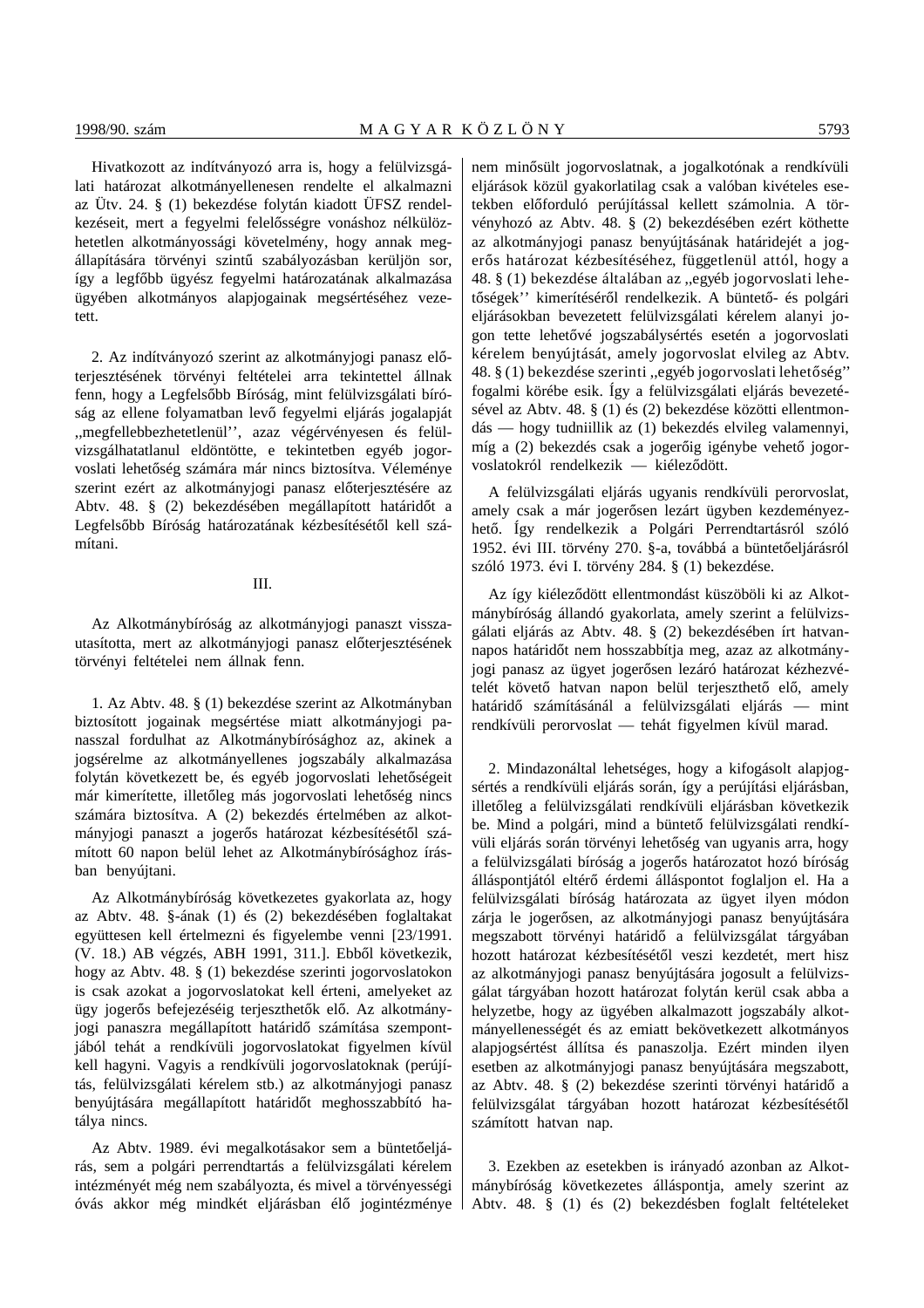Hivatkozott az indítványozó arra is, hogy a felülvizsgálati határozat alkotmányellenesen rendelte el alkalmazni az Ütv. 24. § (1) bekezdése folytán kiadott ÜFSZ rendelkezéseit, mert a fegyelmi felelősségre vonáshoz nélkülözhetetlen alkotmányossági követelmény, hogy annak megállapítására törvényi szintű szabályozásban kerüljön sor, így a legfőbb ügyész fegyelmi határozatának alkalmazása ügyében alkotmányos alapjogainak megsértéséhez vezetett.

2. Az indítványozó szerint az alkotmányjogi panasz előterjesztésének törvényi feltételei arra tekintettel állnak fenn, hogy a Legfelsőbb Bíróság, mint felülvizsgálati bíróság az ellene folyamatban levő fegyelmi eljárás jogalapját „megfellebbezhetetlenül'', azaz végérvényesen és felülvizsgálhatatlanul eldöntötte, e tekintetben egyéb jogorvoslati lehetőség számára már nincs biztosítva. Véleménye szerint ezért az alkotmányjogi panasz előterjesztésére az Abtv. 48. § (2) bekezdésében megállapított határidőt a Legfelsőbb Bíróság határozatának kézbesítésétől kell számítani.

III.

Az Alkotmánybíróság az alkotmányjogi panaszt visszautasította, mert az alkotmányjogi panasz előterjesztésének törvényi feltételei nem állnak fenn.

1. Az Abtv. 48. § (1) bekezdése szerint az Alkotmányban biztosított jogainak megsértése miatt alkotmányjogi panasszal fordulhat az Alkotmánybírósághoz az, akinek a jogsérelme az alkotmányellenes jogszabály alkalmazása folytán következett be, és egyéb jogorvoslati lehetőségeit már kimerítette, illetőleg más jogorvoslati lehetőség nincs számára biztosítva. A (2) bekezdés értelmében az alkotmányjogi panaszt a jogerős határozat kézbesítésétől számított 60 napon belül lehet az Alkotmánybírósághoz írásban benyújtani.

Az Alkotmánybíróság következetes gyakorlata az, hogy az Abtv. 48. §-ának (1) és (2) bekezdésében foglaltakat együttesen kell értelmezni és figyelembe venni [23/1991. (V. 18.) AB végzés, ABH 1991, 311.]. Ebből következik, hogy az Abtv. 48. § (1) bekezdése szerinti jogorvoslatokon is csak azokat a jogorvoslatokat kell érteni, amelyeket az ügy jogerős befejezéséig terjeszthetők elő. Az alkotmányjogi panaszra megállapított határidő számítása szempontjából tehát a rendkívüli jogorvoslatokat figyelmen kívül kell hagyni. Vagyis a rendkívüli jogorvoslatoknak (perújítás, felülvizsgálati kérelem stb.) az alkotmányjogi panasz benyújtására megállapított határidőt meghosszabbító hatálya nincs.

Az Abtv. 1989. évi megalkotásakor sem a büntetőeljárás, sem a polgári perrendtartás a felülvizsgálati kérelem intézményét még nem szabályozta, és mivel a törvényességi óvás akkor még mindkét eljárásban élő jogintézménye nem minősült jogorvoslatnak, a jogalkotónak a rendkívüli eljárások közül gyakorlatilag csak a valóban kivételes esetekben előforduló perújítással kellett számolnia. A törvényhozó az Abtv. 48. § (2) bekezdésében ezért köthette az alkotmányjogi panasz benyújtásának határidejét a jogerős határozat kézbesítéséhez, függetlenül attól, hogy a 48. § (1) bekezdése általában az „egyéb jogorvoslati lehetőségek'' kimerítéséről rendelkezik. A büntető- és polgári eljárásokban bevezetett felülvizsgálati kérelem alanyi jogon tette lehetővé jogszabálysértés esetén a jogorvoslati kérelem benyújtását, amely jogorvoslat elvileg az Abtv. 48. § (1) bekezdése szerinti „egyéb jogorvoslati lehetőség'' fogalmi körébe esik. Így a felülvizsgálati eljárás bevezetésével az Abtv. 48. § (1) és (2) bekezdése közötti ellentmondás — hogy tudniillik az (1) bekezdés elvileg valamennyi, míg a (2) bekezdés csak a jogerőig igénybe vehető jogorvoslatokról rendelkezik — kiéleződött.

A felülvizsgálati eljárás ugyanis rendkívüli perorvoslat, amely csak a már jogerősen lezárt ügyben kezdeményezhető. Így rendelkezik a Polgári Perrendtartásról szóló 1952. évi III. törvény 270. §-a, továbbá a büntetőeljárásról szóló 1973. évi I. törvény 284. § (1) bekezdése.

Az így kiéleződött ellentmondást küszöböli ki az Alkotmánybíróság állandó gyakorlata, amely szerint a felülvizsgálati eljárás az Abtv. 48. § (2) bekezdésében írt hatvannapos határidőt nem hosszabbítja meg, azaz az alkotmányjogi panasz az ügyet jogerősen lezáró határozat kézhezvételét követő hatvan napon belül terjeszthető elő, amely határidő számításánál a felülvizsgálati eljárás — mint rendkívüli perorvoslat — tehát figyelmen kívül marad.

2. Mindazonáltal lehetséges, hogy a kifogásolt alapjogsértés a rendkívüli eljárás során, így a perújítási eljárásban, illetőleg a felülvizsgálati rendkívüli eljárásban következik be. Mind a polgári, mind a büntető felülvizsgálati rendkívüli eljárás során törvényi lehetőség van ugyanis arra, hogy a felülvizsgálati bíróság a jogerős határozatot hozó bíróság álláspontjától eltérő érdemi álláspontot foglaljon el. Ha a felülvizsgálati bíróság határozata az ügyet ilyen módon zárja le jogerősen, az alkotmányjogi panasz benyújtására megszabott törvényi határidő a felülvizsgálat tárgyában hozott határozat kézbesítésétől veszi kezdetét, mert hisz az alkotmányjogi panasz benyújtására jogosult a felülvizsgálat tárgyában hozott határozat folytán kerül csak abba a helyzetbe, hogy az ügyében alkalmazott jogszabály alkotmányellenességét és az emiatt bekövetkezett alkotmányos alapjogsértést állítsa és panaszolja. Ezért minden ilyen esetben az alkotmányjogi panasz benyújtására megszabott, az Abtv. 48. § (2) bekezdése szerinti törvényi határidő a felülvizsgálat tárgyában hozott határozat kézbesítésétől számított hatvan nap.

3. Ezekben az esetekben is irányadó azonban az Alkotmánybíróság következetes álláspontja, amely szerint az Abtv. 48. § (1) és (2) bekezdésben foglalt feltételeket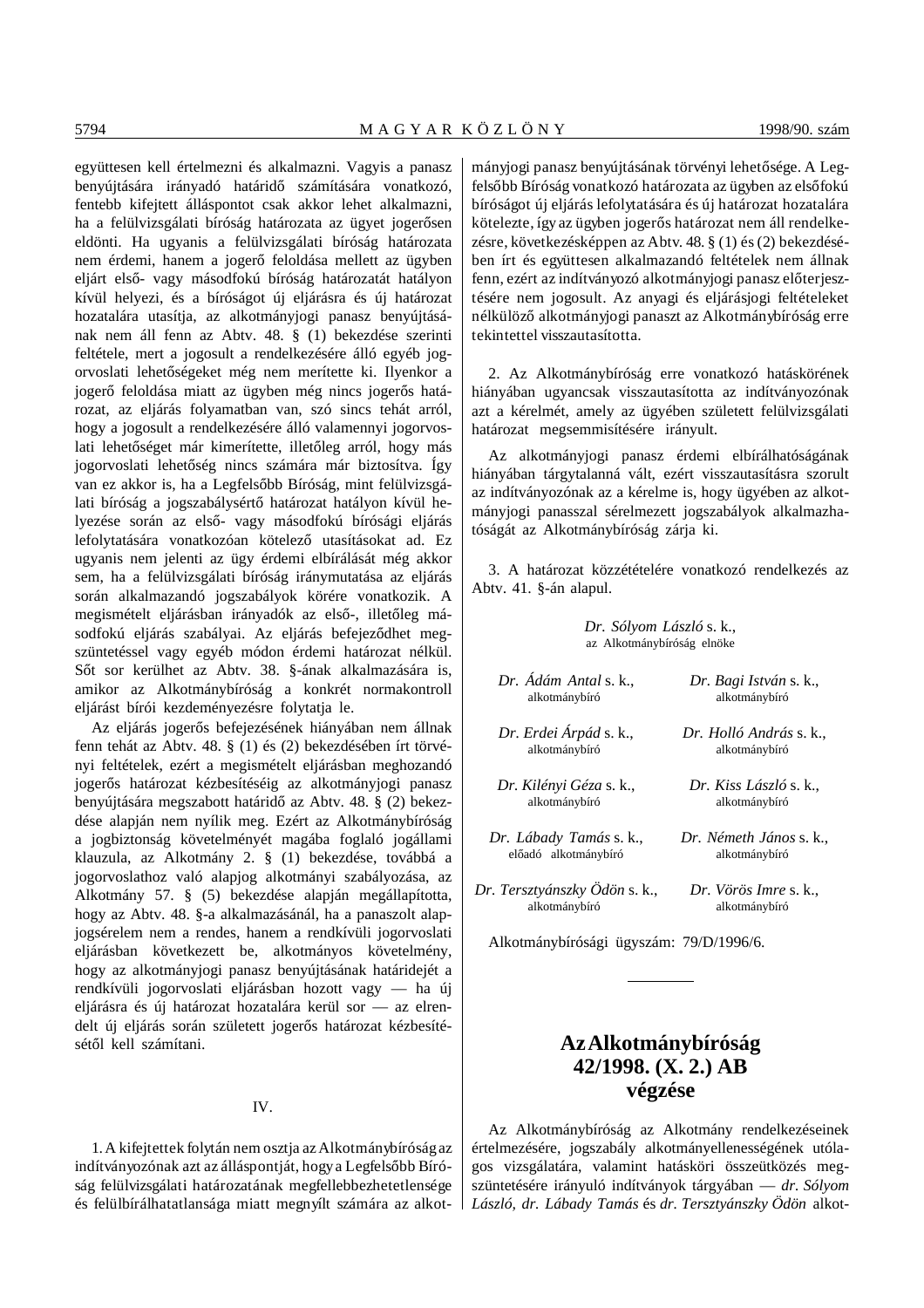együttesen kell értelmezni és alkalmazni. Vagyis a panasz benyújtására irányadó határidő számítására vonatkozó, fentebb kifejtett álláspontot csak akkor lehet alkalmazni, ha a felülvizsgálati bíróság határozata az ügyet jogerősen eldönti. Ha ugyanis a felülvizsgálati bíróság határozata nem érdemi, hanem a jogerő feloldása mellett az ügyben eljárt első- vagy másodfokú bíróság határozatát hatályon kívül helyezi, és a bíróságot új eljárásra és új határozat hozatalára utasítja, az alkotmányjogi panasz benyújtásának nem áll fenn az Abtv. 48. § (1) bekezdése szerinti feltétele, mert a jogosult a rendelkezésére álló egyéb jogorvoslati lehetőségeket még nem merítette ki. Ilyenkor a jogerő feloldása miatt az ügyben még nincs jogerős határozat, az eljárás folyamatban van, szó sincs tehát arról, hogy a jogosult a rendelkezésére álló valamennyi jogorvoslati lehetőséget már kimerítette, illetőleg arról, hogy más jogorvoslati lehetőség nincs számára már biztosítva. Így van ez akkor is, ha a Legfelsőbb Bíróság, mint felülvizsgálati bíróság a jogszabálysértő határozat hatályon kívül helyezése során az első- vagy másodfokú bírósági eljárás lefolytatására vonatkozóan kötelező utasításokat ad. Ez ugyanis nem jelenti az ügy érdemi elbírálását még akkor sem, ha a felülvizsgálati bíróság iránymutatása az eljárás során alkalmazandó jogszabályok körére vonatkozik. A megismételt eljárásban irányadók az első-, illetőleg másodfokú eljárás szabályai. Az eljárás befejeződhet megszüntetéssel vagy egyéb módon érdemi határozat nélkül. Sőt sor kerülhet az Abtv. 38. §-ának alkalmazására is, amikor az Alkotmánybíróság a konkrét normakontroll eljárást bírói kezdeményezésre folytatja le.

Az eljárás jogerős befejezésének hiányában nem állnak fenn tehát az Abtv. 48. § (1) és (2) bekezdésében írt törvényi feltételek, ezért a megismételt eljárásban meghozandó jogerős határozat kézbesítéséig az alkotmányjogi panasz benyújtására megszabott határidő az Abtv. 48. § (2) bekezdése alapján nem nyílik meg. Ezért az Alkotmánybíróság a jogbiztonság követelményét magába foglaló jogállami klauzula, az Alkotmány 2. § (1) bekezdése, továbbá a jogorvoslathoz való alapjog alkotmányi szabályozása, az Alkotmány 57. § (5) bekezdése alapján megállapította, hogy az Abtv. 48. §-a alkalmazásánál, ha a panaszolt alapjogsérelem nem a rendes, hanem a rendkívüli jogorvoslati eljárásban következett be, alkotmányos követelmény, hogy az alkotmányjogi panasz benyújtásának határidejét a rendkívüli jogorvoslati eljárásban hozott vagy — ha új eljárásra és új határozat hozatalára kerül sor — az elrendelt új eljárás során született jogerős határozat kézbesítésétől kell számítani.

## IV.

1. A kifejtettek folytán nem osztja az Alkotmánybíróság az indítványozónak azt az álláspontját, hogy a Legfelsőbb Bíróság felülvizsgálati határozatának megfellebbezhetetlensége és felülbírálhatatlansága miatt megnyílt számára az alkotmányjogi panasz benyújtásának törvényi lehetősége. A Legfelsőbb Bíróság vonatkozó határozata az ügyben az elsőfokú bíróságot új eljárás lefolytatására és új határozat hozatalára kötelezte, így az ügyben jogerős határozat nem áll rendelkezésre, következésképpen az Abtv. 48. § (1) és (2) bekezdésében írt és együttesen alkalmazandó feltételek nem állnak fenn, ezért az indítványozó alkotmányjogi panasz előterjesztésére nem jogosult. Az anyagi és eljárásjogi feltételeket nélkülöző alkotmányjogi panaszt az Alkotmánybíróság erre tekintettel visszautasította.

2. Az Alkotmánybíróság erre vonatkozó hatáskörének hiányában ugyancsak visszautasította az indítványozónak azt a kérelmét, amely az ügyében született felülvizsgálati határozat megsemmisítésére irányult.

Az alkotmányjogi panasz érdemi elbírálhatóságának hiányában tárgytalanná vált, ezért visszautasításra szorult az indítványozónak az a kérelme is, hogy ügyében az alkotmányjogi panasszal sérelmezett jogszabályok alkalmazhatóságát az Alkotmánybíróság zárja ki.

3. A határozat közzétételére vonatkozó rendelkezés az Abtv. 41. §-án alapul.

*Dr. Sólyom László* s. k.,
az Alkotmánybíróság elnöke

| | |
|---|---|
| *Dr. Ádám Antal* s. k., alkotmánybíró | *Dr. Bagi István* s. k., alkotmánybíró |
| *Dr. Erdei Árpád* s. k., alkotmánybíró | *Dr. Holló András* s. k., alkotmánybíró |
| *Dr. Kilényi Géza* s. k., alkotmánybíró | *Dr. Kiss László* s. k., alkotmánybíró |
| *Dr. Lábady Tamás* s. k., előadó alkotmánybíró | *Dr. Németh János* s. k., alkotmánybíró |
| *Dr. Tersztyánszky Ödön* s. k., alkotmánybíró | *Dr. Vörös Imre* s. k., alkotmánybíró |

Alkotmánybírósági ügyszám: 79/D/1996/6.

---

# Az Alkotmánybíróság 42/1998. (X. 2.) AB végzése

Az Alkotmánybíróság az Alkotmány rendelkezéseinek értelmezésére, jogszabály alkotmányellenességének utólagos vizsgálatára, valamint hatásköri összeütközés megszüntetésére irányuló indítványok tárgyában — *dr. Sólyom László, dr. Lábady Tamás* és *dr. Tersztyánszky Ödön* alkot-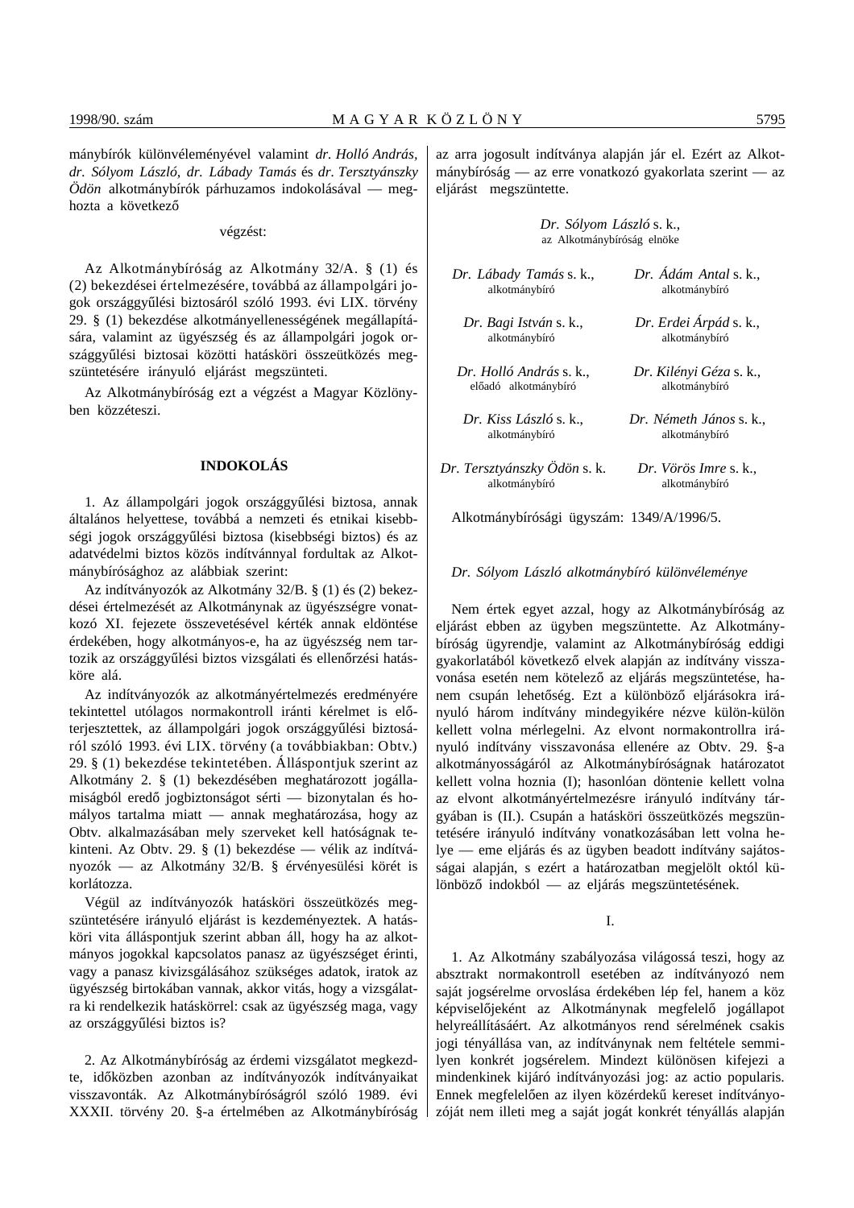mánybírók különvéleményével valamint *dr. Holló András*, *dr. Sólyom László, dr. Lábady Tamás* és *dr. Tersztyánszky Ödön* alkotmánybírók párhuzamos indokolásával — meghozta a következő

végzést:

Az Alkotmánybíróság az Alkotmány 32/A. § (1) és (2) bekezdései értelmezésére, továbbá az állampolgári jogok országgyűlési biztosáról szóló 1993. évi LIX. törvény 29. § (1) bekezdése alkotmányellenességének megállapítására, valamint az ügyészség és az állampolgári jogok országgyűlési biztosai közötti hatásköri összeütközés megszüntetésére irányuló eljárást megszünteti.

Az Alkotmánybíróság ezt a végzést a Magyar Közlönyben közzéteszi.

## INDOKOLÁS

1. Az állampolgári jogok országgyűlési biztosa, annak általános helyettese, továbbá a nemzeti és etnikai kisebbségi jogok országgyűlési biztosa (kisebbségi biztos) és az adatvédelmi biztos közös indítvánnyal fordultak az Alkotmánybírósághoz az alábbiak szerint:

Az indítványozók az Alkotmány 32/B. § (1) és (2) bekezdései értelmezését az Alkotmánynak az ügyészségre vonatkozó XI. fejezete összevetésével kérték annak eldöntése érdekében, hogy alkotmányos-e, ha az ügyészség nem tartozik az országgyűlési biztos vizsgálati és ellenőrzési hatásköre alá.

Az indítványozók az alkotmányértelmezés eredményére tekintettel utólagos normakontroll iránti kérelmet is előterjesztettek, az állampolgári jogok országgyűlési biztosáról szóló 1993. évi LIX. törvény (a továbbiakban: Obtv.) 29. § (1) bekezdése tekintetében. Álláspontjuk szerint az Alkotmány 2. § (1) bekezdésében meghatározott jogállamiságból eredő jogbiztonságot sérti — bizonytalan és homályos tartalma miatt — annak meghatározása, hogy az Obtv. alkalmazásában mely szerveket kell hatóságnak tekinteni. Az Obtv. 29. § (1) bekezdése — vélik az indítványozók — az Alkotmány 32/B. § érvényesülési körét is korlátozza.

Végül az indítványozók hatásköri összeütközés megszüntetésére irányuló eljárást is kezdeményeztek. A hatásköri vita álláspontjuk szerint abban áll, hogy ha az alkotmányos jogokkal kapcsolatos panasz az ügyészséget érinti, vagy a panasz kivizsgálásához szükséges adatok, iratok az ügyészség birtokában vannak, akkor vitás, hogy a vizsgálatra ki rendelkezik hatáskörrel: csak az ügyészség maga, vagy az országgyűlési biztos is?

2. Az Alkotmánybíróság az érdemi vizsgálatot megkezdte, időközben azonban az indítványozók indítványaikat visszavonták. Az Alkotmánybíróságról szóló 1989. évi XXXII. törvény 20. §-a értelmében az Alkotmánybíróság az arra jogosult indítványa alapján jár el. Ezért az Alkotmánybíróság — az erre vonatkozó gyakorlata szerint — az eljárást megszüntette.

*Dr. Sólyom László* s. k.,
az Alkotmánybíróság elnöke

| | |
|---|---|
| *Dr. Lábady Tamás* s. k., alkotmánybíró | *Dr. Ádám Antal* s. k., alkotmánybíró |
| *Dr. Bagi István* s. k., alkotmánybíró | *Dr. Erdei Árpád* s. k., alkotmánybíró |
| *Dr. Holló András* s. k., előadó alkotmánybíró | *Dr. Kilényi Géza* s. k., alkotmánybíró |
| *Dr. Kiss László* s. k., alkotmánybíró | *Dr. Németh János* s. k., alkotmánybíró |
| *Dr. Tersztyánszky Ödön* s. k., alkotmánybíró | *Dr. Vörös Imre* s. k., alkotmánybíró |

Alkotmánybírósági ügyszám: 1349/A/1996/5.

### *Dr. Sólyom László alkotmánybíró különvéleménye*

Nem értek egyet azzal, hogy az Alkotmánybíróság az eljárást ebben az ügyben megszüntette. Az Alkotmánybíróság ügyrendje, valamint az Alkotmánybíróság eddigi gyakorlatából következő elvek alapján az indítvány visszavonása esetén nem kötelező az eljárás megszüntetése, hanem csupán lehetőség. Ezt a különböző eljárásokra irányuló három indítvány mindegyikére nézve külön-külön kellett volna mérlegelni. Az elvont normakontrollra irányuló indítvány visszavonása ellenére az Obtv. 29. §-a alkotmányosságáról az Alkotmánybíróságnak határozatot kellett volna hoznia (I); hasonlóan döntenie kellett volna az elvont alkotmányértelmezésre irányuló indítvány tárgyában is (II.). Csupán a hatásköri összeütközés megszüntetésére irányuló indítvány vonatkozásában lett volna helye — eme eljárás és az ügyben beadott indítvány sajátosságai alapján, s ezért a határozatban megjelölt októl különböző indokból — az eljárás megszüntetésének.

I.

1. Az Alkotmány szabályozása világossá teszi, hogy az absztrakt normakontroll esetében az indítványozó nem saját jogsérelme orvoslása érdekében lép fel, hanem a köz képviselőjeként az Alkotmánynak megfelelő jogállapot helyreállításáért. Az alkotmányos rend sérelmének csakis jogi tényállása van, az indítványnak nem feltétele semmilyen konkrét jogsérelem. Mindezt különösen kifejezi a mindenkinek kijáró indítványozási jog: az actio popularis. Ennek megfelelően az ilyen közérdekű kereset indítványozóját nem illeti meg a saját jogát konkrét tényállás alapján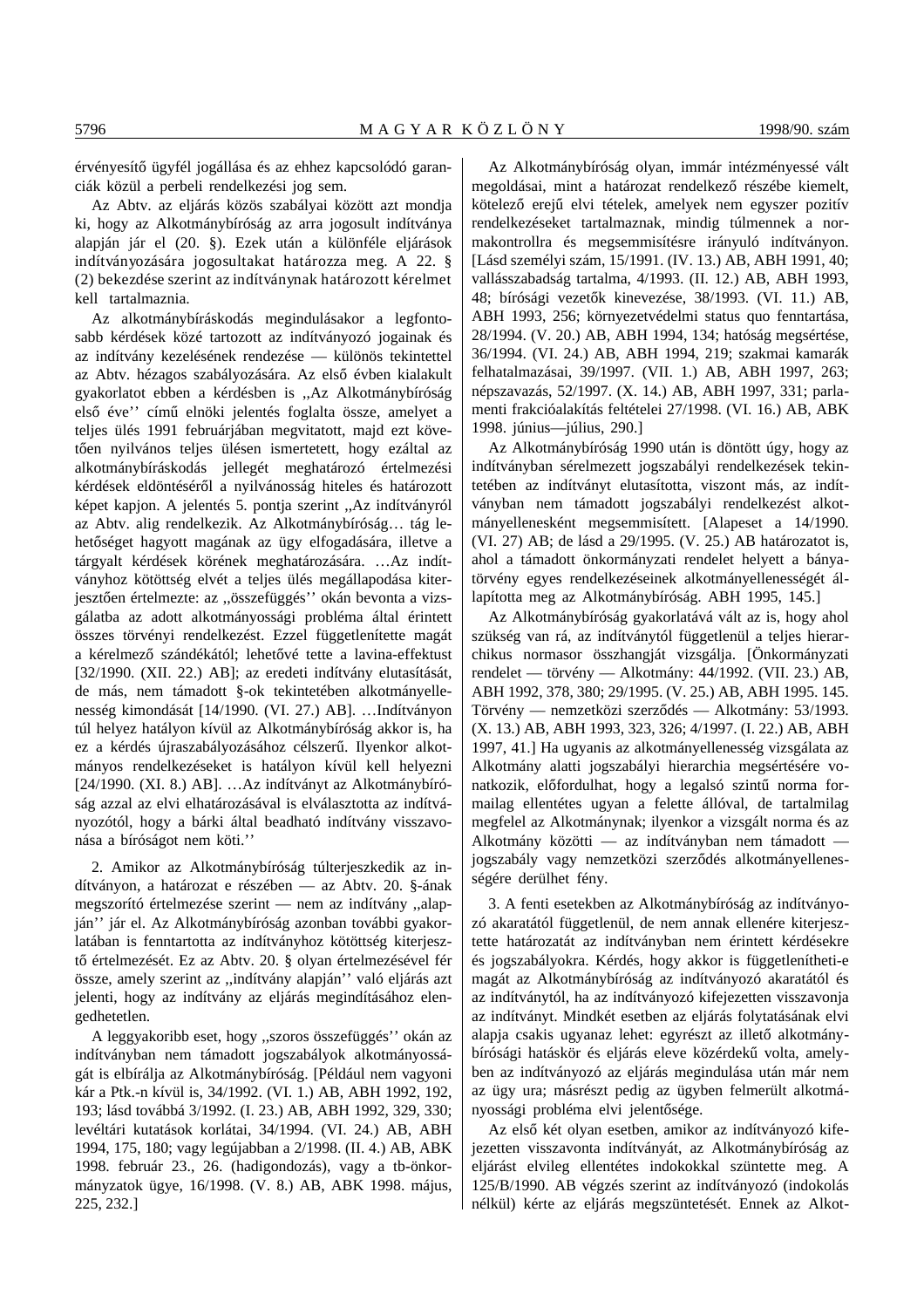érvényesítő ügyfél jogállása és az ehhez kapcsolódó garanciák közül a perbeli rendelkezési jog sem.

Az Abtv. az eljárás közös szabályai között azt mondja ki, hogy az Alkotmánybíróság az arra jogosult indítványa alapján jár el (20. §). Ezek után a különféle eljárások indítványozására jogosultakat határozza meg. A 22. § (2) bekezdése szerint az indítványnak határozott kérelmet kell tartalmaznia.

Az alkotmánybíráskodás megindulásakor a legfontosabb kérdések közé tartozott az indítványozó jogainak és az indítvány kezelésének rendezése — különös tekintettel az Abtv. hézagos szabályozására. Az első évben kialakult gyakorlatot ebben a kérdésben is ,,Az Alkotmánybíróság első éve'' című elnöki jelentés foglalta össze, amelyet a teljes ülés 1991 februárjában megvitatott, majd ezt követően nyilvános teljes ülésen ismertetett, hogy ezáltal az alkotmánybíráskodás jellegét meghatározó értelmezési kérdések eldöntéséről a nyilvánosság hiteles és határozott képet kapjon. A jelentés 5. pontja szerint ,,Az indítványról az Abtv. alig rendelkezik. Az Alkotmánybíróság… tág lehetőséget hagyott magának az ügy elfogadására, illetve a tárgyalt kérdések körének meghatározására. …Az indítványhoz kötöttség elvét a teljes ülés megállapodása kiterjesztően értelmezte: az ,,összefüggés'' okán bevonta a vizsgálatba az adott alkotmányossági probléma által érintett összes törvényi rendelkezést. Ezzel függetlenítette magát a kérelmező szándékától; lehetővé tette a lavina-effektust [32/1990. (XII. 22.) AB]; az eredeti indítvány elutasítását, de más, nem támadott §-ok tekintetében alkotmányellenesség kimondását [14/1990. (VI. 27.) AB]. …Indítványon túl helyez hatályon kívül az Alkotmánybíróság akkor is, ha ez a kérdés újraszabályozásához célszerű. Ilyenkor alkotmányos rendelkezéseket is hatályon kívül kell helyezni [24/1990. (XI. 8.) AB]. …Az indítványt az Alkotmánybíróság azzal az elvi elhatározásával is elválasztotta az indítványozótól, hogy a bárki által beadható indítvány visszavonása a bíróságot nem köti.''

2. Amikor az Alkotmánybíróság túlterjeszkedik az indítványon, a határozat e részében — az Abtv. 20. §-ának megszorító értelmezése szerint — nem az indítvány ,,alapján'' jár el. Az Alkotmánybíróság azonban további gyakorlatában is fenntartotta az indítványhoz kötöttség kiterjesztő értelmezését. Ez az Abtv. 20. § olyan értelmezésével fér össze, amely szerint az ,,indítvány alapján'' való eljárás azt jelenti, hogy az indítvány az eljárás megindításához elengedhetetlen.

A leggyakoribb eset, hogy ,,szoros összefüggés'' okán az indítványban nem támadott jogszabályok alkotmányosságát is elbírálja az Alkotmánybíróság. [Például nem vagyoni kár a Ptk.-n kívül is, 34/1992. (VI. 1.) AB, ABH 1992, 192, 193; lásd továbbá 3/1992. (I. 23.) AB, ABH 1992, 329, 330; levéltári kutatások korlátai, 34/1994. (VI. 24.) AB, ABH 1994, 175, 180; vagy legújabban a 2/1998. (II. 4.) AB, ABK 1998. február 23., 26. (hadigondozás), vagy a tb-önkormányzatok ügye, 16/1998. (V. 8.) AB, ABK 1998. május, 225, 232.]

Az Alkotmánybíróság olyan, immár intézményessé vált megoldásai, mint a határozat rendelkező részébe kiemelt, kötelező erejű elvi tételek, amelyek nem egyszer pozitív rendelkezéseket tartalmaznak, mindig túlmennek a normakontrollra és megsemmisítésre irányuló indítványon. [Lásd személyi szám, 15/1991. (IV. 13.) AB, ABH 1991, 40; vallásszabadság tartalma, 4/1993. (II. 12.) AB, ABH 1993, 48; bírósági vezetők kinevezése, 38/1993. (VI. 11.) AB, ABH 1993, 256; környezetvédelmi status quo fenntartása, 28/1994. (V. 20.) AB, ABH 1994, 134; hatóság megsértése, 36/1994. (VI. 24.) AB, ABH 1994, 219; szakmai kamarák felhatalmazásai, 39/1997. (VII. 1.) AB, ABH 1997, 263; népszavazás, 52/1997. (X. 14.) AB, ABH 1997, 331; parlamenti frakcióalakítás feltételei 27/1998. (VI. 16.) AB, ABK 1998. június—július, 290.]

Az Alkotmánybíróság 1990 után is döntött úgy, hogy az indítványban sérelmezett jogszabályi rendelkezések tekintetében az indítványt elutasította, viszont más, az indítványban nem támadott jogszabályi rendelkezést alkotmányellenesként megsemmisített. [Alapesete a 14/1990. (VI. 27) AB; de lásd a 29/1995. (V. 25.) AB határozatot is, ahol a támadott önkormányzati rendelet helyett a bányatörvény egyes rendelkezéseinek alkotmányellenességét állapította meg az Alkotmánybíróság. ABH 1995, 145.]

Az Alkotmánybíróság gyakorlatává vált az is, hogy ahol szükség van rá, az indítványtól függetlenül a teljes hierarchikus normasor összhangját vizsgálja. [Önkormányzati rendelet — törvény — Alkotmány: 44/1992. (VII. 23.) AB, ABH 1992, 378, 380; 29/1995. (V. 25.) AB, ABH 1995. 145. Törvény — nemzetközi szerződés — Alkotmány: 53/1993. (X. 13.) AB, ABH 1993, 323, 326; 4/1997. (I. 22.) AB, ABH 1997, 41.] Ha ugyanis az alkotmányellenesség vizsgálata az Alkotmány alatti jogszabályi hierarchia megsértésére vonatkozik, előfordulhat, hogy a legalsó szintű norma formailag ellentétes ugyan a felette állóval, de tartalmilag megfelel az Alkotmánynak; ilyenkor a vizsgált norma és az Alkotmány közötti — az indítványban nem támadott — jogszabály vagy nemzetközi szerződés alkotmányellenességére derülhet fény.

3. A fenti esetekben az Alkotmánybíróság az indítványozó akaratától függetlenül, de nem annak ellenére kiterjesztette határozatát az indítványban nem érintett kérdésekre és jogszabályokra. Kérdés, hogy akkor is függetlenítheti-e magát az Alkotmánybíróság az indítványozó akaratától és az indítványtól, ha az indítványozó kifejezetten visszavonja az indítványt. Mindkét esetben az eljárás folytatásának elvi alapja csakis ugyanaz lehet: egyrészt az illető alkotmánybírósági hatáskör és eljárás eleve közérdekű volta, amelyben az indítványozó az eljárás megindulása után már nem az ügy ura; másrészt pedig az ügyben felmerült alkotmányossági probléma elvi jelentősége.

Az első két olyan esetben, amikor az indítványozó kifejezetten visszavonta indítványát, az Alkotmánybíróság az eljárást elvileg ellentétes indokokkal szüntette meg. A 125/B/1990. AB végzés szerint az indítványozó (indokolás nélkül) kérte az eljárás megszüntetését. Ennek az Alkot-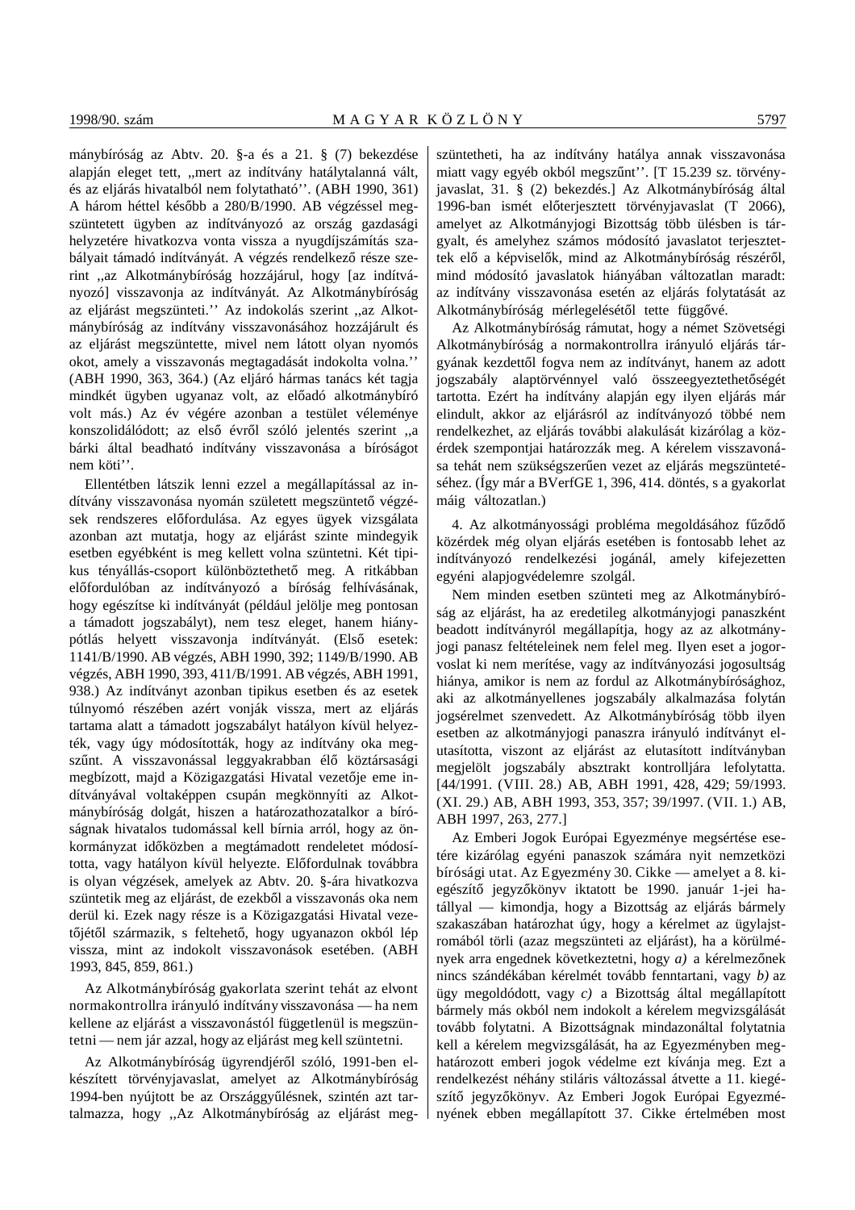mánybíróság az Abtv. 20. §-a és a 21. § (7) bekezdése alapján eleget tett, ,,mert az indítvány hatálytalanná vált, és az eljárás hivatalból nem folytatható''. (ABH 1990, 361) A három héttel később a 280/B/1990. AB végzéssel megszüntetett ügyben az indítványozó az ország gazdasági helyzetére hivatkozva vonta vissza a nyugdíjszámítás szabályait támadó indítványát. A végzés rendelkező része szerint ,,az Alkotmánybíróság hozzájárul, hogy [az indítványozó] visszavonja az indítványát. Az Alkotmánybíróság az eljárást megszünteti.'' Az indokolás szerint ,,az Alkotmánybíróság az indítvány visszavonásához hozzájárult és az eljárást megszüntette, mivel nem látott olyan nyomós okot, amely a visszavonás megtagadását indokolta volna.'' (ABH 1990, 363, 364.) (Az eljáró hármas tanács két tagja mindkét ügyben ugyanaz volt, az előadó alkotmánybíró volt más.) Az év végére azonban a testület véleménye konszolidálódott; az első évről szóló jelentés szerint ,,a bárki által beadható indítvány visszavonása a bíróságot nem köti''.

Ellentétben látszik lenni ezzel a megállapítással az indítvány visszavonása nyomán született megszüntető végzések rendszeres előfordulása. Az egyes ügyek vizsgálata azonban azt mutatja, hogy az eljárást szinte mindegyik esetben egyébként is meg kellett volna szüntetni. Két tipikus tényállás-csoport különböztethető meg. A ritkábban előfordulóban az indítványozó a bíróság felhívásának, hogy egészítse ki indítványát (például jelölje meg pontosan a támadott jogszabályt), nem tesz eleget, hanem hiánypótlás helyett visszavonja indítványát. (Első esetek: 1141/B/1990. AB végzés, ABH 1990, 392; 1149/B/1990. AB végzés, ABH 1990, 393, 411/B/1991. AB végzés, ABH 1991, 938.) Az indítványt azonban tipikus esetben és az esetek túlnyomó részében azért vonják vissza, mert az eljárás tartama alatt a támadott jogszabályt hatályon kívül helyezték, vagy úgy módosították, hogy az indítvány oka megszűnt. A visszavonással leggyakrabban élő köztársasági megbízott, majd a Közigazgatási Hivatal vezetője eme indítványával voltaképpen csupán megkönnyíti az Alkotmánybíróság dolgát, hiszen a határozathozatalkor a bíróságnak hivatalos tudomással kell bírnia arról, hogy az önkormányzat időközben a megtámadott rendeletet módosította, vagy hatályon kívül helyezte. Előfordulnak továbbra is olyan végzések, amelyek az Abtv. 20. §-ára hivatkozva szüntetik meg az eljárást, de ezekből a visszavonás oka nem derül ki. Ezek nagy része is a Közigazgatási Hivatal vezetőjétől származik, s feltehető, hogy ugyanazon okból lép vissza, mint az indokolt visszavonások esetében. (ABH 1993, 845, 859, 861.)

Az Alkotmánybíróság gyakorlata szerint tehát az elvont normakontrollra irányuló indítvány visszavonása — ha nem kellene az eljárást a visszavonástól függetlenül is megszüntetni — nem jár azzal, hogy az eljárást meg kell szüntetni.

Az Alkotmánybíróság ügyrendjéről szóló, 1991-ben elkészített törvényjavaslat, amelyet az Alkotmánybíróság 1994-ben nyújtott be az Országgyűlésnek, szintén azt tartalmazza, hogy ,,Az Alkotmánybíróság az eljárást megszüntetheti, ha az indítvány hatálya annak visszavonása miatt vagy egyéb okból megszűnt''. [T 15.239 sz. törvényjavaslat, 31. § (2) bekezdés.] Az Alkotmánybíróság által 1996-ban ismét előterjesztett törvényjavaslat (T 2066), amelyet az Alkotmányjogi Bizottság több ülésben is tárgyalt, és amelyhez számos módosító javaslatot terjesztettek elő a képviselők, mind az Alkotmánybíróság részéről, mind módosító javaslatok hiányában változatlan maradt: az indítvány visszavonása esetén az eljárás folytatását az Alkotmánybíróság mérlegelésétől tette függővé.

Az Alkotmánybíróság rámutat, hogy a német Szövetségi Alkotmánybíróság a normakontrollra irányuló eljárás tárgyának kezdettől fogva nem az indítványt, hanem az adott jogszabály alaptörvénnyel való összeegyeztethetőségét tartotta. Ezért ha indítvány alapján egy ilyen eljárás már elindult, akkor az eljárásról az indítványozó többé nem rendelkezhet, az eljárás további alakulását kizárólag a közérdek szempontjai határozzák meg. A kérelem visszavonása tehát nem szükségszerűen vezet az eljárás megszüntetéséhez. (Így már a BVerfGE 1, 396, 414. döntés, s a gyakorlat máig változatlan.)

4. Az alkotmányossági probléma megoldásához fűződő közérdek még olyan eljárás esetében is fontosabb lehet az indítványozó rendelkezési jogánál, amely kifejezetten egyéni alapjogvédelemre szolgál.

Nem minden esetben szünteti meg az Alkotmánybíróság az eljárást, ha az eredetileg alkotmányjogi panaszként beadott indítványról megállapítja, hogy az az alkotmányjogi panasz feltételeinek nem felel meg. Ilyen eset a jogorvoslat ki nem merítése, vagy az indítványozási jogosultság hiánya, amikor is nem az fordul az Alkotmánybírósághoz, aki az alkotmányellenes jogszabály alkalmazása folytán jogsérelmet szenvedett. Az Alkotmánybíróság több ilyen esetben az alkotmányjogi panaszra irányuló indítványt elutasította, viszont az eljárást az elutasított indítványban megjelölt jogszabály absztrakt kontrolljára lefolytatta. [44/1991. (VIII. 28.) AB, ABH 1991, 428, 429; 59/1993. (XI. 29.) AB, ABH 1993, 353, 357; 39/1997. (VII. 1.) AB, ABH 1997, 263, 277.]

Az Emberi Jogok Európai Egyezménye megsértése esetére kizárólag egyéni panaszok számára nyit nemzetközi bírósági utat. Az Egyezmény 30. Cikke — amelyet a 8. kiegészítő jegyzőkönyv iktatott be 1990. január 1-jei hatállyal — kimondja, hogy a Bizottság az eljárás bármely szakaszában határozhat úgy, hogy a kérelmet az ügylajstromából törli (azaz megszünteti az eljárást), ha a körülmények arra engednek következtetni, hogy *a)* a kérelmezőnek nincs szándékában kérelmét tovább fenntartani, vagy *b)* az ügy megoldódott, vagy *c)* a Bizottság által megállapított bármely más okból nem indokolt a kérelem megvizsgálását tovább folytatni. A Bizottságnak mindazonáltal folytatnia kell a kérelem megvizsgálását, ha az Egyezményben meghatározott emberi jogok védelme ezt kívánja meg. Ezt a rendelkezést néhány stiláris változással átvette a 11. kiegészítő jegyzőkönyv. Az Emberi Jogok Európai Egyezményének ebben megállapított 37. Cikke értelmében most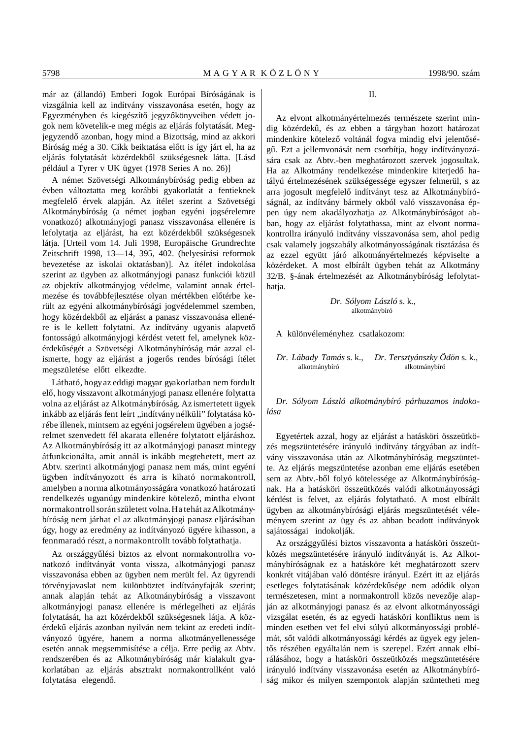már az (állandó) Emberi Jogok Európai Bíróságának is vizsgálnia kell az indítvány visszavonása esetén, hogy az Egyezményben és kiegészítő jegyzőkönyveiben védett jogok nem követelik-e meg mégis az eljárás folytatását. Megjegyzendő azonban, hogy mind a Bizottság, mind az akkori Bíróság még a 30. Cikk beiktatása előtt is így járt el, ha az eljárás folytatását közérdekből szükségesnek látta. [Lásd például a Tyrer v UK ügyet (1978 Series A no. 26)]

A német Szövetségi Alkotmánybíróság pedig ebben az évben változtatta meg korábbi gyakorlatát a fentieknek megfelelő érvek alapján. Az ítélet szerint a Szövetségi Alkotmánybíróság (a német jogban egyéni jogsérelemre vonatkozó) alkotmányjogi panasz visszavonása ellenére is lefolytatja az eljárást, ha ezt közérdekből szükségesnek látja. [Urteil vom 14. Juli 1998, Europäische Grundrechte Zeitschrift 1998, 13—14, 395, 402. (helyesírási reformok bevezetése az iskolai oktatásban)]. Az ítélet indokolása szerint az ügyben az alkotmányjogi panasz funkciói közül az objektív alkotmányjog védelme, valamint annak értelmezése és továbbfejlesztése olyan mértékben előtérbe került az egyéni alkotmánybírósági jogvédelemmel szemben, hogy közérdekből az eljárást a panasz visszavonása ellenére is le kellett folytatni. Az indítvány ugyanis alapvető fontosságú alkotmányjogi kérdést vetett fel, amelynek közérdekűségét a Szövetségi Alkotmánybíróság már azzal elismerte, hogy az eljárást a jogerős rendes bírósági ítélet megszületése előtt elkezdte.

Látható, hogy az eddigi magyar gyakorlatban nem fordult elő, hogy visszavont alkotmányjogi panasz ellenére folytatta volna az eljárást az Alkotmánybíróság. Az ismertetett ügyek inkább az eljárás fent leírt „indítvány nélküli" folytatása körébe illenek, mintsem az egyéni jogsérelem ügyében a jogsérelmet szenvedett fél akarata ellenére folytatott eljáráshoz. Az Alkotmánybíróság itt az alkotmányjogi panaszt mintegy átfunkcionálta, amit annál is inkább megtehetett, mert az Abtv. szerinti alkotmányjogi panasz nem más, mint egyéni ügyben indítványozott és arra is kiható normakontroll, amelyben a norma alkotmányosságára vonatkozó határozati rendelkezés ugyanúgy mindenkire kötelező, mintha elvont normakontroll során született volna. Ha tehát az Alkotmánybíróság nem járhat el az alkotmányjogi panasz eljárásában úgy, hogy az eredmény az indítványozó ügyére kihasson, a fennmaradó részt, a normakontrollt tovább folytathatja.

Az országgyűlési biztos az elvont normakontrollra vonatkozó indítványát vonta vissza, alkotmányjogi panasz visszavonása ebben az ügyben nem merült fel. Az ügyrendi törvényjavaslat nem különböztet indítványfajták szerint; annak alapján tehát az Alkotmánybíróság a visszavont alkotmányjogi panasz ellenére is mérlegelheti az eljárás folytatását, ha azt közérdekből szükségesnek látja. A közérdekű eljárás azonban nyilván nem tekint az eredeti indítványozó ügyére, hanem a norma alkotmányellenessége esetén annak megsemmisítése a célja. Erre pedig az Abtv. rendszerében és az Alkotmánybíróság már kialakult gyakorlatában az eljárás absztrakt normakontrollként való folytatása elegendő.

II.

Az elvont alkotmányértelmezés természete szerint mindig közérdekű, és az ebben a tárgyban hozott határozat mindenkire kötelező voltánál fogva mindig elvi jelentőségű. Ezt a jellemvonását nem csorbítja, hogy indítványozására csak az Abtv.-ben meghatározott szervek jogosultak. Ha az Alkotmány rendelkezése mindenkire kiterjedő hatályú értelmezésének szükségessége egyszer felmerül, s az arra jogosult megfelelő indítványt tesz az Alkotmánybíróságnál, az indítvány bármely okból való visszavonása éppen úgy nem akadályozhatja az Alkotmánybíróságot abban, hogy az eljárást folytathassa, mint az elvont normakontrollra irányuló indítvány visszavonása sem, ahol pedig csak valamely jogszabály alkotmányosságának tisztázása és az ezzel együtt járó alkotmányértelmezés képviselte a közérdeket. A most elbírált ügyben tehát az Alkotmány 32/B. §-ának értelmezését az Alkotmánybíróság lefolytathatja.

*Dr. Sólyom László* s. k.,
alkotmánybíró

A különvéleményhez csatlakozom:

*Dr. Lábady Tamás* s. k.,
alkotmánybíró

*Dr. Tersztyánszky Ödön* s. k.,
alkotmánybíró

*Dr. Sólyom László alkotmánybíró párhuzamos indokolása*

Egyetértek azzal, hogy az eljárást a hatásköri összeütközés megszüntetésére irányuló indítvány tárgyában az indítvány visszavonása után az Alkotmánybíróság megszüntette. Az eljárás megszüntetése azonban eme eljárás esetében sem az Abtv.-ből folyó kötelessége az Alkotmánybíróságnak. Ha a hatásköri összeütközés valódi alkotmányossági kérdést is felvet, az eljárás folytatható. A most elbírált ügyben az alkotmánybírósági eljárás megszüntetését véleményem szerint az ügy és az abban beadott indítványok sajátosságai indokolják.

Az országgyűlési biztos visszavonta a hatásköri összeütközés megszüntetésére irányuló indítványát is. Az Alkotmánybíróságnak ez a hatásköre két meghatározott szerv konkrét vitájában való döntésre irányul. Ezért itt az eljárás esetleges folytatásának közérdekűsége nem adódik olyan természetesen, mint a normakontroll közös nevezője alapján az alkotmányjogi panasz és az elvont alkotmányossági vizsgálat esetén, és az egyedi hatásköri konfliktus nem is minden esetben vet fel elvi súlyú alkotmányossági problémát, sőt valódi alkotmányossági kérdés az ügyek egy jelentős részében egyáltalán nem is szerepel. Ezért annak elbírálásához, hogy a hatásköri összeütközés megszüntetésére irányuló indítvány visszavonása esetén az Alkotmánybíróság mikor és milyen szempontok alapján szüntetheti meg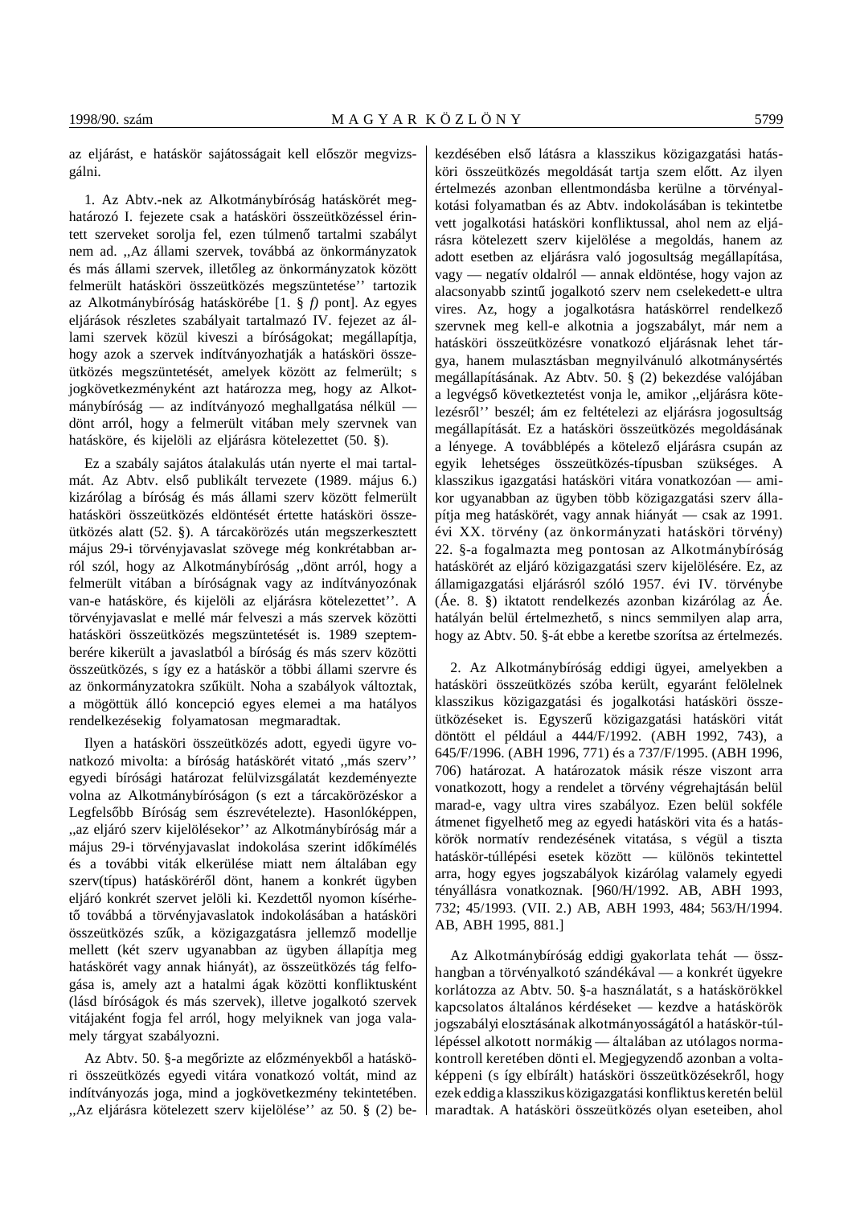az eljárást, e hatáskör sajátosságait kell először megvizsgálni.

1. Az Abtv.-nek az Alkotmánybíróság hatáskörét meghatározó I. fejezete csak a hatásköri összeütközéssel érintett szerveket sorolja fel, ezen túlmenő tartalmi szabályt nem ad. ,,Az állami szervek, továbbá az önkormányzatok és más állami szervek, illetőleg az önkormányzatok között felmerült hatásköri összeütközés megszüntetése'' tartozik az Alkotmánybíróság hatáskörébe [1. § *f)* pont]. Az egyes eljárások részletes szabályait tartalmazó IV. fejezet az állami szervek közül kiveszi a bíróságokat; megállapítja, hogy azok a szervek indítványozhatják a hatásköri összeütközés megszüntetését, amelyek között az felmerült; s jogkövetkezményként azt határozza meg, hogy az Alkotmánybíróság — az indítványozó meghallgatása nélkül — dönt arról, hogy a felmerült vitában mely szervnek van hatásköre, és kijelöli az eljárásra kötelezettet (50. §).

Ez a szabály sajátos átalakulás után nyerte el mai tartalmát. Az Abtv. első publikált tervezete (1989. május 6.) kizárólag a bíróság és más állami szerv között felmerült hatásköri összeütközés eldöntését értette hatásköri összeütközés alatt (52. §). A tárcakörözés után megszerkesztett május 29-i törvényjavaslat szövege még konkrétabban arról szól, hogy az Alkotmánybíróság ,,dönt arról, hogy a felmerült vitában a bíróságnak vagy az indítványozónak van-e hatásköre, és kijelöli az eljárásra kötelezettet''. A törvényjavaslat e mellé már felveszi a más szervek közötti hatásköri összeütközés megszüntetését is. 1989 szeptemberére kikerült a javaslatból a bíróság és más szerv közötti összeütközés, s így ez a hatáskör a többi állami szervre és az önkormányzatokra szűkült. Noha a szabályok változtak, a mögöttük álló koncepció egyes elemei a ma hatályos rendelkezésekig folyamatosan megmaradtak.

Ilyen a hatásköri összeütközés adott, egyedi ügyre vonatkozó mivolta: a bíróság hatáskörét vitató ,,más szerv'' egyedi bírósági határozat felülvizsgálatát kezdeményezte volna az Alkotmánybíróságon (s ezt a tárcakörözéskor a Legfelsőbb Bíróság sem észrevételezte). Hasonlóképpen, ,,az eljáró szerv kijelölésekor'' az Alkotmánybíróság már a május 29-i törvényjavaslat indokolása szerint időkímélés és a további viták elkerülése miatt nem általában egy szerv(típus) hatásköréről dönt, hanem a konkrét ügyben eljáró konkrét szervet jelöli ki. Kezdettől nyomon kísérhető továbbá a törvényjavaslatok indokolásában a hatásköri összeütközés szűk, a közigazgatásra jellemző modellje mellett (két szerv ugyanabban az ügyben állapítja meg hatáskörét vagy annak hiányát), az összeütközés tág felfogása is, amely azt a hatalmi ágak közötti konfliktusként (lásd bíróságok és más szervek), illetve jogalkotó szervek vitájaként fogja fel arról, hogy melyiknek van joga valamely tárgyat szabályozni.

Az Abtv. 50. §-a megőrizte az előzményekből a hatásköri összeütközés egyedi vitára vonatkozó voltát, mind az indítványozás joga, mind a jogkövetkezmény tekintetében. ,,Az eljárásra kötelezett szerv kijelölése'' az 50. § (2) bekezdésében első látásra a klasszikus közigazgatási hatásköri összeütközés megoldását tartja szem előtt. Az ilyen értelmezés azonban ellentmondásba kerülne a törvényalkotási folyamatban és az Abtv. indokolásában is tekintetbe vett jogalkotási hatásköri konfliktussal, ahol nem az eljárásra kötelezett szerv kijelölése a megoldás, hanem az adott esetben az eljárásra való jogosultság megállapítása, vagy — negatív oldalról — annak eldöntése, hogy vajon az alacsonyabb szintű jogalkotó szerv nem cselekedett-e ultra vires. Az, hogy a jogalkotásra hatáskörrel rendelkező szervnek meg kell-e alkotnia a jogszabályt, már nem a hatásköri összeütközésre vonatkozó eljárásnak lehet tárgya, hanem mulasztásban megnyilvánuló alkotmánysértés megállapításának. Az Abtv. 50. § (2) bekezdése valójában a legvégső következtetést vonja le, amikor ,,eljárásra kötelezésről'' beszél; ám ez feltételezi az eljárásra jogosultság megállapítását. Ez a hatásköri összeütközés megoldásának a lényege. A továbblépés a kötelező eljárásra csupán az egyik lehetséges összeütközés-típusban szükséges. A klasszikus igazgatási hatásköri vitára vonatkozóan — amikor ugyanabban az ügyben több közigazgatási szerv állapítja meg hatáskörét, vagy annak hiányát — csak az 1991. évi XX. törvény (az önkormányzati hatásköri törvény) 22. §-a fogalmazta meg pontosan az Alkotmánybíróság hatáskörét az eljáró közigazgatási szerv kijelölésére. Ez, az államigazgatási eljárásról szóló 1957. évi IV. törvénybe (Áe. 8. §) iktatott rendelkezés azonban kizárólag az Áe. hatályán belül értelmezhető, s nincs semmilyen alap arra, hogy az Abtv. 50. §-át ebbe a keretbe szorítsa az értelmezés.

2. Az Alkotmánybíróság eddigi ügyei, amelyekben a hatásköri összeütközés szóba került, egyaránt felölelnek klasszikus közigazgatási és jogalkotási hatásköri összeütközéseket is. Egyszerű közigazgatási hatásköri vitát döntött el például a 444/F/1992. (ABH 1992, 743), a 645/F/1996. (ABH 1996, 771) és a 737/F/1995. (ABH 1996, 706) határozat. A határozatok másik része viszont arra vonatkozott, hogy a rendelet a törvény végrehajtásán belül marad-e, vagy ultra vires szabályoz. Ezen belül sokféle átmenet figyelhető meg az egyedi hatásköri vita és a hatáskörök normatív rendezésének vitatása, s végül a tiszta hatáskör-túllépési esetek között — különös tekintettel arra, hogy egyes jogszabályok kizárólag valamely egyedi tényállásra vonatkoznak. [960/H/1992. AB, ABH 1993, 732; 45/1993. (VII. 2.) AB, ABH 1993, 484; 563/H/1994. AB, ABH 1995, 881.]

Az Alkotmánybíróság eddigi gyakorlata tehát — összhangban a törvényalkotó szándékával — a konkrét ügyekre korlátozza az Abtv. 50. §-a használatát, s a hatáskörökkel kapcsolatos általános kérdéseket — kezdve a hatáskörök jogszabályi elosztásának alkotmányosságától a hatáskör-túllépéssel alkotott normákig — általában az utólagos normakontroll keretében dönti el. Megjegyzendő azonban a voltaképpeni (s így elbírált) hatásköri összeütközésekről, hogy ezek eddig a klasszikus közigazgatási konfliktus keretén belül maradtak. A hatásköri összeütközés olyan eseteiben, ahol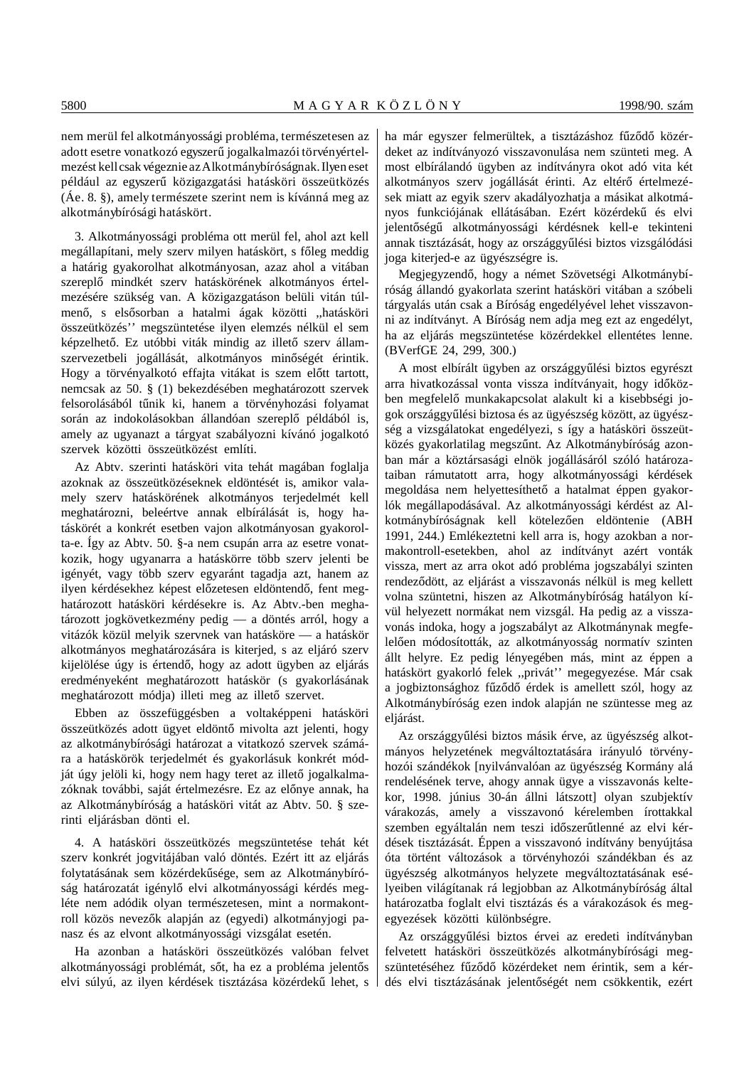nem merül fel alkotmányossági probléma, természetesen az adott esetre vonatkozó egyszerű jogalkalmazói törvényértelmezést kell csak végeznie az Alkotmánybíróságnak. Ilyen eset például az egyszerű közigazgatási hatásköri összeütközés (Áe. 8. §), amely természete szerint nem is kívánná meg az alkotmánybírósági hatáskört.

3. Alkotmányossági probléma ott merül fel, ahol azt kell megállapítani, mely szerv milyen hatáskört, s főleg meddig a határig gyakorolhat alkotmányosan, azaz ahol a vitában szereplő mindkét szerv hatáskörének alkotmányos értelmezésére szükség van. A közigazgatáson belüli vitán túlmenő, s elsősorban a hatalmi ágak közötti „hatásköri összeütközés'' megszüntetése ilyen elemzés nélkül el sem képzelhető. Ez utóbbi viták mindig az illető szerv államszervezetbeli jogállását, alkotmányos minőségét érintik. Hogy a törvényalkotó effajta vitákat is szem előtt tartott, nemcsak az 50. § (1) bekezdésében meghatározott szervek felsorolásából tűnik ki, hanem a törvényhozási folyamat során az indokolásokban állandóan szereplő példából is, amely az ugyanazt a tárgyat szabályozni kívánó jogalkotó szervek közötti összeütközést említi.

Az Abtv. szerinti hatásköri vita tehát magában foglalja azoknak az összeütközéseknek eldöntését is, amikor valamely szerv hatáskörének alkotmányos terjedelmét kell meghatározni, beleértve annak elbírálását is, hogy hatáskörét a konkrét esetben vajon alkotmányosan gyakorolta-e. Így az Abtv. 50. §-a nem csupán arra az esetre vonatkozik, hogy ugyanarra a hatáskörre több szerv jelenti be igényét, vagy több szerv egyaránt tagadja azt, hanem az ilyen kérdésekhez képest előzetesen eldöntendő, fent meghatározott hatásköri kérdésekre is. Az Abtv.-ben meghatározott jogkövetkezmény pedig — a döntés arról, hogy a vitázók közül melyik szervnek van hatásköre — a hatáskör alkotmányos meghatározására is kiterjed, s az eljáró szerv kijelölése úgy is értendő, hogy az adott ügyben az eljárás eredményeként meghatározott hatáskör (s gyakorlásának meghatározott módja) illeti meg az illető szervet.

Ebben az összefüggésben a voltaképpeni hatásköri összeütközés adott ügyet eldöntő mivolta azt jelenti, hogy az alkotmánybírósági határozat a vitatkozó szervek számára a hatáskörök terjedelmét és gyakorlásuk konkrét módját úgy jelöli ki, hogy nem hagy teret az illető jogalkalmazóknak további, saját értelmezésre. Ez az előnye annak, ha az Alkotmánybíróság a hatásköri vitát az Abtv. 50. § szerinti eljárásban dönti el.

4. A hatásköri összeütközés megszüntetése tehát két szerv konkrét jogvitájában való döntés. Ezért itt az eljárás folytatásának sem közérdekűsége, sem az Alkotmánybíróság határozatát igénylő elvi alkotmányossági kérdés megléte nem adódik olyan természetesen, mint a normakontroll közös nevezők alapján az (egyedi) alkotmányjogi panasz és az elvont alkotmányossági vizsgálat esetén.

Ha azonban a hatásköri összeütközés valóban felvet alkotmányossági problémát, sőt, ha ez a probléma jelentős elvi súlyú, az ilyen kérdések tisztázása közérdekű lehet, s ha már egyszer felmerültek, a tisztázáshoz fűződő közérdeket az indítványozó visszavonulása nem szünteti meg. A most elbírálandó ügyben az indítványra okot adó vita két alkotmányos szerv jogállását érinti. Az eltérő értelmezések miatt az egyik szerv akadályozhatja a másikat alkotmányos funkciójának ellátásában. Ezért közérdekű és elvi jelentőségű alkotmányossági kérdésnek kell-e tekinteni annak tisztázását, hogy az országgyűlési biztos vizsgálódási joga kiterjed-e az ügyészségre is.

Megjegyzendő, hogy a német Szövetségi Alkotmánybíróság állandó gyakorlata szerint hatásköri vitában a szóbeli tárgyalás után csak a Bíróság engedélyével lehet visszavonni az indítványt. A Bíróság nem adja meg ezt az engedélyt, ha az eljárás megszüntetése közérdekkel ellentétes lenne. (BVerfGE 24, 299, 300.)

A most elbírált ügyben az országgyűlési biztos egyrészt arra hivatkozással vonta vissza indítványait, hogy időközben megfelelő munkakapcsolat alakult ki a kisebbségi jogok országgyűlési biztosa és az ügyészség között, az ügyészség a vizsgálatokat engedélyezi, s így a hatásköri összeütközés gyakorlatilag megszűnt. Az Alkotmánybíróság azonban már a köztársasági elnök jogállásáról szóló határozataiban rámutatott arra, hogy alkotmányossági kérdések megoldása nem helyettesíthető a hatalmat éppen gyakorlók megállapodásával. Az alkotmányossági kérdést az Alkotmánybíróságnak kell kötelezően eldöntenie (ABH 1991, 244.) Emlékeztetni kell arra is, hogy azokban a normakontroll-esetekben, ahol az indítványt azért vonták vissza, mert az arra okot adó probléma jogszabályi szinten rendeződött, az eljárást a visszavonás nélkül is meg kellett volna szüntetni, hiszen az Alkotmánybíróság hatályon kívül helyezett normákat nem vizsgál. Ha pedig az a visszavonás indoka, hogy a jogszabályt az Alkotmánynak megfelelően módosították, az alkotmányosság normatív szinten állt helyre. Ez pedig lényegében más, mint az éppen a hatáskört gyakorló felek „privát'' megegyezése. Már csak a jogbiztonsághoz fűződő érdek is amellett szól, hogy az Alkotmánybíróság ezen indok alapján ne szüntesse meg az eljárást.

Az országgyűlési biztos másik érve, az ügyészség alkotmányos helyzetének megváltoztatására irányuló törvényhozói szándékok [nyilvánvalóan az ügyészség Kormány alá rendelésének terve, ahogy annak ügye a visszavonás keltekor, 1998. június 30-án állni látszott] olyan szubjektív várakozás, amely a visszavonó kérelemben írottakkal szemben egyáltalán nem teszi időszerűtlenné az elvi kérdések tisztázását. Éppen a visszavonó indítvány benyújtása óta történt változások a törvényhozói szándékban és az ügyészség alkotmányos helyzete megváltoztatásának esélyeiben világítanak rá legjobban az Alkotmánybíróság által határozatba foglalt elvi tisztázás és a várakozások és megegyezések közötti különbségre.

Az országgyűlési biztos érvei az eredeti indítványban felvetett hatásköri összeütközés alkotmánybírósági megszüntetéséhez fűződő közérdeket nem érintik, sem a kérdés elvi tisztázásának jelentőségét nem csökkentik, ezért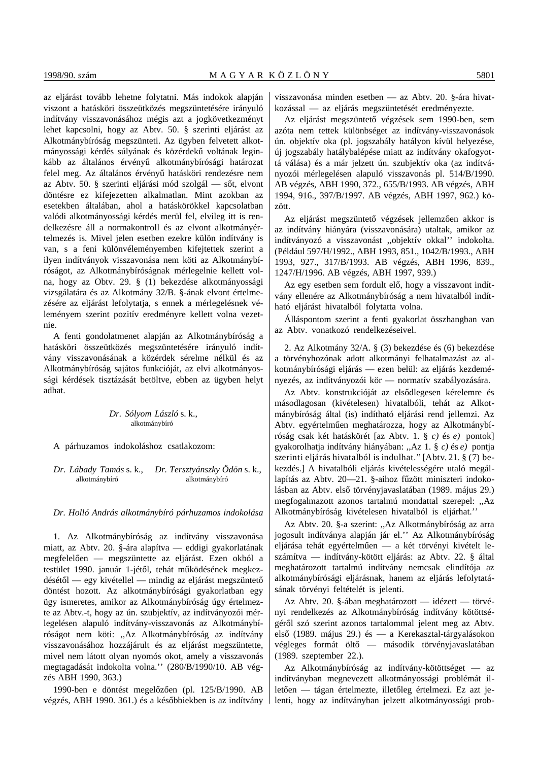az eljárást tovább lehetne folytatni. Más indokok alapján viszont a hatásköri összeütközés megszüntetésére irányuló indítvány visszavonásához mégis azt a jogkövetkezményt lehet kapcsolni, hogy az Abtv. 50. § szerinti eljárást az Alkotmánybíróság megszünteti. Az ügyben felvetett alkotmányossági kérdés súlyának és közérdekű voltának leginkább az általános érvényű alkotmánybírósági határozat felel meg. Az általános érvényű hatásköri rendezésre nem az Abtv. 50. § szerinti eljárási mód szolgál — sőt, elvont döntésre ez kifejezetten alkalmatlan. Mint azokban az esetekben általában, ahol a hatáskörökkel kapcsolatban valódi alkotmányossági kérdés merül fel, elvileg itt is rendelkezésre áll a normakontroll és az elvont alkotmányértelmezés is. Mivel jelen esetben ezekre külön indítvány is van, s a feni különvéleményemben kifejtettek szerint a ilyen indítványok visszavonása nem köti az Alkotmánybíróságot, az Alkotmánybíróságnak mérlegelnie kellett volna, hogy az Obtv. 29. § (1) bekezdése alkotmányossági vizsgálatára és az Alkotmány 32/B. §-ának elvont értelmezésére az eljárást lefolytatja, s ennek a mérlegelésnek véleményem szerint pozitív eredményre kellett volna vezetnie.

A fenti gondolatmenet alapján az Alkotmánybíróság a hatásköri összeütközés megszüntetésére irányuló indítvány visszavonásának a közérdek sérelme nélkül és az Alkotmánybíróság sajátos funkcióját, az elvi alkotmányossági kérdések tisztázását betöltve, ebben az ügyben helyt adhat.

*Dr. Sólyom László* s. k.,
alkotmánybíró

A párhuzamos indokoláshoz csatlakozom:

*Dr. Lábady Tamás* s. k., alkotmánybíró — *Dr. Tersztyánszky Ödön* s. k., alkotmánybíró

*Dr. Holló András alkotmánybíró párhuzamos indokolása*

1. Az Alkotmánybíróság az indítvány visszavonása miatt, az Abtv. 20. §-ára alapítva — eddigi gyakorlatának megfelelően — megszüntette az eljárást. Ezen okból a testület 1990. január 1-jétől, tehát működésének megkezdésétől — egy kivétellel — mindig az eljárást megszüntető döntést hozott. Az alkotmánybírósági gyakorlatban egy ügy ismeretes, amikor az Alkotmánybíróság úgy értelmezte az Abtv.-t, hogy az ún. szubjektív, az indítványozói mérlegelésen alapuló indítvány-visszavonás az Alkotmánybíróságot nem köti: ,,Az Alkotmánybíróság az indítvány visszavonásához hozzájárult és az eljárást megszüntette, mivel nem látott olyan nyomós okot, amely a visszavonás megtagadását indokolta volna.'' (280/B/1990/10. AB végzés ABH 1990, 363.)

1990-ben e döntést megelőzően (pl. 125/B/1990. AB végzés, ABH 1990. 361.) és a későbbiekben is az indítvány visszavonása minden esetben — az Abtv. 20. §-ára hivatkozással — az eljárás megszüntetését eredményezte.

Az eljárást megszüntető végzések sem 1990-ben, sem azóta nem tettek különbséget az indítvány-visszavonások ún. objektív oka (pl. jogszabály hatályon kívül helyezése, új jogszabály hatálybalépése miatt az indítvány okafogyottá válása) és a már jelzett ún. szubjektív oka (az indítványozói mérlegelésen alapuló visszavonás pl. 514/B/1990. AB végzés, ABH 1990, 372., 655/B/1993. AB végzés, ABH 1994, 916., 397/B/1997. AB végzés, ABH 1997, 962.) között.

Az eljárást megszüntető végzések jellemzően akkor is az indítvány hiányára (visszavonására) utaltak, amikor az indítványozó a visszavonást ,,objektív okkal'' indokolta. (Például 597/H/1992., ABH 1993, 851., 1042/B/1993., ABH 1993, 927., 317/B/1993. AB végzés, ABH 1996, 839., 1247/H/1996. AB végzés, ABH 1997, 939.)

Az egy esetben sem fordult elő, hogy a visszavont indítvány ellenére az Alkotmánybíróság a nem hivatalból indítható eljárást hivatalból folytatta volna.

Álláspontom szerint a fenti gyakorlat összhangban van az Abtv. vonatkozó rendelkezéseivel.

2. Az Alkotmány 32/A. § (3) bekezdése és (6) bekezdése a törvényhozónak adott alkotmányi felhatalmazást az alkotmánybírósági eljárás — ezen belül: az eljárás kezdeményezés, az indítványozói kör — normatív szabályozására.

Az Abtv. konstrukcióját az elsődlegesen kérelemre és másodlagosan (kivételesen) hivatalbóli, tehát az Alkotmánybíróság által (is) indítható eljárási rend jellemzi. Az Abtv. egyértelműen meghatározza, hogy az Alkotmánybíróság csak két hatáskörét [az Abtv. 1. § *c)* és *e)* pontok] gyakorolhatja indítvány hiányában: ,,Az 1. § *c)* és *e)* pontja szerinti eljárás hivatalból is indulhat.'' [Abtv. 21. § (7) bekezdés.] A hivatalbóli eljárás kivételességére utaló megállapítás az Abtv. 20—21. §-aihoz fűzött miniszteri indokolásban az Abtv. első törvényjavaslatában (1989. május 29.) megfogalmazott azonos tartalmú mondattal szerepel: ,,Az Alkotmánybíróság kivételesen hivatalból is eljárhat.''

Az Abtv. 20. §-a szerint: ,,Az Alkotmánybíróság az arra jogosult indítványa alapján jár el.'' Az Alkotmánybíróság eljárása tehát egyértelműen — a két törvényi kivételt leszámítva — indítvány-kötött eljárás: az Abtv. 22. § által meghatározott tartalmú indítvány nemcsak elindítója az alkotmánybírósági eljárásnak, hanem az eljárás lefolytatásának törvényi feltételét is jelenti.

Az Abtv. 20. §-ában meghatározott — idézett — törvényi rendelkezés az Alkotmánybíróság indítvány kötöttségéről szó szerint azonos tartalommal jelent meg az Abtv. első (1989. május 29.) és — a Kerekasztal-tárgyalásokon végleges formát öltő — második törvényjavaslatában (1989. szeptember 22.).

Az Alkotmánybíróság az indítvány-kötöttséget — az indítványban megnevezett alkotmányossági problémát illetően — tágan értelmezte, illetőleg értelmezi. Ez azt jelenti, hogy az indítványban jelzett alkotmányossági prob-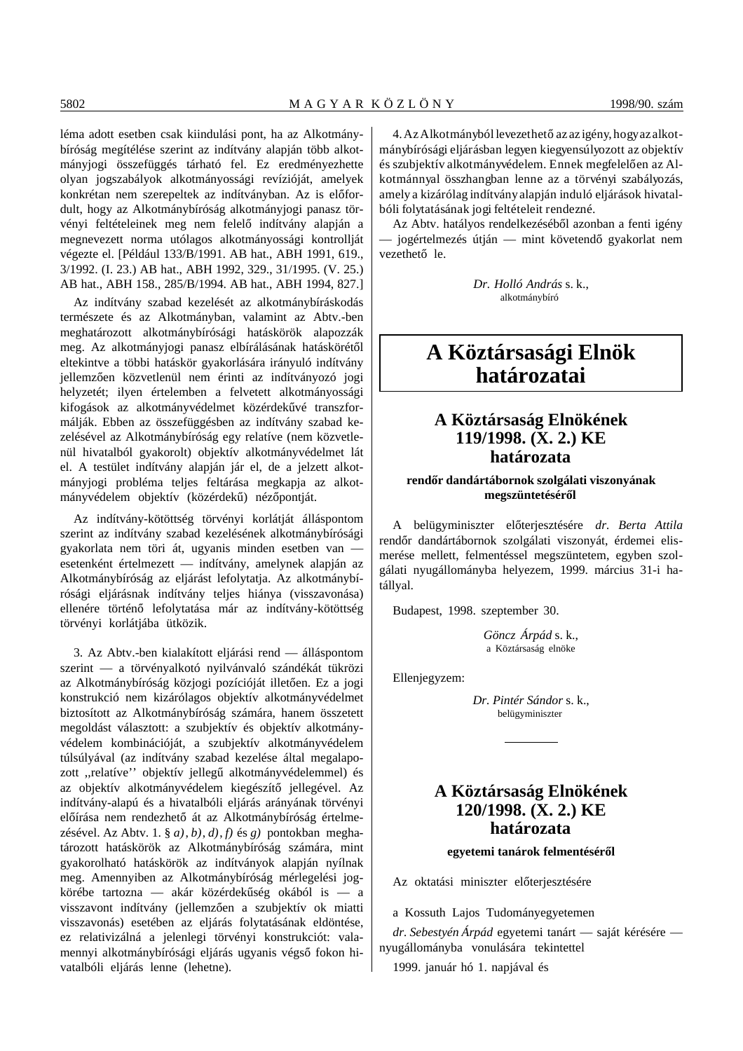léma adott esetben csak kiindulási pont, ha az Alkotmánybíróság megítélése szerint az indítvány alapján több alkotmányjogi összefüggés tárható fel. Ez eredményezhette olyan jogszabályok alkotmányossági revízióját, amelyek konkrétan nem szerepeltek az indítványban. Az is előfordult, hogy az Alkotmánybíróság alkotmányjogi panasz törvényi feltételeinek meg nem felelő indítvány alapján a megnevezett norma utólagos alkotmányossági kontrollját végezte el. [Például 133/B/1991. AB hat., ABH 1991, 619., 3/1992. (I. 23.) AB hat., ABH 1992, 329., 31/1995. (V. 25.) AB hat., ABH 158., 285/B/1994. AB hat., ABH 1994, 827.]

Az indítvány szabad kezelését az alkotmánybíráskodás természete és az Alkotmányban, valamint az Abtv.-ben meghatározott alkotmánybírósági hatáskörök alapozzák meg. Az alkotmányjogi panasz elbírálásának hatáskörétől eltekintve a többi hatáskör gyakorlására irányuló indítvány jellemzően közvetlenül nem érinti az indítványozó jogi helyzetét; ilyen értelemben a felvetett alkotmányossági kifogások az alkotmányvédelmet közérdekűvé transzformálják. Ebben az összefüggésben az indítvány szabad kezelésével az Alkotmánybíróság egy relatíve (nem közvetlenül hivatalból gyakorolt) objektív alkotmányvédelmet lát el. A testület indítvány alapján jár el, de a jelzett alkotmányjogi probléma teljes feltárása megkapja az alkotmányvédelem objektív (közérdekű) nézőpontját.

Az indítvány-kötöttség törvényi korlátját álláspontom szerint az indítvány szabad kezelésének alkotmánybírósági gyakorlata nem töri át, ugyanis minden esetben van — esetenként értelmezett — indítvány, amelynek alapján az Alkotmánybíróság az eljárást lefolytatja. Az alkotmánybírósági eljárásnak indítvány teljes hiánya (visszavonása) ellenére történő lefolytatása már az indítvány-kötöttség törvényi korlátjába ütközik.

3. Az Abtv.-ben kialakított eljárási rend — álláspontom szerint — a törvényalkotó nyilvánvaló szándékát tükrözi az Alkotmánybíróság közjogi pozícióját illetően. Ez a jogi konstrukció nem kizárólagos objektív alkotmányvédelmet biztosított az Alkotmánybíróság számára, hanem összetett megoldást választott: a szubjektív és objektív alkotmányvédelem kombinációját, a szubjektív alkotmányvédelem túlsúlyával (az indítvány szabad kezelése által megalapozott „relatíve” objektív jellegű alkotmányvédelemmel) és az objektív alkotmányvédelem kiegészítő jellegével. Az indítvány-alapú és a hivatalbóli eljárás arányának törvényi előírása nem rendezhető át az Alkotmánybíróság értelmezésével. Az Abtv. 1. § *a)*, *b)*, *d)*, *f)* és *g)* pontokban meghatározott hatáskörök az Alkotmánybíróság számára, mint gyakorolható hatáskörök az indítványok alapján nyílnak meg. Amennyiben az Alkotmánybíróság mérlegelési jogkörébe tartozna — akár közérdekűség okából is — a visszavont indítvány (jellemzően a szubjektív ok miatti visszavonás) esetében az eljárás folytatásának eldöntése, ez relativizálná a jelenlegi törvényi konstrukciót: valamennyi alkotmánybírósági eljárás ugyanis végső fokon hivatalbóli eljárás lenne (lehetne).

4. Az Alkotmányból levezethető az az igény, hogy az alkotmánybírósági eljárásban legyen kiegyensúlyozott az objektív és szubjektív alkotmányvédelem. Ennek megfelelően az Alkotmánnyal összhangban lenne a törvényi szabályozás, amely a kizárólag indítvány alapján induló eljárások hivatalból folytatásának jogi feltételeit rendezné.

Az Abtv. hatályos rendelkezéséből azonban a fenti igény — jogértelmezés útján — mint követendő gyakorlat nem vezethető le.

*Dr. Holló András* s. k.,
alkotmánybíró

# A Köztársasági Elnök határozatai

## A Köztársaság Elnökének 119/1998. (X. 2.) KE határozata

### rendőr dandártábornok szolgálati viszonyának megszüntetéséről

A belügyminiszter előterjesztésére *dr. Berta Attila* rendőr dandártábornok szolgálati viszonyát, érdemei elismerése mellett, felmentéssel megszüntetem, egyben szolgálati nyugállományba helyezem, 1999. március 31-i hatállyal.

Budapest, 1998. szeptember 30.

*Göncz Árpád* s. k.,
a Köztársaság elnöke

Ellenjegyzem:

*Dr. Pintér Sándor* s. k.,
belügyminiszter

## A Köztársaság Elnökének 120/1998. (X. 2.) KE határozata

### egyetemi tanárok felmentéséről

Az oktatási miniszter előterjesztésére

a Kossuth Lajos Tudományegyetemen

*dr. Sebestyén Árpád* egyetemi tanárt — saját kérésére — nyugállományba vonulására tekintettel

1999. január hó 1. napjával és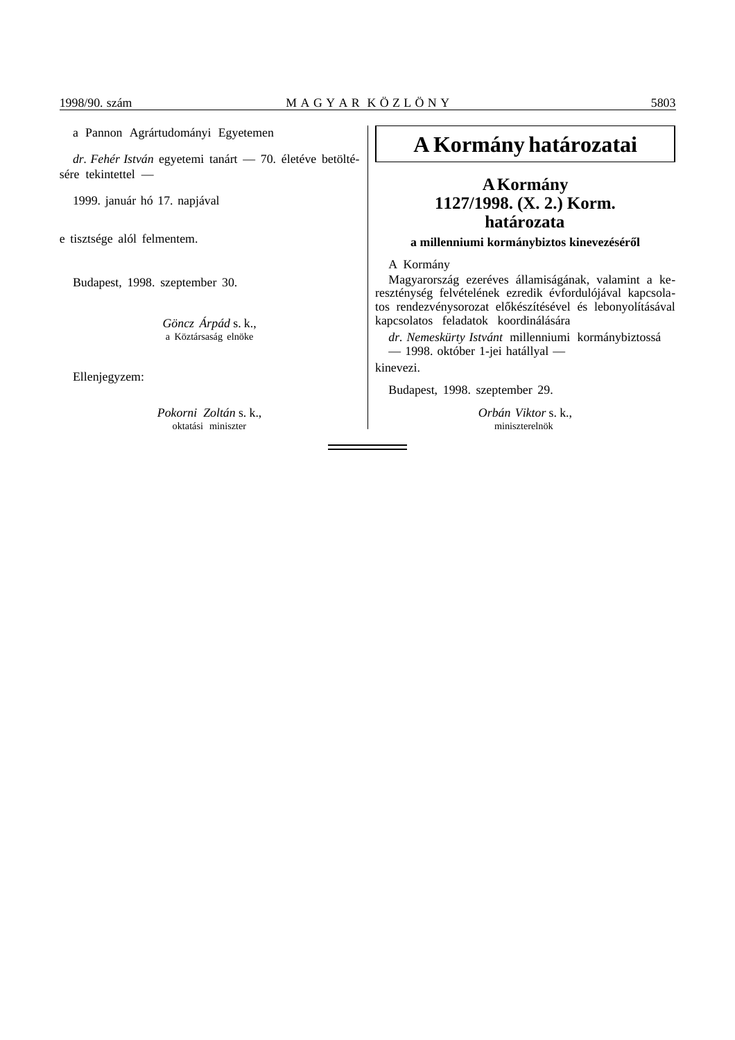a Pannon Agrártudományi Egyetemen

*dr. Fehér István* egyetemi tanárt — 70. életéve betöltésére tekintettel —

1999. január hó 17. napjával

e tisztsége alól felmentem.

Budapest, 1998. szeptember 30.

*Göncz Árpád* s. k.,
a Köztársaság elnöke

Ellenjegyzem:

*Pokorni Zoltán* s. k.,
oktatási miniszter

# A Kormány határozatai

## A Kormány 1127/1998. (X. 2.) Korm. határozata

### a millenniumi kormánybiztos kinevezéséről

A Kormány

Magyarország ezeréves államiságának, valamint a kereszténység felvételének ezredik évfordulójával kapcsolatos rendezvénysorozat előkészítésével és lebonyolításával kapcsolatos feladatok koordinálására

*dr. Nemeskürty Istvánt* millenniumi kormánybiztossá — 1998. október 1-jei hatállyal —

kinevezi.

Budapest, 1998. szeptember 29.

*Orbán Viktor* s. k.,
miniszterelnök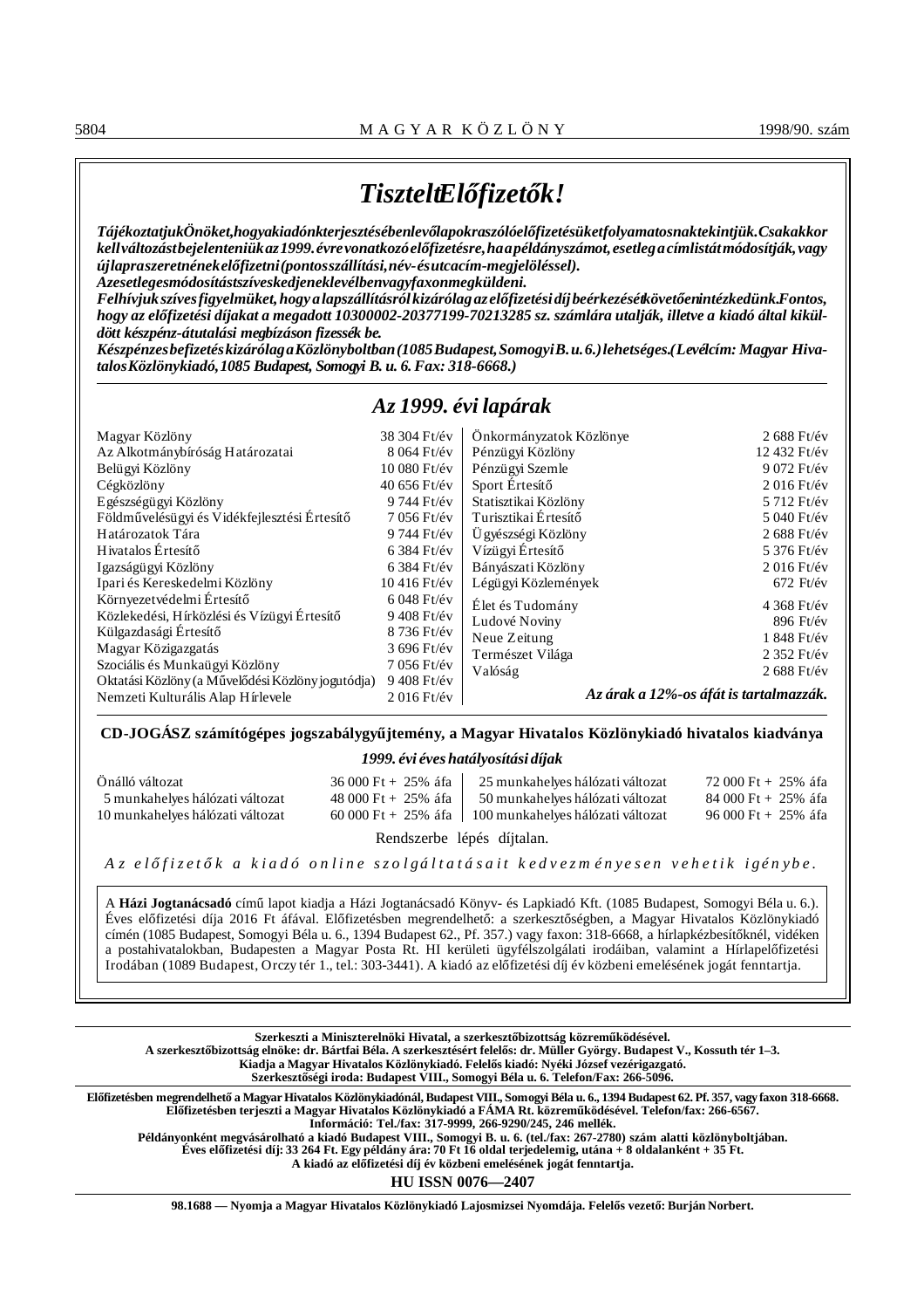# *Tisztelt Előfizetők!*

***Tájékoztatjuk Önöket, hogy a kiadónk terjesztésében levő lapokra szóló előfizetésüket folyamatosnak tekintjük. Csak akkor kell változást bejelenteniük az 1999. évre vonatkozó előfizetésre, ha a példányszámot, esetleg a címlistát módosítják, vagy új lapra szeretnének előfizetni (pontos szállítási, név- és utcacím-megjelöléssel).***

***Az esetleges módosítást szíveskedjenek levélben vagy faxon megküldeni.***

***Felhívjuk szíves figyelmüket, hogy a lapszállításról kizárólag az előfizetési díj beérkezését követően intézkedünk. Fontos, hogy az előfizetési díjakat a megadott 10300002-20377199-70213285 sz. számlára utalják, illetve a kiadó által kiküldött készpénz-átutalási megbízáson fizessék be.***

***Készpénzes befizetés kizárólag a Közlönyboltban (1085 Budapest, Somogyi B. u. 6.) lehetséges. (Levélcím: Magyar Hivatalos Közlönykiadó, 1085 Budapest, Somogyi B. u. 6. Fax: 318-6668.)***

## *Az 1999. évi lapárak*

| | | | |
|---|---|---|---|
| Magyar Közlöny | 38 304 Ft/év | Önkormányzatok Közlönye | 2 688 Ft/év |
| Az Alkotmánybíróság Határozatai | 8 064 Ft/év | Pénzügyi Közlöny | 12 432 Ft/év |
| Belügyi Közlöny | 10 080 Ft/év | Pénzügyi Szemle | 9 072 Ft/év |
| Cégközlöny | 40 656 Ft/év | Sport Értesítő | 2 016 Ft/év |
| Egészségügyi Közlöny | 9 744 Ft/év | Statisztikai Közlöny | 5 712 Ft/év |
| Földművelésügyi és Vidékfejlesztési Értesítő | 7 056 Ft/év | Turisztikai Értesítő | 5 040 Ft/év |
| Határozatok Tára | 9 744 Ft/év | Ügyészségi Közlöny | 2 688 Ft/év |
| Hivatalos Értesítő | 6 384 Ft/év | Vízügyi Értesítő | 5 376 Ft/év |
| Igazságügyi Közlöny | 6 384 Ft/év | Bányászati Közlöny | 2 016 Ft/év |
| Ipari és Kereskedelmi Közlöny | 10 416 Ft/év | Légügyi Közlemények | 672 Ft/év |
| Környezetvédelmi Értesítő | 6 048 Ft/év | Élet és Tudomány | 4 368 Ft/év |
| Közlekedési, Hírközlési és Vízügyi Értesítő | 9 408 Ft/év | Ludové Noviny | 896 Ft/év |
| Külgazdasági Értesítő | 8 736 Ft/év | Neue Zeitung | 1 848 Ft/év |
| Magyar Közigazgatás | 3 696 Ft/év | Természet Világa | 2 352 Ft/év |
| Szociális és Munkaügyi Közlöny | 7 056 Ft/év | Valóság | 2 688 Ft/év |
| Oktatási Közlöny (a Művelődési Közlöny jogutódja) | 9 408 Ft/év | | |
| Nemzeti Kulturális Alap Hírlevele | 2 016 Ft/év | | |

***Az árak a 12%-os áfát is tartalmazzák.***

**CD-JOGÁSZ számítógépes jogszabálygyűjtemény, a Magyar Hivatalos Közlönykiadó hivatalos kiadványa**

***1999. évi éves hatályosítási díjak***

| | | | |
|---|---|---|---|
| Önálló változat | 36 000 Ft + 25% áfa | 25 munkahelyes hálózati változat | 72 000 Ft + 25% áfa |
| 5 munkahelyes hálózati változat | 48 000 Ft + 25% áfa | 50 munkahelyes hálózati változat | 84 000 Ft + 25% áfa |
| 10 munkahelyes hálózati változat | 60 000 Ft + 25% áfa | 100 munkahelyes hálózati változat | 96 000 Ft + 25% áfa |

Rendszerbe lépés díjtalan.

*Az előfizetők a kiadó online szolgáltatásait kedvezményesen vehetik igénybe.*

A **Házi Jogtanácsadó** című lapot kiadja a Házi Jogtanácsadó Könyv- és Lapkiadó Kft. (1085 Budapest, Somogyi Béla u. 6.). Éves előfizetési díja 2016 Ft áfával. Előfizetésben megrendelhető: a szerkesztőségben, a Magyar Hivatalos Közlönykiadó címén (1085 Budapest, Somogyi Béla u. 6., 1394 Budapest 62., Pf. 357.) vagy faxon: 318-6668, a hírlapkézbesítőknél, vidéken a postahivatalokban, Budapesten a Magyar Posta Rt. HI kerületi ügyfélszolgálati irodáiban, valamint a Hírlapelőfizetési Irodában (1089 Budapest, Orczy tér 1., tel.: 303-3441). A kiadó az előfizetési díj év közbeni emelésének jogát fenntartja.

---

**Szerkeszti a Miniszterelnöki Hivatal, a szerkesztőbizottság közreműködésével.**
**A szerkesztőbizottság elnöke: dr. Bártfai Béla. A szerkesztésért felelős: dr. Müller György. Budapest V., Kossuth tér 1–3.**
**Kiadja a Magyar Hivatalos Közlönykiadó. Felelős kiadó: Nyéki József vezérigazgató.**
**Szerkesztőségi iroda: Budapest VIII., Somogyi Béla u. 6. Telefon/Fax: 266-5096.**

**Előfizetésben megrendelhető a Magyar Hivatalos Közlönykiadónál, Budapest VIII., Somogyi Béla u. 6., 1394 Budapest 62. Pf. 357, vagy faxon 318-6668.**
**Előfizetésben terjeszti a Magyar Hivatalos Közlönykiadó a FÁMA Rt. közreműködésével. Telefon/fax: 266-6567.**
**Információ: Tel./fax: 317-9999, 266-9290/245, 246 mellék.**
**Példányonként megvásárolható a kiadó Budapest VIII., Somogyi B. u. 6. (tel./fax: 267-2780) szám alatti közlönyboltjában.**
**Éves előfizetési díj: 33 264 Ft. Egy példány ára: 70 Ft 16 oldal terjedelemig, utána + 8 oldalanként + 35 Ft.**
**A kiadó az előfizetési díj év közbeni emelésének jogát fenntartja.**

**HU ISSN 0076—2407**

**98.1688 — Nyomja a Magyar Hivatalos Közlönykiadó Lajosmizsei Nyomdája. Felelős vezető: Burján Norbert.**